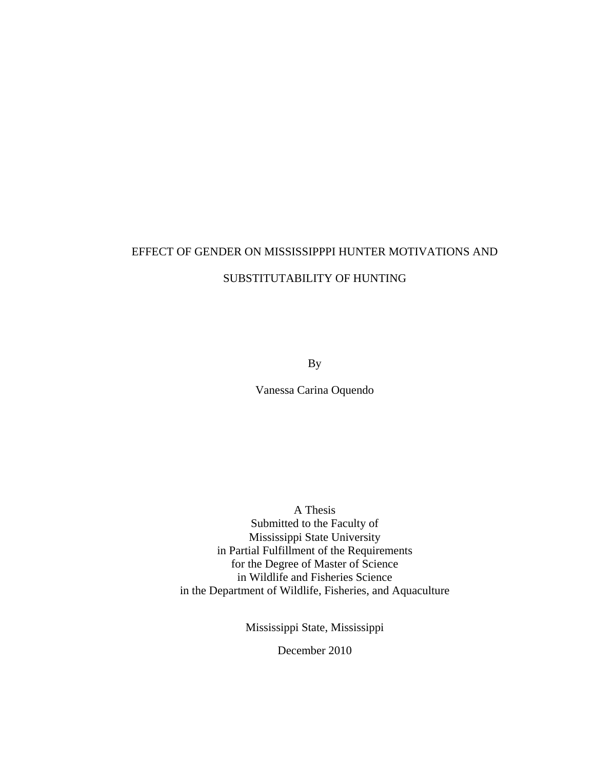# EFFECT OF GENDER ON MISSISSIPPPI HUNTER MOTIVATIONS AND SUBSTITUTABILITY OF HUNTING

By

Vanessa Carina Oquendo

A Thesis
Submitted to the Faculty of
Mississippi State University
in Partial Fulfillment of the Requirements
for the Degree of Master of Science
in Wildlife and Fisheries Science
in the Department of Wildlife, Fisheries, and Aquaculture

Mississippi State, Mississippi

December 2010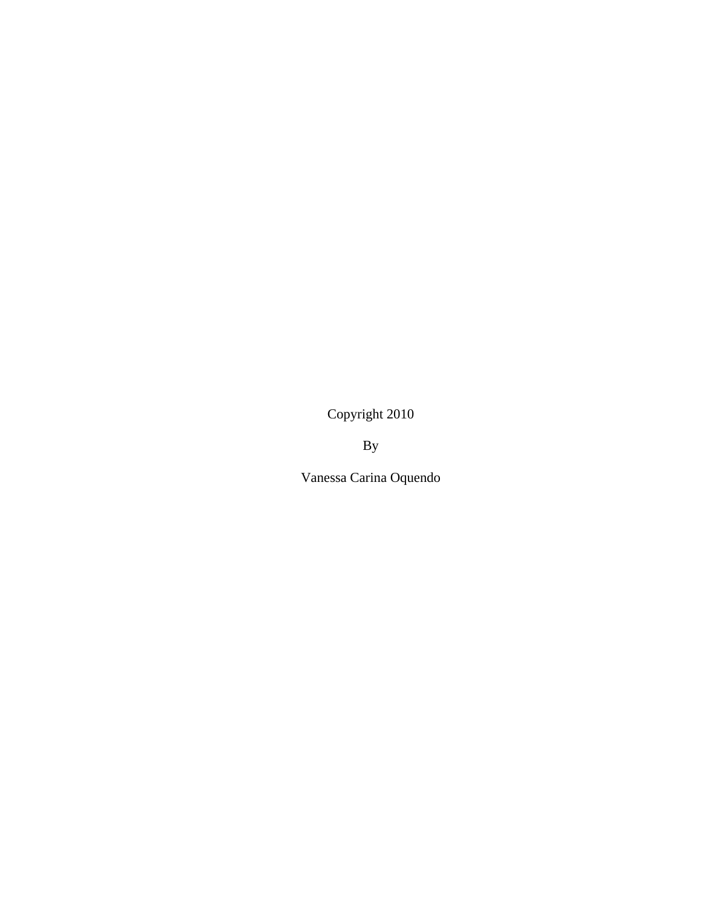Copyright 2010

By

Vanessa Carina Oquendo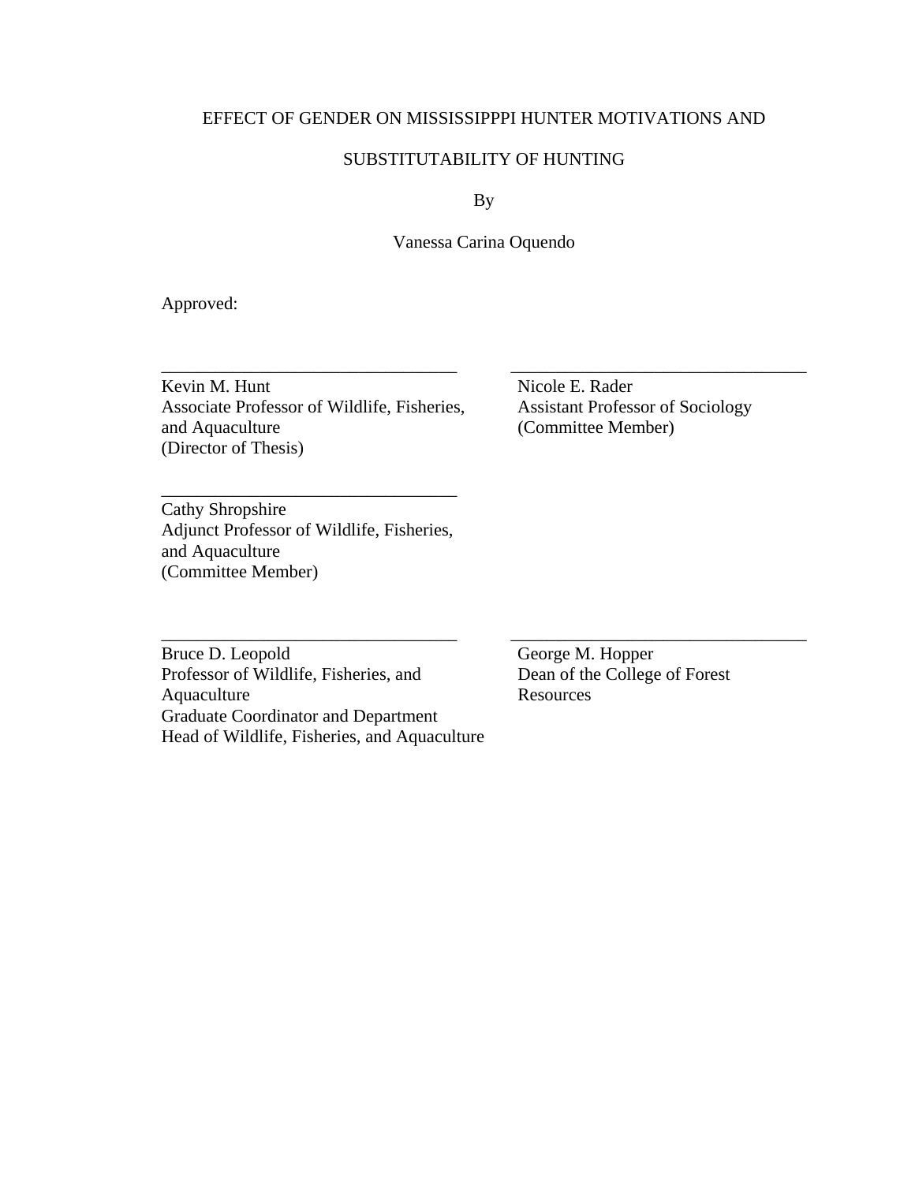EFFECT OF GENDER ON MISSISSIPPPI HUNTER MOTIVATIONS AND

SUBSTITUTABILITY OF HUNTING

By

Vanessa Carina Oquendo

Approved:

_________________________________
Kevin M. Hunt
Associate Professor of Wildlife, Fisheries, and Aquaculture
(Director of Thesis)

_________________________________
Nicole E. Rader
Assistant Professor of Sociology
(Committee Member)

_________________________________
Cathy Shropshire
Adjunct Professor of Wildlife, Fisheries, and Aquaculture
(Committee Member)

_________________________________
Bruce D. Leopold
Professor of Wildlife, Fisheries, and Aquaculture
Graduate Coordinator and Department Head of Wildlife, Fisheries, and Aquaculture

_________________________________
George M. Hopper
Dean of the College of Forest Resources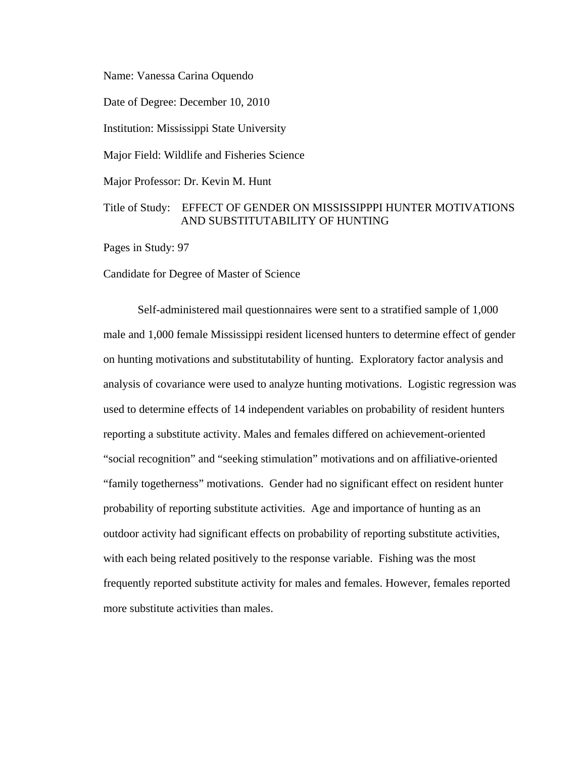Name: Vanessa Carina Oquendo

Date of Degree: December 10, 2010

Institution: Mississippi State University

Major Field: Wildlife and Fisheries Science

Major Professor: Dr. Kevin M. Hunt

Title of Study: EFFECT OF GENDER ON MISSISSIPPPI HUNTER MOTIVATIONS AND SUBSTITUTABILITY OF HUNTING

Pages in Study: 97

Candidate for Degree of Master of Science

Self-administered mail questionnaires were sent to a stratified sample of 1,000 male and 1,000 female Mississippi resident licensed hunters to determine effect of gender on hunting motivations and substitutability of hunting. Exploratory factor analysis and analysis of covariance were used to analyze hunting motivations. Logistic regression was used to determine effects of 14 independent variables on probability of resident hunters reporting a substitute activity. Males and females differed on achievement-oriented "social recognition" and "seeking stimulation" motivations and on affiliative-oriented "family togetherness" motivations. Gender had no significant effect on resident hunter probability of reporting substitute activities. Age and importance of hunting as an outdoor activity had significant effects on probability of reporting substitute activities, with each being related positively to the response variable. Fishing was the most frequently reported substitute activity for males and females. However, females reported more substitute activities than males.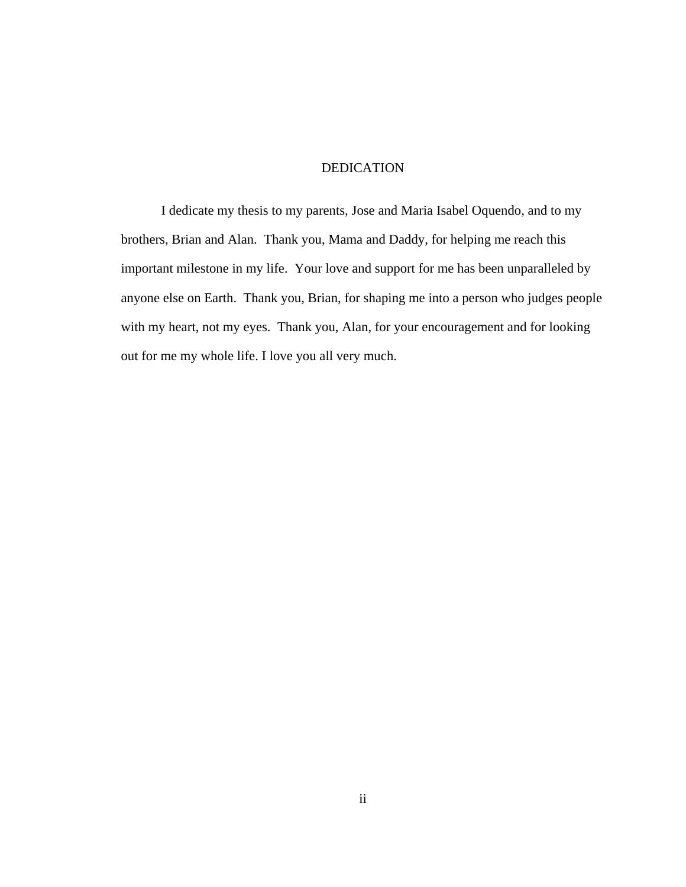# DEDICATION

I dedicate my thesis to my parents, Jose and Maria Isabel Oquendo, and to my brothers, Brian and Alan.  Thank you, Mama and Daddy, for helping me reach this important milestone in my life.  Your love and support for me has been unparalleled by anyone else on Earth.  Thank you, Brian, for shaping me into a person who judges people with my heart, not my eyes.  Thank you, Alan, for your encouragement and for looking out for me my whole life. I love you all very much.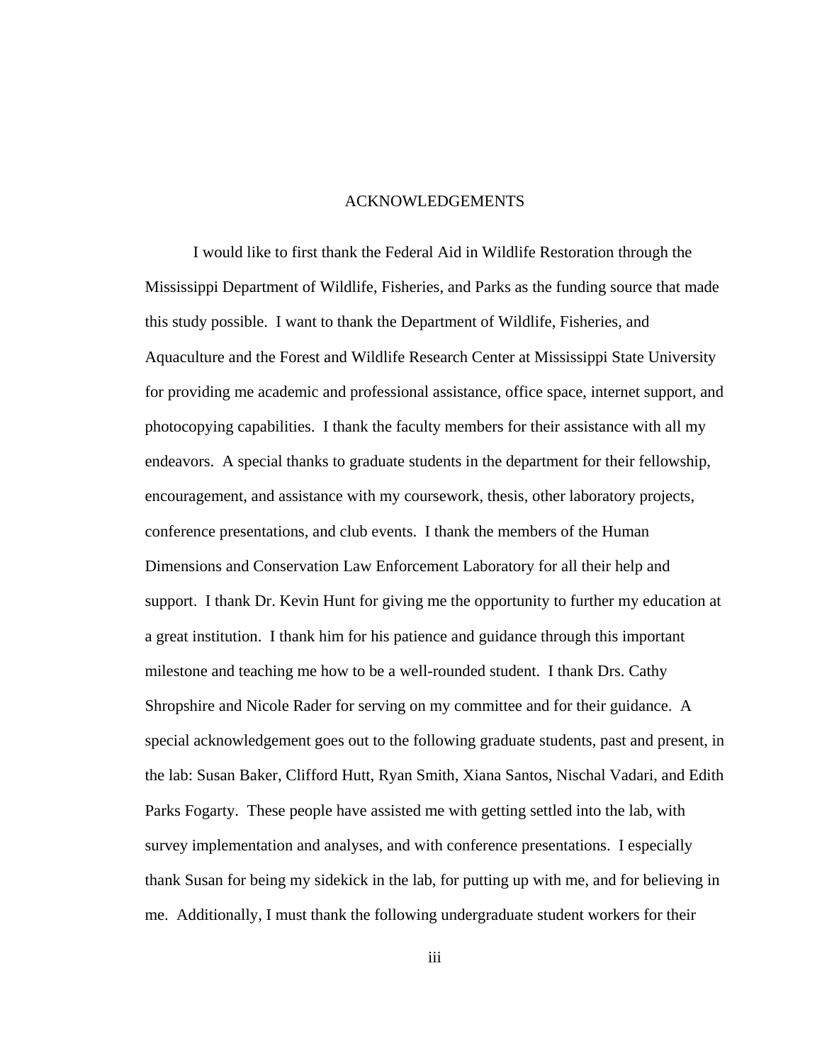# ACKNOWLEDGEMENTS

I would like to first thank the Federal Aid in Wildlife Restoration through the Mississippi Department of Wildlife, Fisheries, and Parks as the funding source that made this study possible. I want to thank the Department of Wildlife, Fisheries, and Aquaculture and the Forest and Wildlife Research Center at Mississippi State University for providing me academic and professional assistance, office space, internet support, and photocopying capabilities. I thank the faculty members for their assistance with all my endeavors. A special thanks to graduate students in the department for their fellowship, encouragement, and assistance with my coursework, thesis, other laboratory projects, conference presentations, and club events. I thank the members of the Human Dimensions and Conservation Law Enforcement Laboratory for all their help and support. I thank Dr. Kevin Hunt for giving me the opportunity to further my education at a great institution. I thank him for his patience and guidance through this important milestone and teaching me how to be a well-rounded student. I thank Drs. Cathy Shropshire and Nicole Rader for serving on my committee and for their guidance. A special acknowledgement goes out to the following graduate students, past and present, in the lab: Susan Baker, Clifford Hutt, Ryan Smith, Xiana Santos, Nischal Vadari, and Edith Parks Fogarty. These people have assisted me with getting settled into the lab, with survey implementation and analyses, and with conference presentations. I especially thank Susan for being my sidekick in the lab, for putting up with me, and for believing in me. Additionally, I must thank the following undergraduate student workers for their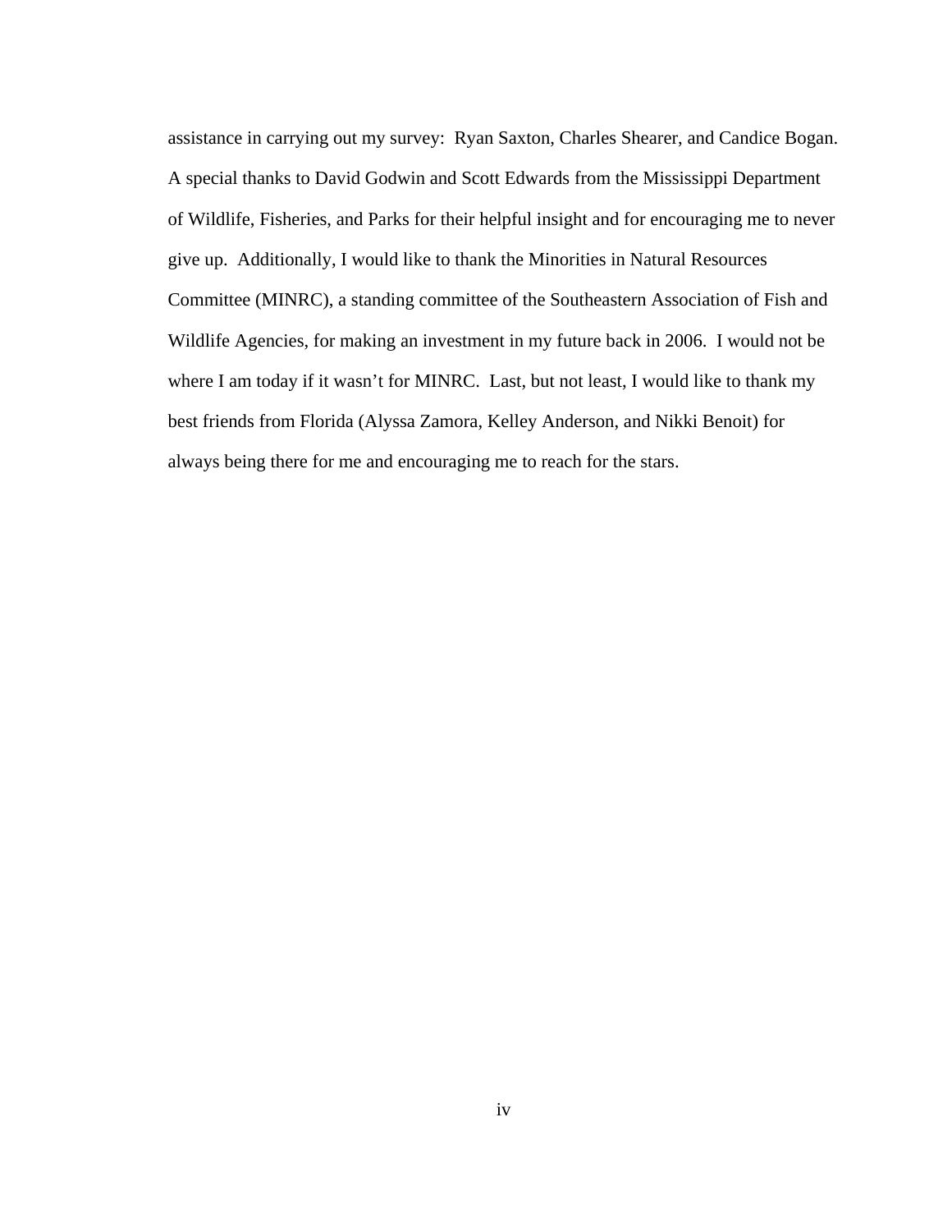assistance in carrying out my survey: Ryan Saxton, Charles Shearer, and Candice Bogan. A special thanks to David Godwin and Scott Edwards from the Mississippi Department of Wildlife, Fisheries, and Parks for their helpful insight and for encouraging me to never give up. Additionally, I would like to thank the Minorities in Natural Resources Committee (MINRC), a standing committee of the Southeastern Association of Fish and Wildlife Agencies, for making an investment in my future back in 2006. I would not be where I am today if it wasn't for MINRC. Last, but not least, I would like to thank my best friends from Florida (Alyssa Zamora, Kelley Anderson, and Nikki Benoit) for always being there for me and encouraging me to reach for the stars.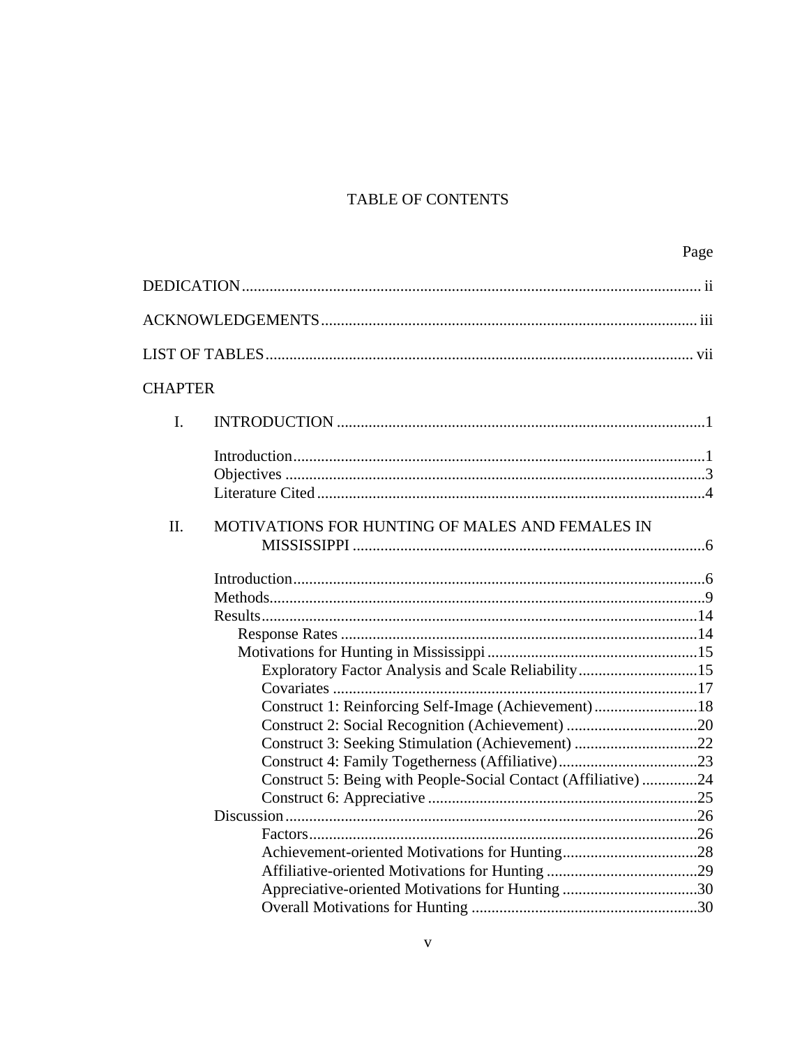# TABLE OF CONTENTS

Page

DEDICATION .................................................................................................................... ii

ACKNOWLEDGEMENTS ............................................................................................... iii

LIST OF TABLES ............................................................................................................ vii

CHAPTER

I. INTRODUCTION ............................................................................................1

- Introduction........................................................................................................1
- Objectives ..........................................................................................................3
- Literature Cited ..................................................................................................4

II. MOTIVATIONS FOR HUNTING OF MALES AND FEMALES IN MISSISSIPPI .........................................................................................6

- Introduction........................................................................................................6
- Methods.............................................................................................................9
- Results..............................................................................................................14
  - Response Rates ..........................................................................................14
  - Motivations for Hunting in Mississippi .....................................................15
    - Exploratory Factor Analysis and Scale Reliability..............................15
    - Covariates ............................................................................................17
    - Construct 1: Reinforcing Self-Image (Achievement)..........................18
    - Construct 2: Social Recognition (Achievement) .................................20
    - Construct 3: Seeking Stimulation (Achievement) ...............................22
    - Construct 4: Family Togetherness (Affiliative)...................................23
    - Construct 5: Being with People-Social Contact (Affiliative) ..............24
    - Construct 6: Appreciative ....................................................................25
- Discussion ........................................................................................................26
  - Factors..................................................................................................26
  - Achievement-oriented Motivations for Hunting..................................28
  - Affiliative-oriented Motivations for Hunting ......................................29
  - Appreciative-oriented Motivations for Hunting ..................................30
  - Overall Motivations for Hunting .........................................................30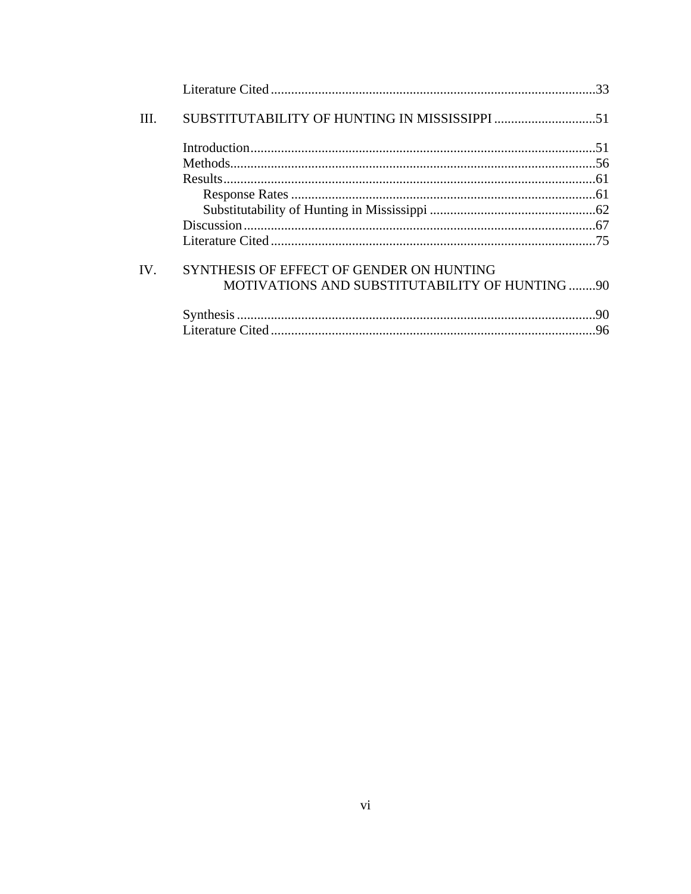Literature Cited ........................................................................................33

III. SUBSTITUTABILITY OF HUNTING IN MISSISSIPPI ..............................51

Introduction........................................................................................51
Methods.............................................................................................56
Results...............................................................................................61
  Response Rates ..............................................................................61
  Substitutability of Hunting in Mississippi .....................................62
Discussion..........................................................................................67
Literature Cited ..................................................................................75

IV. SYNTHESIS OF EFFECT OF GENDER ON HUNTING MOTIVATIONS AND SUBSTITUTABILITY OF HUNTING ........90

Synthesis ...........................................................................................90
Literature Cited ..................................................................................96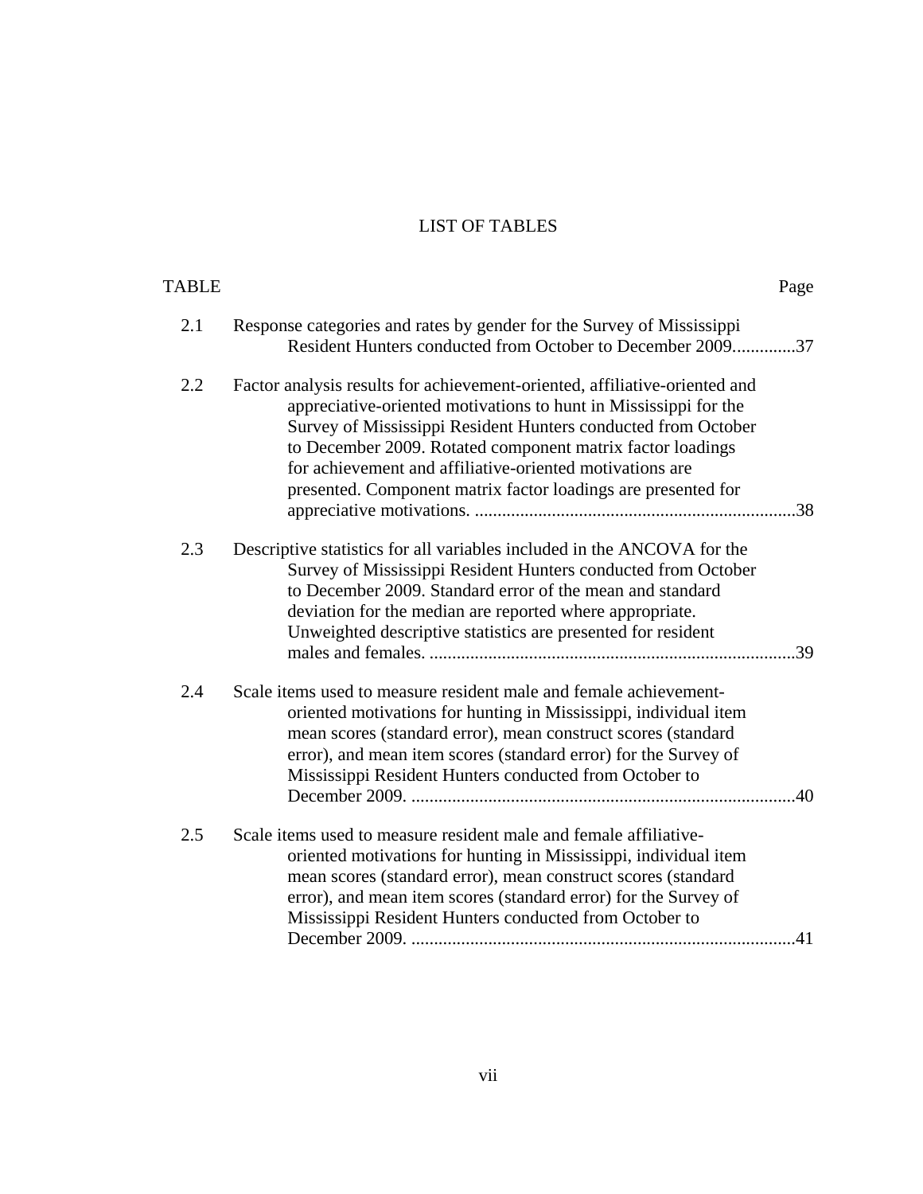# LIST OF TABLES

| TABLE | | Page |
|---|---|---|
| 2.1 | Response categories and rates by gender for the Survey of Mississippi Resident Hunters conducted from October to December 2009 | 37 |
| 2.2 | Factor analysis results for achievement-oriented, affiliative-oriented and appreciative-oriented motivations to hunt in Mississippi for the Survey of Mississippi Resident Hunters conducted from October to December 2009. Rotated component matrix factor loadings for achievement and affiliative-oriented motivations are presented. Component matrix factor loadings are presented for appreciative motivations. | 38 |
| 2.3 | Descriptive statistics for all variables included in the ANCOVA for the Survey of Mississippi Resident Hunters conducted from October to December 2009. Standard error of the mean and standard deviation for the median are reported where appropriate. Unweighted descriptive statistics are presented for resident males and females. | 39 |
| 2.4 | Scale items used to measure resident male and female achievement-oriented motivations for hunting in Mississippi, individual item mean scores (standard error), mean construct scores (standard error), and mean item scores (standard error) for the Survey of Mississippi Resident Hunters conducted from October to December 2009. | 40 |
| 2.5 | Scale items used to measure resident male and female affiliative-oriented motivations for hunting in Mississippi, individual item mean scores (standard error), mean construct scores (standard error), and mean item scores (standard error) for the Survey of Mississippi Resident Hunters conducted from October to December 2009. | 41 |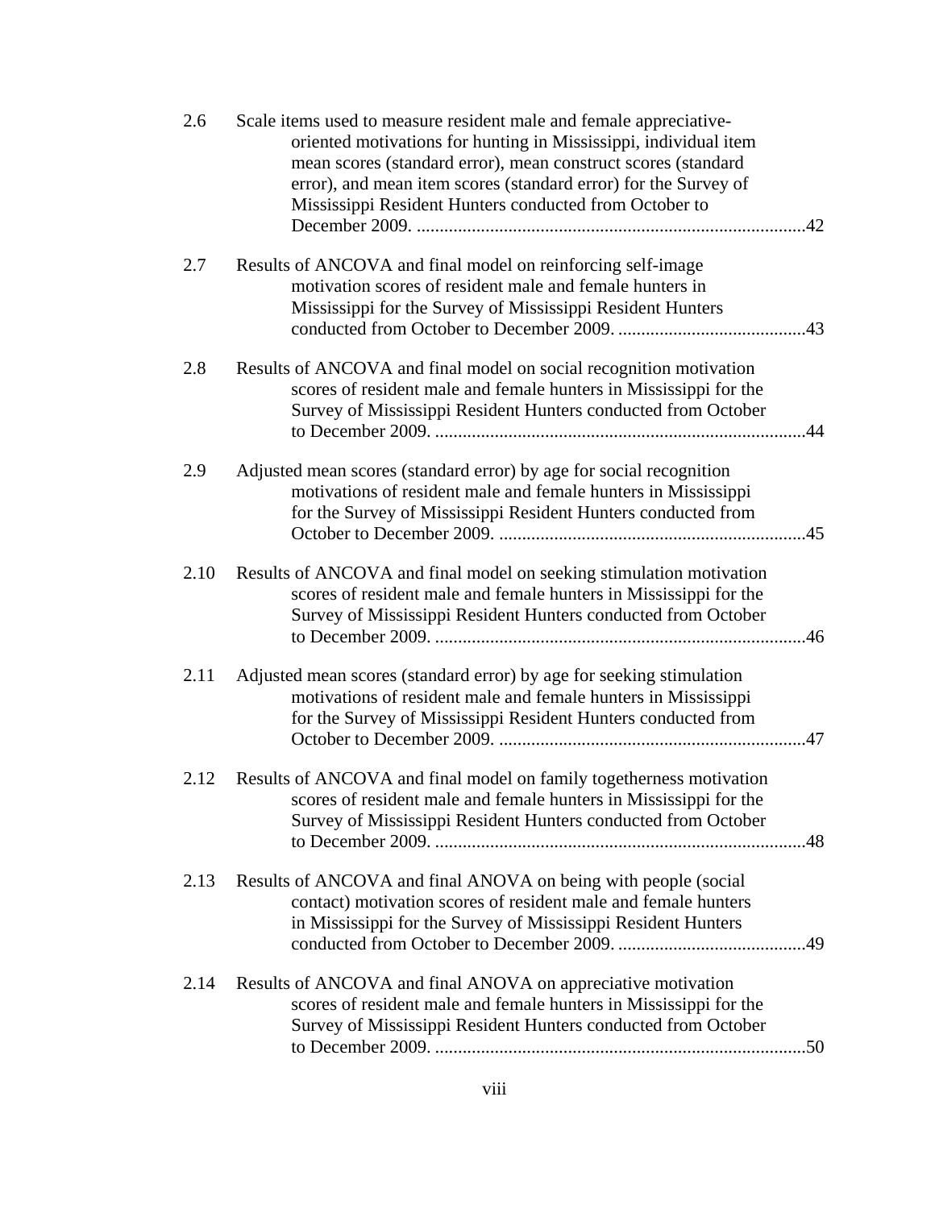2.6 Scale items used to measure resident male and female appreciative-oriented motivations for hunting in Mississippi, individual item mean scores (standard error), mean construct scores (standard error), and mean item scores (standard error) for the Survey of Mississippi Resident Hunters conducted from October to December 2009. ....................................................................................42

2.7 Results of ANCOVA and final model on reinforcing self-image motivation scores of resident male and female hunters in Mississippi for the Survey of Mississippi Resident Hunters conducted from October to December 2009. .........................................43

2.8 Results of ANCOVA and final model on social recognition motivation scores of resident male and female hunters in Mississippi for the Survey of Mississippi Resident Hunters conducted from October to December 2009. ................................................................................44

2.9 Adjusted mean scores (standard error) by age for social recognition motivations of resident male and female hunters in Mississippi for the Survey of Mississippi Resident Hunters conducted from October to December 2009. ..................................................................45

2.10 Results of ANCOVA and final model on seeking stimulation motivation scores of resident male and female hunters in Mississippi for the Survey of Mississippi Resident Hunters conducted from October to December 2009. ................................................................................46

2.11 Adjusted mean scores (standard error) by age for seeking stimulation motivations of resident male and female hunters in Mississippi for the Survey of Mississippi Resident Hunters conducted from October to December 2009. ..................................................................47

2.12 Results of ANCOVA and final model on family togetherness motivation scores of resident male and female hunters in Mississippi for the Survey of Mississippi Resident Hunters conducted from October to December 2009. ................................................................................48

2.13 Results of ANCOVA and final ANOVA on being with people (social contact) motivation scores of resident male and female hunters in Mississippi for the Survey of Mississippi Resident Hunters conducted from October to December 2009. .........................................49

2.14 Results of ANCOVA and final ANOVA on appreciative motivation scores of resident male and female hunters in Mississippi for the Survey of Mississippi Resident Hunters conducted from October to December 2009. ................................................................................50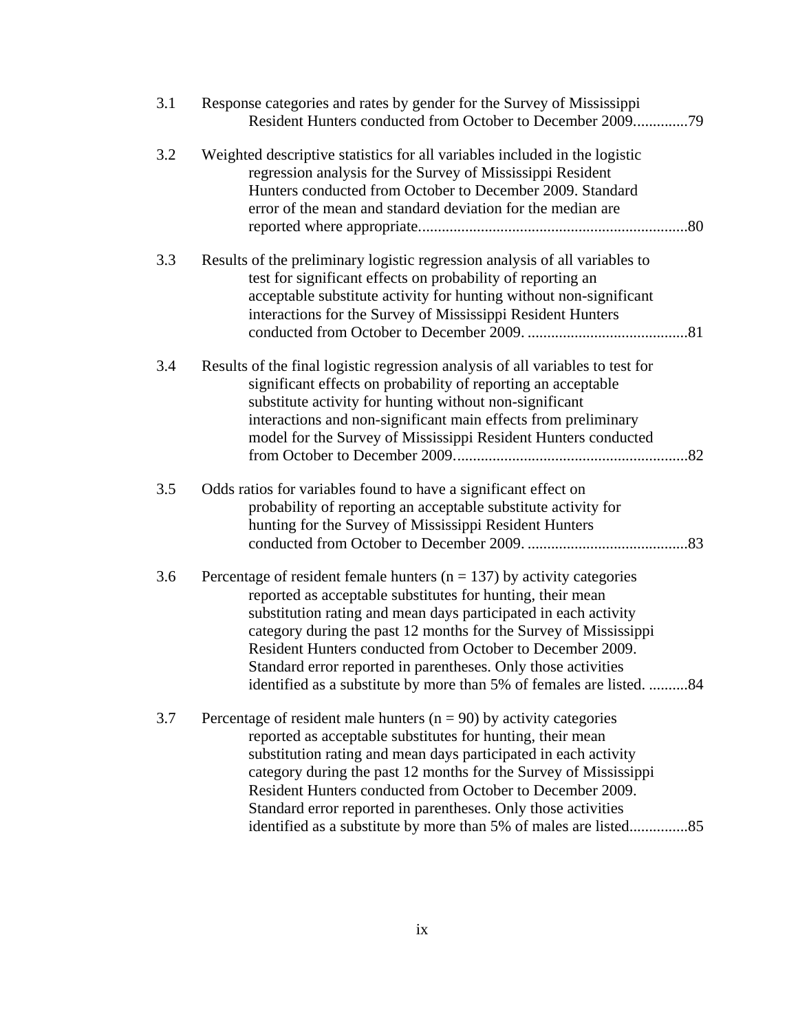3.1 Response categories and rates by gender for the Survey of Mississippi Resident Hunters conducted from October to December 2009..............79

3.2 Weighted descriptive statistics for all variables included in the logistic regression analysis for the Survey of Mississippi Resident Hunters conducted from October to December 2009. Standard error of the mean and standard deviation for the median are reported where appropriate.....................................................................80

3.3 Results of the preliminary logistic regression analysis of all variables to test for significant effects on probability of reporting an acceptable substitute activity for hunting without non-significant interactions for the Survey of Mississippi Resident Hunters conducted from October to December 2009. .........................................81

3.4 Results of the final logistic regression analysis of all variables to test for significant effects on probability of reporting an acceptable substitute activity for hunting without non-significant interactions and non-significant main effects from preliminary model for the Survey of Mississippi Resident Hunters conducted from October to December 2009............................................................82

3.5 Odds ratios for variables found to have a significant effect on probability of reporting an acceptable substitute activity for hunting for the Survey of Mississippi Resident Hunters conducted from October to December 2009. .........................................83

3.6 Percentage of resident female hunters ($n = 137$) by activity categories reported as acceptable substitutes for hunting, their mean substitution rating and mean days participated in each activity category during the past 12 months for the Survey of Mississippi Resident Hunters conducted from October to December 2009. Standard error reported in parentheses. Only those activities identified as a substitute by more than 5% of females are listed. ..........84

3.7 Percentage of resident male hunters ($n = 90$) by activity categories reported as acceptable substitutes for hunting, their mean substitution rating and mean days participated in each activity category during the past 12 months for the Survey of Mississippi Resident Hunters conducted from October to December 2009. Standard error reported in parentheses. Only those activities identified as a substitute by more than 5% of males are listed...............85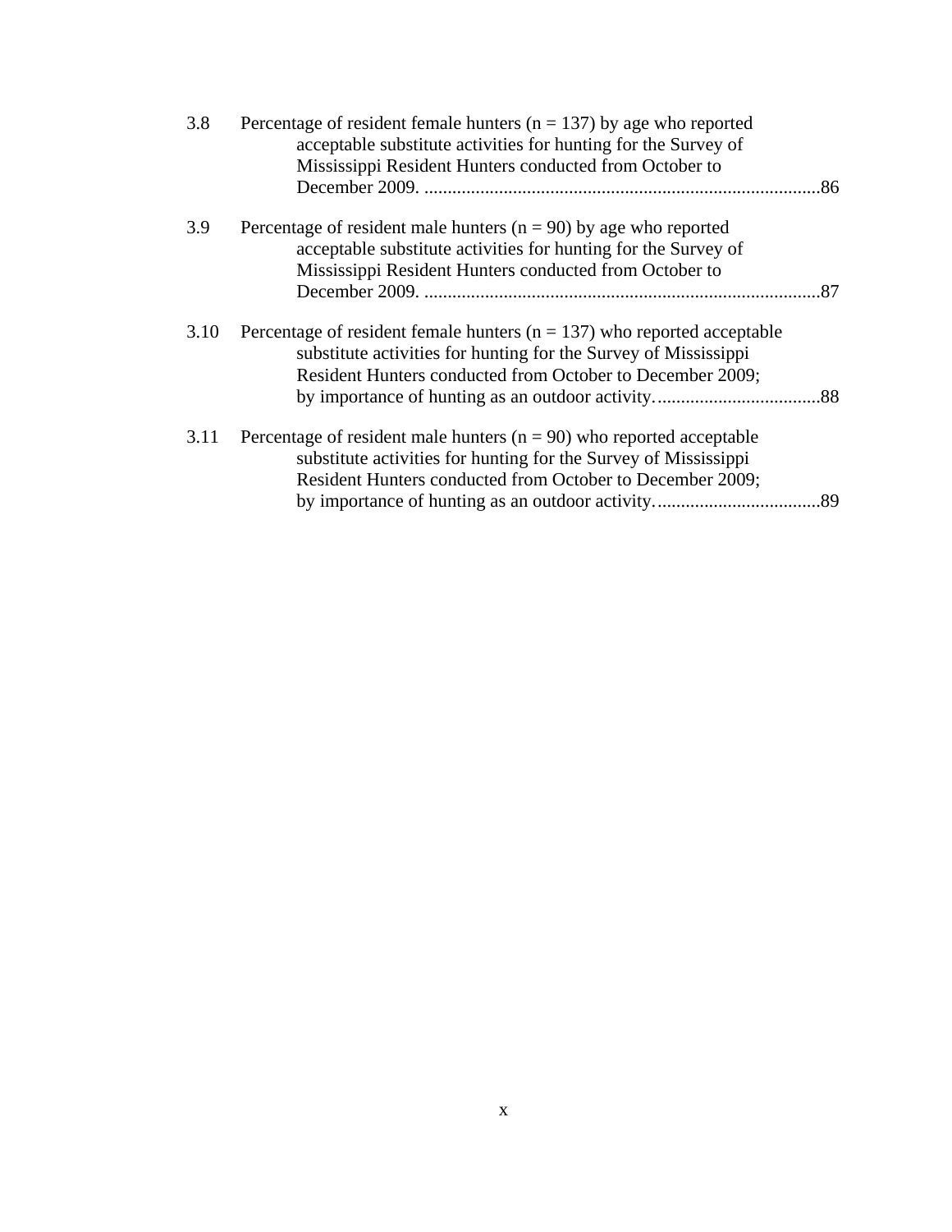3.8 Percentage of resident female hunters (n = 137) by age who reported acceptable substitute activities for hunting for the Survey of Mississippi Resident Hunters conducted from October to December 2009. ....................................................................................86

3.9 Percentage of resident male hunters (n = 90) by age who reported acceptable substitute activities for hunting for the Survey of Mississippi Resident Hunters conducted from October to December 2009. ....................................................................................87

3.10 Percentage of resident female hunters (n = 137) who reported acceptable substitute activities for hunting for the Survey of Mississippi Resident Hunters conducted from October to December 2009; by importance of hunting as an outdoor activity...................................88

3.11 Percentage of resident male hunters (n = 90) who reported acceptable substitute activities for hunting for the Survey of Mississippi Resident Hunters conducted from October to December 2009; by importance of hunting as an outdoor activity...................................89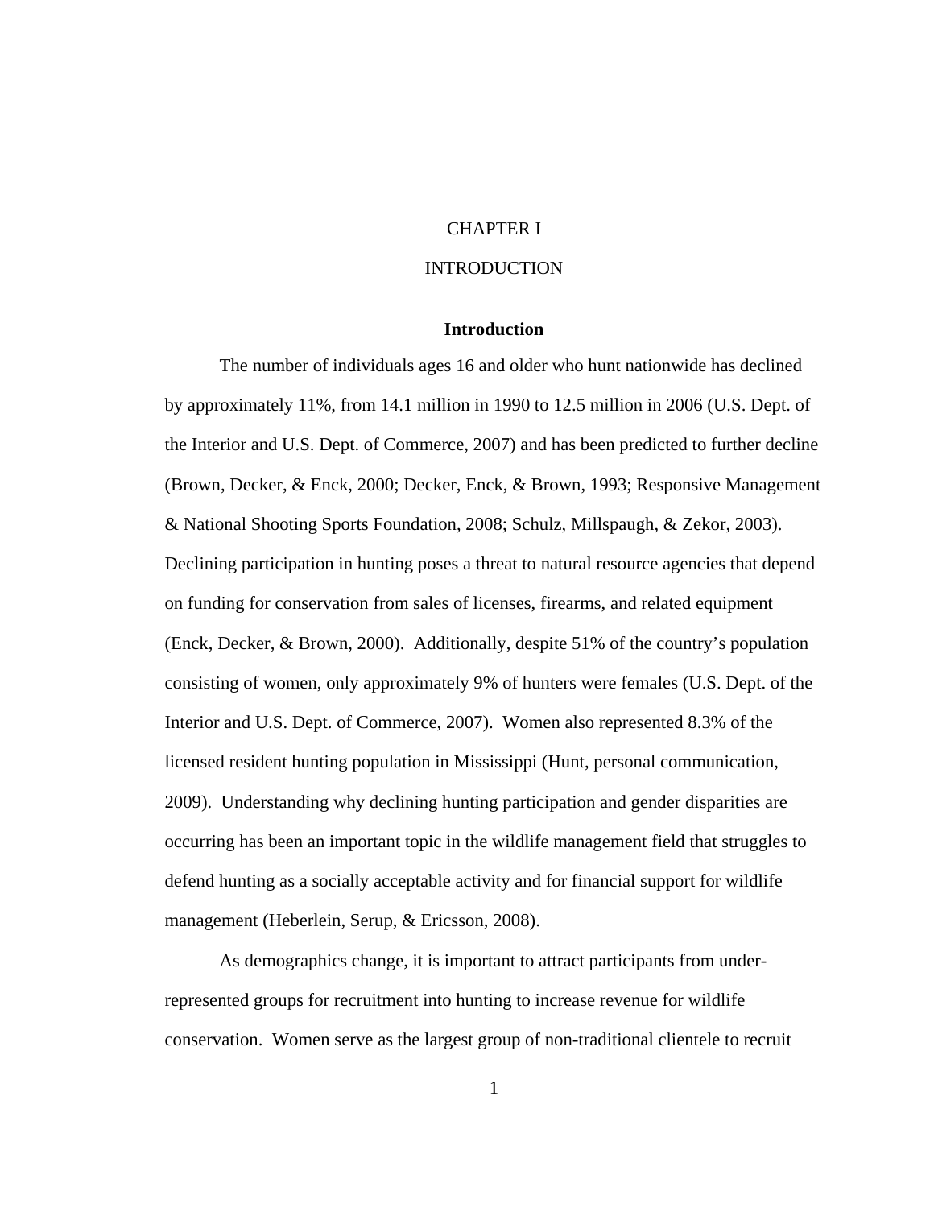# CHAPTER I

# INTRODUCTION

## Introduction

The number of individuals ages 16 and older who hunt nationwide has declined by approximately 11%, from 14.1 million in 1990 to 12.5 million in 2006 (U.S. Dept. of the Interior and U.S. Dept. of Commerce, 2007) and has been predicted to further decline (Brown, Decker, & Enck, 2000; Decker, Enck, & Brown, 1993; Responsive Management & National Shooting Sports Foundation, 2008; Schulz, Millspaugh, & Zekor, 2003). Declining participation in hunting poses a threat to natural resource agencies that depend on funding for conservation from sales of licenses, firearms, and related equipment (Enck, Decker, & Brown, 2000). Additionally, despite 51% of the country's population consisting of women, only approximately 9% of hunters were females (U.S. Dept. of the Interior and U.S. Dept. of Commerce, 2007). Women also represented 8.3% of the licensed resident hunting population in Mississippi (Hunt, personal communication, 2009). Understanding why declining hunting participation and gender disparities are occurring has been an important topic in the wildlife management field that struggles to defend hunting as a socially acceptable activity and for financial support for wildlife management (Heberlein, Serup, & Ericsson, 2008).

As demographics change, it is important to attract participants from under-represented groups for recruitment into hunting to increase revenue for wildlife conservation. Women serve as the largest group of non-traditional clientele to recruit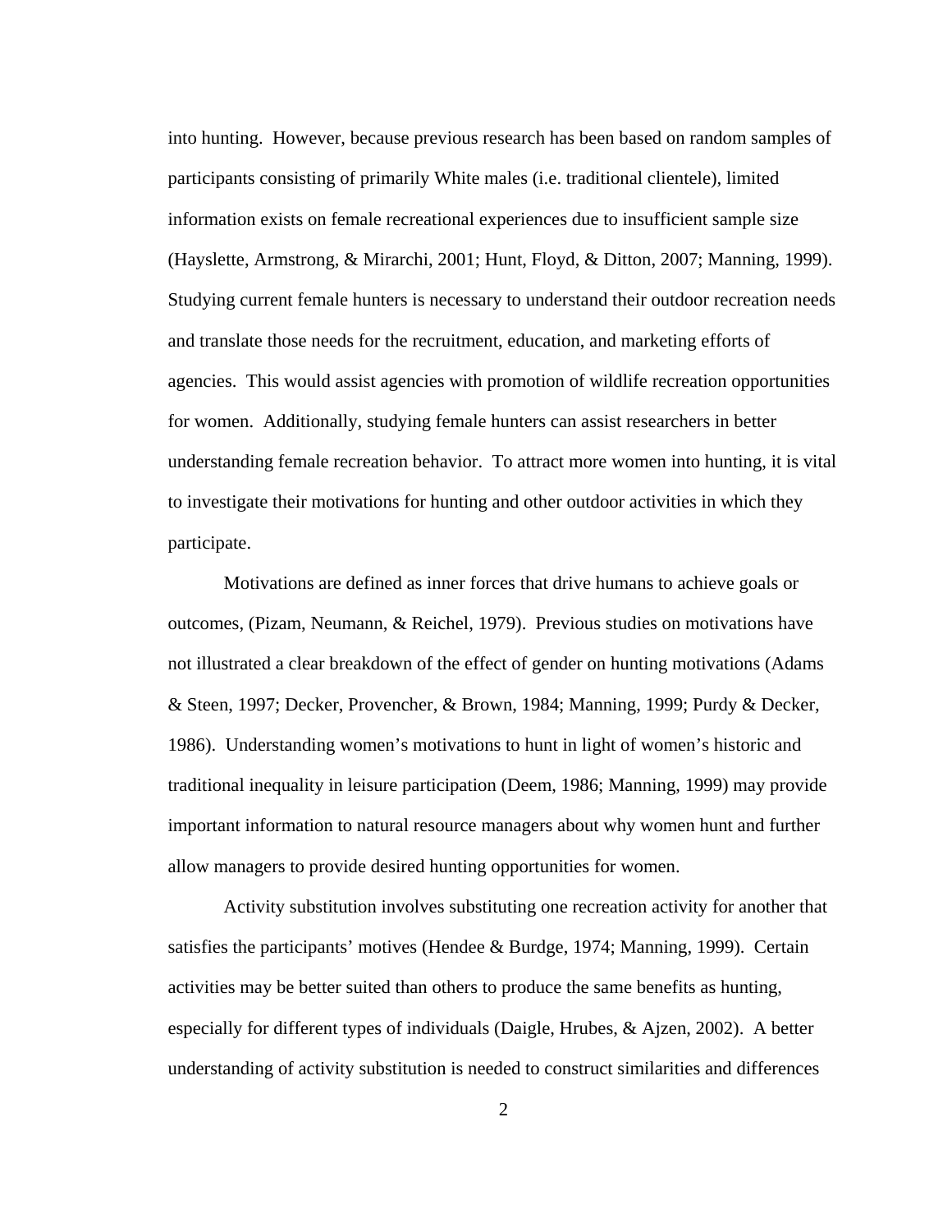into hunting. However, because previous research has been based on random samples of participants consisting of primarily White males (i.e. traditional clientele), limited information exists on female recreational experiences due to insufficient sample size (Hayslette, Armstrong, & Mirarchi, 2001; Hunt, Floyd, & Ditton, 2007; Manning, 1999). Studying current female hunters is necessary to understand their outdoor recreation needs and translate those needs for the recruitment, education, and marketing efforts of agencies. This would assist agencies with promotion of wildlife recreation opportunities for women. Additionally, studying female hunters can assist researchers in better understanding female recreation behavior. To attract more women into hunting, it is vital to investigate their motivations for hunting and other outdoor activities in which they participate.

Motivations are defined as inner forces that drive humans to achieve goals or outcomes, (Pizam, Neumann, & Reichel, 1979). Previous studies on motivations have not illustrated a clear breakdown of the effect of gender on hunting motivations (Adams & Steen, 1997; Decker, Provencher, & Brown, 1984; Manning, 1999; Purdy & Decker, 1986). Understanding women's motivations to hunt in light of women's historic and traditional inequality in leisure participation (Deem, 1986; Manning, 1999) may provide important information to natural resource managers about why women hunt and further allow managers to provide desired hunting opportunities for women.

Activity substitution involves substituting one recreation activity for another that satisfies the participants' motives (Hendee & Burdge, 1974; Manning, 1999). Certain activities may be better suited than others to produce the same benefits as hunting, especially for different types of individuals (Daigle, Hrubes, & Ajzen, 2002). A better understanding of activity substitution is needed to construct similarities and differences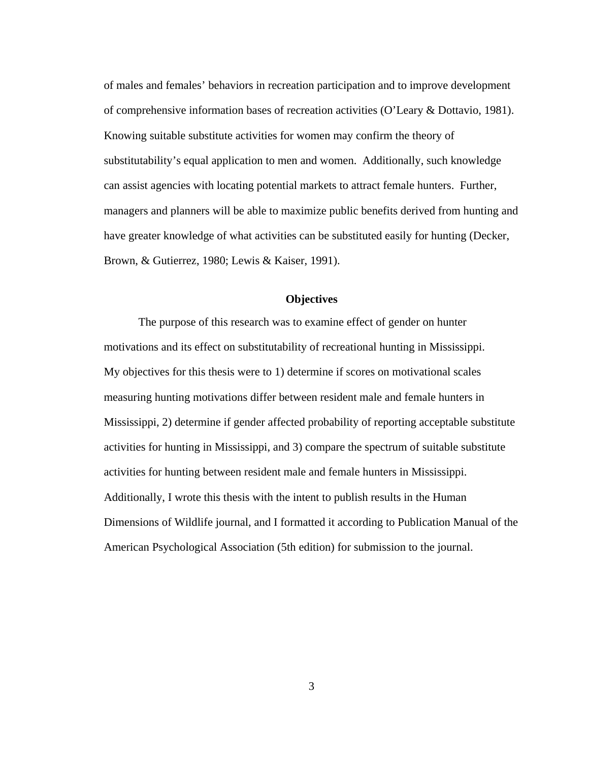of males and females' behaviors in recreation participation and to improve development of comprehensive information bases of recreation activities (O'Leary & Dottavio, 1981). Knowing suitable substitute activities for women may confirm the theory of substitutability's equal application to men and women. Additionally, such knowledge can assist agencies with locating potential markets to attract female hunters. Further, managers and planners will be able to maximize public benefits derived from hunting and have greater knowledge of what activities can be substituted easily for hunting (Decker, Brown, & Gutierrez, 1980; Lewis & Kaiser, 1991).

## Objectives

The purpose of this research was to examine effect of gender on hunter motivations and its effect on substitutability of recreational hunting in Mississippi. My objectives for this thesis were to 1) determine if scores on motivational scales measuring hunting motivations differ between resident male and female hunters in Mississippi, 2) determine if gender affected probability of reporting acceptable substitute activities for hunting in Mississippi, and 3) compare the spectrum of suitable substitute activities for hunting between resident male and female hunters in Mississippi. Additionally, I wrote this thesis with the intent to publish results in the Human Dimensions of Wildlife journal, and I formatted it according to Publication Manual of the American Psychological Association (5th edition) for submission to the journal.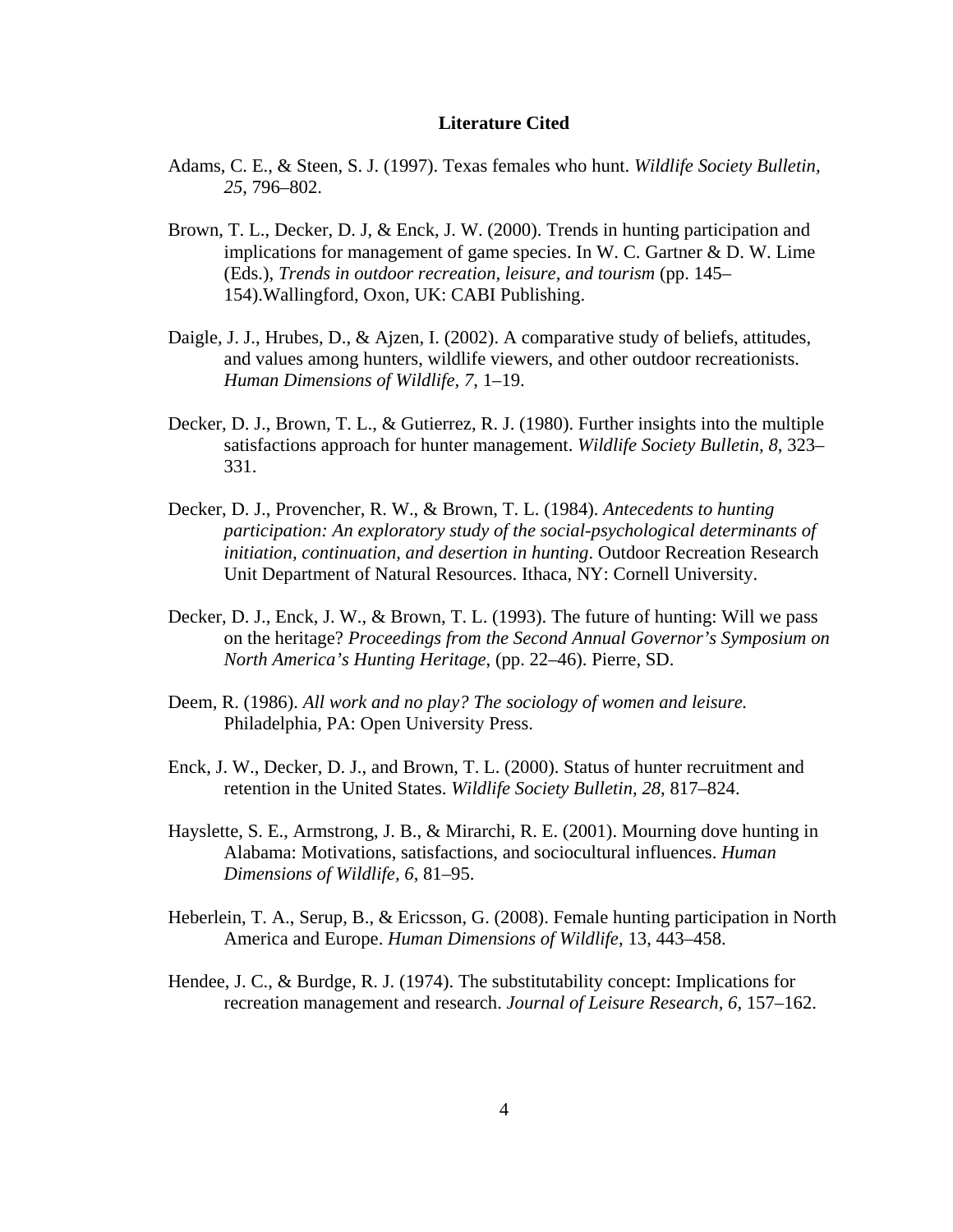**Literature Cited**

Adams, C. E., & Steen, S. J. (1997). Texas females who hunt. *Wildlife Society Bulletin, 25*, 796–802.

Brown, T. L., Decker, D. J, & Enck, J. W. (2000). Trends in hunting participation and implications for management of game species. In W. C. Gartner & D. W. Lime (Eds.), *Trends in outdoor recreation, leisure, and tourism* (pp. 145–154).Wallingford, Oxon, UK: CABI Publishing.

Daigle, J. J., Hrubes, D., & Ajzen, I. (2002). A comparative study of beliefs, attitudes, and values among hunters, wildlife viewers, and other outdoor recreationists. *Human Dimensions of Wildlife, 7*, 1–19.

Decker, D. J., Brown, T. L., & Gutierrez, R. J. (1980). Further insights into the multiple satisfactions approach for hunter management. *Wildlife Society Bulletin, 8*, 323–331.

Decker, D. J., Provencher, R. W., & Brown, T. L. (1984). *Antecedents to hunting participation: An exploratory study of the social-psychological determinants of initiation, continuation, and desertion in hunting*. Outdoor Recreation Research Unit Department of Natural Resources. Ithaca, NY: Cornell University.

Decker, D. J., Enck, J. W., & Brown, T. L. (1993). The future of hunting: Will we pass on the heritage? *Proceedings from the Second Annual Governor's Symposium on North America's Hunting Heritage*, (pp. 22–46). Pierre, SD.

Deem, R. (1986). *All work and no play? The sociology of women and leisure.* Philadelphia, PA: Open University Press.

Enck, J. W., Decker, D. J., and Brown, T. L. (2000). Status of hunter recruitment and retention in the United States. *Wildlife Society Bulletin, 28*, 817–824.

Hayslette, S. E., Armstrong, J. B., & Mirarchi, R. E. (2001). Mourning dove hunting in Alabama: Motivations, satisfactions, and sociocultural influences. *Human Dimensions of Wildlife, 6*, 81–95.

Heberlein, T. A., Serup, B., & Ericsson, G. (2008). Female hunting participation in North America and Europe. *Human Dimensions of Wildlife*, 13, 443–458.

Hendee, J. C., & Burdge, R. J. (1974). The substitutability concept: Implications for recreation management and research. *Journal of Leisure Research, 6*, 157–162.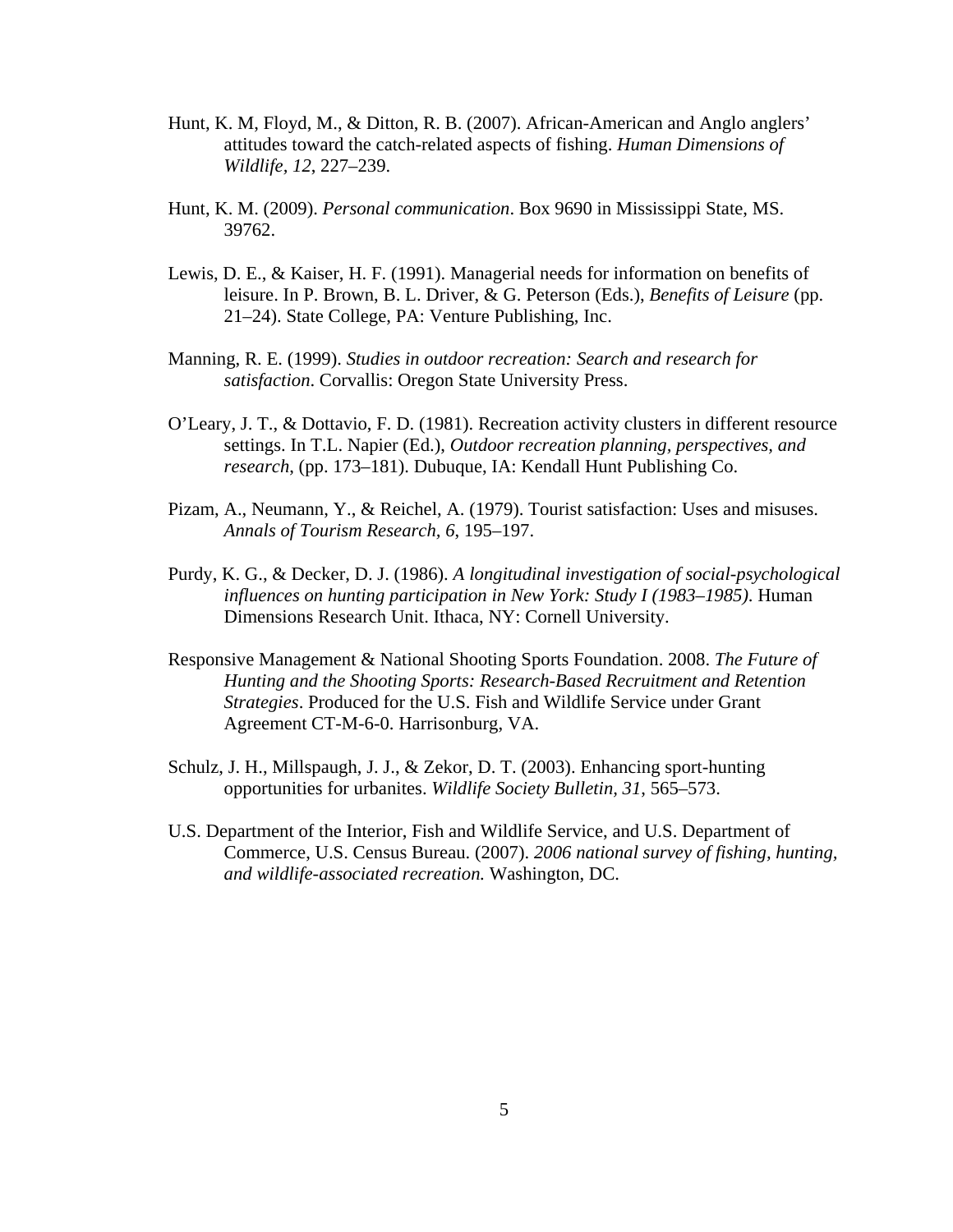Hunt, K. M, Floyd, M., & Ditton, R. B. (2007). African-American and Anglo anglers' attitudes toward the catch-related aspects of fishing. *Human Dimensions of Wildlife, 12*, 227–239.

Hunt, K. M. (2009). *Personal communication*. Box 9690 in Mississippi State, MS. 39762.

Lewis, D. E., & Kaiser, H. F. (1991). Managerial needs for information on benefits of leisure. In P. Brown, B. L. Driver, & G. Peterson (Eds.), *Benefits of Leisure* (pp. 21–24). State College, PA: Venture Publishing, Inc.

Manning, R. E. (1999). *Studies in outdoor recreation: Search and research for satisfaction*. Corvallis: Oregon State University Press.

O'Leary, J. T., & Dottavio, F. D. (1981). Recreation activity clusters in different resource settings. In T.L. Napier (Ed.), *Outdoor recreation planning, perspectives, and research*, (pp. 173–181). Dubuque, IA: Kendall Hunt Publishing Co.

Pizam, A., Neumann, Y., & Reichel, A. (1979). Tourist satisfaction: Uses and misuses. *Annals of Tourism Research, 6*, 195–197.

Purdy, K. G., & Decker, D. J. (1986). *A longitudinal investigation of social-psychological influences on hunting participation in New York: Study I (1983–1985)*. Human Dimensions Research Unit. Ithaca, NY: Cornell University.

Responsive Management & National Shooting Sports Foundation. 2008. *The Future of Hunting and the Shooting Sports: Research-Based Recruitment and Retention Strategies*. Produced for the U.S. Fish and Wildlife Service under Grant Agreement CT-M-6-0. Harrisonburg, VA.

Schulz, J. H., Millspaugh, J. J., & Zekor, D. T. (2003). Enhancing sport-hunting opportunities for urbanites. *Wildlife Society Bulletin, 31*, 565–573.

U.S. Department of the Interior, Fish and Wildlife Service, and U.S. Department of Commerce, U.S. Census Bureau. (2007). *2006 national survey of fishing, hunting, and wildlife-associated recreation.* Washington, DC.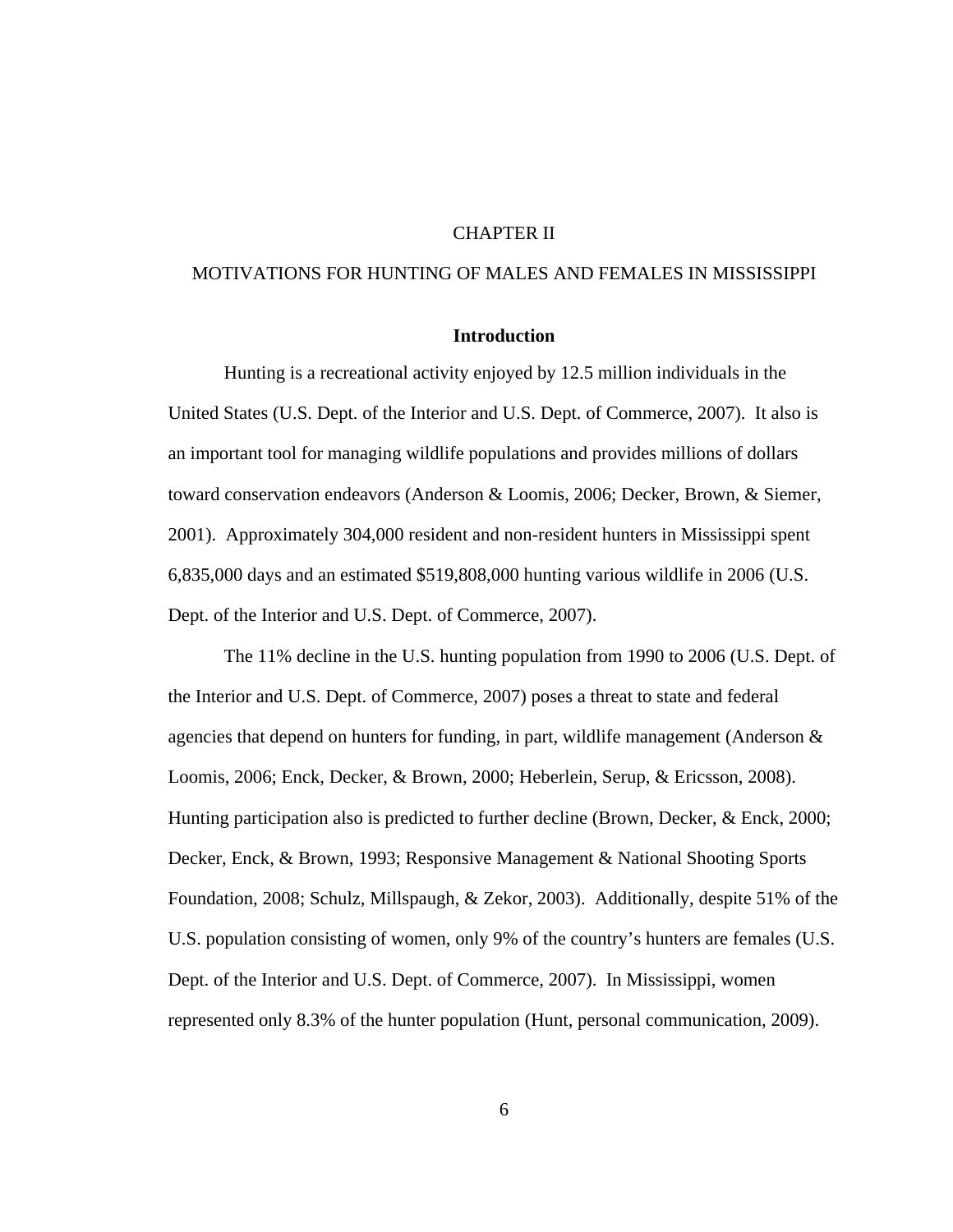# CHAPTER II

# MOTIVATIONS FOR HUNTING OF MALES AND FEMALES IN MISSISSIPPI

## Introduction

Hunting is a recreational activity enjoyed by 12.5 million individuals in the United States (U.S. Dept. of the Interior and U.S. Dept. of Commerce, 2007). It also is an important tool for managing wildlife populations and provides millions of dollars toward conservation endeavors (Anderson & Loomis, 2006; Decker, Brown, & Siemer, 2001). Approximately 304,000 resident and non-resident hunters in Mississippi spent 6,835,000 days and an estimated $519,808,000 hunting various wildlife in 2006 (U.S. Dept. of the Interior and U.S. Dept. of Commerce, 2007).

The 11% decline in the U.S. hunting population from 1990 to 2006 (U.S. Dept. of the Interior and U.S. Dept. of Commerce, 2007) poses a threat to state and federal agencies that depend on hunters for funding, in part, wildlife management (Anderson & Loomis, 2006; Enck, Decker, & Brown, 2000; Heberlein, Serup, & Ericsson, 2008). Hunting participation also is predicted to further decline (Brown, Decker, & Enck, 2000; Decker, Enck, & Brown, 1993; Responsive Management & National Shooting Sports Foundation, 2008; Schulz, Millspaugh, & Zekor, 2003). Additionally, despite 51% of the U.S. population consisting of women, only 9% of the country's hunters are females (U.S. Dept. of the Interior and U.S. Dept. of Commerce, 2007). In Mississippi, women represented only 8.3% of the hunter population (Hunt, personal communication, 2009).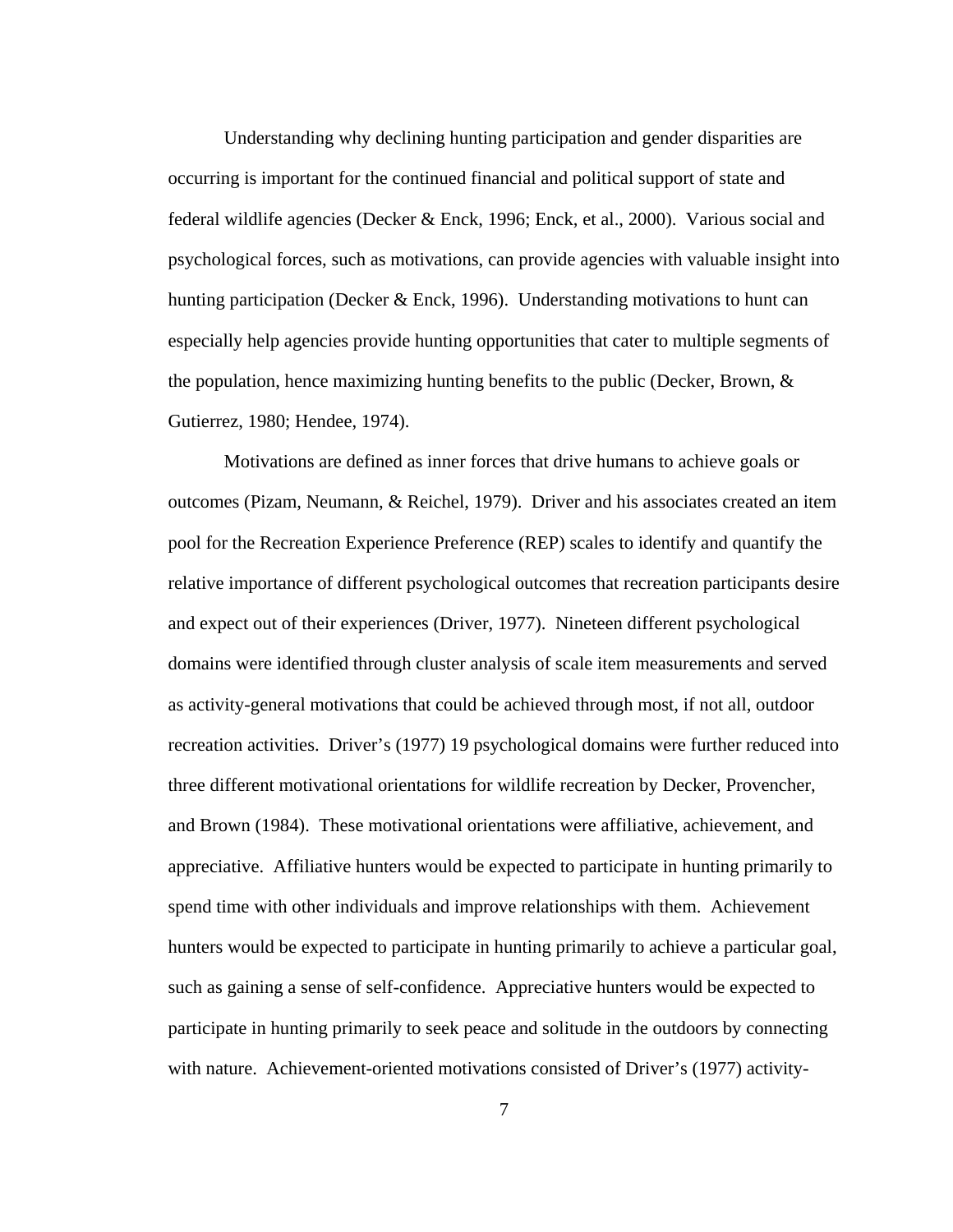Understanding why declining hunting participation and gender disparities are occurring is important for the continued financial and political support of state and federal wildlife agencies (Decker & Enck, 1996; Enck, et al., 2000). Various social and psychological forces, such as motivations, can provide agencies with valuable insight into hunting participation (Decker & Enck, 1996). Understanding motivations to hunt can especially help agencies provide hunting opportunities that cater to multiple segments of the population, hence maximizing hunting benefits to the public (Decker, Brown, & Gutierrez, 1980; Hendee, 1974).

Motivations are defined as inner forces that drive humans to achieve goals or outcomes (Pizam, Neumann, & Reichel, 1979). Driver and his associates created an item pool for the Recreation Experience Preference (REP) scales to identify and quantify the relative importance of different psychological outcomes that recreation participants desire and expect out of their experiences (Driver, 1977). Nineteen different psychological domains were identified through cluster analysis of scale item measurements and served as activity-general motivations that could be achieved through most, if not all, outdoor recreation activities. Driver's (1977) 19 psychological domains were further reduced into three different motivational orientations for wildlife recreation by Decker, Provencher, and Brown (1984). These motivational orientations were affiliative, achievement, and appreciative. Affiliative hunters would be expected to participate in hunting primarily to spend time with other individuals and improve relationships with them. Achievement hunters would be expected to participate in hunting primarily to achieve a particular goal, such as gaining a sense of self-confidence. Appreciative hunters would be expected to participate in hunting primarily to seek peace and solitude in the outdoors by connecting with nature. Achievement-oriented motivations consisted of Driver's (1977) activity-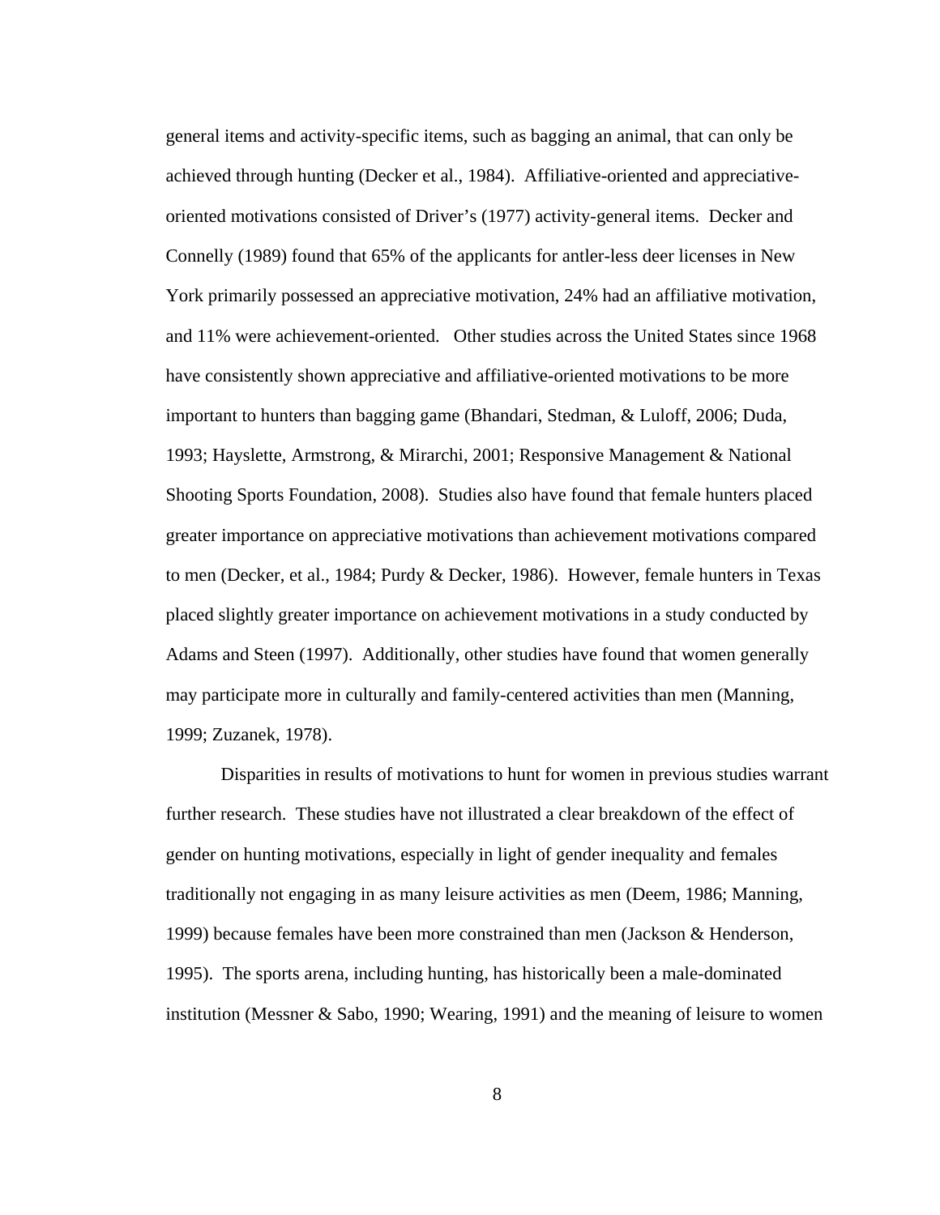general items and activity-specific items, such as bagging an animal, that can only be achieved through hunting (Decker et al., 1984). Affiliative-oriented and appreciative-oriented motivations consisted of Driver's (1977) activity-general items. Decker and Connelly (1989) found that 65% of the applicants for antler-less deer licenses in New York primarily possessed an appreciative motivation, 24% had an affiliative motivation, and 11% were achievement-oriented. Other studies across the United States since 1968 have consistently shown appreciative and affiliative-oriented motivations to be more important to hunters than bagging game (Bhandari, Stedman, & Luloff, 2006; Duda, 1993; Hayslette, Armstrong, & Mirarchi, 2001; Responsive Management & National Shooting Sports Foundation, 2008). Studies also have found that female hunters placed greater importance on appreciative motivations than achievement motivations compared to men (Decker, et al., 1984; Purdy & Decker, 1986). However, female hunters in Texas placed slightly greater importance on achievement motivations in a study conducted by Adams and Steen (1997). Additionally, other studies have found that women generally may participate more in culturally and family-centered activities than men (Manning, 1999; Zuzanek, 1978).

Disparities in results of motivations to hunt for women in previous studies warrant further research. These studies have not illustrated a clear breakdown of the effect of gender on hunting motivations, especially in light of gender inequality and females traditionally not engaging in as many leisure activities as men (Deem, 1986; Manning, 1999) because females have been more constrained than men (Jackson & Henderson, 1995). The sports arena, including hunting, has historically been a male-dominated institution (Messner & Sabo, 1990; Wearing, 1991) and the meaning of leisure to women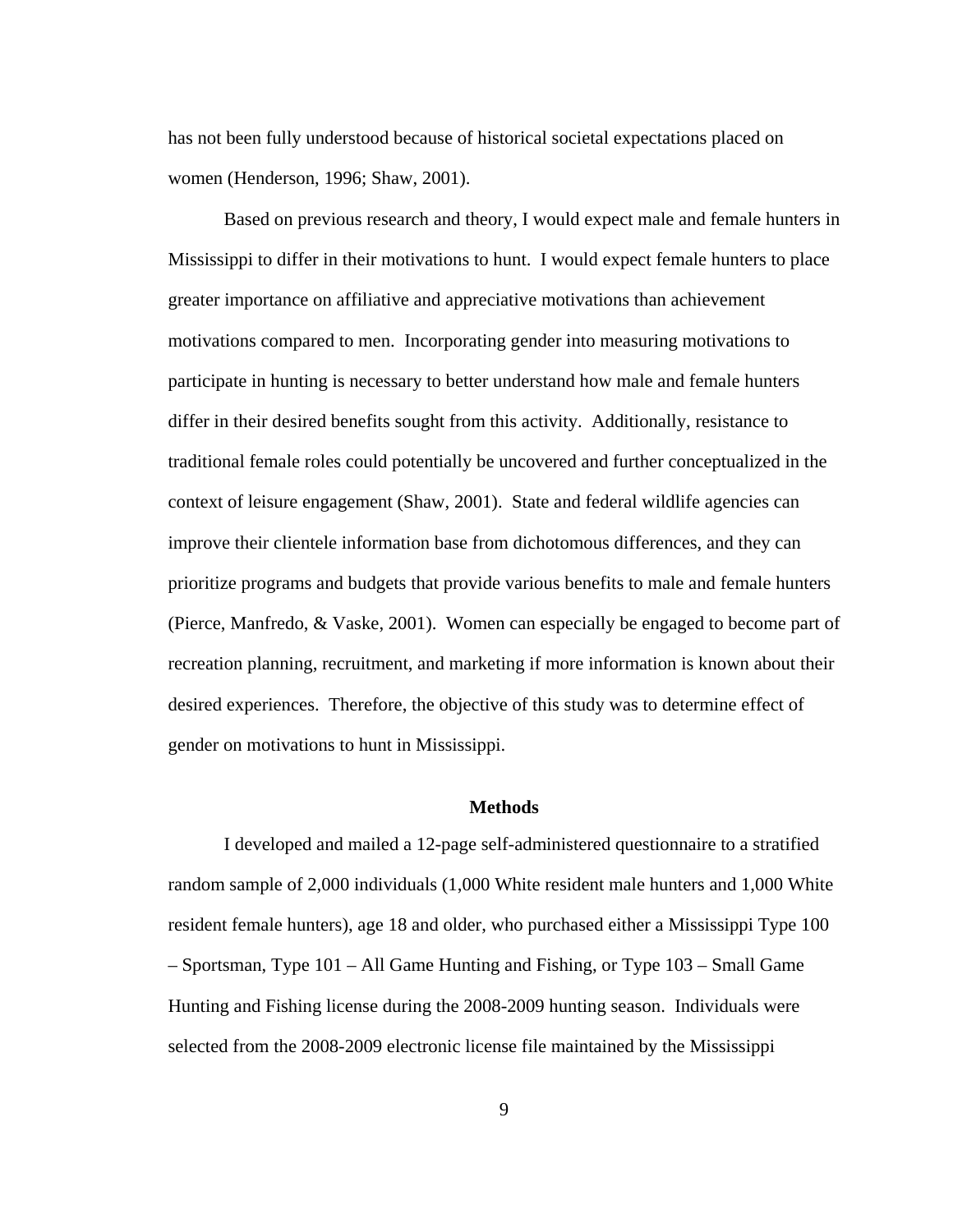has not been fully understood because of historical societal expectations placed on women (Henderson, 1996; Shaw, 2001).

Based on previous research and theory, I would expect male and female hunters in Mississippi to differ in their motivations to hunt. I would expect female hunters to place greater importance on affiliative and appreciative motivations than achievement motivations compared to men. Incorporating gender into measuring motivations to participate in hunting is necessary to better understand how male and female hunters differ in their desired benefits sought from this activity. Additionally, resistance to traditional female roles could potentially be uncovered and further conceptualized in the context of leisure engagement (Shaw, 2001). State and federal wildlife agencies can improve their clientele information base from dichotomous differences, and they can prioritize programs and budgets that provide various benefits to male and female hunters (Pierce, Manfredo, & Vaske, 2001). Women can especially be engaged to become part of recreation planning, recruitment, and marketing if more information is known about their desired experiences. Therefore, the objective of this study was to determine effect of gender on motivations to hunt in Mississippi.

## Methods

I developed and mailed a 12-page self-administered questionnaire to a stratified random sample of 2,000 individuals (1,000 White resident male hunters and 1,000 White resident female hunters), age 18 and older, who purchased either a Mississippi Type 100 – Sportsman, Type 101 – All Game Hunting and Fishing, or Type 103 – Small Game Hunting and Fishing license during the 2008-2009 hunting season. Individuals were selected from the 2008-2009 electronic license file maintained by the Mississippi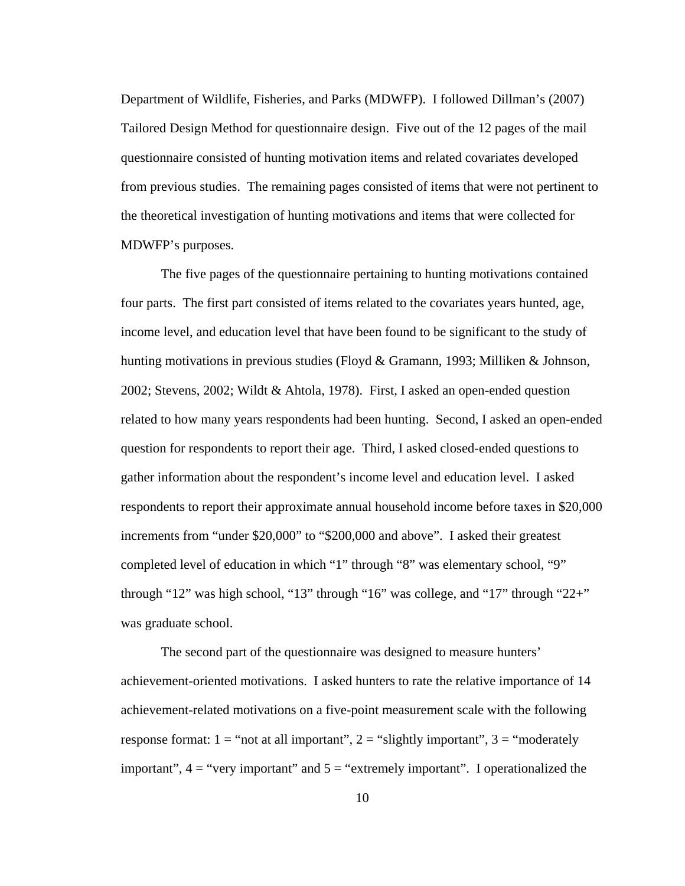Department of Wildlife, Fisheries, and Parks (MDWFP). I followed Dillman's (2007) Tailored Design Method for questionnaire design. Five out of the 12 pages of the mail questionnaire consisted of hunting motivation items and related covariates developed from previous studies. The remaining pages consisted of items that were not pertinent to the theoretical investigation of hunting motivations and items that were collected for MDWFP's purposes.

The five pages of the questionnaire pertaining to hunting motivations contained four parts. The first part consisted of items related to the covariates years hunted, age, income level, and education level that have been found to be significant to the study of hunting motivations in previous studies (Floyd & Gramann, 1993; Milliken & Johnson, 2002; Stevens, 2002; Wildt & Ahtola, 1978). First, I asked an open-ended question related to how many years respondents had been hunting. Second, I asked an open-ended question for respondents to report their age. Third, I asked closed-ended questions to gather information about the respondent's income level and education level. I asked respondents to report their approximate annual household income before taxes in $20,000 increments from "under $20,000" to "$200,000 and above". I asked their greatest completed level of education in which "1" through "8" was elementary school, "9" through "12" was high school, "13" through "16" was college, and "17" through "22+" was graduate school.

The second part of the questionnaire was designed to measure hunters' achievement-oriented motivations. I asked hunters to rate the relative importance of 14 achievement-related motivations on a five-point measurement scale with the following response format: 1 = "not at all important", 2 = "slightly important", 3 = "moderately important", 4 = "very important" and 5 = "extremely important". I operationalized the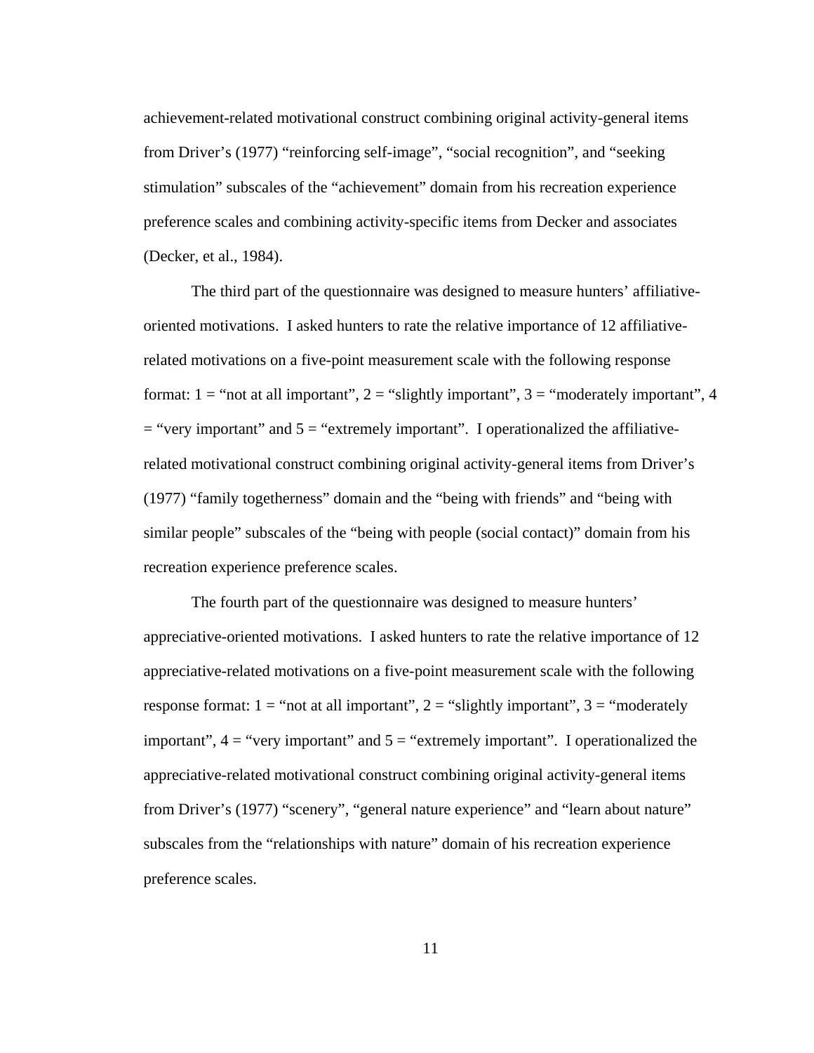achievement-related motivational construct combining original activity-general items from Driver's (1977) "reinforcing self-image", "social recognition", and "seeking stimulation" subscales of the "achievement" domain from his recreation experience preference scales and combining activity-specific items from Decker and associates (Decker, et al., 1984).

The third part of the questionnaire was designed to measure hunters' affiliative-oriented motivations. I asked hunters to rate the relative importance of 12 affiliative-related motivations on a five-point measurement scale with the following response format: 1 = "not at all important", 2 = "slightly important", 3 = "moderately important", 4 = "very important" and 5 = "extremely important". I operationalized the affiliative-related motivational construct combining original activity-general items from Driver's (1977) "family togetherness" domain and the "being with friends" and "being with similar people" subscales of the "being with people (social contact)" domain from his recreation experience preference scales.

The fourth part of the questionnaire was designed to measure hunters' appreciative-oriented motivations. I asked hunters to rate the relative importance of 12 appreciative-related motivations on a five-point measurement scale with the following response format: 1 = "not at all important", 2 = "slightly important", 3 = "moderately important", 4 = "very important" and 5 = "extremely important". I operationalized the appreciative-related motivational construct combining original activity-general items from Driver's (1977) "scenery", "general nature experience" and "learn about nature" subscales from the "relationships with nature" domain of his recreation experience preference scales.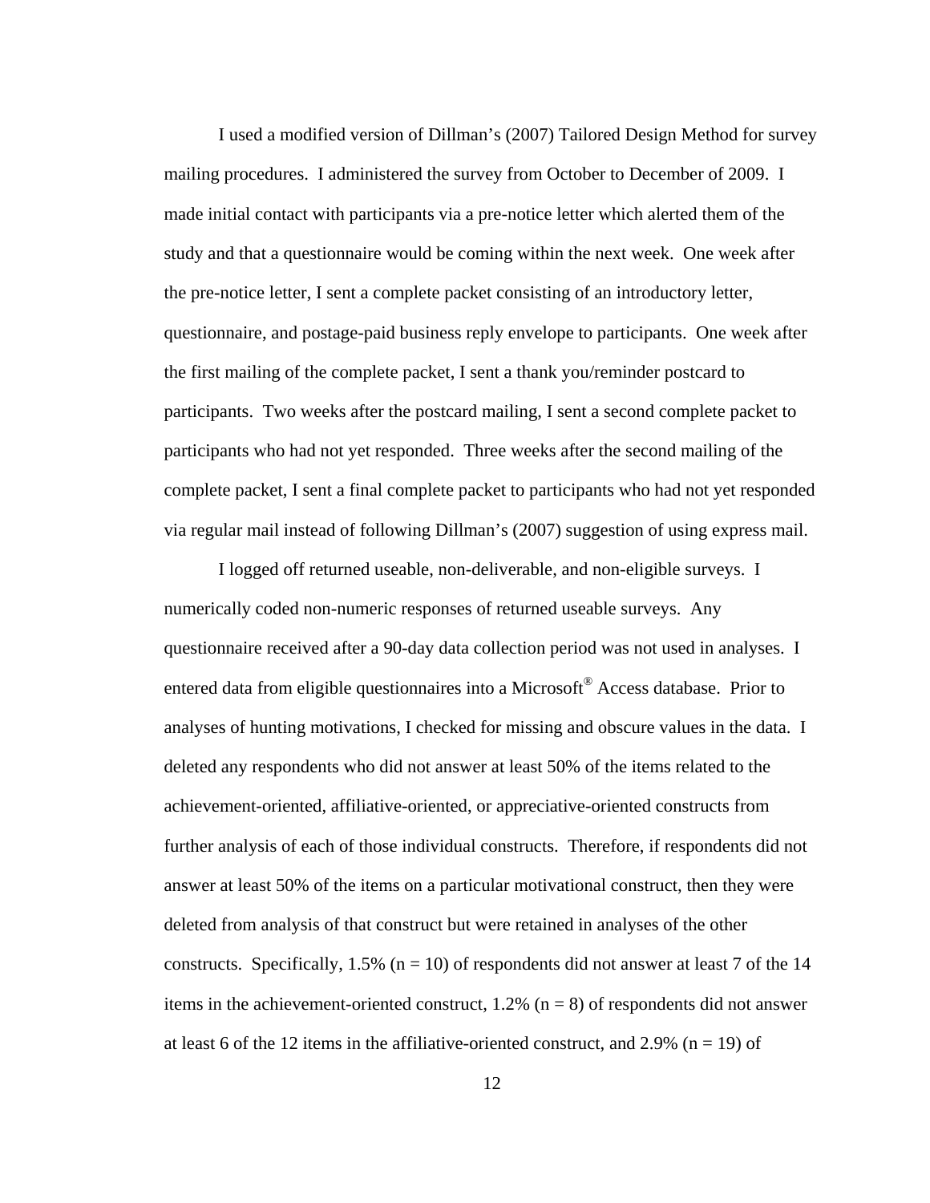I used a modified version of Dillman's (2007) Tailored Design Method for survey mailing procedures. I administered the survey from October to December of 2009. I made initial contact with participants via a pre-notice letter which alerted them of the study and that a questionnaire would be coming within the next week. One week after the pre-notice letter, I sent a complete packet consisting of an introductory letter, questionnaire, and postage-paid business reply envelope to participants. One week after the first mailing of the complete packet, I sent a thank you/reminder postcard to participants. Two weeks after the postcard mailing, I sent a second complete packet to participants who had not yet responded. Three weeks after the second mailing of the complete packet, I sent a final complete packet to participants who had not yet responded via regular mail instead of following Dillman's (2007) suggestion of using express mail.

I logged off returned useable, non-deliverable, and non-eligible surveys. I numerically coded non-numeric responses of returned useable surveys. Any questionnaire received after a 90-day data collection period was not used in analyses. I entered data from eligible questionnaires into a Microsoft® Access database. Prior to analyses of hunting motivations, I checked for missing and obscure values in the data. I deleted any respondents who did not answer at least 50% of the items related to the achievement-oriented, affiliative-oriented, or appreciative-oriented constructs from further analysis of each of those individual constructs. Therefore, if respondents did not answer at least 50% of the items on a particular motivational construct, then they were deleted from analysis of that construct but were retained in analyses of the other constructs. Specifically, 1.5% ($n = 10$) of respondents did not answer at least 7 of the 14 items in the achievement-oriented construct, 1.2% ($n = 8$) of respondents did not answer at least 6 of the 12 items in the affiliative-oriented construct, and 2.9% ($n = 19$) of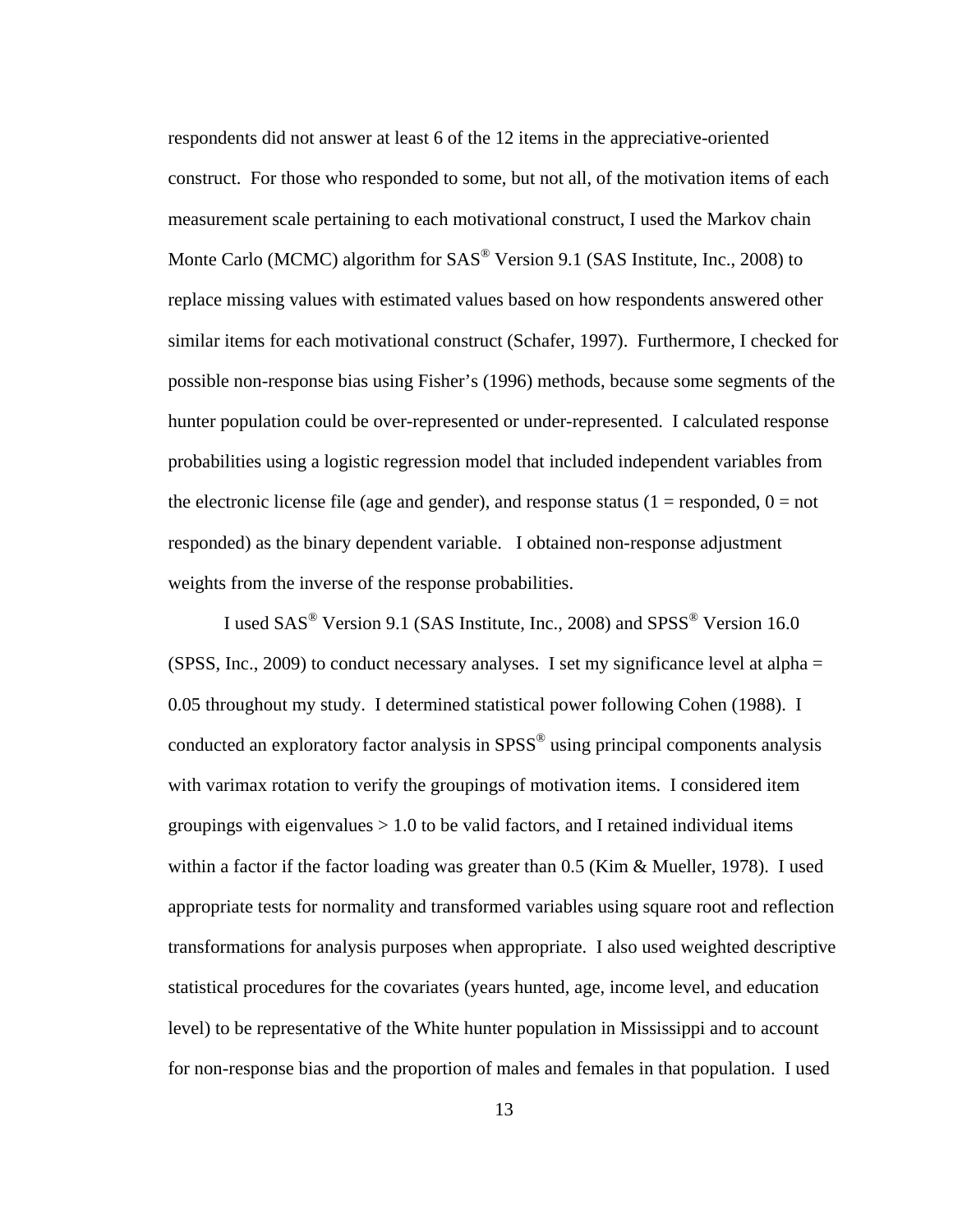respondents did not answer at least 6 of the 12 items in the appreciative-oriented construct. For those who responded to some, but not all, of the motivation items of each measurement scale pertaining to each motivational construct, I used the Markov chain Monte Carlo (MCMC) algorithm for SAS® Version 9.1 (SAS Institute, Inc., 2008) to replace missing values with estimated values based on how respondents answered other similar items for each motivational construct (Schafer, 1997). Furthermore, I checked for possible non-response bias using Fisher's (1996) methods, because some segments of the hunter population could be over-represented or under-represented. I calculated response probabilities using a logistic regression model that included independent variables from the electronic license file (age and gender), and response status (1 = responded, 0 = not responded) as the binary dependent variable. I obtained non-response adjustment weights from the inverse of the response probabilities.

I used SAS® Version 9.1 (SAS Institute, Inc., 2008) and SPSS® Version 16.0 (SPSS, Inc., 2009) to conduct necessary analyses. I set my significance level at alpha = 0.05 throughout my study. I determined statistical power following Cohen (1988). I conducted an exploratory factor analysis in SPSS® using principal components analysis with varimax rotation to verify the groupings of motivation items. I considered item groupings with eigenvalues > 1.0 to be valid factors, and I retained individual items within a factor if the factor loading was greater than 0.5 (Kim & Mueller, 1978). I used appropriate tests for normality and transformed variables using square root and reflection transformations for analysis purposes when appropriate. I also used weighted descriptive statistical procedures for the covariates (years hunted, age, income level, and education level) to be representative of the White hunter population in Mississippi and to account for non-response bias and the proportion of males and females in that population. I used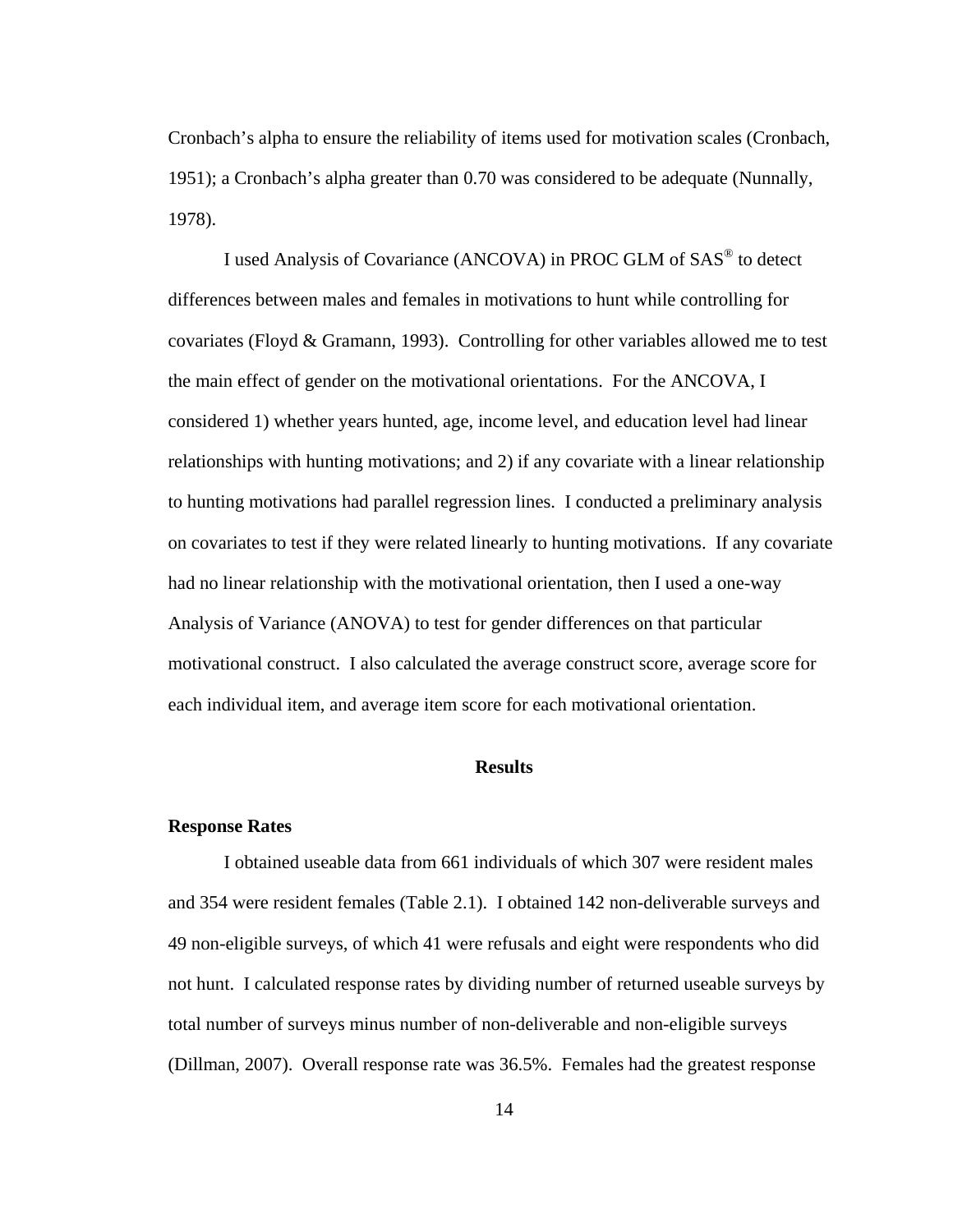Cronbach's alpha to ensure the reliability of items used for motivation scales (Cronbach, 1951); a Cronbach's alpha greater than 0.70 was considered to be adequate (Nunnally, 1978).

I used Analysis of Covariance (ANCOVA) in PROC GLM of SAS® to detect differences between males and females in motivations to hunt while controlling for covariates (Floyd & Gramann, 1993). Controlling for other variables allowed me to test the main effect of gender on the motivational orientations. For the ANCOVA, I considered 1) whether years hunted, age, income level, and education level had linear relationships with hunting motivations; and 2) if any covariate with a linear relationship to hunting motivations had parallel regression lines. I conducted a preliminary analysis on covariates to test if they were related linearly to hunting motivations. If any covariate had no linear relationship with the motivational orientation, then I used a one-way Analysis of Variance (ANOVA) to test for gender differences on that particular motivational construct. I also calculated the average construct score, average score for each individual item, and average item score for each motivational orientation.

## Results

### Response Rates

I obtained useable data from 661 individuals of which 307 were resident males and 354 were resident females (Table 2.1). I obtained 142 non-deliverable surveys and 49 non-eligible surveys, of which 41 were refusals and eight were respondents who did not hunt. I calculated response rates by dividing number of returned useable surveys by total number of surveys minus number of non-deliverable and non-eligible surveys (Dillman, 2007). Overall response rate was 36.5%. Females had the greatest response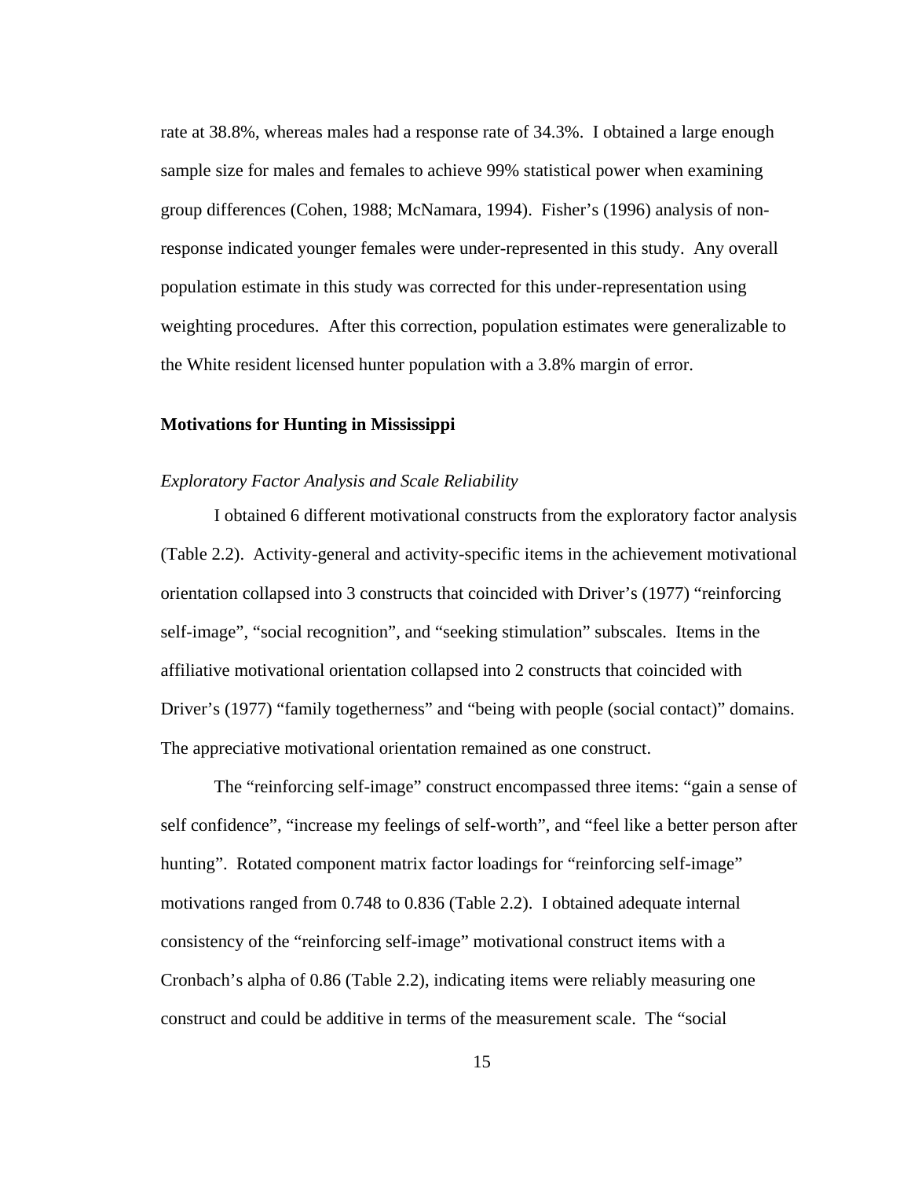rate at 38.8%, whereas males had a response rate of 34.3%. I obtained a large enough sample size for males and females to achieve 99% statistical power when examining group differences (Cohen, 1988; McNamara, 1994). Fisher's (1996) analysis of non-response indicated younger females were under-represented in this study. Any overall population estimate in this study was corrected for this under-representation using weighting procedures. After this correction, population estimates were generalizable to the White resident licensed hunter population with a 3.8% margin of error.

## Motivations for Hunting in Mississippi

### *Exploratory Factor Analysis and Scale Reliability*

I obtained 6 different motivational constructs from the exploratory factor analysis (Table 2.2). Activity-general and activity-specific items in the achievement motivational orientation collapsed into 3 constructs that coincided with Driver's (1977) "reinforcing self-image", "social recognition", and "seeking stimulation" subscales. Items in the affiliative motivational orientation collapsed into 2 constructs that coincided with Driver's (1977) "family togetherness" and "being with people (social contact)" domains. The appreciative motivational orientation remained as one construct.

The "reinforcing self-image" construct encompassed three items: "gain a sense of self confidence", "increase my feelings of self-worth", and "feel like a better person after hunting". Rotated component matrix factor loadings for "reinforcing self-image" motivations ranged from 0.748 to 0.836 (Table 2.2). I obtained adequate internal consistency of the "reinforcing self-image" motivational construct items with a Cronbach's alpha of 0.86 (Table 2.2), indicating items were reliably measuring one construct and could be additive in terms of the measurement scale. The "social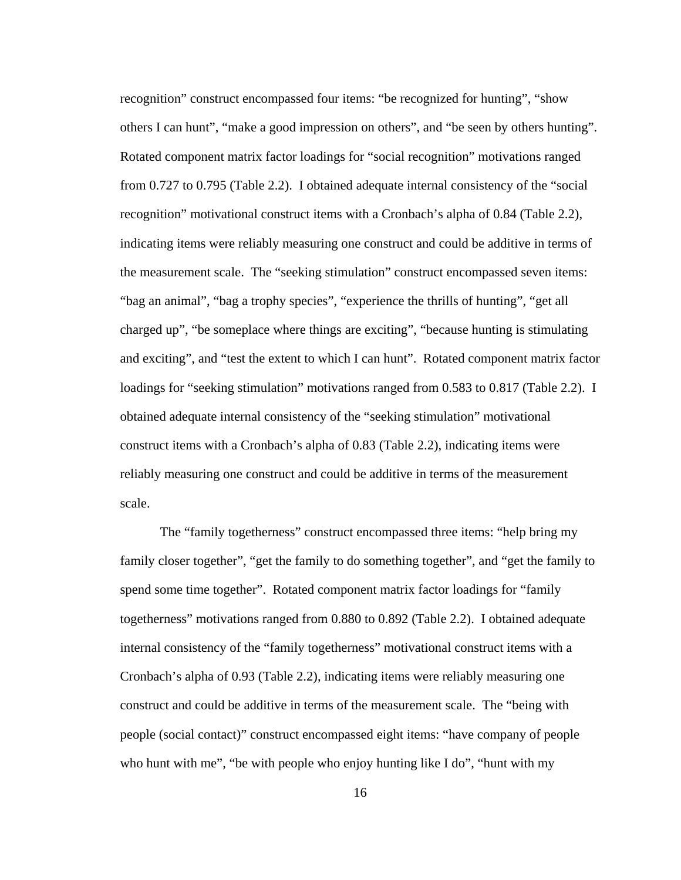recognition" construct encompassed four items: "be recognized for hunting", "show others I can hunt", "make a good impression on others", and "be seen by others hunting". Rotated component matrix factor loadings for "social recognition" motivations ranged from 0.727 to 0.795 (Table 2.2). I obtained adequate internal consistency of the "social recognition" motivational construct items with a Cronbach's alpha of 0.84 (Table 2.2), indicating items were reliably measuring one construct and could be additive in terms of the measurement scale. The "seeking stimulation" construct encompassed seven items: "bag an animal", "bag a trophy species", "experience the thrills of hunting", "get all charged up", "be someplace where things are exciting", "because hunting is stimulating and exciting", and "test the extent to which I can hunt". Rotated component matrix factor loadings for "seeking stimulation" motivations ranged from 0.583 to 0.817 (Table 2.2). I obtained adequate internal consistency of the "seeking stimulation" motivational construct items with a Cronbach's alpha of 0.83 (Table 2.2), indicating items were reliably measuring one construct and could be additive in terms of the measurement scale.

The "family togetherness" construct encompassed three items: "help bring my family closer together", "get the family to do something together", and "get the family to spend some time together". Rotated component matrix factor loadings for "family togetherness" motivations ranged from 0.880 to 0.892 (Table 2.2). I obtained adequate internal consistency of the "family togetherness" motivational construct items with a Cronbach's alpha of 0.93 (Table 2.2), indicating items were reliably measuring one construct and could be additive in terms of the measurement scale. The "being with people (social contact)" construct encompassed eight items: "have company of people who hunt with me", "be with people who enjoy hunting like I do", "hunt with my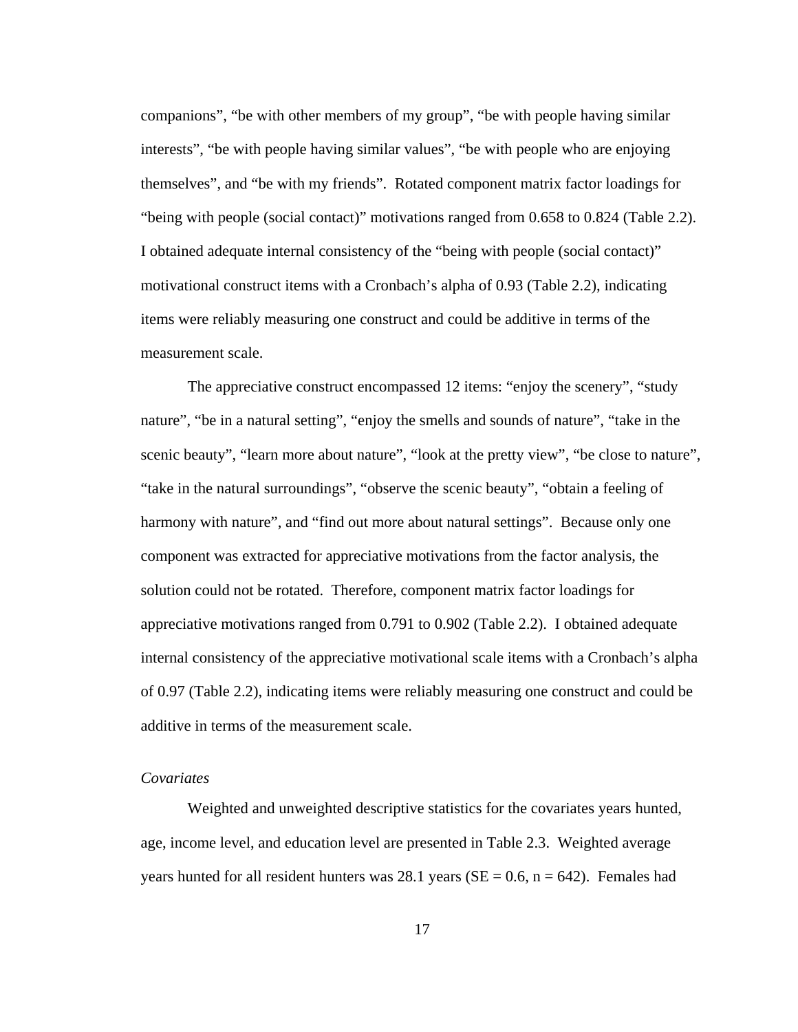companions", "be with other members of my group", "be with people having similar interests", "be with people having similar values", "be with people who are enjoying themselves", and "be with my friends". Rotated component matrix factor loadings for "being with people (social contact)" motivations ranged from 0.658 to 0.824 (Table 2.2). I obtained adequate internal consistency of the "being with people (social contact)" motivational construct items with a Cronbach's alpha of 0.93 (Table 2.2), indicating items were reliably measuring one construct and could be additive in terms of the measurement scale.

The appreciative construct encompassed 12 items: "enjoy the scenery", "study nature", "be in a natural setting", "enjoy the smells and sounds of nature", "take in the scenic beauty", "learn more about nature", "look at the pretty view", "be close to nature", "take in the natural surroundings", "observe the scenic beauty", "obtain a feeling of harmony with nature", and "find out more about natural settings". Because only one component was extracted for appreciative motivations from the factor analysis, the solution could not be rotated. Therefore, component matrix factor loadings for appreciative motivations ranged from 0.791 to 0.902 (Table 2.2). I obtained adequate internal consistency of the appreciative motivational scale items with a Cronbach's alpha of 0.97 (Table 2.2), indicating items were reliably measuring one construct and could be additive in terms of the measurement scale.

*Covariates*

Weighted and unweighted descriptive statistics for the covariates years hunted, age, income level, and education level are presented in Table 2.3. Weighted average years hunted for all resident hunters was 28.1 years (SE = 0.6, n = 642). Females had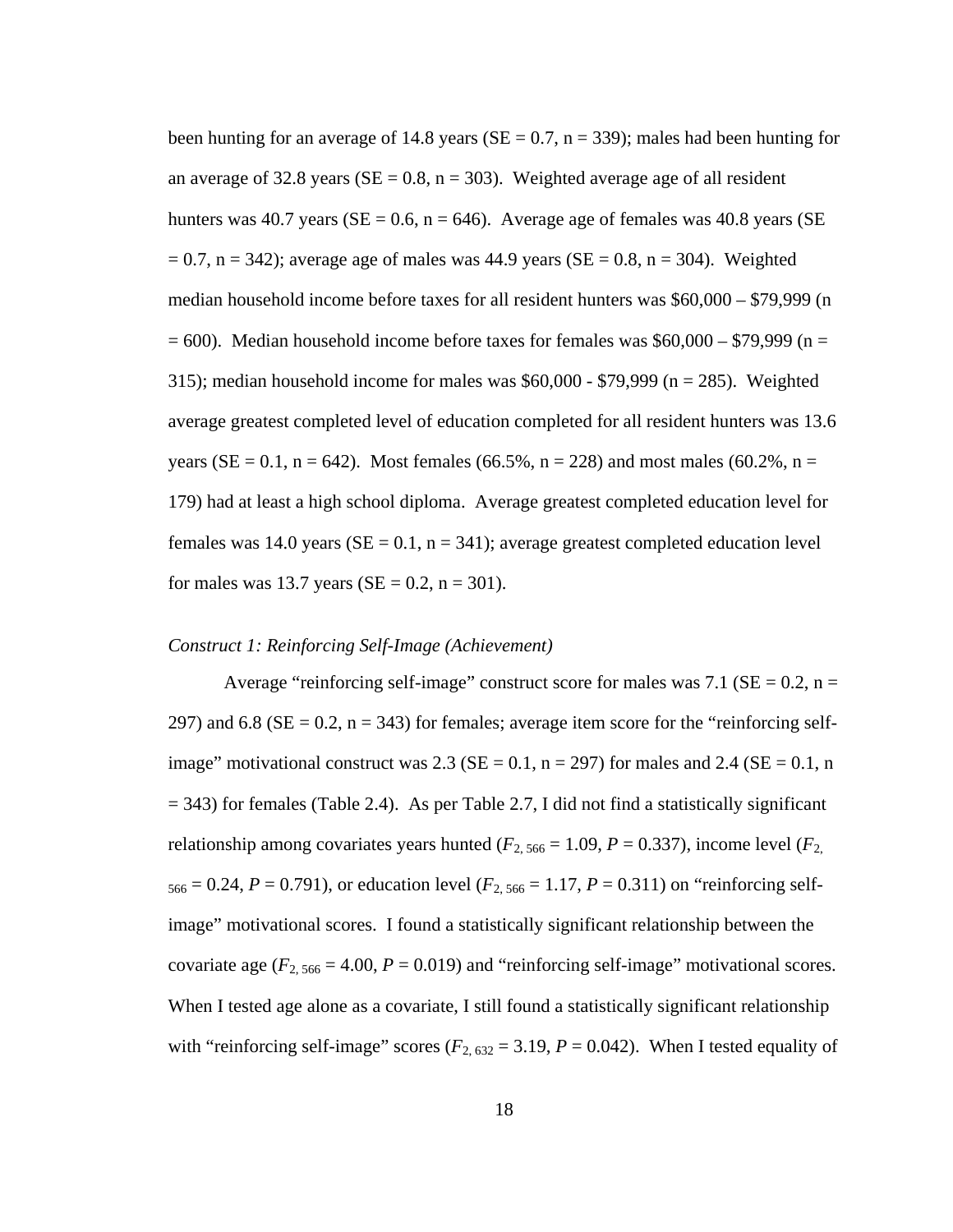been hunting for an average of 14.8 years (SE = 0.7, n = 339); males had been hunting for an average of 32.8 years (SE = 0.8, n = 303). Weighted average age of all resident hunters was 40.7 years (SE = 0.6, n = 646). Average age of females was 40.8 years (SE = 0.7, n = 342); average age of males was 44.9 years (SE = 0.8, n = 304). Weighted median household income before taxes for all resident hunters was $60,000 – $79,999 (n = 600). Median household income before taxes for females was $60,000 – $79,999 (n = 315); median household income for males was $60,000 - $79,999 (n = 285). Weighted average greatest completed level of education completed for all resident hunters was 13.6 years (SE = 0.1, n = 642). Most females (66.5%, n = 228) and most males (60.2%, n = 179) had at least a high school diploma. Average greatest completed education level for females was 14.0 years (SE = 0.1, n = 341); average greatest completed education level for males was 13.7 years (SE = 0.2, n = 301).

*Construct 1: Reinforcing Self-Image (Achievement)*

Average "reinforcing self-image" construct score for males was 7.1 (SE = 0.2, n = 297) and 6.8 (SE = 0.2, n = 343) for females; average item score for the "reinforcing self-image" motivational construct was 2.3 (SE = 0.1, n = 297) for males and 2.4 (SE = 0.1, n = 343) for females (Table 2.4). As per Table 2.7, I did not find a statistically significant relationship among covariates years hunted ($F_{2, 566} = 1.09$, $P = 0.337$), income level ($F_{2, 566} = 0.24$, $P = 0.791$), or education level ($F_{2, 566} = 1.17$, $P = 0.311$) on "reinforcing self-image" motivational scores. I found a statistically significant relationship between the covariate age ($F_{2, 566} = 4.00$, $P = 0.019$) and "reinforcing self-image" motivational scores. When I tested age alone as a covariate, I still found a statistically significant relationship with "reinforcing self-image" scores ($F_{2, 632} = 3.19$, $P = 0.042$). When I tested equality of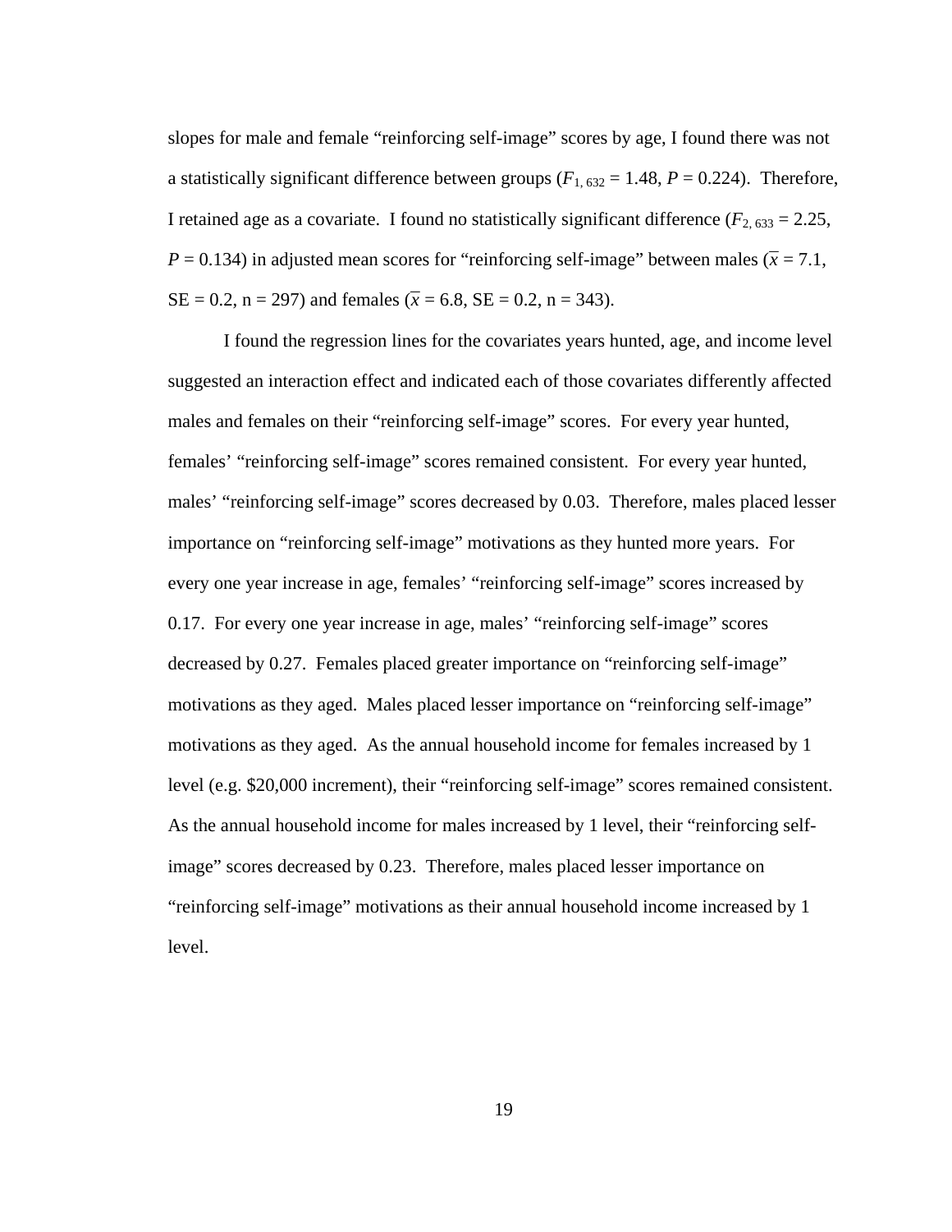slopes for male and female "reinforcing self-image" scores by age, I found there was not a statistically significant difference between groups ($F_{1,\,632} = 1.48$, $P = 0.224$). Therefore, I retained age as a covariate. I found no statistically significant difference ($F_{2,\,633} = 2.25$, $P = 0.134$) in adjusted mean scores for "reinforcing self-image" between males ($\bar{x} = 7.1$, SE = 0.2, n = 297) and females ($\bar{x} = 6.8$, SE = 0.2, n = 343).

I found the regression lines for the covariates years hunted, age, and income level suggested an interaction effect and indicated each of those covariates differently affected males and females on their "reinforcing self-image" scores. For every year hunted, females' "reinforcing self-image" scores remained consistent. For every year hunted, males' "reinforcing self-image" scores decreased by 0.03. Therefore, males placed lesser importance on "reinforcing self-image" motivations as they hunted more years. For every one year increase in age, females' "reinforcing self-image" scores increased by 0.17. For every one year increase in age, males' "reinforcing self-image" scores decreased by 0.27. Females placed greater importance on "reinforcing self-image" motivations as they aged. Males placed lesser importance on "reinforcing self-image" motivations as they aged. As the annual household income for females increased by 1 level (e.g. $20,000 increment), their "reinforcing self-image" scores remained consistent. As the annual household income for males increased by 1 level, their "reinforcing self-image" scores decreased by 0.23. Therefore, males placed lesser importance on "reinforcing self-image" motivations as their annual household income increased by 1 level.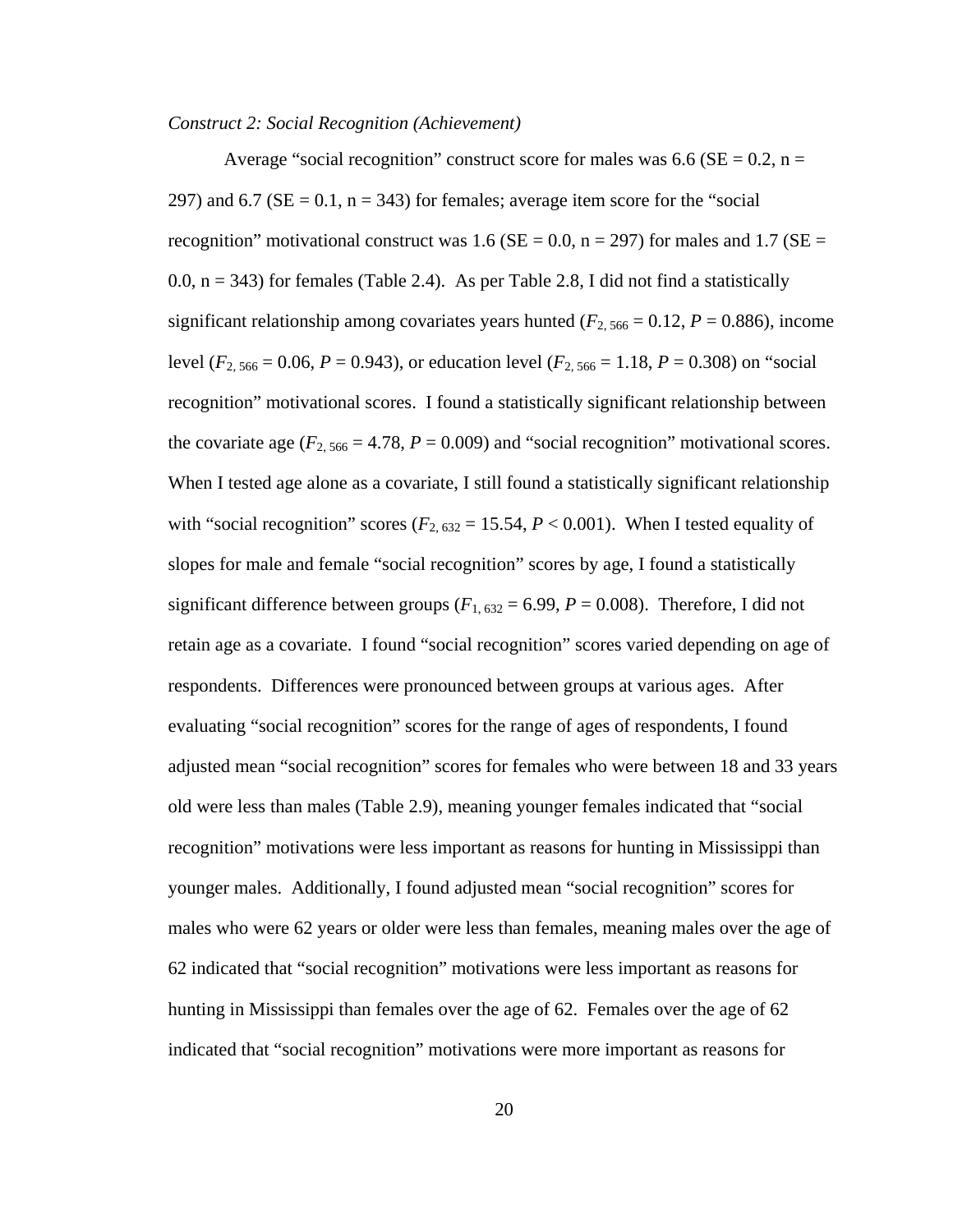*Construct 2: Social Recognition (Achievement)*

Average “social recognition” construct score for males was 6.6 (SE = 0.2, n = 297) and 6.7 (SE = 0.1, n = 343) for females; average item score for the “social recognition” motivational construct was 1.6 (SE = 0.0, n = 297) for males and 1.7 (SE = 0.0, n = 343) for females (Table 2.4). As per Table 2.8, I did not find a statistically significant relationship among covariates years hunted ($F_{2, 566} = 0.12$, $P = 0.886$), income level ($F_{2, 566} = 0.06$, $P = 0.943$), or education level ($F_{2, 566} = 1.18$, $P = 0.308$) on “social recognition” motivational scores. I found a statistically significant relationship between the covariate age ($F_{2, 566} = 4.78$, $P = 0.009$) and “social recognition” motivational scores. When I tested age alone as a covariate, I still found a statistically significant relationship with “social recognition” scores ($F_{2, 632} = 15.54$, $P < 0.001$). When I tested equality of slopes for male and female “social recognition” scores by age, I found a statistically significant difference between groups ($F_{1, 632} = 6.99$, $P = 0.008$). Therefore, I did not retain age as a covariate. I found “social recognition” scores varied depending on age of respondents. Differences were pronounced between groups at various ages. After evaluating “social recognition” scores for the range of ages of respondents, I found adjusted mean “social recognition” scores for females who were between 18 and 33 years old were less than males (Table 2.9), meaning younger females indicated that “social recognition” motivations were less important as reasons for hunting in Mississippi than younger males. Additionally, I found adjusted mean “social recognition” scores for males who were 62 years or older were less than females, meaning males over the age of 62 indicated that “social recognition” motivations were less important as reasons for hunting in Mississippi than females over the age of 62. Females over the age of 62 indicated that “social recognition” motivations were more important as reasons for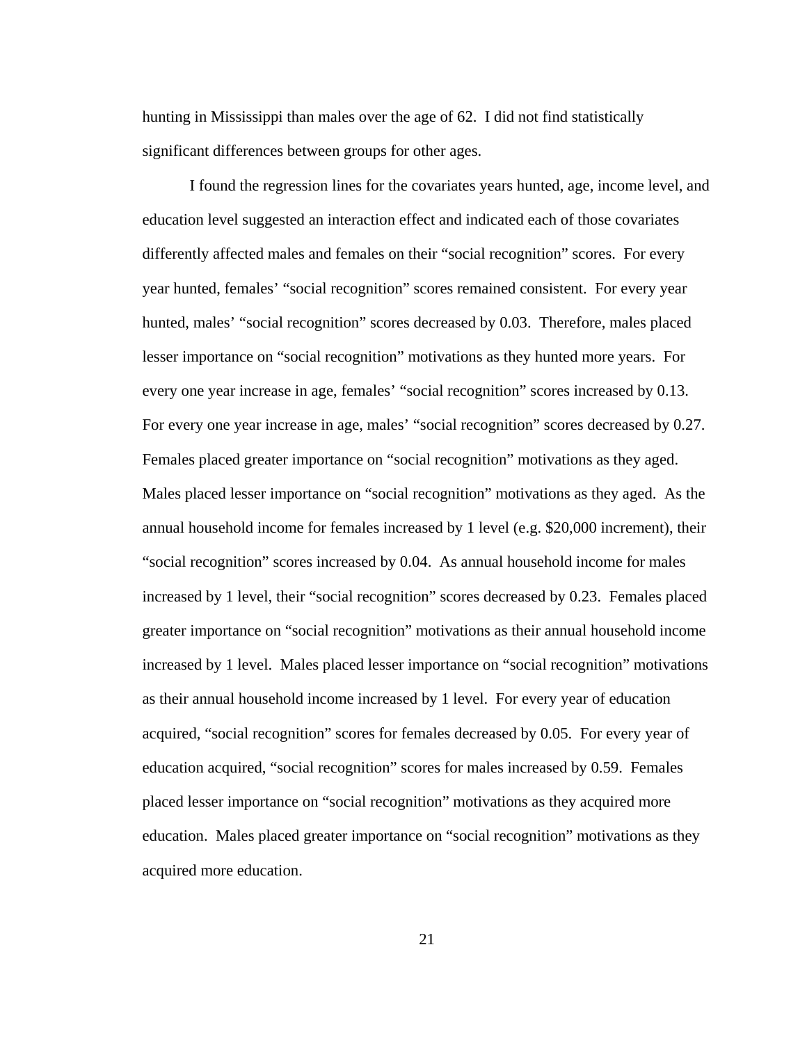hunting in Mississippi than males over the age of 62. I did not find statistically significant differences between groups for other ages.

I found the regression lines for the covariates years hunted, age, income level, and education level suggested an interaction effect and indicated each of those covariates differently affected males and females on their “social recognition” scores. For every year hunted, females’ “social recognition” scores remained consistent. For every year hunted, males’ “social recognition” scores decreased by 0.03. Therefore, males placed lesser importance on “social recognition” motivations as they hunted more years. For every one year increase in age, females’ “social recognition” scores increased by 0.13. For every one year increase in age, males’ “social recognition” scores decreased by 0.27. Females placed greater importance on “social recognition” motivations as they aged. Males placed lesser importance on “social recognition” motivations as they aged. As the annual household income for females increased by 1 level (e.g. $20,000 increment), their “social recognition” scores increased by 0.04. As annual household income for males increased by 1 level, their “social recognition” scores decreased by 0.23. Females placed greater importance on “social recognition” motivations as their annual household income increased by 1 level. Males placed lesser importance on “social recognition” motivations as their annual household income increased by 1 level. For every year of education acquired, “social recognition” scores for females decreased by 0.05. For every year of education acquired, “social recognition” scores for males increased by 0.59. Females placed lesser importance on “social recognition” motivations as they acquired more education. Males placed greater importance on “social recognition” motivations as they acquired more education.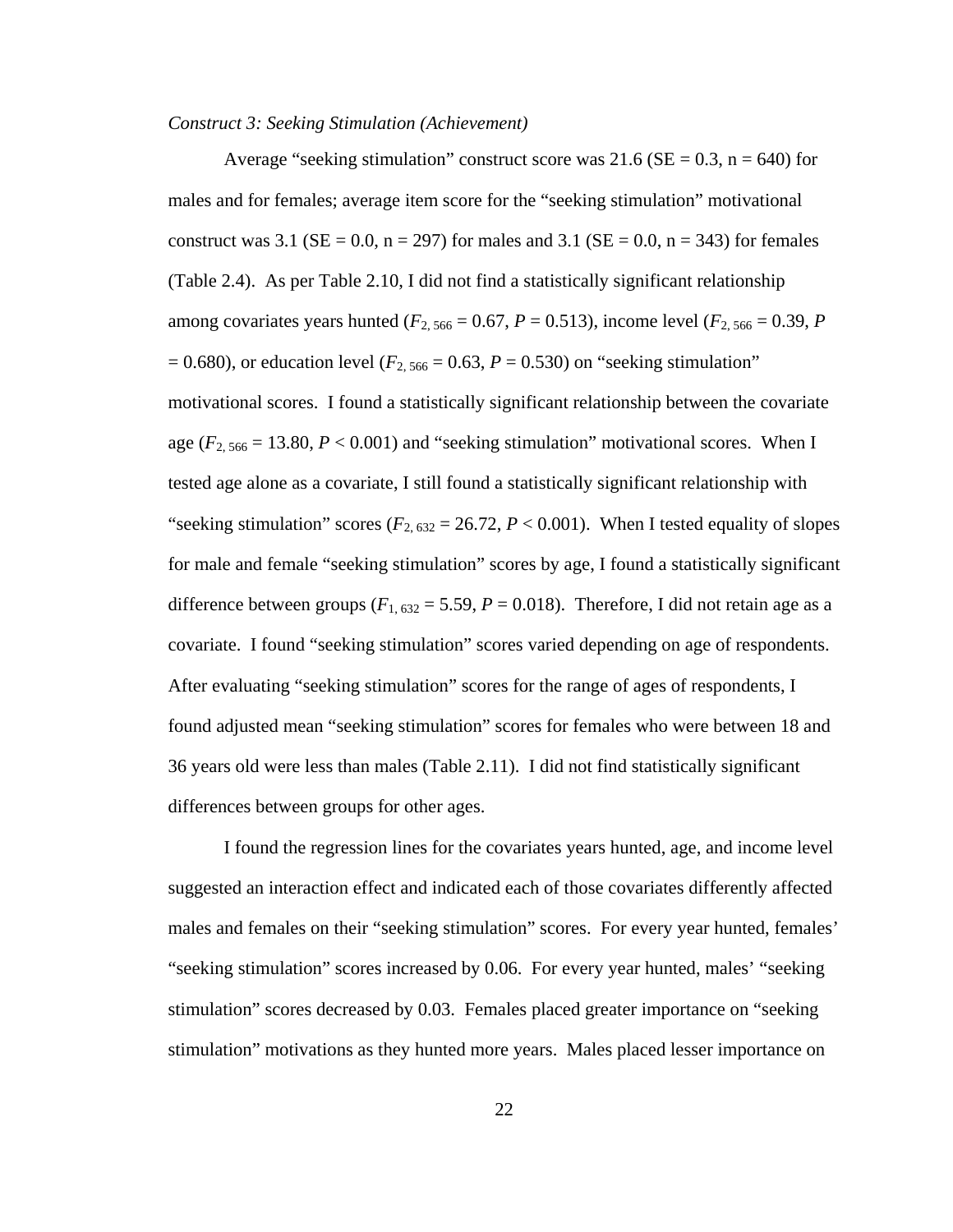*Construct 3: Seeking Stimulation (Achievement)*

Average “seeking stimulation” construct score was 21.6 (SE = 0.3, n = 640) for males and for females; average item score for the “seeking stimulation” motivational construct was 3.1 (SE = 0.0, n = 297) for males and 3.1 (SE = 0.0, n = 343) for females (Table 2.4). As per Table 2.10, I did not find a statistically significant relationship among covariates years hunted ($F_{2, 566} = 0.67$, $P = 0.513$), income level ($F_{2, 566} = 0.39$, $P = 0.680$), or education level ($F_{2, 566} = 0.63$, $P = 0.530$) on “seeking stimulation” motivational scores. I found a statistically significant relationship between the covariate age ($F_{2, 566} = 13.80$, $P < 0.001$) and “seeking stimulation” motivational scores. When I tested age alone as a covariate, I still found a statistically significant relationship with “seeking stimulation” scores ($F_{2, 632} = 26.72$, $P < 0.001$). When I tested equality of slopes for male and female “seeking stimulation” scores by age, I found a statistically significant difference between groups ($F_{1, 632} = 5.59$, $P = 0.018$). Therefore, I did not retain age as a covariate. I found “seeking stimulation” scores varied depending on age of respondents. After evaluating “seeking stimulation” scores for the range of ages of respondents, I found adjusted mean “seeking stimulation” scores for females who were between 18 and 36 years old were less than males (Table 2.11). I did not find statistically significant differences between groups for other ages.

I found the regression lines for the covariates years hunted, age, and income level suggested an interaction effect and indicated each of those covariates differently affected males and females on their “seeking stimulation” scores. For every year hunted, females’ “seeking stimulation” scores increased by 0.06. For every year hunted, males’ “seeking stimulation” scores decreased by 0.03. Females placed greater importance on “seeking stimulation” motivations as they hunted more years. Males placed lesser importance on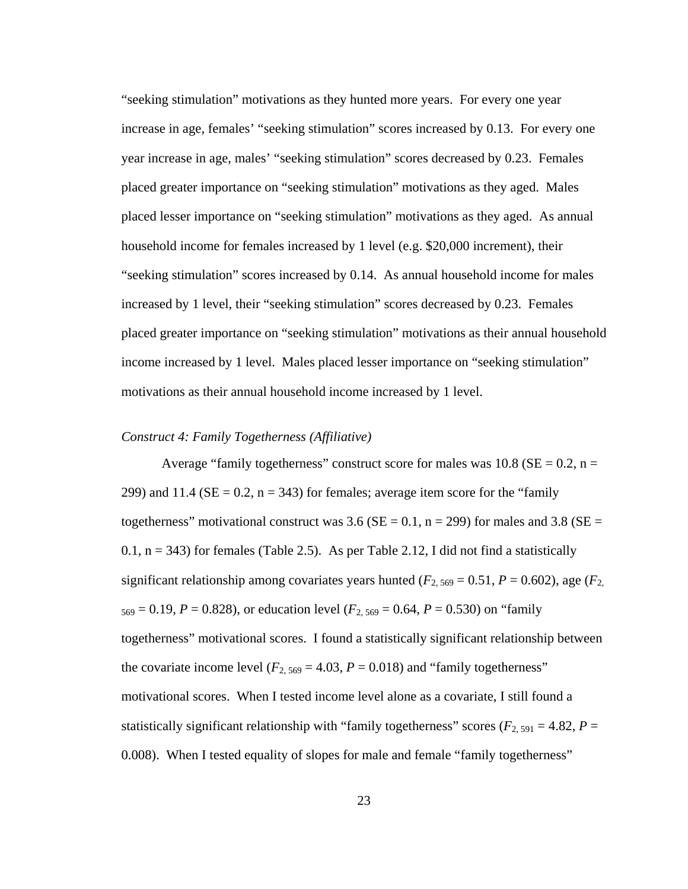"seeking stimulation" motivations as they hunted more years. For every one year increase in age, females' "seeking stimulation" scores increased by 0.13. For every one year increase in age, males' "seeking stimulation" scores decreased by 0.23. Females placed greater importance on "seeking stimulation" motivations as they aged. Males placed lesser importance on "seeking stimulation" motivations as they aged. As annual household income for females increased by 1 level (e.g. $20,000 increment), their "seeking stimulation" scores increased by 0.14. As annual household income for males increased by 1 level, their "seeking stimulation" scores decreased by 0.23. Females placed greater importance on "seeking stimulation" motivations as their annual household income increased by 1 level. Males placed lesser importance on "seeking stimulation" motivations as their annual household income increased by 1 level.

*Construct 4: Family Togetherness (Affiliative)*

Average "family togetherness" construct score for males was 10.8 (SE = 0.2, n = 299) and 11.4 (SE = 0.2, n = 343) for females; average item score for the "family togetherness" motivational construct was 3.6 (SE = 0.1, n = 299) for males and 3.8 (SE = 0.1, n = 343) for females (Table 2.5). As per Table 2.12, I did not find a statistically significant relationship among covariates years hunted ($F_{2,\,569} = 0.51$, $P = 0.602$), age ($F_{2,\,569} = 0.19$, $P = 0.828$), or education level ($F_{2,\,569} = 0.64$, $P = 0.530$) on "family togetherness" motivational scores. I found a statistically significant relationship between the covariate income level ($F_{2,\,569} = 4.03$, $P = 0.018$) and "family togetherness" motivational scores. When I tested income level alone as a covariate, I still found a statistically significant relationship with "family togetherness" scores ($F_{2,\,591} = 4.82$, $P = 0.008$). When I tested equality of slopes for male and female "family togetherness"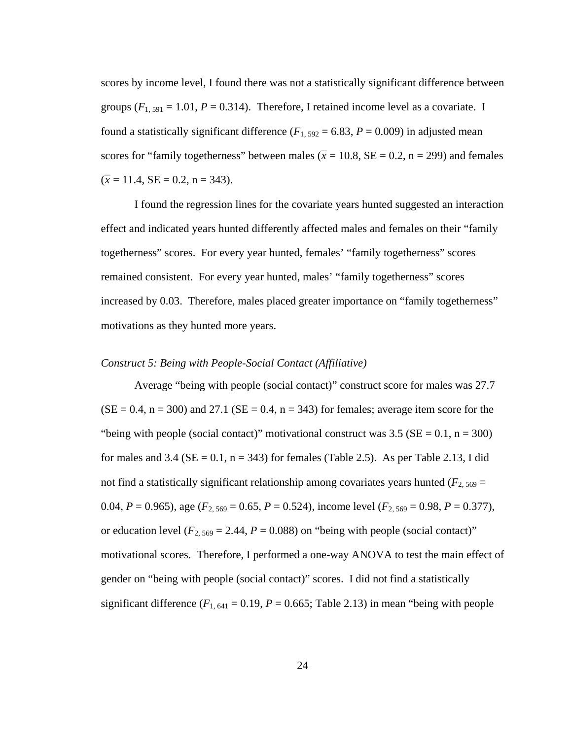scores by income level, I found there was not a statistically significant difference between groups ($F_{1, 591}$ = 1.01, $P$ = 0.314). Therefore, I retained income level as a covariate. I found a statistically significant difference ($F_{1, 592}$ = 6.83, $P$ = 0.009) in adjusted mean scores for "family togetherness" between males ($\bar{x}$ = 10.8, SE = 0.2, n = 299) and females ($\bar{x}$ = 11.4, SE = 0.2, n = 343).

I found the regression lines for the covariate years hunted suggested an interaction effect and indicated years hunted differently affected males and females on their "family togetherness" scores. For every year hunted, females' "family togetherness" scores remained consistent. For every year hunted, males' "family togetherness" scores increased by 0.03. Therefore, males placed greater importance on "family togetherness" motivations as they hunted more years.

*Construct 5: Being with People-Social Contact (Affiliative)*

Average "being with people (social contact)" construct score for males was 27.7 (SE = 0.4, n = 300) and 27.1 (SE = 0.4, n = 343) for females; average item score for the "being with people (social contact)" motivational construct was 3.5 (SE = 0.1, n = 300) for males and 3.4 (SE = 0.1, n = 343) for females (Table 2.5). As per Table 2.13, I did not find a statistically significant relationship among covariates years hunted ($F_{2, 569}$ = 0.04, $P$ = 0.965), age ($F_{2, 569}$ = 0.65, $P$ = 0.524), income level ($F_{2, 569}$ = 0.98, $P$ = 0.377), or education level ($F_{2, 569}$ = 2.44, $P$ = 0.088) on "being with people (social contact)" motivational scores. Therefore, I performed a one-way ANOVA to test the main effect of gender on "being with people (social contact)" scores. I did not find a statistically significant difference ($F_{1, 641}$ = 0.19, $P$ = 0.665; Table 2.13) in mean "being with people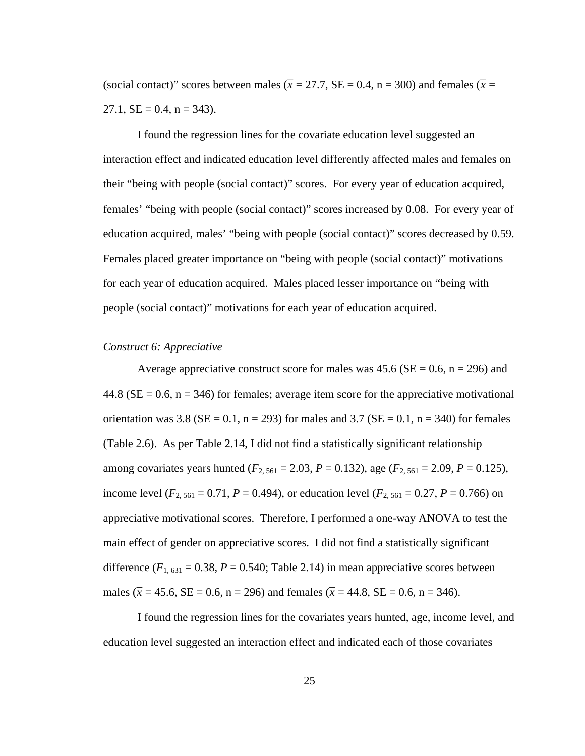(social contact)" scores between males ($\bar{x}$ = 27.7, SE = 0.4, n = 300) and females ($\bar{x}$ = 27.1, SE = 0.4, n = 343).

I found the regression lines for the covariate education level suggested an interaction effect and indicated education level differently affected males and females on their "being with people (social contact)" scores. For every year of education acquired, females' "being with people (social contact)" scores increased by 0.08. For every year of education acquired, males' "being with people (social contact)" scores decreased by 0.59. Females placed greater importance on "being with people (social contact)" motivations for each year of education acquired. Males placed lesser importance on "being with people (social contact)" motivations for each year of education acquired.

*Construct 6: Appreciative*

Average appreciative construct score for males was 45.6 (SE = 0.6, n = 296) and 44.8 (SE = 0.6, n = 346) for females; average item score for the appreciative motivational orientation was 3.8 (SE = 0.1, n = 293) for males and 3.7 (SE = 0.1, n = 340) for females (Table 2.6). As per Table 2.14, I did not find a statistically significant relationship among covariates years hunted ($F_{2, 561}$ = 2.03, $P$ = 0.132), age ($F_{2, 561}$ = 2.09, $P$ = 0.125), income level ($F_{2, 561}$ = 0.71, $P$ = 0.494), or education level ($F_{2, 561}$ = 0.27, $P$ = 0.766) on appreciative motivational scores. Therefore, I performed a one-way ANOVA to test the main effect of gender on appreciative scores. I did not find a statistically significant difference ($F_{1, 631}$ = 0.38, $P$ = 0.540; Table 2.14) in mean appreciative scores between males ($\bar{x}$ = 45.6, SE = 0.6, n = 296) and females ($\bar{x}$ = 44.8, SE = 0.6, n = 346).

I found the regression lines for the covariates years hunted, age, income level, and education level suggested an interaction effect and indicated each of those covariates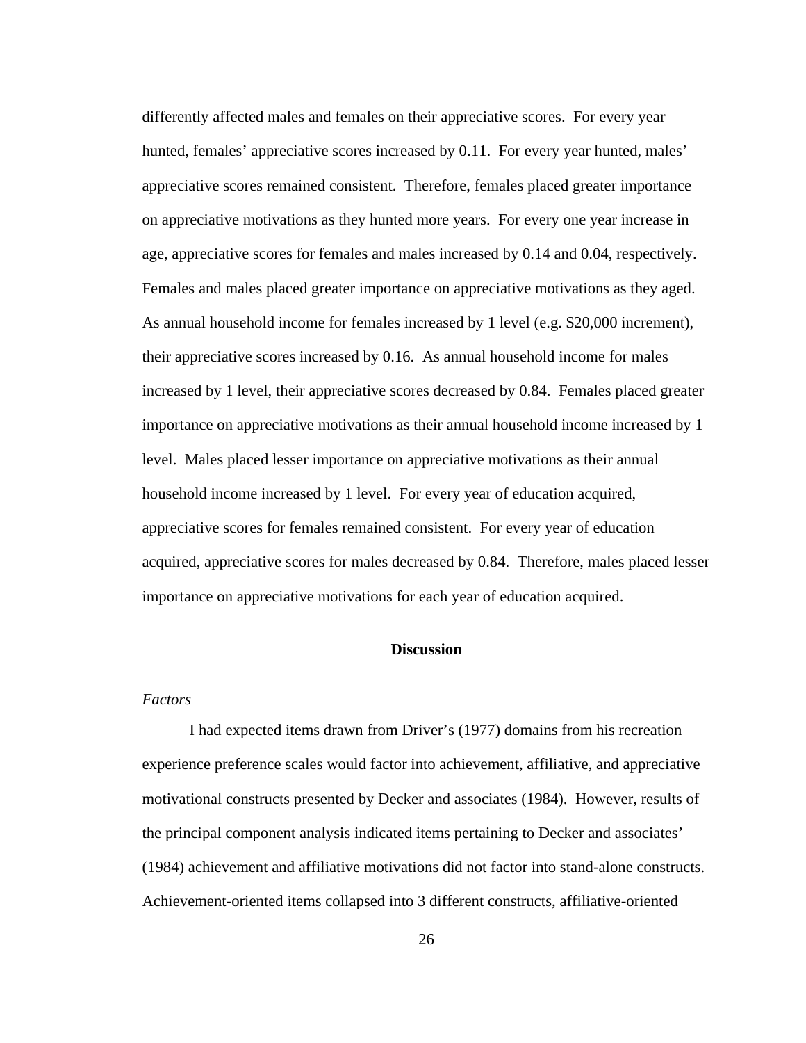differently affected males and females on their appreciative scores. For every year hunted, females' appreciative scores increased by 0.11. For every year hunted, males' appreciative scores remained consistent. Therefore, females placed greater importance on appreciative motivations as they hunted more years. For every one year increase in age, appreciative scores for females and males increased by 0.14 and 0.04, respectively. Females and males placed greater importance on appreciative motivations as they aged. As annual household income for females increased by 1 level (e.g. $20,000 increment), their appreciative scores increased by 0.16. As annual household income for males increased by 1 level, their appreciative scores decreased by 0.84. Females placed greater importance on appreciative motivations as their annual household income increased by 1 level. Males placed lesser importance on appreciative motivations as their annual household income increased by 1 level. For every year of education acquired, appreciative scores for females remained consistent. For every year of education acquired, appreciative scores for males decreased by 0.84. Therefore, males placed lesser importance on appreciative motivations for each year of education acquired.

## Discussion

### *Factors*

I had expected items drawn from Driver's (1977) domains from his recreation experience preference scales would factor into achievement, affiliative, and appreciative motivational constructs presented by Decker and associates (1984). However, results of the principal component analysis indicated items pertaining to Decker and associates' (1984) achievement and affiliative motivations did not factor into stand-alone constructs. Achievement-oriented items collapsed into 3 different constructs, affiliative-oriented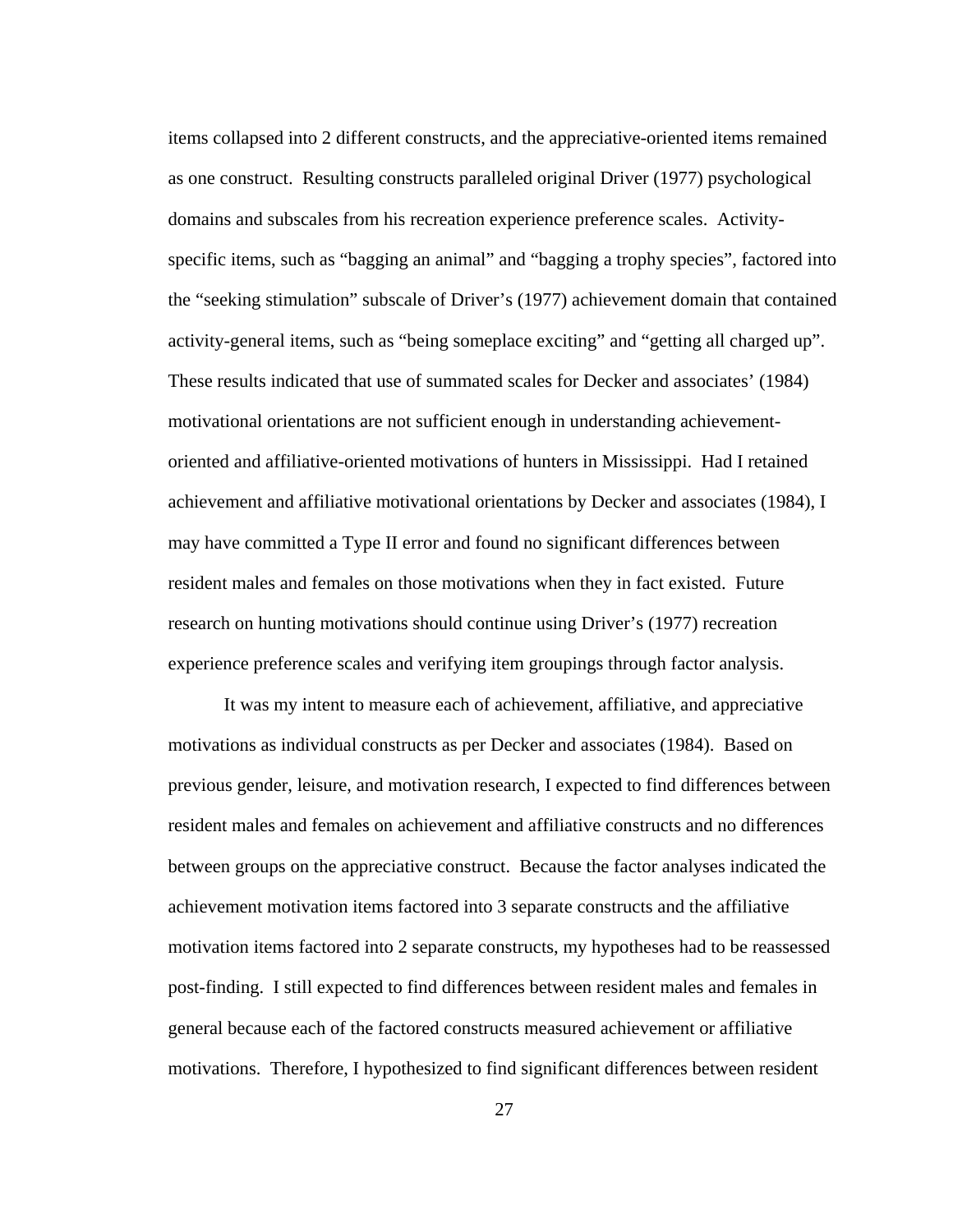items collapsed into 2 different constructs, and the appreciative-oriented items remained as one construct. Resulting constructs paralleled original Driver (1977) psychological domains and subscales from his recreation experience preference scales. Activity-specific items, such as "bagging an animal" and "bagging a trophy species", factored into the "seeking stimulation" subscale of Driver's (1977) achievement domain that contained activity-general items, such as "being someplace exciting" and "getting all charged up". These results indicated that use of summated scales for Decker and associates' (1984) motivational orientations are not sufficient enough in understanding achievement-oriented and affiliative-oriented motivations of hunters in Mississippi. Had I retained achievement and affiliative motivational orientations by Decker and associates (1984), I may have committed a Type II error and found no significant differences between resident males and females on those motivations when they in fact existed. Future research on hunting motivations should continue using Driver's (1977) recreation experience preference scales and verifying item groupings through factor analysis.

It was my intent to measure each of achievement, affiliative, and appreciative motivations as individual constructs as per Decker and associates (1984). Based on previous gender, leisure, and motivation research, I expected to find differences between resident males and females on achievement and affiliative constructs and no differences between groups on the appreciative construct. Because the factor analyses indicated the achievement motivation items factored into 3 separate constructs and the affiliative motivation items factored into 2 separate constructs, my hypotheses had to be reassessed post-finding. I still expected to find differences between resident males and females in general because each of the factored constructs measured achievement or affiliative motivations. Therefore, I hypothesized to find significant differences between resident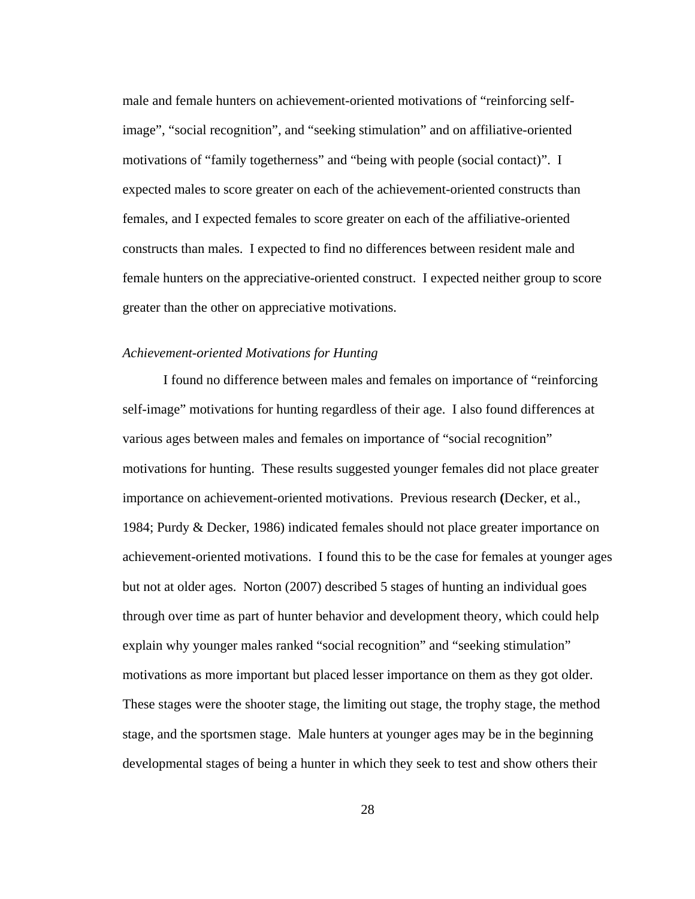male and female hunters on achievement-oriented motivations of "reinforcing self-image", "social recognition", and "seeking stimulation" and on affiliative-oriented motivations of "family togetherness" and "being with people (social contact)". I expected males to score greater on each of the achievement-oriented constructs than females, and I expected females to score greater on each of the affiliative-oriented constructs than males. I expected to find no differences between resident male and female hunters on the appreciative-oriented construct. I expected neither group to score greater than the other on appreciative motivations.

*Achievement-oriented Motivations for Hunting*

I found no difference between males and females on importance of "reinforcing self-image" motivations for hunting regardless of their age. I also found differences at various ages between males and females on importance of "social recognition" motivations for hunting. These results suggested younger females did not place greater importance on achievement-oriented motivations. Previous research **(**Decker, et al., 1984; Purdy & Decker, 1986) indicated females should not place greater importance on achievement-oriented motivations. I found this to be the case for females at younger ages but not at older ages. Norton (2007) described 5 stages of hunting an individual goes through over time as part of hunter behavior and development theory, which could help explain why younger males ranked "social recognition" and "seeking stimulation" motivations as more important but placed lesser importance on them as they got older. These stages were the shooter stage, the limiting out stage, the trophy stage, the method stage, and the sportsmen stage. Male hunters at younger ages may be in the beginning developmental stages of being a hunter in which they seek to test and show others their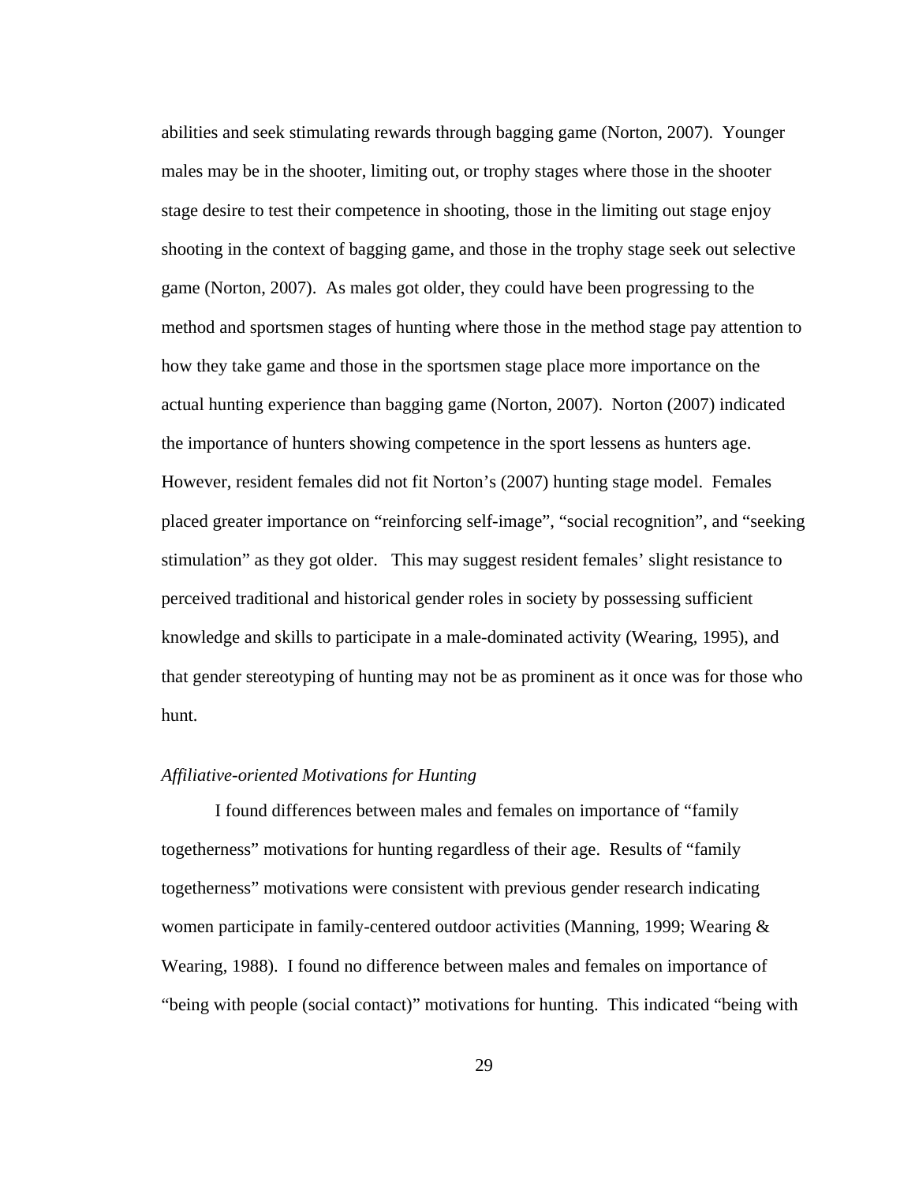abilities and seek stimulating rewards through bagging game (Norton, 2007). Younger males may be in the shooter, limiting out, or trophy stages where those in the shooter stage desire to test their competence in shooting, those in the limiting out stage enjoy shooting in the context of bagging game, and those in the trophy stage seek out selective game (Norton, 2007). As males got older, they could have been progressing to the method and sportsmen stages of hunting where those in the method stage pay attention to how they take game and those in the sportsmen stage place more importance on the actual hunting experience than bagging game (Norton, 2007). Norton (2007) indicated the importance of hunters showing competence in the sport lessens as hunters age. However, resident females did not fit Norton's (2007) hunting stage model. Females placed greater importance on "reinforcing self-image", "social recognition", and "seeking stimulation" as they got older. This may suggest resident females' slight resistance to perceived traditional and historical gender roles in society by possessing sufficient knowledge and skills to participate in a male-dominated activity (Wearing, 1995), and that gender stereotyping of hunting may not be as prominent as it once was for those who hunt.

### *Affiliative-oriented Motivations for Hunting*

I found differences between males and females on importance of "family togetherness" motivations for hunting regardless of their age. Results of "family togetherness" motivations were consistent with previous gender research indicating women participate in family-centered outdoor activities (Manning, 1999; Wearing & Wearing, 1988). I found no difference between males and females on importance of "being with people (social contact)" motivations for hunting. This indicated "being with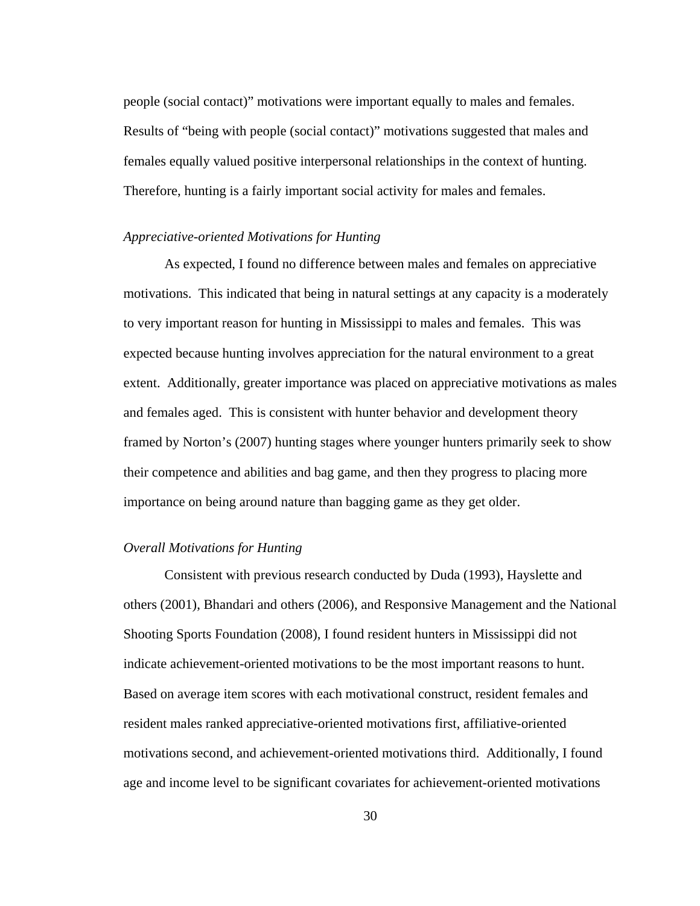people (social contact)" motivations were important equally to males and females. Results of "being with people (social contact)" motivations suggested that males and females equally valued positive interpersonal relationships in the context of hunting. Therefore, hunting is a fairly important social activity for males and females.

### *Appreciative-oriented Motivations for Hunting*

As expected, I found no difference between males and females on appreciative motivations. This indicated that being in natural settings at any capacity is a moderately to very important reason for hunting in Mississippi to males and females. This was expected because hunting involves appreciation for the natural environment to a great extent. Additionally, greater importance was placed on appreciative motivations as males and females aged. This is consistent with hunter behavior and development theory framed by Norton's (2007) hunting stages where younger hunters primarily seek to show their competence and abilities and bag game, and then they progress to placing more importance on being around nature than bagging game as they get older.

### *Overall Motivations for Hunting*

Consistent with previous research conducted by Duda (1993), Hayslette and others (2001), Bhandari and others (2006), and Responsive Management and the National Shooting Sports Foundation (2008), I found resident hunters in Mississippi did not indicate achievement-oriented motivations to be the most important reasons to hunt. Based on average item scores with each motivational construct, resident females and resident males ranked appreciative-oriented motivations first, affiliative-oriented motivations second, and achievement-oriented motivations third. Additionally, I found age and income level to be significant covariates for achievement-oriented motivations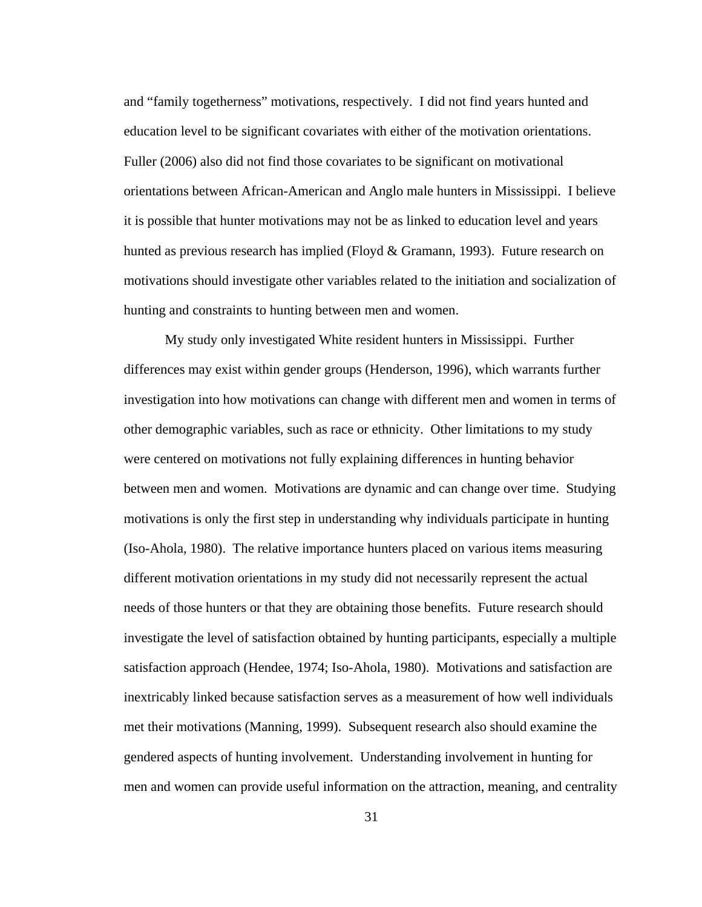and "family togetherness" motivations, respectively. I did not find years hunted and education level to be significant covariates with either of the motivation orientations. Fuller (2006) also did not find those covariates to be significant on motivational orientations between African-American and Anglo male hunters in Mississippi. I believe it is possible that hunter motivations may not be as linked to education level and years hunted as previous research has implied (Floyd & Gramann, 1993). Future research on motivations should investigate other variables related to the initiation and socialization of hunting and constraints to hunting between men and women.

My study only investigated White resident hunters in Mississippi. Further differences may exist within gender groups (Henderson, 1996), which warrants further investigation into how motivations can change with different men and women in terms of other demographic variables, such as race or ethnicity. Other limitations to my study were centered on motivations not fully explaining differences in hunting behavior between men and women. Motivations are dynamic and can change over time. Studying motivations is only the first step in understanding why individuals participate in hunting (Iso-Ahola, 1980). The relative importance hunters placed on various items measuring different motivation orientations in my study did not necessarily represent the actual needs of those hunters or that they are obtaining those benefits. Future research should investigate the level of satisfaction obtained by hunting participants, especially a multiple satisfaction approach (Hendee, 1974; Iso-Ahola, 1980). Motivations and satisfaction are inextricably linked because satisfaction serves as a measurement of how well individuals met their motivations (Manning, 1999). Subsequent research also should examine the gendered aspects of hunting involvement. Understanding involvement in hunting for men and women can provide useful information on the attraction, meaning, and centrality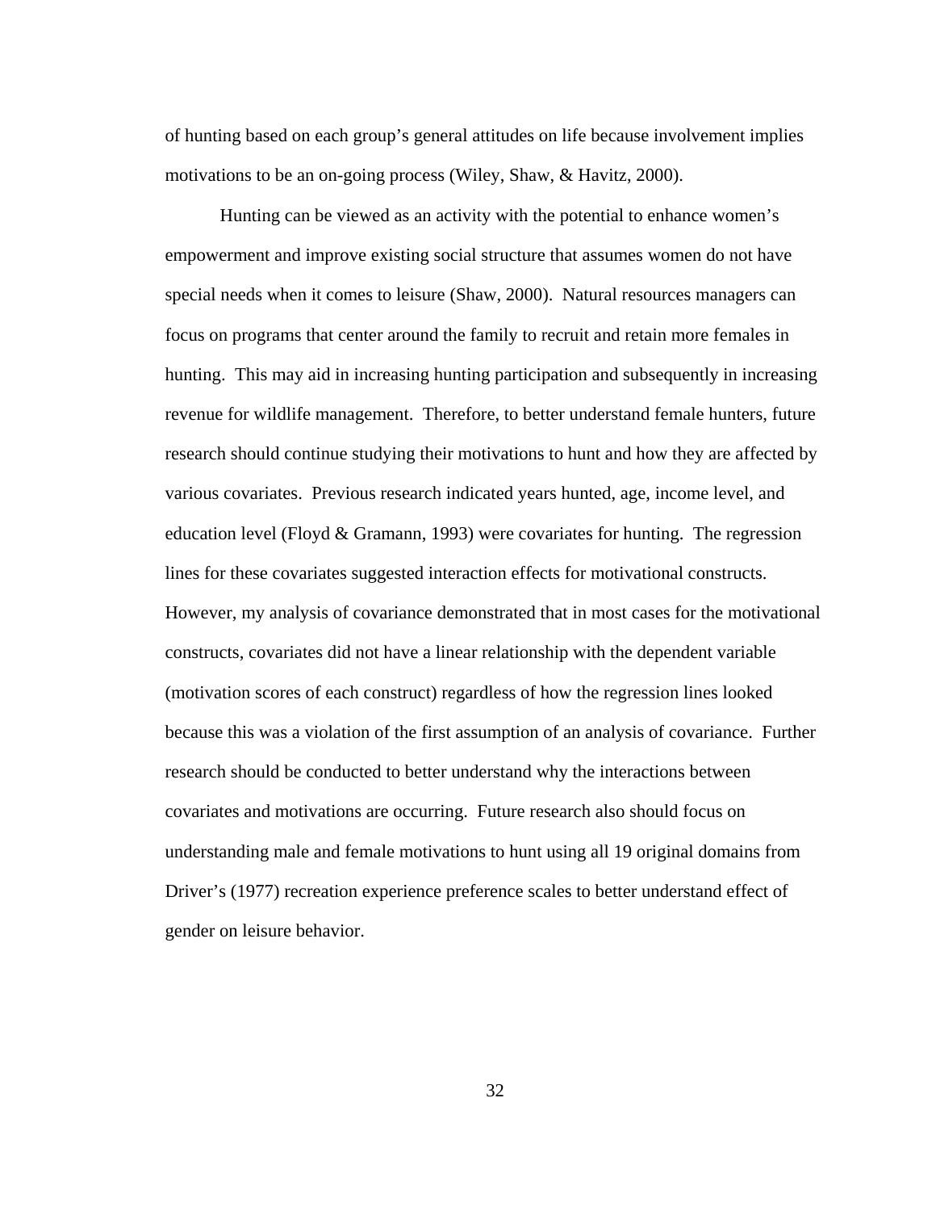of hunting based on each group's general attitudes on life because involvement implies motivations to be an on-going process (Wiley, Shaw, & Havitz, 2000).

Hunting can be viewed as an activity with the potential to enhance women's empowerment and improve existing social structure that assumes women do not have special needs when it comes to leisure (Shaw, 2000). Natural resources managers can focus on programs that center around the family to recruit and retain more females in hunting. This may aid in increasing hunting participation and subsequently in increasing revenue for wildlife management. Therefore, to better understand female hunters, future research should continue studying their motivations to hunt and how they are affected by various covariates. Previous research indicated years hunted, age, income level, and education level (Floyd & Gramann, 1993) were covariates for hunting. The regression lines for these covariates suggested interaction effects for motivational constructs. However, my analysis of covariance demonstrated that in most cases for the motivational constructs, covariates did not have a linear relationship with the dependent variable (motivation scores of each construct) regardless of how the regression lines looked because this was a violation of the first assumption of an analysis of covariance. Further research should be conducted to better understand why the interactions between covariates and motivations are occurring. Future research also should focus on understanding male and female motivations to hunt using all 19 original domains from Driver's (1977) recreation experience preference scales to better understand effect of gender on leisure behavior.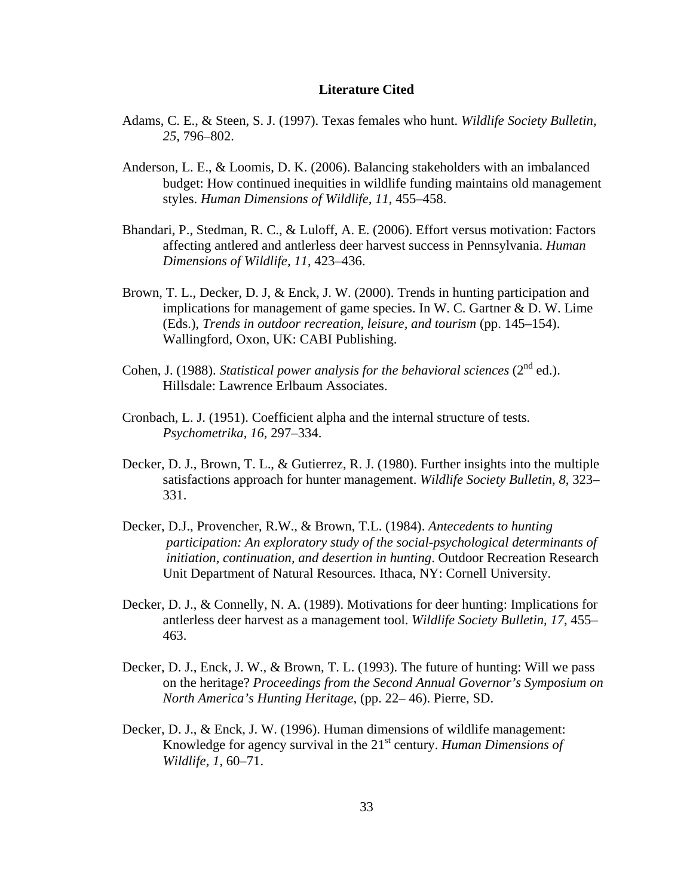## Literature Cited

Adams, C. E., & Steen, S. J. (1997). Texas females who hunt. *Wildlife Society Bulletin, 25*, 796–802.

Anderson, L. E., & Loomis, D. K. (2006). Balancing stakeholders with an imbalanced budget: How continued inequities in wildlife funding maintains old management styles. *Human Dimensions of Wildlife, 11*, 455–458.

Bhandari, P., Stedman, R. C., & Luloff, A. E. (2006). Effort versus motivation: Factors affecting antlered and antlerless deer harvest success in Pennsylvania. *Human Dimensions of Wildlife, 11*, 423–436.

Brown, T. L., Decker, D. J, & Enck, J. W. (2000). Trends in hunting participation and implications for management of game species. In W. C. Gartner & D. W. Lime (Eds.), *Trends in outdoor recreation, leisure, and tourism* (pp. 145–154). Wallingford, Oxon, UK: CABI Publishing.

Cohen, J. (1988). *Statistical power analysis for the behavioral sciences* (2nd ed.). Hillsdale: Lawrence Erlbaum Associates.

Cronbach, L. J. (1951). Coefficient alpha and the internal structure of tests. *Psychometrika, 16*, 297–334.

Decker, D. J., Brown, T. L., & Gutierrez, R. J. (1980). Further insights into the multiple satisfactions approach for hunter management. *Wildlife Society Bulletin, 8*, 323–331.

Decker, D.J., Provencher, R.W., & Brown, T.L. (1984). *Antecedents to hunting participation: An exploratory study of the social-psychological determinants of initiation, continuation, and desertion in hunting*. Outdoor Recreation Research Unit Department of Natural Resources. Ithaca, NY: Cornell University.

Decker, D. J., & Connelly, N. A. (1989). Motivations for deer hunting: Implications for antlerless deer harvest as a management tool. *Wildlife Society Bulletin, 17*, 455–463.

Decker, D. J., Enck, J. W., & Brown, T. L. (1993). The future of hunting: Will we pass on the heritage? *Proceedings from the Second Annual Governor's Symposium on North America's Hunting Heritage*, (pp. 22– 46). Pierre, SD.

Decker, D. J., & Enck, J. W. (1996). Human dimensions of wildlife management: Knowledge for agency survival in the 21st century. *Human Dimensions of Wildlife, 1*, 60–71.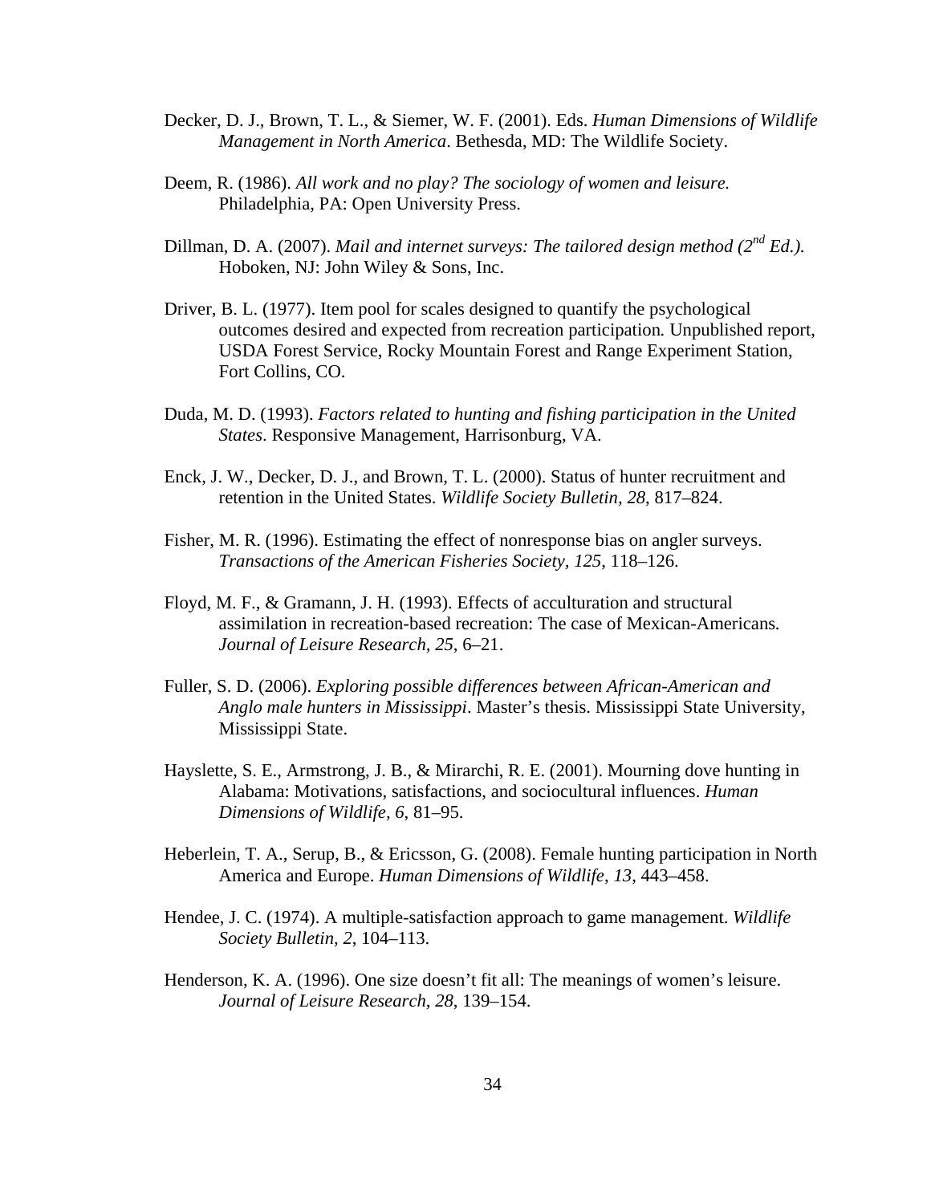Decker, D. J., Brown, T. L., & Siemer, W. F. (2001). Eds. *Human Dimensions of Wildlife Management in North America*. Bethesda, MD: The Wildlife Society.

Deem, R. (1986). *All work and no play? The sociology of women and leisure.* Philadelphia, PA: Open University Press.

Dillman, D. A. (2007). *Mail and internet surveys: The tailored design method (2nd Ed.).* Hoboken, NJ: John Wiley & Sons, Inc.

Driver, B. L. (1977). Item pool for scales designed to quantify the psychological outcomes desired and expected from recreation participation*.* Unpublished report, USDA Forest Service, Rocky Mountain Forest and Range Experiment Station, Fort Collins, CO.

Duda, M. D. (1993). *Factors related to hunting and fishing participation in the United States*. Responsive Management, Harrisonburg, VA.

Enck, J. W., Decker, D. J., and Brown, T. L. (2000). Status of hunter recruitment and retention in the United States. *Wildlife Society Bulletin*, *28*, 817–824.

Fisher, M. R. (1996). Estimating the effect of nonresponse bias on angler surveys. *Transactions of the American Fisheries Society, 125*, 118–126.

Floyd, M. F., & Gramann, J. H. (1993). Effects of acculturation and structural assimilation in recreation-based recreation: The case of Mexican-Americans*. Journal of Leisure Research, 25*, 6–21.

Fuller, S. D. (2006). *Exploring possible differences between African-American and Anglo male hunters in Mississippi*. Master's thesis. Mississippi State University, Mississippi State.

Hayslette, S. E., Armstrong, J. B., & Mirarchi, R. E. (2001). Mourning dove hunting in Alabama: Motivations, satisfactions, and sociocultural influences. *Human Dimensions of Wildlife, 6*, 81–95.

Heberlein, T. A., Serup, B., & Ericsson, G. (2008). Female hunting participation in North America and Europe. *Human Dimensions of Wildlife*, *13*, 443–458.

Hendee, J. C. (1974). A multiple-satisfaction approach to game management. *Wildlife Society Bulletin, 2*, 104–113.

Henderson, K. A. (1996). One size doesn't fit all: The meanings of women's leisure. *Journal of Leisure Research*, *28*, 139–154.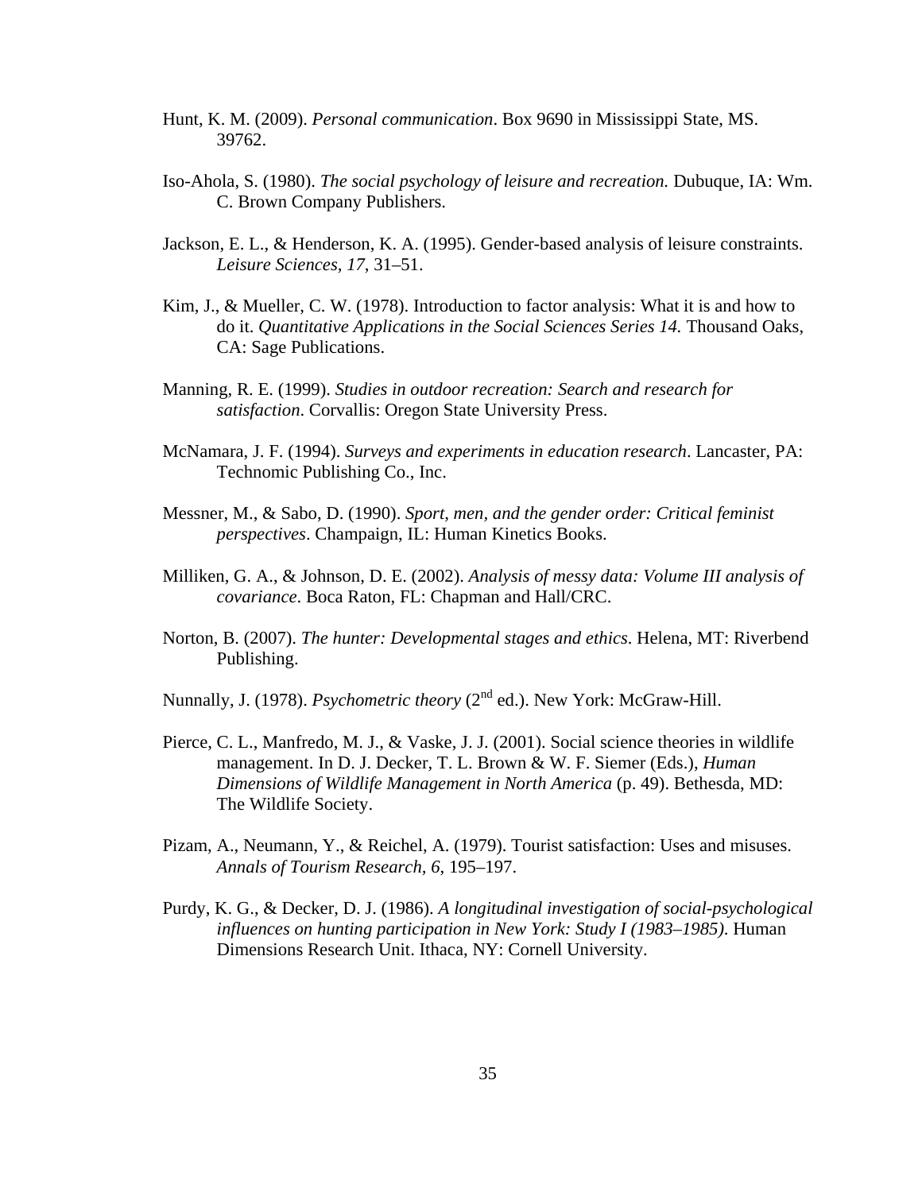Hunt, K. M. (2009). *Personal communication*. Box 9690 in Mississippi State, MS. 39762.

Iso-Ahola, S. (1980). *The social psychology of leisure and recreation.* Dubuque, IA: Wm. C. Brown Company Publishers.

Jackson, E. L., & Henderson, K. A. (1995). Gender-based analysis of leisure constraints. *Leisure Sciences, 17*, 31–51.

Kim, J., & Mueller, C. W. (1978). Introduction to factor analysis: What it is and how to do it. *Quantitative Applications in the Social Sciences Series 14.* Thousand Oaks, CA: Sage Publications.

Manning, R. E. (1999). *Studies in outdoor recreation: Search and research for satisfaction*. Corvallis: Oregon State University Press.

McNamara, J. F. (1994). *Surveys and experiments in education research*. Lancaster, PA: Technomic Publishing Co., Inc.

Messner, M., & Sabo, D. (1990). *Sport, men, and the gender order: Critical feminist perspectives*. Champaign, IL: Human Kinetics Books.

Milliken, G. A., & Johnson, D. E. (2002). *Analysis of messy data: Volume III analysis of covariance*. Boca Raton, FL: Chapman and Hall/CRC.

Norton, B. (2007). *The hunter: Developmental stages and ethics*. Helena, MT: Riverbend Publishing.

Nunnally, J. (1978). *Psychometric theory* (2nd ed.). New York: McGraw-Hill.

Pierce, C. L., Manfredo, M. J., & Vaske, J. J. (2001). Social science theories in wildlife management. In D. J. Decker, T. L. Brown & W. F. Siemer (Eds.), *Human Dimensions of Wildlife Management in North America* (p. 49). Bethesda, MD: The Wildlife Society.

Pizam, A., Neumann, Y., & Reichel, A. (1979). Tourist satisfaction: Uses and misuses. *Annals of Tourism Research, 6*, 195–197.

Purdy, K. G., & Decker, D. J. (1986). *A longitudinal investigation of social-psychological influences on hunting participation in New York: Study I (1983–1985)*. Human Dimensions Research Unit. Ithaca, NY: Cornell University.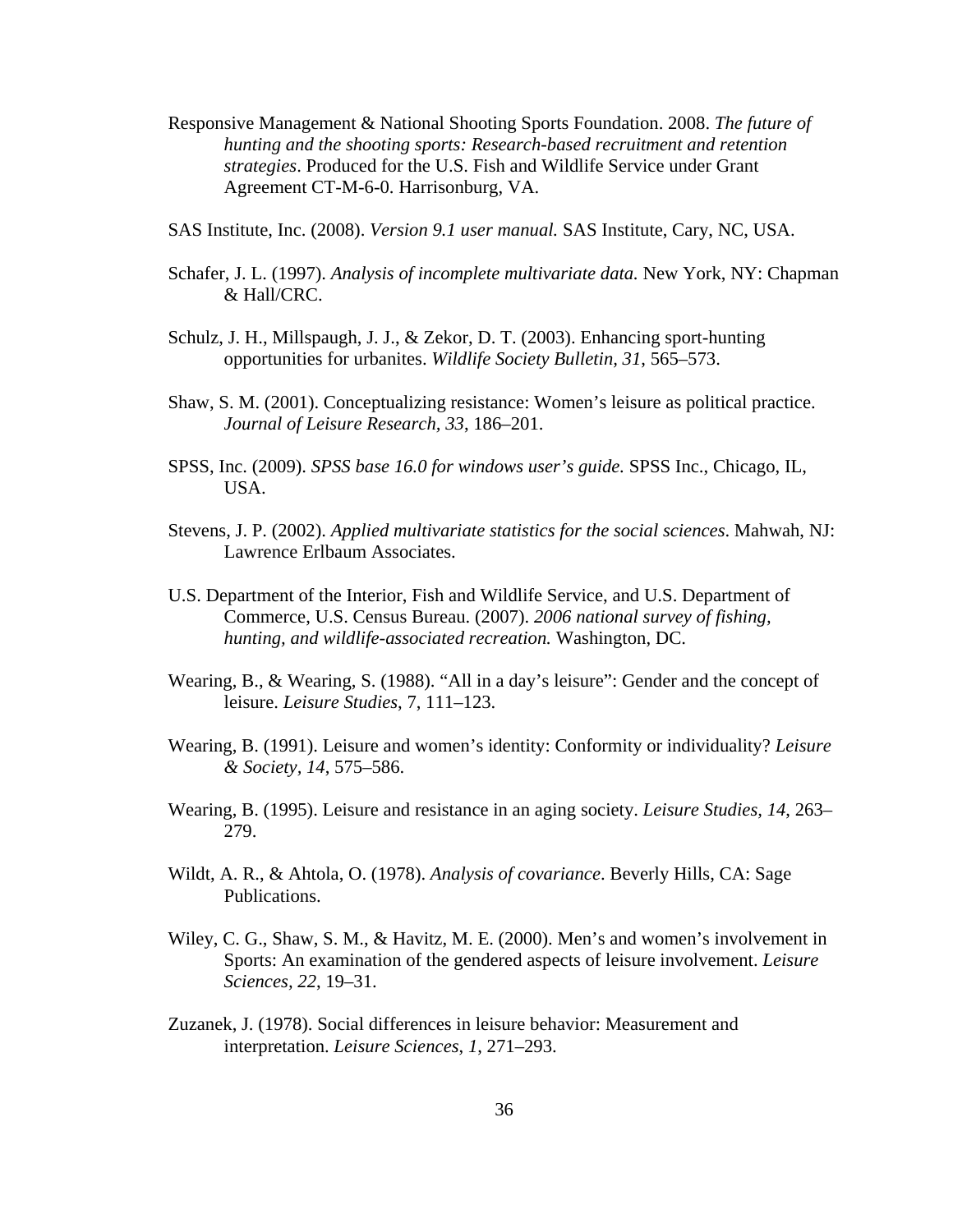Responsive Management & National Shooting Sports Foundation. 2008. *The future of hunting and the shooting sports: Research-based recruitment and retention strategies*. Produced for the U.S. Fish and Wildlife Service under Grant Agreement CT-M-6-0. Harrisonburg, VA.

SAS Institute, Inc. (2008). *Version 9.1 user manual.* SAS Institute, Cary, NC, USA.

Schafer, J. L. (1997). *Analysis of incomplete multivariate data.* New York, NY: Chapman & Hall/CRC.

Schulz, J. H., Millspaugh, J. J., & Zekor, D. T. (2003). Enhancing sport-hunting opportunities for urbanites. *Wildlife Society Bulletin, 31*, 565–573.

Shaw, S. M. (2001). Conceptualizing resistance: Women's leisure as political practice. *Journal of Leisure Research, 33*, 186–201.

SPSS, Inc. (2009). *SPSS base 16.0 for windows user's guide.* SPSS Inc., Chicago, IL, USA.

Stevens, J. P. (2002). *Applied multivariate statistics for the social sciences*. Mahwah, NJ: Lawrence Erlbaum Associates.

U.S. Department of the Interior, Fish and Wildlife Service, and U.S. Department of Commerce, U.S. Census Bureau. (2007). *2006 national survey of fishing, hunting, and wildlife-associated recreation.* Washington, DC.

Wearing, B., & Wearing, S. (1988). "All in a day's leisure": Gender and the concept of leisure. *Leisure Studies*, 7, 111–123.

Wearing, B. (1991). Leisure and women's identity: Conformity or individuality? *Leisure & Society, 14*, 575–586.

Wearing, B. (1995). Leisure and resistance in an aging society. *Leisure Studies, 14*, 263–279.

Wildt, A. R., & Ahtola, O. (1978). *Analysis of covariance*. Beverly Hills, CA: Sage Publications.

Wiley, C. G., Shaw, S. M., & Havitz, M. E. (2000). Men's and women's involvement in Sports: An examination of the gendered aspects of leisure involvement. *Leisure Sciences, 22*, 19–31.

Zuzanek, J. (1978). Social differences in leisure behavior: Measurement and interpretation. *Leisure Sciences, 1*, 271–293.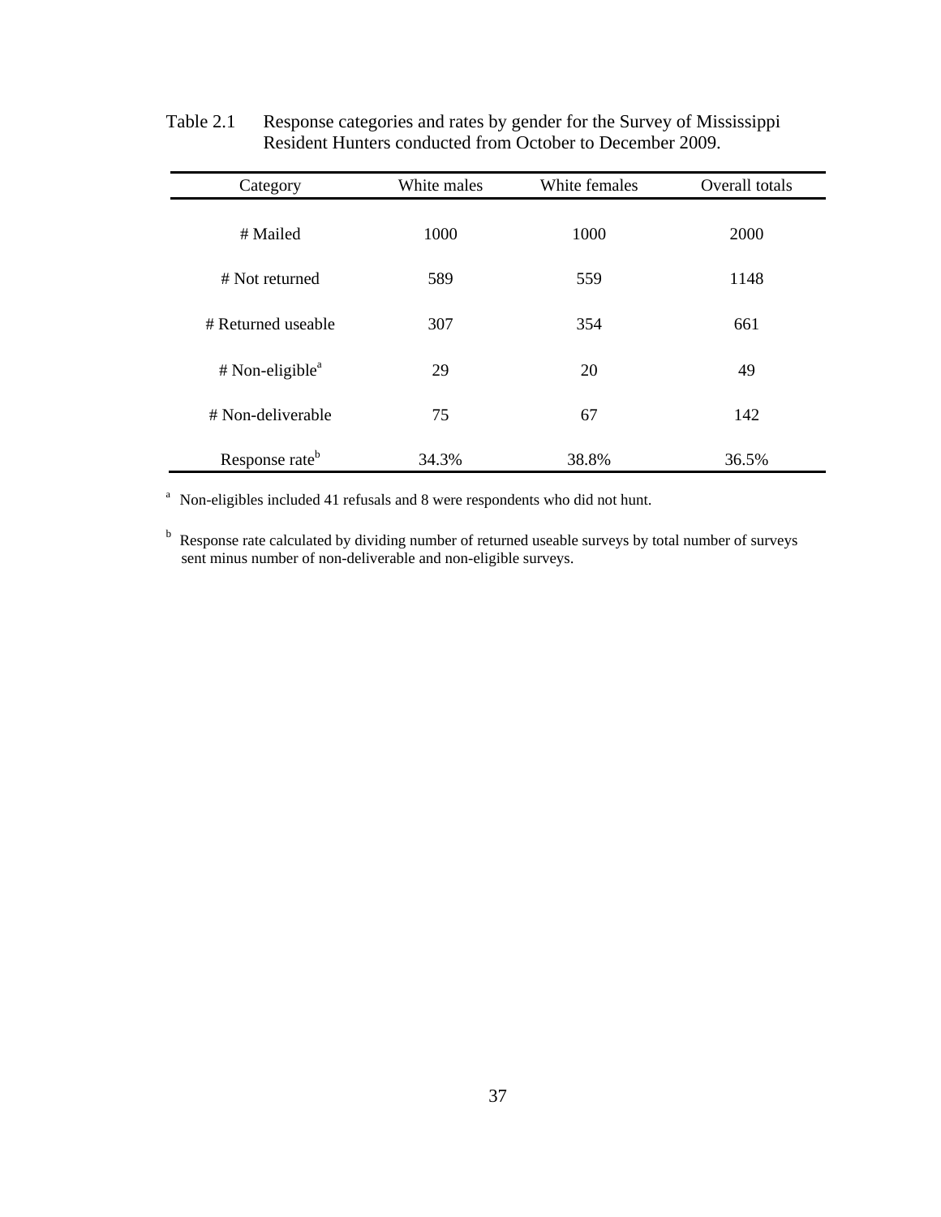Table 2.1 Response categories and rates by gender for the Survey of Mississippi Resident Hunters conducted from October to December 2009.

| Category | White males | White females | Overall totals |
|---|---|---|---|
| # Mailed | 1000 | 1000 | 2000 |
| # Not returned | 589 | 559 | 1148 |
| # Returned useable | 307 | 354 | 661 |
| # Non-eligible[a] | 29 | 20 | 49 |
| # Non-deliverable | 75 | 67 | 142 |
| Response rate[b] | 34.3% | 38.8% | 36.5% |

[a] Non-eligibles included 41 refusals and 8 were respondents who did not hunt.

[b] Response rate calculated by dividing number of returned useable surveys by total number of surveys sent minus number of non-deliverable and non-eligible surveys.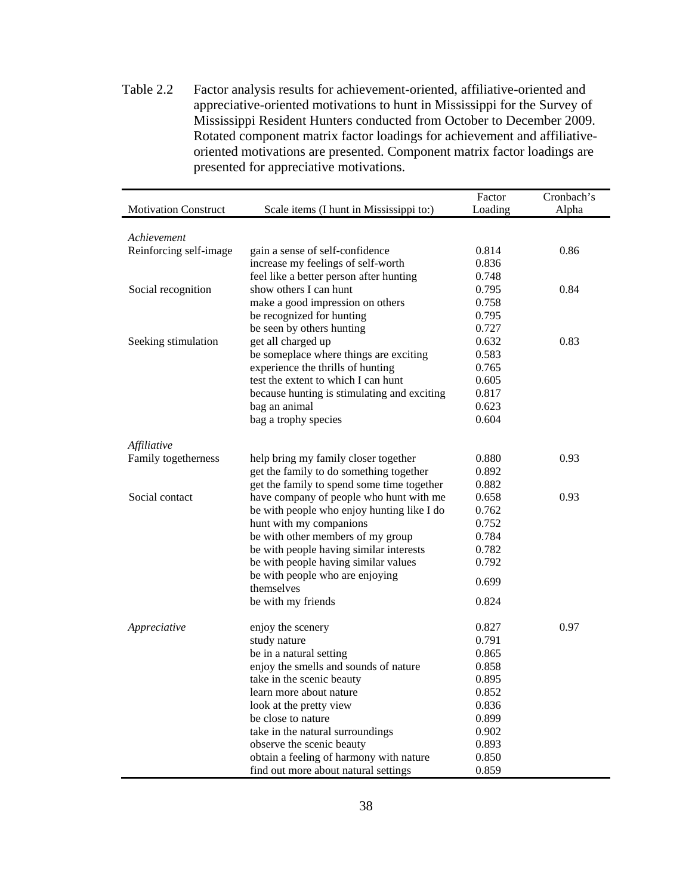Table 2.2 Factor analysis results for achievement-oriented, affiliative-oriented and appreciative-oriented motivations to hunt in Mississippi for the Survey of Mississippi Resident Hunters conducted from October to December 2009. Rotated component matrix factor loadings for achievement and affiliative-oriented motivations are presented. Component matrix factor loadings are presented for appreciative motivations.

| Motivation Construct | Scale items (I hunt in Mississippi to:) | Factor Loading | Cronbach's Alpha |
|---|---|---|---|
| *Achievement* | | | |
| Reinforcing self-image | gain a sense of self-confidence | 0.814 | 0.86 |
| | increase my feelings of self-worth | 0.836 | |
| | feel like a better person after hunting | 0.748 | |
| Social recognition | show others I can hunt | 0.795 | 0.84 |
| | make a good impression on others | 0.758 | |
| | be recognized for hunting | 0.795 | |
| | be seen by others hunting | 0.727 | |
| Seeking stimulation | get all charged up | 0.632 | 0.83 |
| | be someplace where things are exciting | 0.583 | |
| | experience the thrills of hunting | 0.765 | |
| | test the extent to which I can hunt | 0.605 | |
| | because hunting is stimulating and exciting | 0.817 | |
| | bag an animal | 0.623 | |
| | bag a trophy species | 0.604 | |
| *Affiliative* | | | |
| Family togetherness | help bring my family closer together | 0.880 | 0.93 |
| | get the family to do something together | 0.892 | |
| | get the family to spend some time together | 0.882 | |
| Social contact | have company of people who hunt with me | 0.658 | 0.93 |
| | be with people who enjoy hunting like I do | 0.762 | |
| | hunt with my companions | 0.752 | |
| | be with other members of my group | 0.784 | |
| | be with people having similar interests | 0.782 | |
| | be with people having similar values | 0.792 | |
| | be with people who are enjoying themselves | 0.699 | |
| | be with my friends | 0.824 | |
| *Appreciative* | enjoy the scenery | 0.827 | 0.97 |
| | study nature | 0.791 | |
| | be in a natural setting | 0.865 | |
| | enjoy the smells and sounds of nature | 0.858 | |
| | take in the scenic beauty | 0.895 | |
| | learn more about nature | 0.852 | |
| | look at the pretty view | 0.836 | |
| | be close to nature | 0.899 | |
| | take in the natural surroundings | 0.902 | |
| | observe the scenic beauty | 0.893 | |
| | obtain a feeling of harmony with nature | 0.850 | |
| | find out more about natural settings | 0.859 | |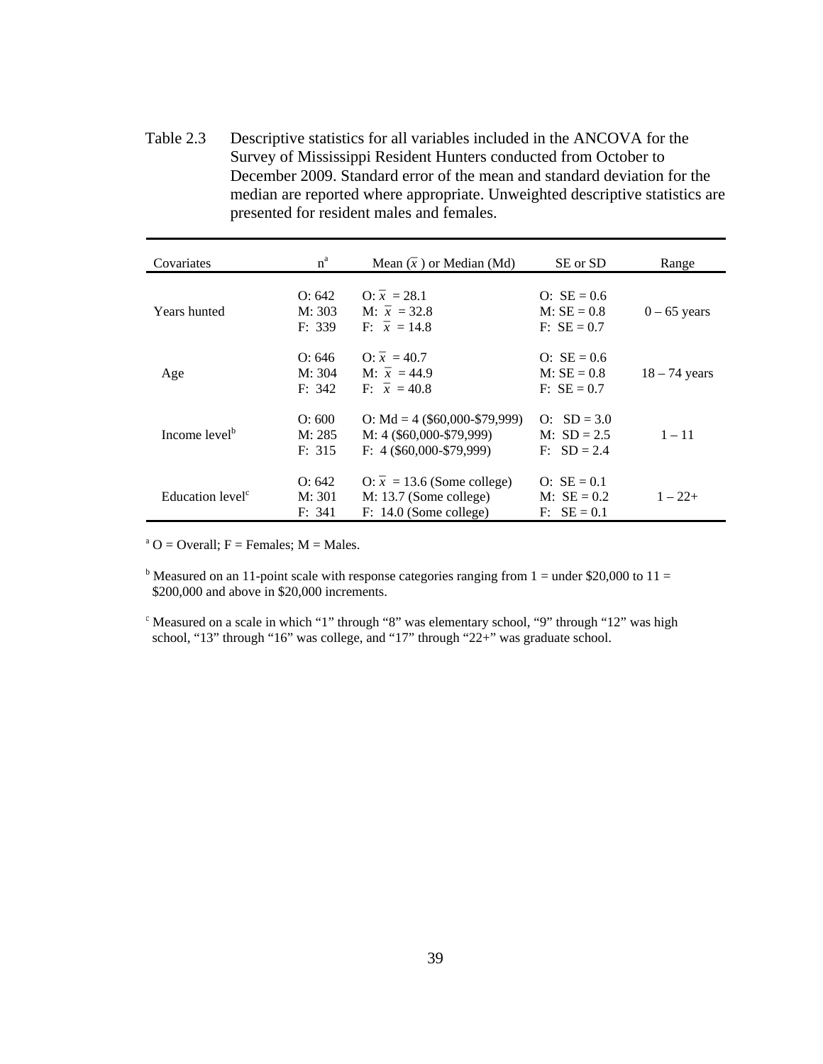Table 2.3 Descriptive statistics for all variables included in the ANCOVA for the Survey of Mississippi Resident Hunters conducted from October to December 2009. Standard error of the mean and standard deviation for the median are reported where appropriate. Unweighted descriptive statistics are presented for resident males and females.

| Covariates | n[a] | Mean ($\bar{x}$) or Median (Md) | SE or SD | Range |
|---|---|---|---|---|
| Years hunted | O: 642<br>M: 303<br>F: 339 | O: $\bar{x}$ = 28.1<br>M: $\bar{x}$ = 32.8<br>F: $\bar{x}$ = 14.8 | O: SE = 0.6<br>M: SE = 0.8<br>F: SE = 0.7 | 0 – 65 years |
| Age | O: 646<br>M: 304<br>F: 342 | O: $\bar{x}$ = 40.7<br>M: $\bar{x}$ = 44.9<br>F: $\bar{x}$ = 40.8 | O: SE = 0.6<br>M: SE = 0.8<br>F: SE = 0.7 | 18 – 74 years |
| Income level[b] | O: 600<br>M: 285<br>F: 315 | O: Md = 4 ($60,000-$79,999)<br>M: 4 ($60,000-$79,999)<br>F: 4 ($60,000-$79,999) | O: SD = 3.0<br>M: SD = 2.5<br>F: SD = 2.4 | 1 – 11 |
| Education level[c] | O: 642<br>M: 301<br>F: 341 | O: $\bar{x}$ = 13.6 (Some college)<br>M: 13.7 (Some college)<br>F: 14.0 (Some college) | O: SE = 0.1<br>M: SE = 0.2<br>F: SE = 0.1 | 1 – 22+ |

[a] O = Overall; F = Females; M = Males.

[b] Measured on an 11-point scale with response categories ranging from 1 = under $20,000 to 11 = $200,000 and above in $20,000 increments.

[c] Measured on a scale in which "1" through "8" was elementary school, "9" through "12" was high school, "13" through "16" was college, and "17" through "22+" was graduate school.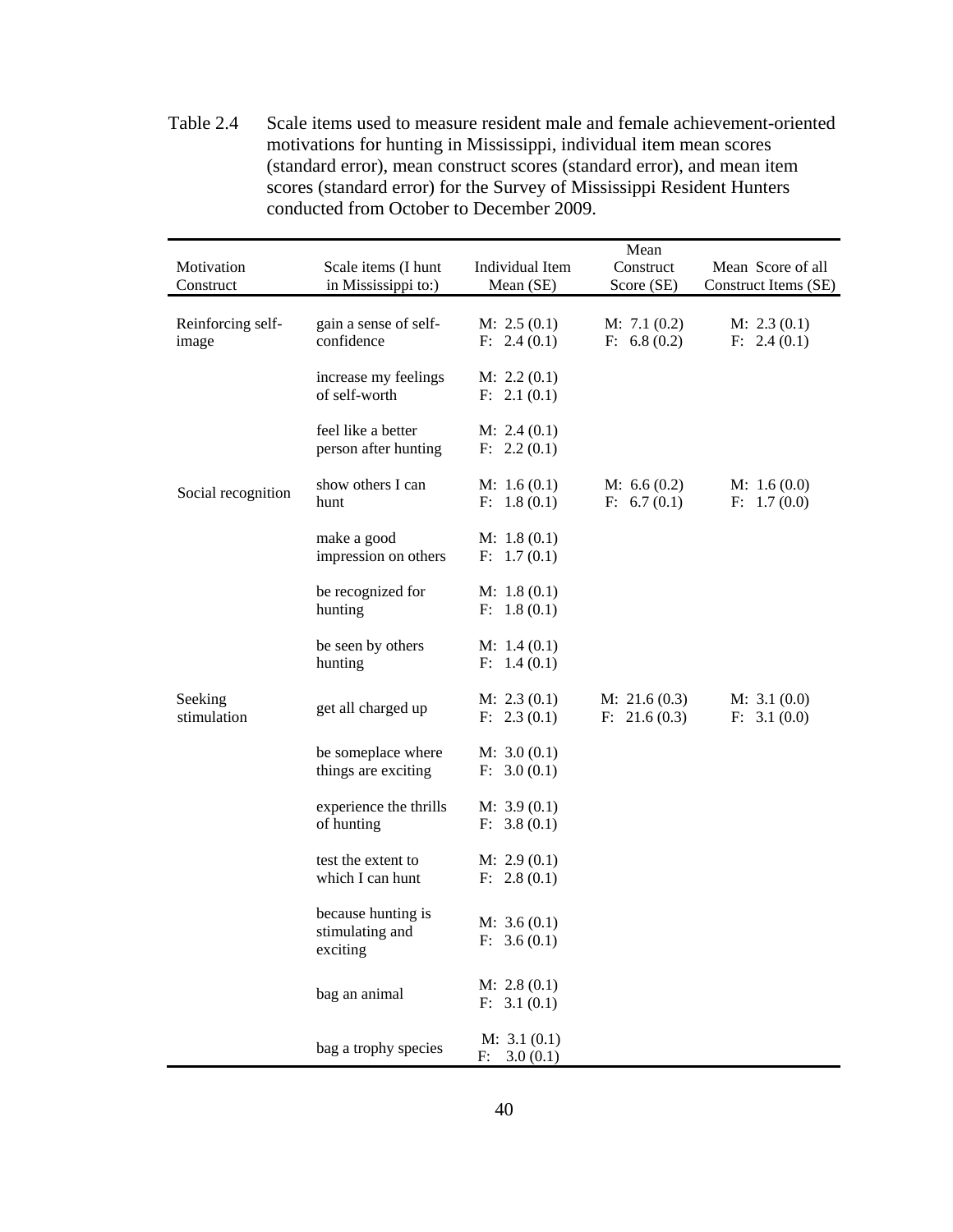Table 2.4 Scale items used to measure resident male and female achievement-oriented motivations for hunting in Mississippi, individual item mean scores (standard error), mean construct scores (standard error), and mean item scores (standard error) for the Survey of Mississippi Resident Hunters conducted from October to December 2009.

| Motivation Construct | Scale items (I hunt in Mississippi to:) | Individual Item Mean (SE) | Mean Construct Score (SE) | Mean Score of all Construct Items (SE) |
|---|---|---|---|---|
| Reinforcing self-image | gain a sense of self-confidence | M: 2.5 (0.1)<br>F: 2.4 (0.1) | M: 7.1 (0.2)<br>F: 6.8 (0.2) | M: 2.3 (0.1)<br>F: 2.4 (0.1) |
| | increase my feelings of self-worth | M: 2.2 (0.1)<br>F: 2.1 (0.1) | | |
| | feel like a better person after hunting | M: 2.4 (0.1)<br>F: 2.2 (0.1) | | |
| Social recognition | show others I can hunt | M: 1.6 (0.1)<br>F: 1.8 (0.1) | M: 6.6 (0.2)<br>F: 6.7 (0.1) | M: 1.6 (0.0)<br>F: 1.7 (0.0) |
| | make a good impression on others | M: 1.8 (0.1)<br>F: 1.7 (0.1) | | |
| | be recognized for hunting | M: 1.8 (0.1)<br>F: 1.8 (0.1) | | |
| | be seen by others hunting | M: 1.4 (0.1)<br>F: 1.4 (0.1) | | |
| Seeking stimulation | get all charged up | M: 2.3 (0.1)<br>F: 2.3 (0.1) | M: 21.6 (0.3)<br>F: 21.6 (0.3) | M: 3.1 (0.0)<br>F: 3.1 (0.0) |
| | be someplace where things are exciting | M: 3.0 (0.1)<br>F: 3.0 (0.1) | | |
| | experience the thrills of hunting | M: 3.9 (0.1)<br>F: 3.8 (0.1) | | |
| | test the extent to which I can hunt | M: 2.9 (0.1)<br>F: 2.8 (0.1) | | |
| | because hunting is stimulating and exciting | M: 3.6 (0.1)<br>F: 3.6 (0.1) | | |
| | bag an animal | M: 2.8 (0.1)<br>F: 3.1 (0.1) | | |
| | bag a trophy species | M: 3.1 (0.1)<br>F: 3.0 (0.1) | | |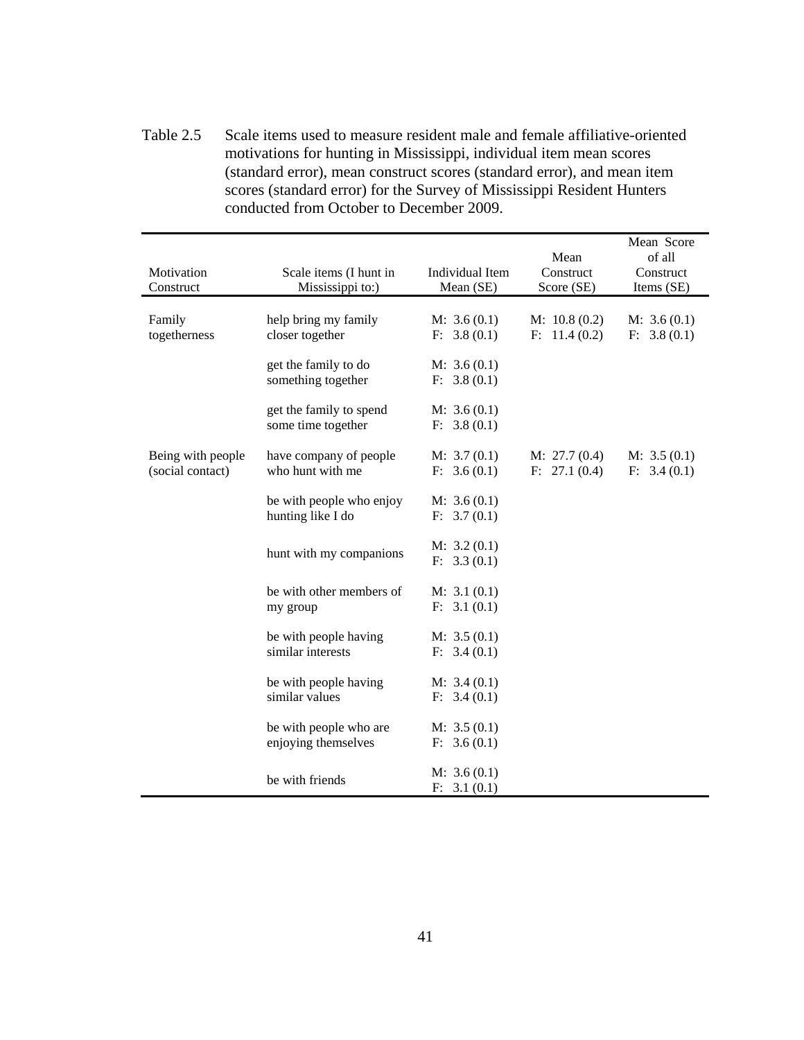Table 2.5 Scale items used to measure resident male and female affiliative-oriented motivations for hunting in Mississippi, individual item mean scores (standard error), mean construct scores (standard error), and mean item scores (standard error) for the Survey of Mississippi Resident Hunters conducted from October to December 2009.

| Motivation Construct | Scale items (I hunt in Mississippi to:) | Individual Item Mean (SE) | Mean Construct Score (SE) | Mean Score of all Construct Items (SE) |
|---|---|---|---|---|
| Family togetherness | help bring my family closer together | M: 3.6 (0.1)<br>F: 3.8 (0.1) | M: 10.8 (0.2)<br>F: 11.4 (0.2) | M: 3.6 (0.1)<br>F: 3.8 (0.1) |
| | get the family to do something together | M: 3.6 (0.1)<br>F: 3.8 (0.1) | | |
| | get the family to spend some time together | M: 3.6 (0.1)<br>F: 3.8 (0.1) | | |
| Being with people (social contact) | have company of people who hunt with me | M: 3.7 (0.1)<br>F: 3.6 (0.1) | M: 27.7 (0.4)<br>F: 27.1 (0.4) | M: 3.5 (0.1)<br>F: 3.4 (0.1) |
| | be with people who enjoy hunting like I do | M: 3.6 (0.1)<br>F: 3.7 (0.1) | | |
| | hunt with my companions | M: 3.2 (0.1)<br>F: 3.3 (0.1) | | |
| | be with other members of my group | M: 3.1 (0.1)<br>F: 3.1 (0.1) | | |
| | be with people having similar interests | M: 3.5 (0.1)<br>F: 3.4 (0.1) | | |
| | be with people having similar values | M: 3.4 (0.1)<br>F: 3.4 (0.1) | | |
| | be with people who are enjoying themselves | M: 3.5 (0.1)<br>F: 3.6 (0.1) | | |
| | be with friends | M: 3.6 (0.1)<br>F: 3.1 (0.1) | | |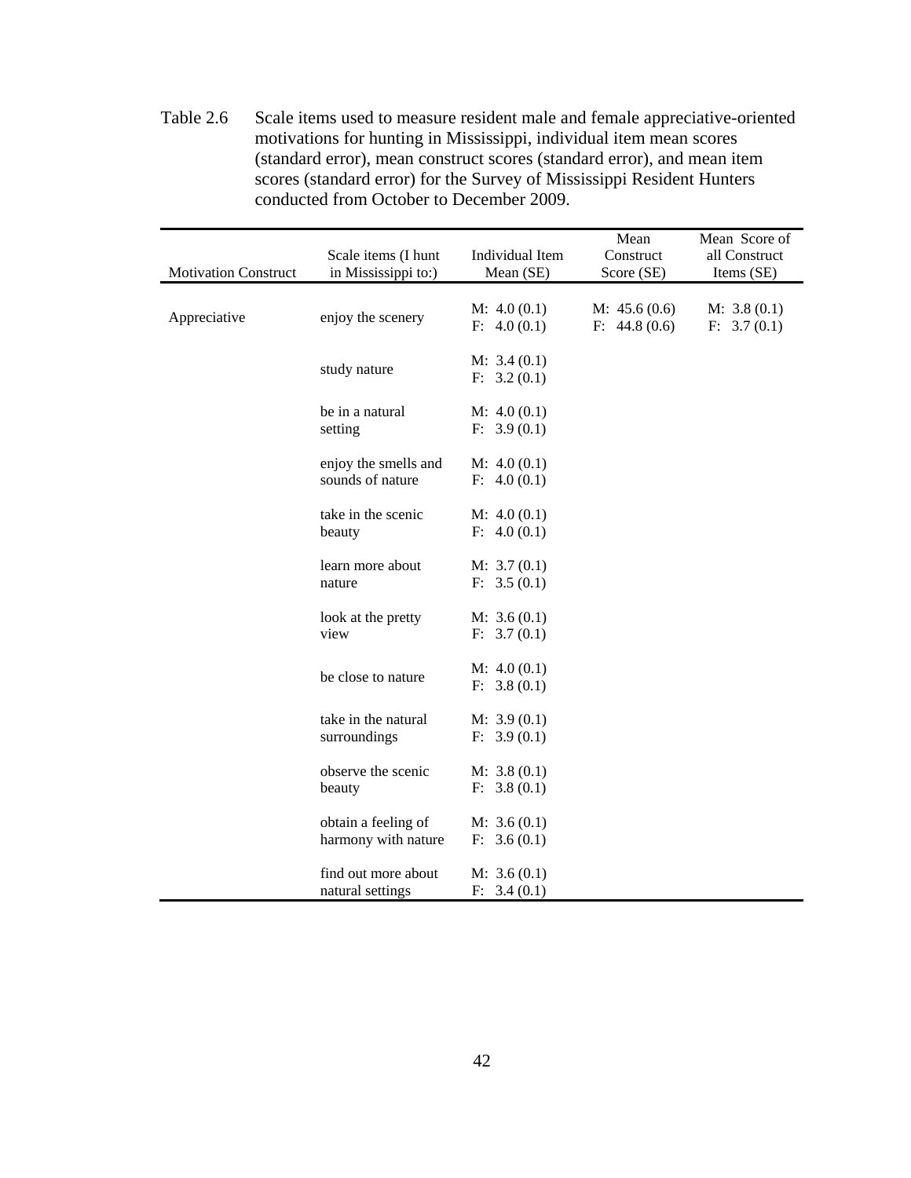Table 2.6 Scale items used to measure resident male and female appreciative-oriented motivations for hunting in Mississippi, individual item mean scores (standard error), mean construct scores (standard error), and mean item scores (standard error) for the Survey of Mississippi Resident Hunters conducted from October to December 2009.

| Motivation Construct | Scale items (I hunt in Mississippi to:) | Individual Item Mean (SE) | Mean Construct Score (SE) | Mean Score of all Construct Items (SE) |
|---|---|---|---|---|
| Appreciative | enjoy the scenery | M: 4.0 (0.1)<br>F: 4.0 (0.1) | M: 45.6 (0.6)<br>F: 44.8 (0.6) | M: 3.8 (0.1)<br>F: 3.7 (0.1) |
| | study nature | M: 3.4 (0.1)<br>F: 3.2 (0.1) | | |
| | be in a natural setting | M: 4.0 (0.1)<br>F: 3.9 (0.1) | | |
| | enjoy the smells and sounds of nature | M: 4.0 (0.1)<br>F: 4.0 (0.1) | | |
| | take in the scenic beauty | M: 4.0 (0.1)<br>F: 4.0 (0.1) | | |
| | learn more about nature | M: 3.7 (0.1)<br>F: 3.5 (0.1) | | |
| | look at the pretty view | M: 3.6 (0.1)<br>F: 3.7 (0.1) | | |
| | be close to nature | M: 4.0 (0.1)<br>F: 3.8 (0.1) | | |
| | take in the natural surroundings | M: 3.9 (0.1)<br>F: 3.9 (0.1) | | |
| | observe the scenic beauty | M: 3.8 (0.1)<br>F: 3.8 (0.1) | | |
| | obtain a feeling of harmony with nature | M: 3.6 (0.1)<br>F: 3.6 (0.1) | | |
| | find out more about natural settings | M: 3.6 (0.1)<br>F: 3.4 (0.1) | | |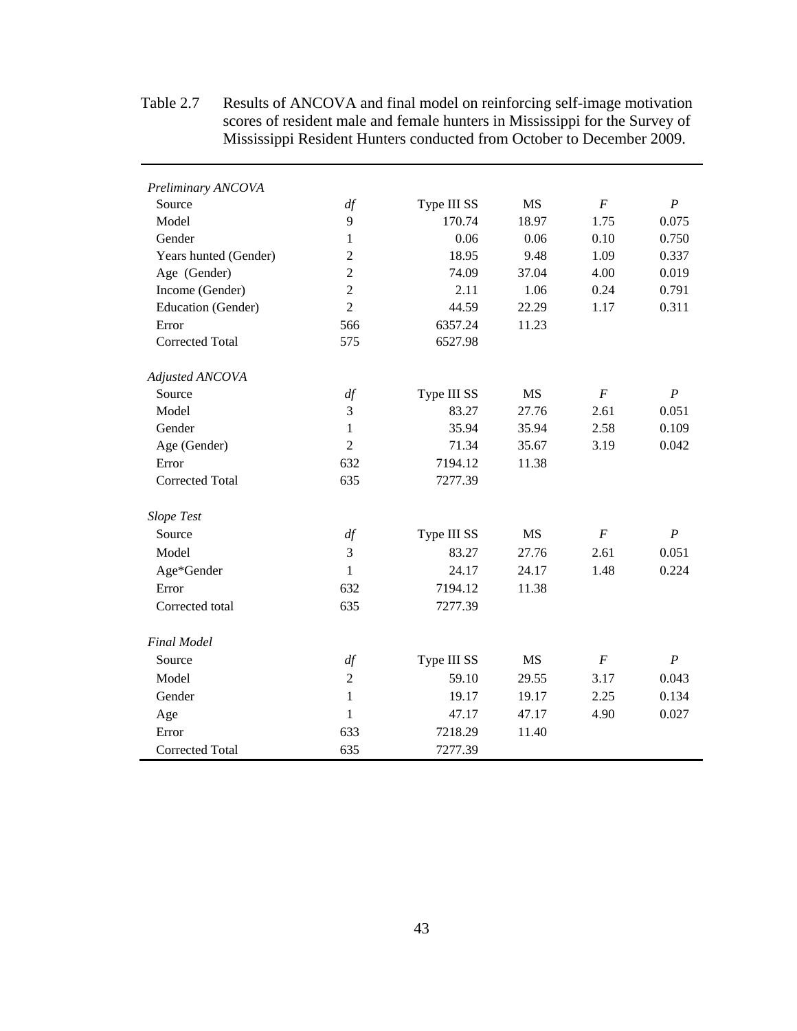Table 2.7 Results of ANCOVA and final model on reinforcing self-image motivation scores of resident male and female hunters in Mississippi for the Survey of Mississippi Resident Hunters conducted from October to December 2009.

| *Preliminary ANCOVA* | | | | | |
|---|---|---|---|---|---|
| Source | *df* | Type III SS | MS | *F* | *P* |
| Model | 9 | 170.74 | 18.97 | 1.75 | 0.075 |
| Gender | 1 | 0.06 | 0.06 | 0.10 | 0.750 |
| Years hunted (Gender) | 2 | 18.95 | 9.48 | 1.09 | 0.337 |
| Age (Gender) | 2 | 74.09 | 37.04 | 4.00 | 0.019 |
| Income (Gender) | 2 | 2.11 | 1.06 | 0.24 | 0.791 |
| Education (Gender) | 2 | 44.59 | 22.29 | 1.17 | 0.311 |
| Error | 566 | 6357.24 | 11.23 | | |
| Corrected Total | 575 | 6527.98 | | | |
| *Adjusted ANCOVA* | | | | | |
| Source | *df* | Type III SS | MS | *F* | *P* |
| Model | 3 | 83.27 | 27.76 | 2.61 | 0.051 |
| Gender | 1 | 35.94 | 35.94 | 2.58 | 0.109 |
| Age (Gender) | 2 | 71.34 | 35.67 | 3.19 | 0.042 |
| Error | 632 | 7194.12 | 11.38 | | |
| Corrected Total | 635 | 7277.39 | | | |
| *Slope Test* | | | | | |
| Source | *df* | Type III SS | MS | *F* | *P* |
| Model | 3 | 83.27 | 27.76 | 2.61 | 0.051 |
| Age*Gender | 1 | 24.17 | 24.17 | 1.48 | 0.224 |
| Error | 632 | 7194.12 | 11.38 | | |
| Corrected total | 635 | 7277.39 | | | |
| *Final Model* | | | | | |
| Source | *df* | Type III SS | MS | *F* | *P* |
| Model | 2 | 59.10 | 29.55 | 3.17 | 0.043 |
| Gender | 1 | 19.17 | 19.17 | 2.25 | 0.134 |
| Age | 1 | 47.17 | 47.17 | 4.90 | 0.027 |
| Error | 633 | 7218.29 | 11.40 | | |
| Corrected Total | 635 | 7277.39 | | | |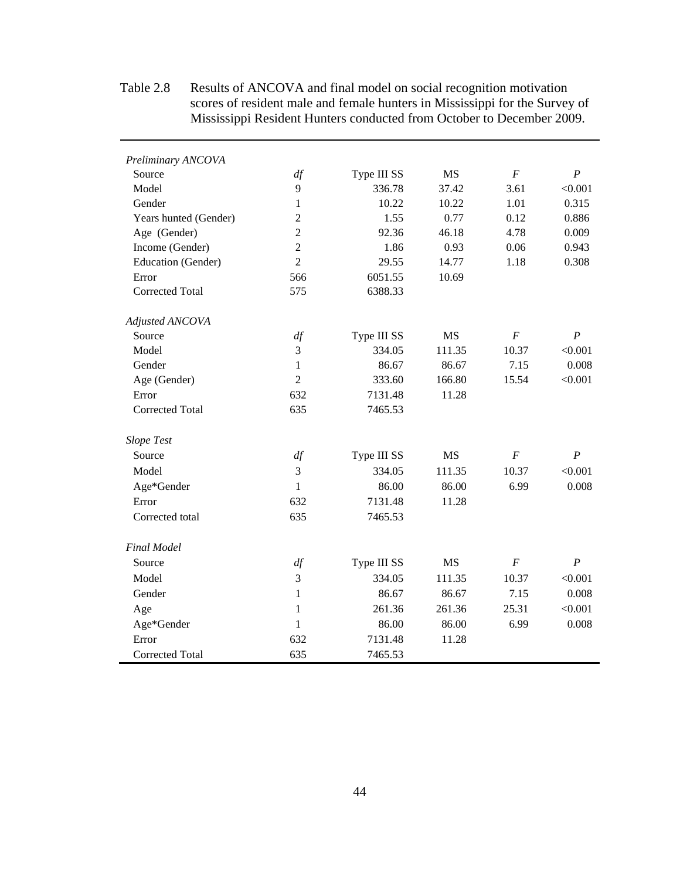Table 2.8 Results of ANCOVA and final model on social recognition motivation scores of resident male and female hunters in Mississippi for the Survey of Mississippi Resident Hunters conducted from October to December 2009.

| | | | | | |
|---|---|---|---|---|---|
| *Preliminary ANCOVA* | | | | | |
| Source | *df* | Type III SS | MS | *F* | *P* |
| Model | 9 | 336.78 | 37.42 | 3.61 | <0.001 |
| Gender | 1 | 10.22 | 10.22 | 1.01 | 0.315 |
| Years hunted (Gender) | 2 | 1.55 | 0.77 | 0.12 | 0.886 |
| Age (Gender) | 2 | 92.36 | 46.18 | 4.78 | 0.009 |
| Income (Gender) | 2 | 1.86 | 0.93 | 0.06 | 0.943 |
| Education (Gender) | 2 | 29.55 | 14.77 | 1.18 | 0.308 |
| Error | 566 | 6051.55 | 10.69 | | |
| Corrected Total | 575 | 6388.33 | | | |
| *Adjusted ANCOVA* | | | | | |
| Source | *df* | Type III SS | MS | *F* | *P* |
| Model | 3 | 334.05 | 111.35 | 10.37 | <0.001 |
| Gender | 1 | 86.67 | 86.67 | 7.15 | 0.008 |
| Age (Gender) | 2 | 333.60 | 166.80 | 15.54 | <0.001 |
| Error | 632 | 7131.48 | 11.28 | | |
| Corrected Total | 635 | 7465.53 | | | |
| *Slope Test* | | | | | |
| Source | *df* | Type III SS | MS | *F* | *P* |
| Model | 3 | 334.05 | 111.35 | 10.37 | <0.001 |
| Age*Gender | 1 | 86.00 | 86.00 | 6.99 | 0.008 |
| Error | 632 | 7131.48 | 11.28 | | |
| Corrected total | 635 | 7465.53 | | | |
| *Final Model* | | | | | |
| Source | *df* | Type III SS | MS | *F* | *P* |
| Model | 3 | 334.05 | 111.35 | 10.37 | <0.001 |
| Gender | 1 | 86.67 | 86.67 | 7.15 | 0.008 |
| Age | 1 | 261.36 | 261.36 | 25.31 | <0.001 |
| Age*Gender | 1 | 86.00 | 86.00 | 6.99 | 0.008 |
| Error | 632 | 7131.48 | 11.28 | | |
| Corrected Total | 635 | 7465.53 | | | |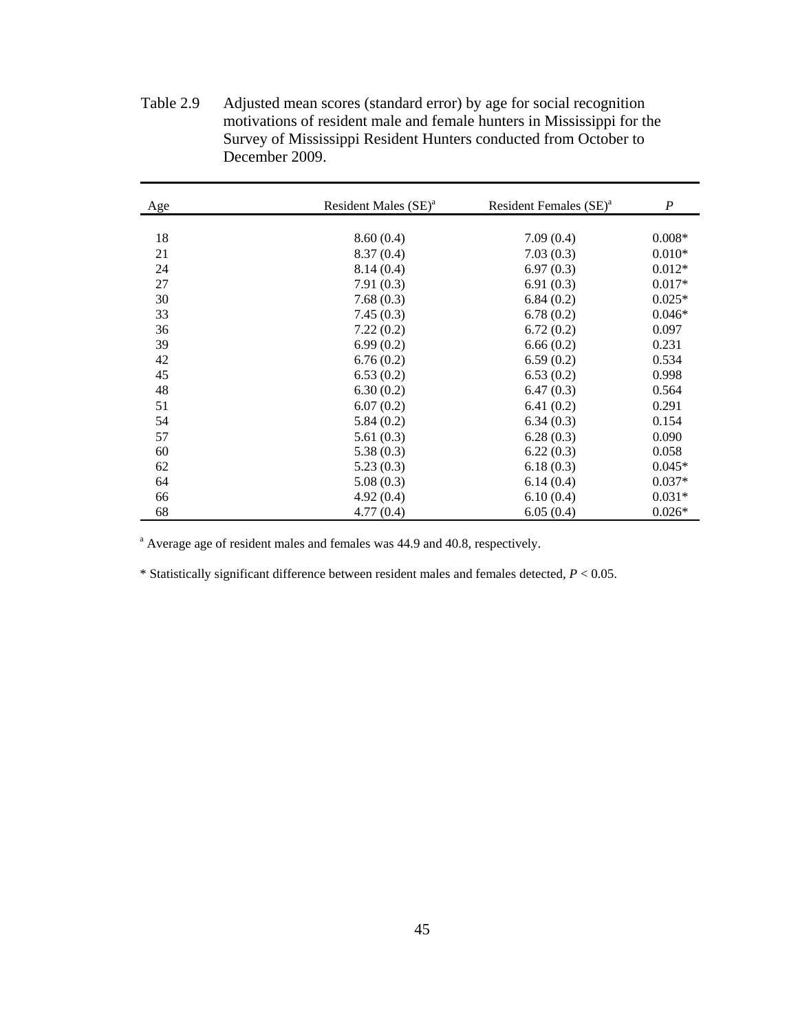Table 2.9 Adjusted mean scores (standard error) by age for social recognition motivations of resident male and female hunters in Mississippi for the Survey of Mississippi Resident Hunters conducted from October to December 2009.

| Age | Resident Males (SE)[a] | Resident Females (SE)[a] | *P* |
|---|---|---|---|
| 18 | 8.60 (0.4) | 7.09 (0.4) | 0.008* |
| 21 | 8.37 (0.4) | 7.03 (0.3) | 0.010* |
| 24 | 8.14 (0.4) | 6.97 (0.3) | 0.012* |
| 27 | 7.91 (0.3) | 6.91 (0.3) | 0.017* |
| 30 | 7.68 (0.3) | 6.84 (0.2) | 0.025* |
| 33 | 7.45 (0.3) | 6.78 (0.2) | 0.046* |
| 36 | 7.22 (0.2) | 6.72 (0.2) | 0.097 |
| 39 | 6.99 (0.2) | 6.66 (0.2) | 0.231 |
| 42 | 6.76 (0.2) | 6.59 (0.2) | 0.534 |
| 45 | 6.53 (0.2) | 6.53 (0.2) | 0.998 |
| 48 | 6.30 (0.2) | 6.47 (0.3) | 0.564 |
| 51 | 6.07 (0.2) | 6.41 (0.2) | 0.291 |
| 54 | 5.84 (0.2) | 6.34 (0.3) | 0.154 |
| 57 | 5.61 (0.3) | 6.28 (0.3) | 0.090 |
| 60 | 5.38 (0.3) | 6.22 (0.3) | 0.058 |
| 62 | 5.23 (0.3) | 6.18 (0.3) | 0.045* |
| 64 | 5.08 (0.3) | 6.14 (0.4) | 0.037* |
| 66 | 4.92 (0.4) | 6.10 (0.4) | 0.031* |
| 68 | 4.77 (0.4) | 6.05 (0.4) | 0.026* |

[a] Average age of resident males and females was 44.9 and 40.8, respectively.

* Statistically significant difference between resident males and females detected, $P < 0.05$.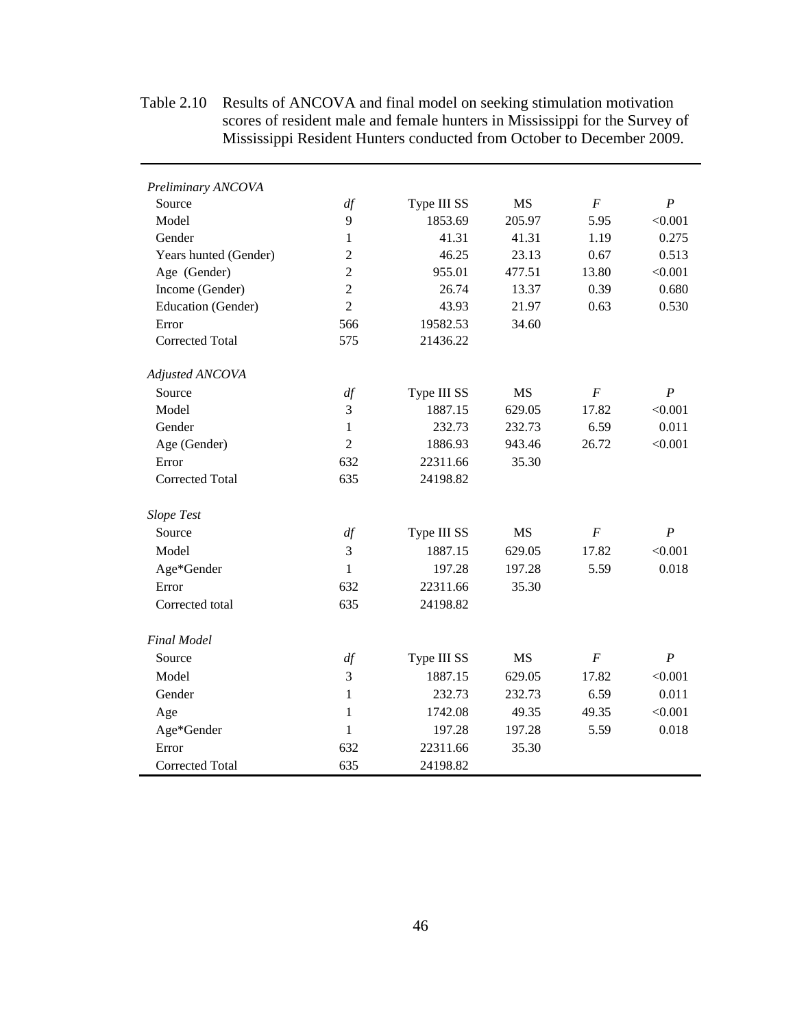Table 2.10 Results of ANCOVA and final model on seeking stimulation motivation scores of resident male and female hunters in Mississippi for the Survey of Mississippi Resident Hunters conducted from October to December 2009.

| *Preliminary ANCOVA* | | | | | |
|---|---|---|---|---|---|
| Source | *df* | Type III SS | MS | *F* | *P* |
| Model | 9 | 1853.69 | 205.97 | 5.95 | <0.001 |
| Gender | 1 | 41.31 | 41.31 | 1.19 | 0.275 |
| Years hunted (Gender) | 2 | 46.25 | 23.13 | 0.67 | 0.513 |
| Age (Gender) | 2 | 955.01 | 477.51 | 13.80 | <0.001 |
| Income (Gender) | 2 | 26.74 | 13.37 | 0.39 | 0.680 |
| Education (Gender) | 2 | 43.93 | 21.97 | 0.63 | 0.530 |
| Error | 566 | 19582.53 | 34.60 | | |
| Corrected Total | 575 | 21436.22 | | | |
| *Adjusted ANCOVA* | | | | | |
| Source | *df* | Type III SS | MS | *F* | *P* |
| Model | 3 | 1887.15 | 629.05 | 17.82 | <0.001 |
| Gender | 1 | 232.73 | 232.73 | 6.59 | 0.011 |
| Age (Gender) | 2 | 1886.93 | 943.46 | 26.72 | <0.001 |
| Error | 632 | 22311.66 | 35.30 | | |
| Corrected Total | 635 | 24198.82 | | | |
| *Slope Test* | | | | | |
| Source | *df* | Type III SS | MS | *F* | *P* |
| Model | 3 | 1887.15 | 629.05 | 17.82 | <0.001 |
| Age*Gender | 1 | 197.28 | 197.28 | 5.59 | 0.018 |
| Error | 632 | 22311.66 | 35.30 | | |
| Corrected total | 635 | 24198.82 | | | |
| *Final Model* | | | | | |
| Source | *df* | Type III SS | MS | *F* | *P* |
| Model | 3 | 1887.15 | 629.05 | 17.82 | <0.001 |
| Gender | 1 | 232.73 | 232.73 | 6.59 | 0.011 |
| Age | 1 | 1742.08 | 49.35 | 49.35 | <0.001 |
| Age*Gender | 1 | 197.28 | 197.28 | 5.59 | 0.018 |
| Error | 632 | 22311.66 | 35.30 | | |
| Corrected Total | 635 | 24198.82 | | | |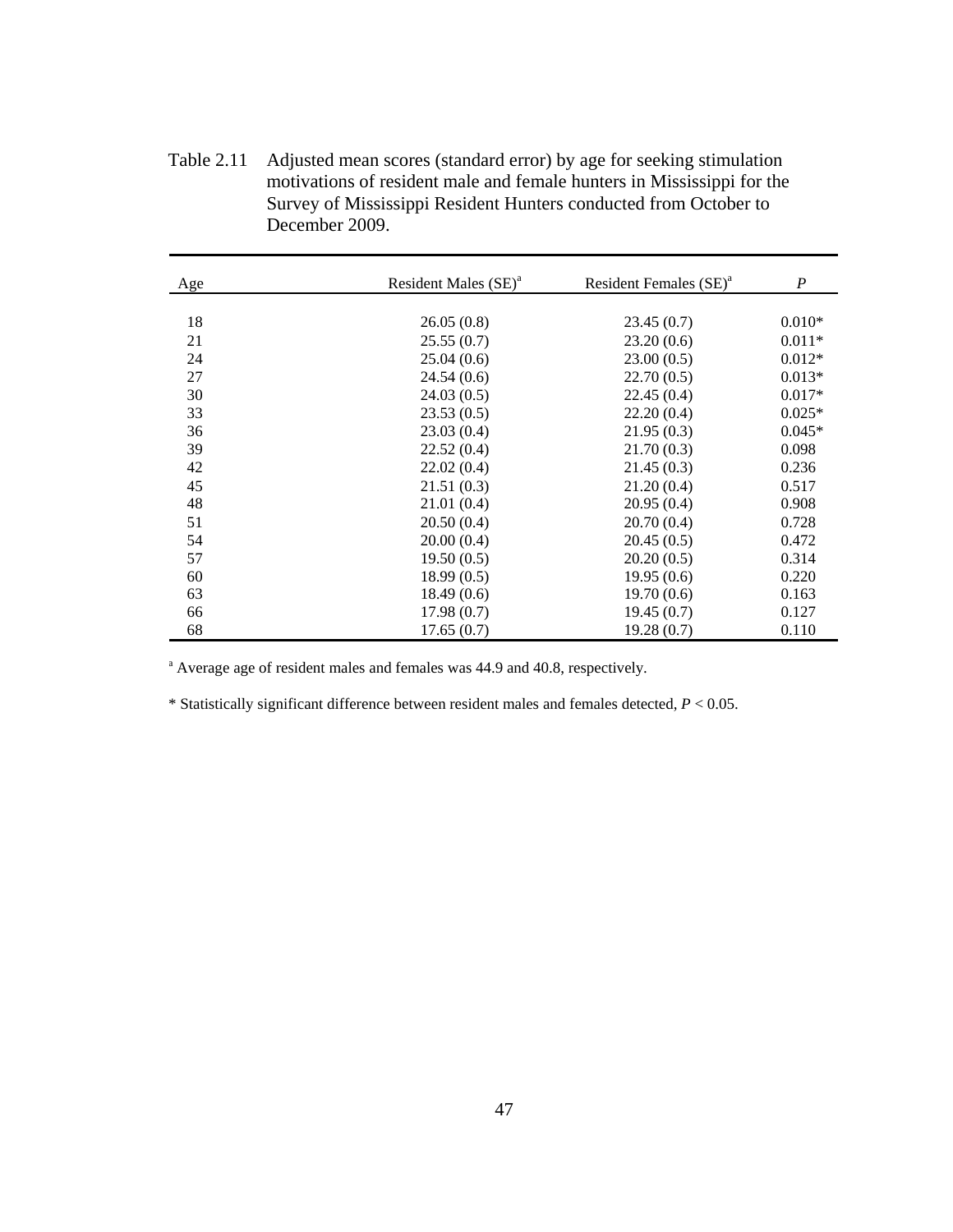Table 2.11 Adjusted mean scores (standard error) by age for seeking stimulation motivations of resident male and female hunters in Mississippi for the Survey of Mississippi Resident Hunters conducted from October to December 2009.

| Age | Resident Males (SE)[a] | Resident Females (SE)[a] | *P* |
|---|---|---|---|
| 18 | 26.05 (0.8) | 23.45 (0.7) | 0.010* |
| 21 | 25.55 (0.7) | 23.20 (0.6) | 0.011* |
| 24 | 25.04 (0.6) | 23.00 (0.5) | 0.012* |
| 27 | 24.54 (0.6) | 22.70 (0.5) | 0.013* |
| 30 | 24.03 (0.5) | 22.45 (0.4) | 0.017* |
| 33 | 23.53 (0.5) | 22.20 (0.4) | 0.025* |
| 36 | 23.03 (0.4) | 21.95 (0.3) | 0.045* |
| 39 | 22.52 (0.4) | 21.70 (0.3) | 0.098 |
| 42 | 22.02 (0.4) | 21.45 (0.3) | 0.236 |
| 45 | 21.51 (0.3) | 21.20 (0.4) | 0.517 |
| 48 | 21.01 (0.4) | 20.95 (0.4) | 0.908 |
| 51 | 20.50 (0.4) | 20.70 (0.4) | 0.728 |
| 54 | 20.00 (0.4) | 20.45 (0.5) | 0.472 |
| 57 | 19.50 (0.5) | 20.20 (0.5) | 0.314 |
| 60 | 18.99 (0.5) | 19.95 (0.6) | 0.220 |
| 63 | 18.49 (0.6) | 19.70 (0.6) | 0.163 |
| 66 | 17.98 (0.7) | 19.45 (0.7) | 0.127 |
| 68 | 17.65 (0.7) | 19.28 (0.7) | 0.110 |

[a] Average age of resident males and females was 44.9 and 40.8, respectively.

* Statistically significant difference between resident males and females detected, $P < 0.05$.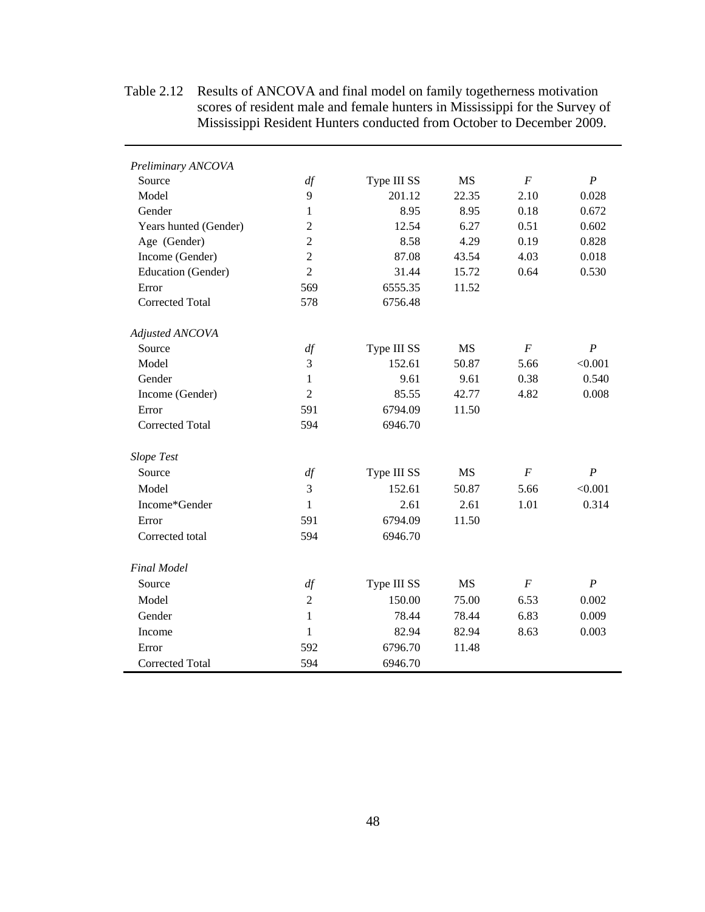Table 2.12 Results of ANCOVA and final model on family togetherness motivation scores of resident male and female hunters in Mississippi for the Survey of Mississippi Resident Hunters conducted from October to December 2009.

| *Preliminary ANCOVA* | | | | | |
|---|---|---|---|---|---|
| Source | *df* | Type III SS | MS | *F* | *P* |
| Model | 9 | 201.12 | 22.35 | 2.10 | 0.028 |
| Gender | 1 | 8.95 | 8.95 | 0.18 | 0.672 |
| Years hunted (Gender) | 2 | 12.54 | 6.27 | 0.51 | 0.602 |
| Age (Gender) | 2 | 8.58 | 4.29 | 0.19 | 0.828 |
| Income (Gender) | 2 | 87.08 | 43.54 | 4.03 | 0.018 |
| Education (Gender) | 2 | 31.44 | 15.72 | 0.64 | 0.530 |
| Error | 569 | 6555.35 | 11.52 | | |
| Corrected Total | 578 | 6756.48 | | | |
| *Adjusted ANCOVA* | | | | | |
| Source | *df* | Type III SS | MS | *F* | *P* |
| Model | 3 | 152.61 | 50.87 | 5.66 | <0.001 |
| Gender | 1 | 9.61 | 9.61 | 0.38 | 0.540 |
| Income (Gender) | 2 | 85.55 | 42.77 | 4.82 | 0.008 |
| Error | 591 | 6794.09 | 11.50 | | |
| Corrected Total | 594 | 6946.70 | | | |
| *Slope Test* | | | | | |
| Source | *df* | Type III SS | MS | *F* | *P* |
| Model | 3 | 152.61 | 50.87 | 5.66 | <0.001 |
| Income*Gender | 1 | 2.61 | 2.61 | 1.01 | 0.314 |
| Error | 591 | 6794.09 | 11.50 | | |
| Corrected total | 594 | 6946.70 | | | |
| *Final Model* | | | | | |
| Source | *df* | Type III SS | MS | *F* | *P* |
| Model | 2 | 150.00 | 75.00 | 6.53 | 0.002 |
| Gender | 1 | 78.44 | 78.44 | 6.83 | 0.009 |
| Income | 1 | 82.94 | 82.94 | 8.63 | 0.003 |
| Error | 592 | 6796.70 | 11.48 | | |
| Corrected Total | 594 | 6946.70 | | | |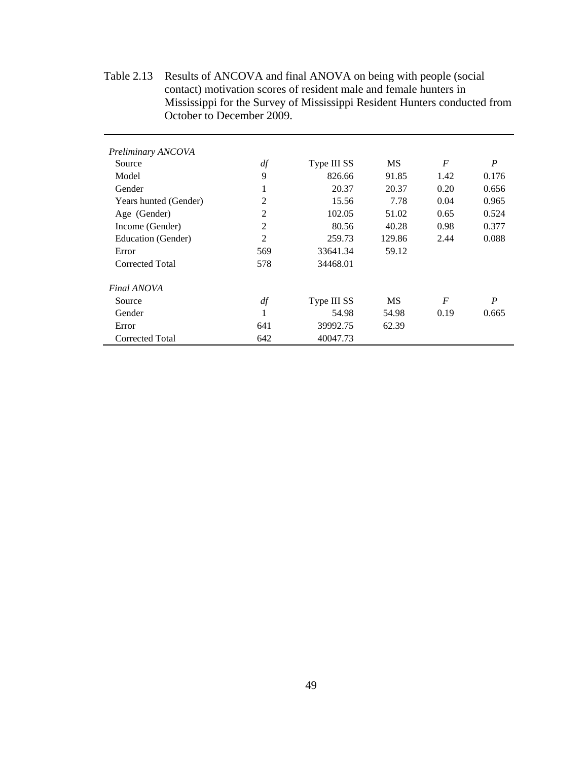Table 2.13 Results of ANCOVA and final ANOVA on being with people (social contact) motivation scores of resident male and female hunters in Mississippi for the Survey of Mississippi Resident Hunters conducted from October to December 2009.

| *Preliminary ANCOVA* | | | | | |
|---|---|---|---|---|---|
| Source | *df* | Type III SS | MS | *F* | *P* |
| Model | 9 | 826.66 | 91.85 | 1.42 | 0.176 |
| Gender | 1 | 20.37 | 20.37 | 0.20 | 0.656 |
| Years hunted (Gender) | 2 | 15.56 | 7.78 | 0.04 | 0.965 |
| Age (Gender) | 2 | 102.05 | 51.02 | 0.65 | 0.524 |
| Income (Gender) | 2 | 80.56 | 40.28 | 0.98 | 0.377 |
| Education (Gender) | 2 | 259.73 | 129.86 | 2.44 | 0.088 |
| Error | 569 | 33641.34 | 59.12 | | |
| Corrected Total | 578 | 34468.01 | | | |
| | | | | | |
| *Final ANOVA* | | | | | |
| Source | *df* | Type III SS | MS | *F* | *P* |
| Gender | 1 | 54.98 | 54.98 | 0.19 | 0.665 |
| Error | 641 | 39992.75 | 62.39 | | |
| Corrected Total | 642 | 40047.73 | | | |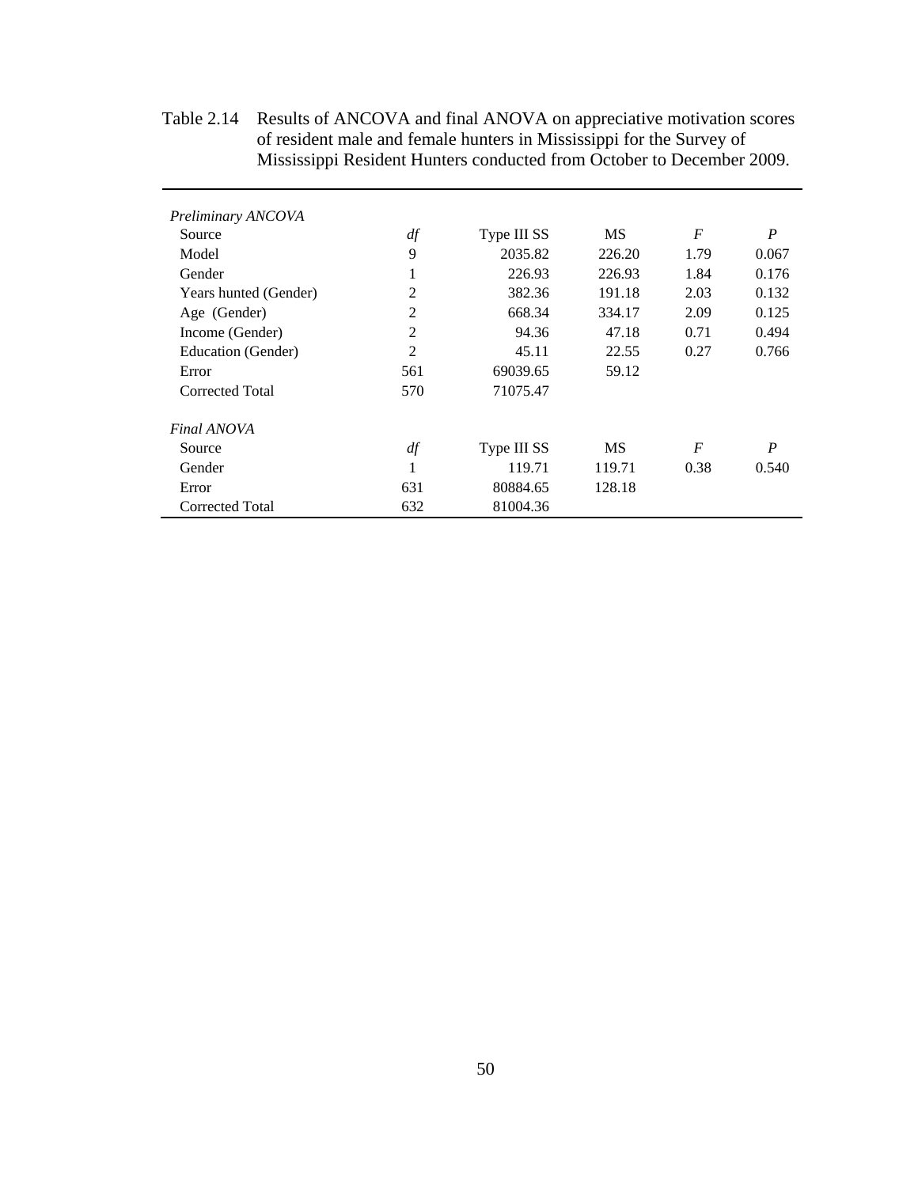Table 2.14 Results of ANCOVA and final ANOVA on appreciative motivation scores of resident male and female hunters in Mississippi for the Survey of Mississippi Resident Hunters conducted from October to December 2009.

| *Preliminary ANCOVA* | | | | | |
|---|---|---|---|---|---|
| Source | *df* | Type III SS | MS | *F* | *P* |
| Model | 9 | 2035.82 | 226.20 | 1.79 | 0.067 |
| Gender | 1 | 226.93 | 226.93 | 1.84 | 0.176 |
| Years hunted (Gender) | 2 | 382.36 | 191.18 | 2.03 | 0.132 |
| Age (Gender) | 2 | 668.34 | 334.17 | 2.09 | 0.125 |
| Income (Gender) | 2 | 94.36 | 47.18 | 0.71 | 0.494 |
| Education (Gender) | 2 | 45.11 | 22.55 | 0.27 | 0.766 |
| Error | 561 | 69039.65 | 59.12 | | |
| Corrected Total | 570 | 71075.47 | | | |
| *Final ANOVA* | | | | | |
| Source | *df* | Type III SS | MS | *F* | *P* |
| Gender | 1 | 119.71 | 119.71 | 0.38 | 0.540 |
| Error | 631 | 80884.65 | 128.18 | | |
| Corrected Total | 632 | 81004.36 | | | |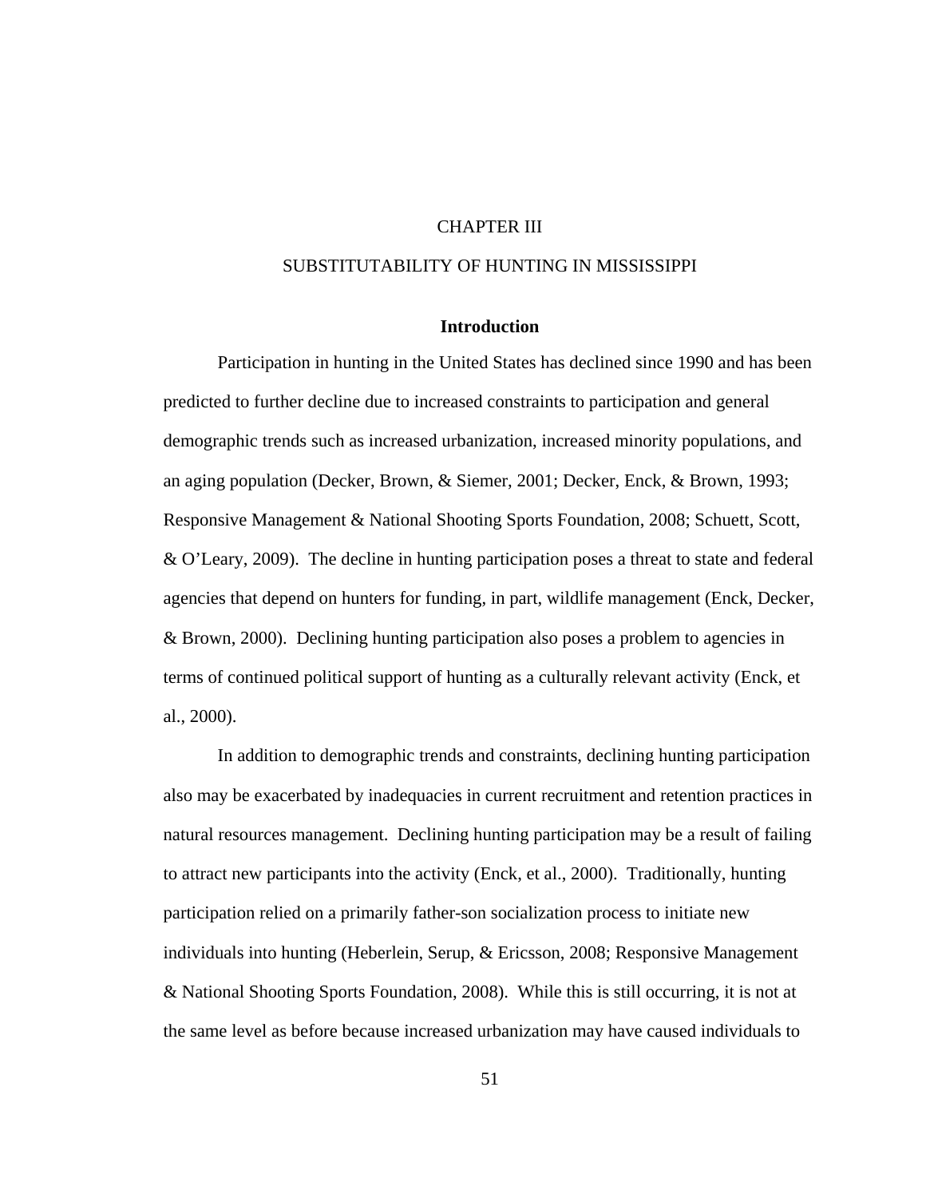# CHAPTER III

# SUBSTITUTABILITY OF HUNTING IN MISSISSIPPI

## Introduction

Participation in hunting in the United States has declined since 1990 and has been predicted to further decline due to increased constraints to participation and general demographic trends such as increased urbanization, increased minority populations, and an aging population (Decker, Brown, & Siemer, 2001; Decker, Enck, & Brown, 1993; Responsive Management & National Shooting Sports Foundation, 2008; Schuett, Scott, & O'Leary, 2009). The decline in hunting participation poses a threat to state and federal agencies that depend on hunters for funding, in part, wildlife management (Enck, Decker, & Brown, 2000). Declining hunting participation also poses a problem to agencies in terms of continued political support of hunting as a culturally relevant activity (Enck, et al., 2000).

In addition to demographic trends and constraints, declining hunting participation also may be exacerbated by inadequacies in current recruitment and retention practices in natural resources management. Declining hunting participation may be a result of failing to attract new participants into the activity (Enck, et al., 2000). Traditionally, hunting participation relied on a primarily father-son socialization process to initiate new individuals into hunting (Heberlein, Serup, & Ericsson, 2008; Responsive Management & National Shooting Sports Foundation, 2008). While this is still occurring, it is not at the same level as before because increased urbanization may have caused individuals to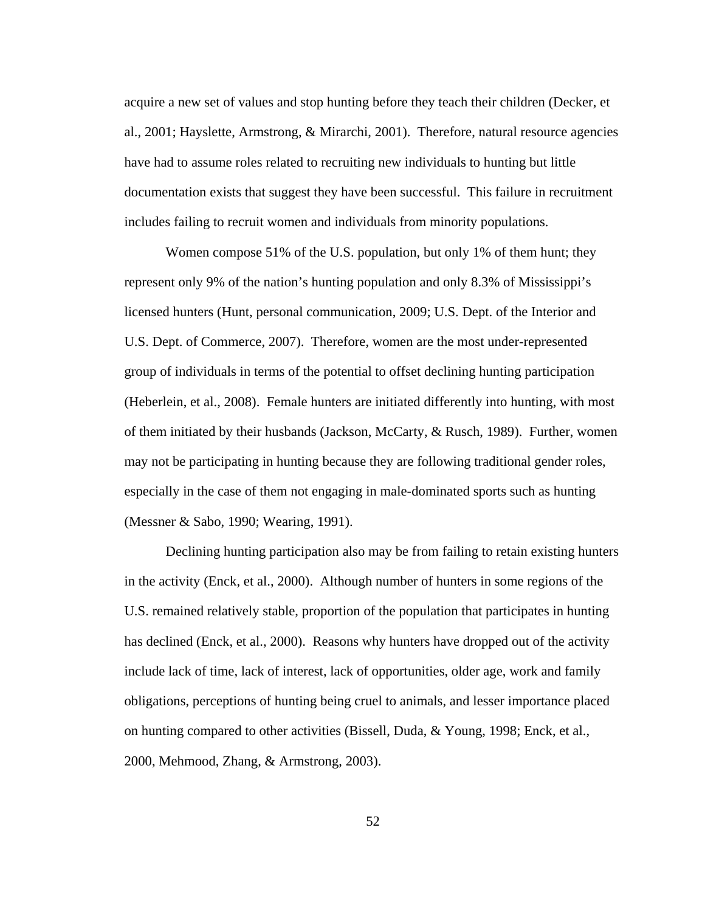acquire a new set of values and stop hunting before they teach their children (Decker, et al., 2001; Hayslette, Armstrong, & Mirarchi, 2001). Therefore, natural resource agencies have had to assume roles related to recruiting new individuals to hunting but little documentation exists that suggest they have been successful. This failure in recruitment includes failing to recruit women and individuals from minority populations.

Women compose 51% of the U.S. population, but only 1% of them hunt; they represent only 9% of the nation's hunting population and only 8.3% of Mississippi's licensed hunters (Hunt, personal communication, 2009; U.S. Dept. of the Interior and U.S. Dept. of Commerce, 2007). Therefore, women are the most under-represented group of individuals in terms of the potential to offset declining hunting participation (Heberlein, et al., 2008). Female hunters are initiated differently into hunting, with most of them initiated by their husbands (Jackson, McCarty, & Rusch, 1989). Further, women may not be participating in hunting because they are following traditional gender roles, especially in the case of them not engaging in male-dominated sports such as hunting (Messner & Sabo, 1990; Wearing, 1991).

Declining hunting participation also may be from failing to retain existing hunters in the activity (Enck, et al., 2000). Although number of hunters in some regions of the U.S. remained relatively stable, proportion of the population that participates in hunting has declined (Enck, et al., 2000). Reasons why hunters have dropped out of the activity include lack of time, lack of interest, lack of opportunities, older age, work and family obligations, perceptions of hunting being cruel to animals, and lesser importance placed on hunting compared to other activities (Bissell, Duda, & Young, 1998; Enck, et al., 2000, Mehmood, Zhang, & Armstrong, 2003).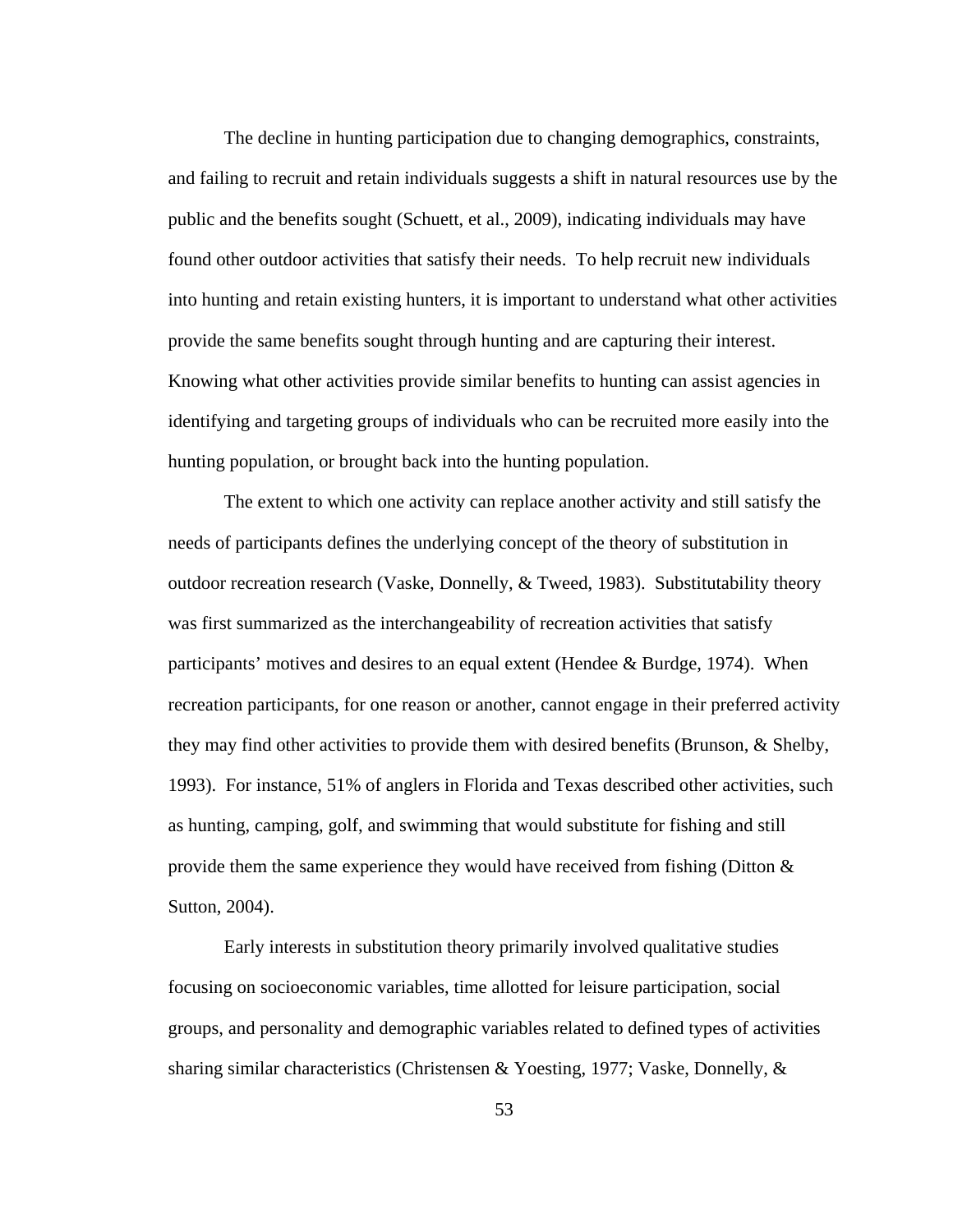The decline in hunting participation due to changing demographics, constraints, and failing to recruit and retain individuals suggests a shift in natural resources use by the public and the benefits sought (Schuett, et al., 2009), indicating individuals may have found other outdoor activities that satisfy their needs. To help recruit new individuals into hunting and retain existing hunters, it is important to understand what other activities provide the same benefits sought through hunting and are capturing their interest. Knowing what other activities provide similar benefits to hunting can assist agencies in identifying and targeting groups of individuals who can be recruited more easily into the hunting population, or brought back into the hunting population.

The extent to which one activity can replace another activity and still satisfy the needs of participants defines the underlying concept of the theory of substitution in outdoor recreation research (Vaske, Donnelly, & Tweed, 1983). Substitutability theory was first summarized as the interchangeability of recreation activities that satisfy participants' motives and desires to an equal extent (Hendee & Burdge, 1974). When recreation participants, for one reason or another, cannot engage in their preferred activity they may find other activities to provide them with desired benefits (Brunson, & Shelby, 1993). For instance, 51% of anglers in Florida and Texas described other activities, such as hunting, camping, golf, and swimming that would substitute for fishing and still provide them the same experience they would have received from fishing (Ditton & Sutton, 2004).

Early interests in substitution theory primarily involved qualitative studies focusing on socioeconomic variables, time allotted for leisure participation, social groups, and personality and demographic variables related to defined types of activities sharing similar characteristics (Christensen & Yoesting, 1977; Vaske, Donnelly, &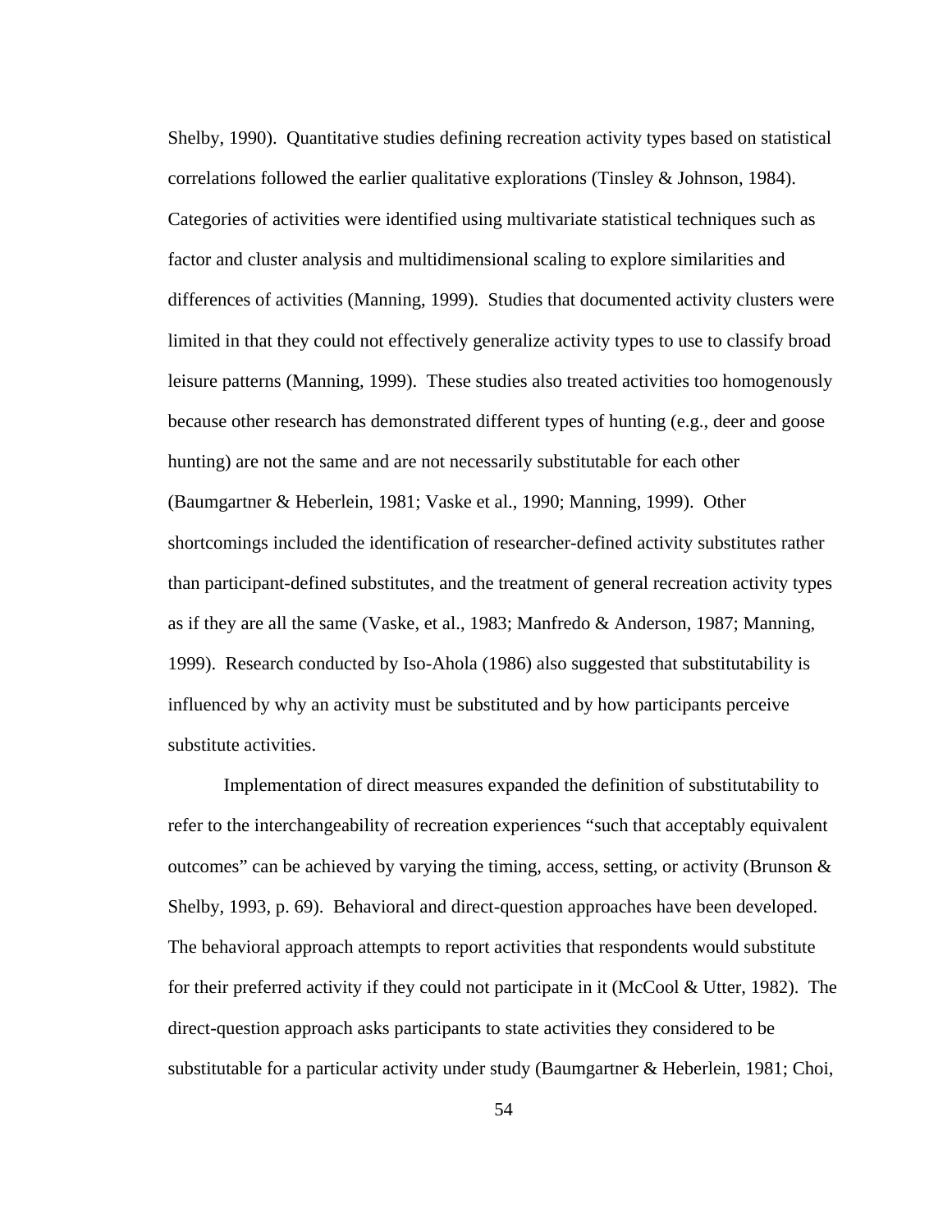Shelby, 1990). Quantitative studies defining recreation activity types based on statistical correlations followed the earlier qualitative explorations (Tinsley & Johnson, 1984). Categories of activities were identified using multivariate statistical techniques such as factor and cluster analysis and multidimensional scaling to explore similarities and differences of activities (Manning, 1999). Studies that documented activity clusters were limited in that they could not effectively generalize activity types to use to classify broad leisure patterns (Manning, 1999). These studies also treated activities too homogenously because other research has demonstrated different types of hunting (e.g., deer and goose hunting) are not the same and are not necessarily substitutable for each other (Baumgartner & Heberlein, 1981; Vaske et al., 1990; Manning, 1999). Other shortcomings included the identification of researcher-defined activity substitutes rather than participant-defined substitutes, and the treatment of general recreation activity types as if they are all the same (Vaske, et al., 1983; Manfredo & Anderson, 1987; Manning, 1999). Research conducted by Iso-Ahola (1986) also suggested that substitutability is influenced by why an activity must be substituted and by how participants perceive substitute activities.

Implementation of direct measures expanded the definition of substitutability to refer to the interchangeability of recreation experiences "such that acceptably equivalent outcomes" can be achieved by varying the timing, access, setting, or activity (Brunson & Shelby, 1993, p. 69). Behavioral and direct-question approaches have been developed. The behavioral approach attempts to report activities that respondents would substitute for their preferred activity if they could not participate in it (McCool & Utter, 1982). The direct-question approach asks participants to state activities they considered to be substitutable for a particular activity under study (Baumgartner & Heberlein, 1981; Choi,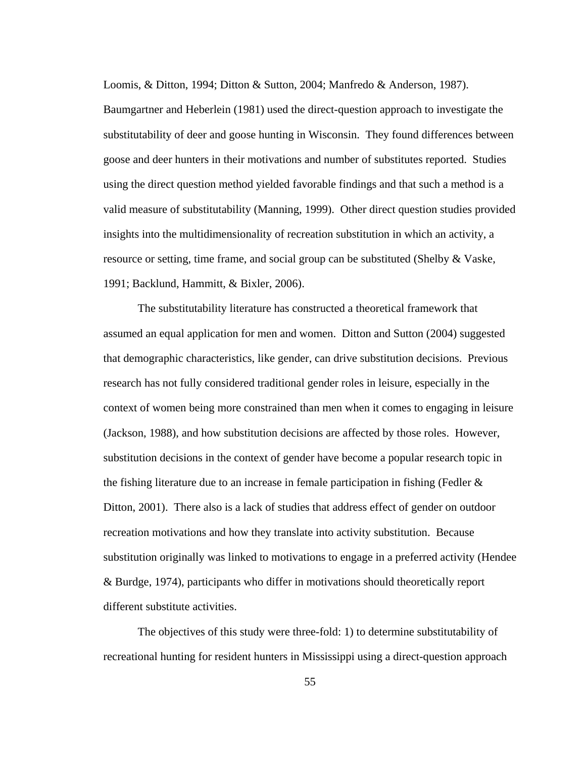Loomis, & Ditton, 1994; Ditton & Sutton, 2004; Manfredo & Anderson, 1987). Baumgartner and Heberlein (1981) used the direct-question approach to investigate the substitutability of deer and goose hunting in Wisconsin. They found differences between goose and deer hunters in their motivations and number of substitutes reported. Studies using the direct question method yielded favorable findings and that such a method is a valid measure of substitutability (Manning, 1999). Other direct question studies provided insights into the multidimensionality of recreation substitution in which an activity, a resource or setting, time frame, and social group can be substituted (Shelby & Vaske, 1991; Backlund, Hammitt, & Bixler, 2006).

The substitutability literature has constructed a theoretical framework that assumed an equal application for men and women. Ditton and Sutton (2004) suggested that demographic characteristics, like gender, can drive substitution decisions. Previous research has not fully considered traditional gender roles in leisure, especially in the context of women being more constrained than men when it comes to engaging in leisure (Jackson, 1988), and how substitution decisions are affected by those roles. However, substitution decisions in the context of gender have become a popular research topic in the fishing literature due to an increase in female participation in fishing (Fedler & Ditton, 2001). There also is a lack of studies that address effect of gender on outdoor recreation motivations and how they translate into activity substitution. Because substitution originally was linked to motivations to engage in a preferred activity (Hendee & Burdge, 1974), participants who differ in motivations should theoretically report different substitute activities.

The objectives of this study were three-fold: 1) to determine substitutability of recreational hunting for resident hunters in Mississippi using a direct-question approach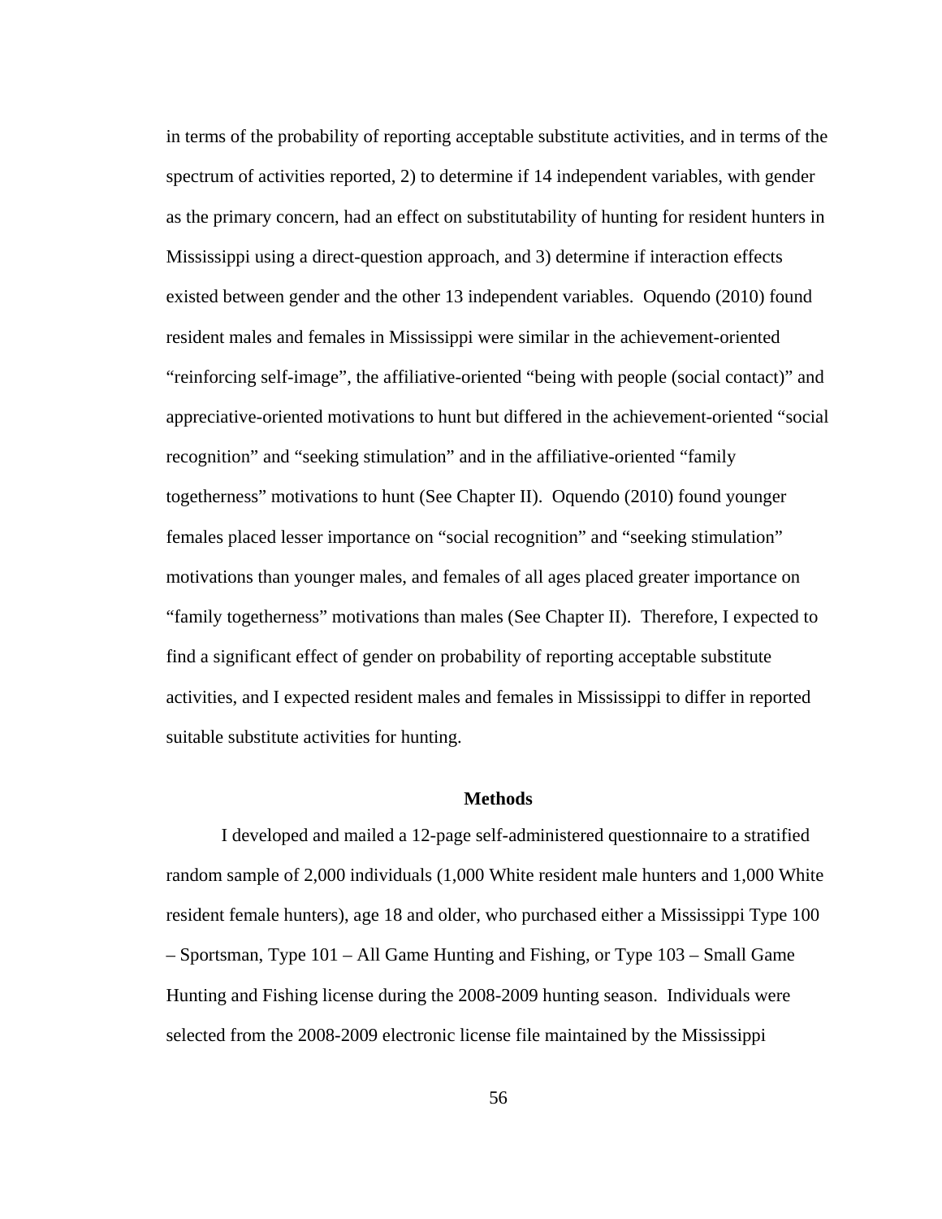in terms of the probability of reporting acceptable substitute activities, and in terms of the spectrum of activities reported, 2) to determine if 14 independent variables, with gender as the primary concern, had an effect on substitutability of hunting for resident hunters in Mississippi using a direct-question approach, and 3) determine if interaction effects existed between gender and the other 13 independent variables. Oquendo (2010) found resident males and females in Mississippi were similar in the achievement-oriented "reinforcing self-image", the affiliative-oriented "being with people (social contact)" and appreciative-oriented motivations to hunt but differed in the achievement-oriented "social recognition" and "seeking stimulation" and in the affiliative-oriented "family togetherness" motivations to hunt (See Chapter II). Oquendo (2010) found younger females placed lesser importance on "social recognition" and "seeking stimulation" motivations than younger males, and females of all ages placed greater importance on "family togetherness" motivations than males (See Chapter II). Therefore, I expected to find a significant effect of gender on probability of reporting acceptable substitute activities, and I expected resident males and females in Mississippi to differ in reported suitable substitute activities for hunting.

## Methods

I developed and mailed a 12-page self-administered questionnaire to a stratified random sample of 2,000 individuals (1,000 White resident male hunters and 1,000 White resident female hunters), age 18 and older, who purchased either a Mississippi Type 100 – Sportsman, Type 101 – All Game Hunting and Fishing, or Type 103 – Small Game Hunting and Fishing license during the 2008-2009 hunting season. Individuals were selected from the 2008-2009 electronic license file maintained by the Mississippi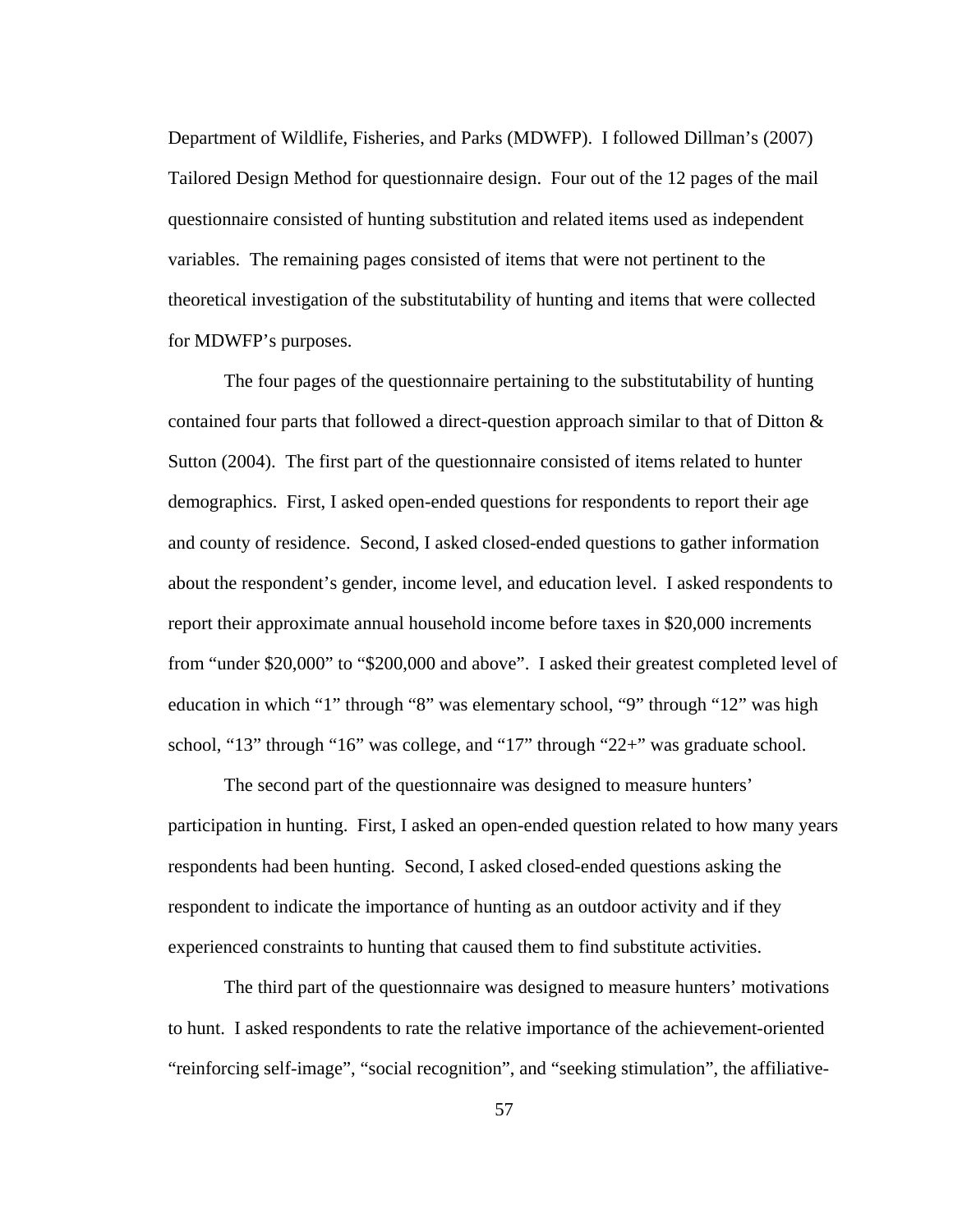Department of Wildlife, Fisheries, and Parks (MDWFP). I followed Dillman's (2007) Tailored Design Method for questionnaire design. Four out of the 12 pages of the mail questionnaire consisted of hunting substitution and related items used as independent variables. The remaining pages consisted of items that were not pertinent to the theoretical investigation of the substitutability of hunting and items that were collected for MDWFP's purposes.

The four pages of the questionnaire pertaining to the substitutability of hunting contained four parts that followed a direct-question approach similar to that of Ditton & Sutton (2004). The first part of the questionnaire consisted of items related to hunter demographics. First, I asked open-ended questions for respondents to report their age and county of residence. Second, I asked closed-ended questions to gather information about the respondent's gender, income level, and education level. I asked respondents to report their approximate annual household income before taxes in $20,000 increments from "under $20,000" to "$200,000 and above". I asked their greatest completed level of education in which "1" through "8" was elementary school, "9" through "12" was high school, "13" through "16" was college, and "17" through "22+" was graduate school.

The second part of the questionnaire was designed to measure hunters' participation in hunting. First, I asked an open-ended question related to how many years respondents had been hunting. Second, I asked closed-ended questions asking the respondent to indicate the importance of hunting as an outdoor activity and if they experienced constraints to hunting that caused them to find substitute activities.

The third part of the questionnaire was designed to measure hunters' motivations to hunt. I asked respondents to rate the relative importance of the achievement-oriented "reinforcing self-image", "social recognition", and "seeking stimulation", the affiliative-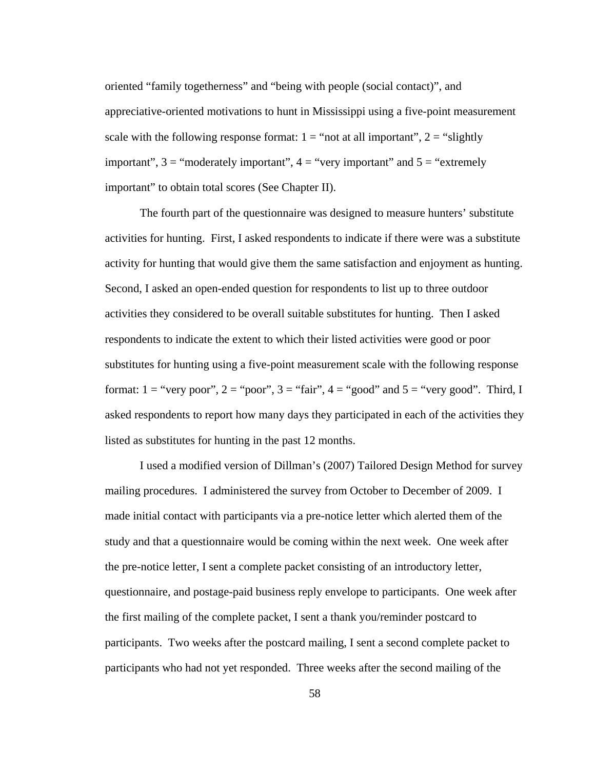oriented "family togetherness" and "being with people (social contact)", and appreciative-oriented motivations to hunt in Mississippi using a five-point measurement scale with the following response format: 1 = "not at all important", 2 = "slightly important", 3 = "moderately important", 4 = "very important" and 5 = "extremely important" to obtain total scores (See Chapter II).

The fourth part of the questionnaire was designed to measure hunters' substitute activities for hunting. First, I asked respondents to indicate if there were was a substitute activity for hunting that would give them the same satisfaction and enjoyment as hunting. Second, I asked an open-ended question for respondents to list up to three outdoor activities they considered to be overall suitable substitutes for hunting. Then I asked respondents to indicate the extent to which their listed activities were good or poor substitutes for hunting using a five-point measurement scale with the following response format: 1 = "very poor", 2 = "poor", 3 = "fair", 4 = "good" and 5 = "very good". Third, I asked respondents to report how many days they participated in each of the activities they listed as substitutes for hunting in the past 12 months.

I used a modified version of Dillman's (2007) Tailored Design Method for survey mailing procedures. I administered the survey from October to December of 2009. I made initial contact with participants via a pre-notice letter which alerted them of the study and that a questionnaire would be coming within the next week. One week after the pre-notice letter, I sent a complete packet consisting of an introductory letter, questionnaire, and postage-paid business reply envelope to participants. One week after the first mailing of the complete packet, I sent a thank you/reminder postcard to participants. Two weeks after the postcard mailing, I sent a second complete packet to participants who had not yet responded. Three weeks after the second mailing of the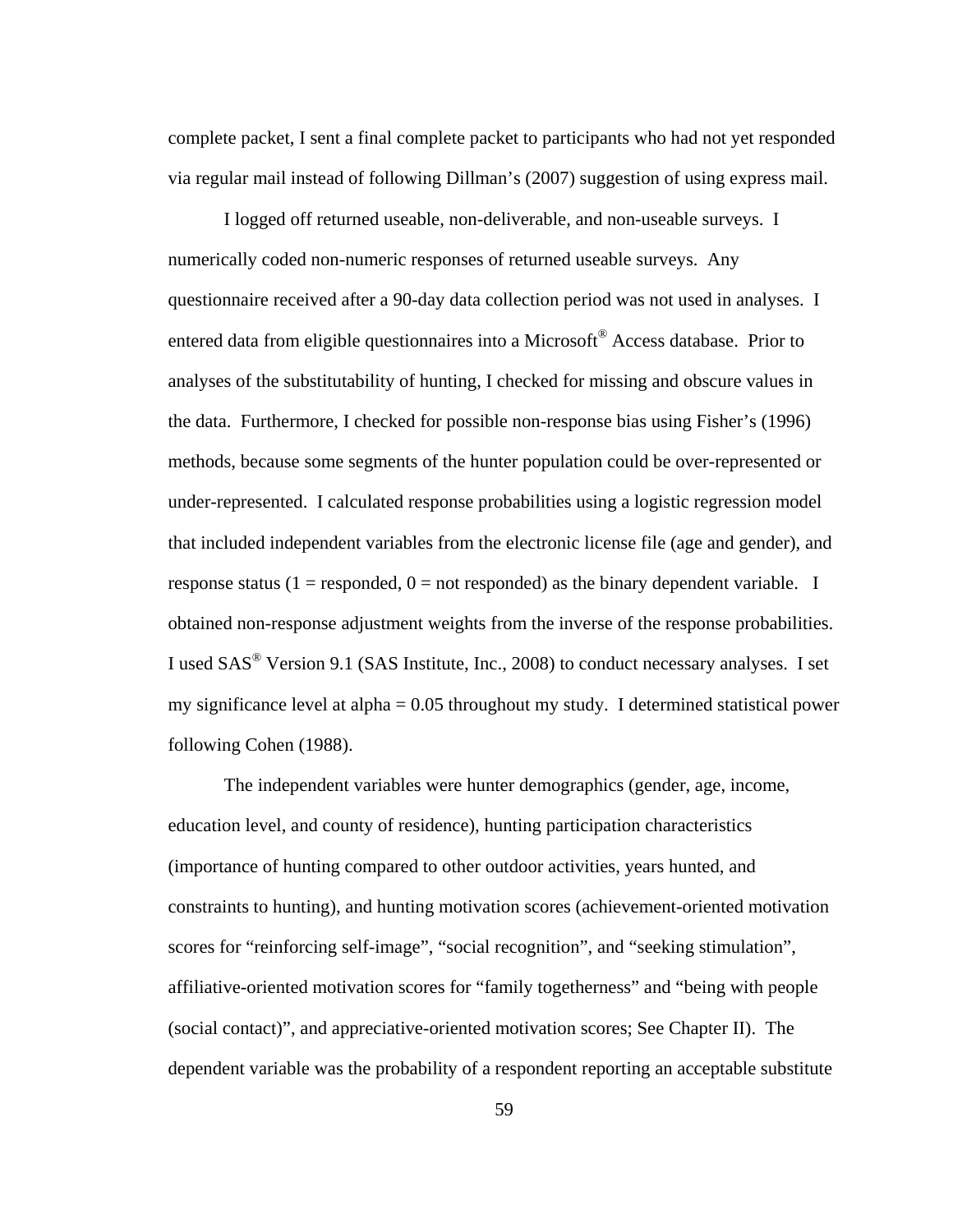complete packet, I sent a final complete packet to participants who had not yet responded via regular mail instead of following Dillman's (2007) suggestion of using express mail.

I logged off returned useable, non-deliverable, and non-useable surveys. I numerically coded non-numeric responses of returned useable surveys. Any questionnaire received after a 90-day data collection period was not used in analyses. I entered data from eligible questionnaires into a Microsoft® Access database. Prior to analyses of the substitutability of hunting, I checked for missing and obscure values in the data. Furthermore, I checked for possible non-response bias using Fisher's (1996) methods, because some segments of the hunter population could be over-represented or under-represented. I calculated response probabilities using a logistic regression model that included independent variables from the electronic license file (age and gender), and response status (1 = responded, 0 = not responded) as the binary dependent variable. I obtained non-response adjustment weights from the inverse of the response probabilities. I used SAS® Version 9.1 (SAS Institute, Inc., 2008) to conduct necessary analyses. I set my significance level at alpha = 0.05 throughout my study. I determined statistical power following Cohen (1988).

The independent variables were hunter demographics (gender, age, income, education level, and county of residence), hunting participation characteristics (importance of hunting compared to other outdoor activities, years hunted, and constraints to hunting), and hunting motivation scores (achievement-oriented motivation scores for "reinforcing self-image", "social recognition", and "seeking stimulation", affiliative-oriented motivation scores for "family togetherness" and "being with people (social contact)", and appreciative-oriented motivation scores; See Chapter II). The dependent variable was the probability of a respondent reporting an acceptable substitute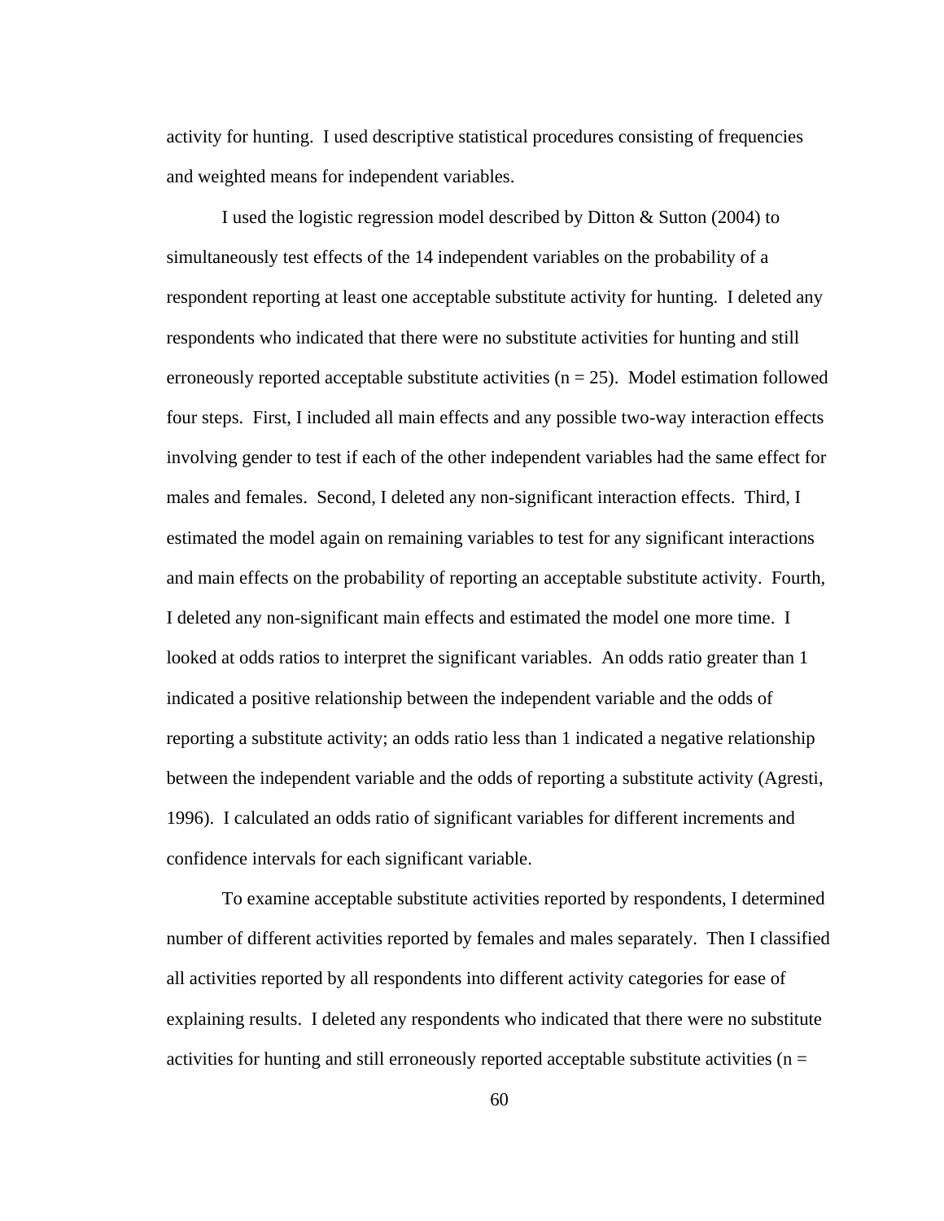activity for hunting. I used descriptive statistical procedures consisting of frequencies and weighted means for independent variables.

I used the logistic regression model described by Ditton & Sutton (2004) to simultaneously test effects of the 14 independent variables on the probability of a respondent reporting at least one acceptable substitute activity for hunting. I deleted any respondents who indicated that there were no substitute activities for hunting and still erroneously reported acceptable substitute activities ($n = 25$). Model estimation followed four steps. First, I included all main effects and any possible two-way interaction effects involving gender to test if each of the other independent variables had the same effect for males and females. Second, I deleted any non-significant interaction effects. Third, I estimated the model again on remaining variables to test for any significant interactions and main effects on the probability of reporting an acceptable substitute activity. Fourth, I deleted any non-significant main effects and estimated the model one more time. I looked at odds ratios to interpret the significant variables. An odds ratio greater than 1 indicated a positive relationship between the independent variable and the odds of reporting a substitute activity; an odds ratio less than 1 indicated a negative relationship between the independent variable and the odds of reporting a substitute activity (Agresti, 1996). I calculated an odds ratio of significant variables for different increments and confidence intervals for each significant variable.

To examine acceptable substitute activities reported by respondents, I determined number of different activities reported by females and males separately. Then I classified all activities reported by all respondents into different activity categories for ease of explaining results. I deleted any respondents who indicated that there were no substitute activities for hunting and still erroneously reported acceptable substitute activities (n =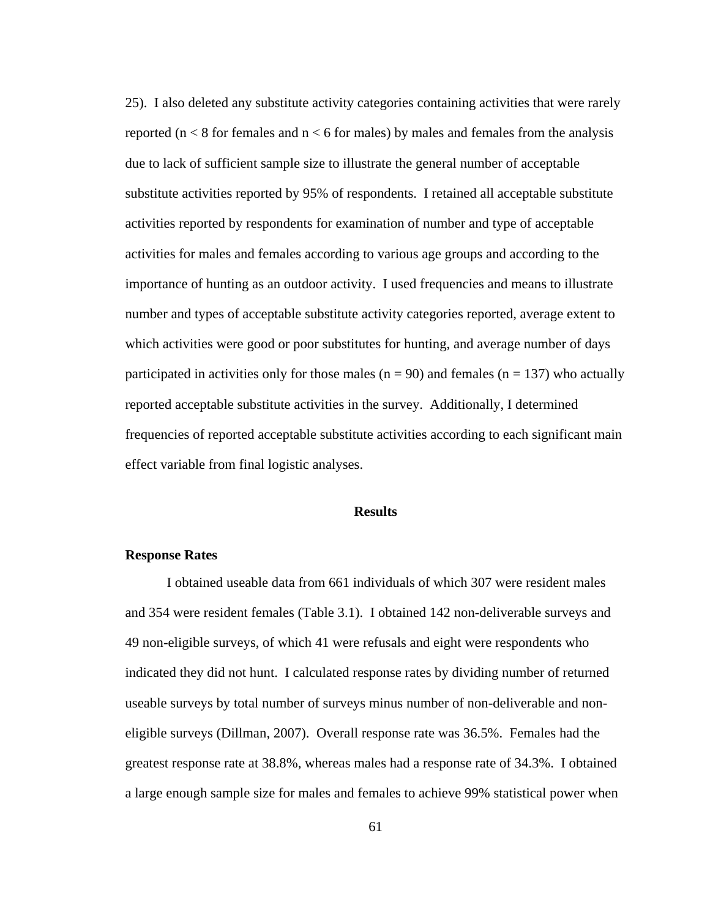25). I also deleted any substitute activity categories containing activities that were rarely reported ($n < 8$ for females and $n < 6$ for males) by males and females from the analysis due to lack of sufficient sample size to illustrate the general number of acceptable substitute activities reported by 95% of respondents. I retained all acceptable substitute activities reported by respondents for examination of number and type of acceptable activities for males and females according to various age groups and according to the importance of hunting as an outdoor activity. I used frequencies and means to illustrate number and types of acceptable substitute activity categories reported, average extent to which activities were good or poor substitutes for hunting, and average number of days participated in activities only for those males ($n = 90$) and females ($n = 137$) who actually reported acceptable substitute activities in the survey. Additionally, I determined frequencies of reported acceptable substitute activities according to each significant main effect variable from final logistic analyses.

## Results

### Response Rates

I obtained useable data from 661 individuals of which 307 were resident males and 354 were resident females (Table 3.1). I obtained 142 non-deliverable surveys and 49 non-eligible surveys, of which 41 were refusals and eight were respondents who indicated they did not hunt. I calculated response rates by dividing number of returned useable surveys by total number of surveys minus number of non-deliverable and non-eligible surveys (Dillman, 2007). Overall response rate was 36.5%. Females had the greatest response rate at 38.8%, whereas males had a response rate of 34.3%. I obtained a large enough sample size for males and females to achieve 99% statistical power when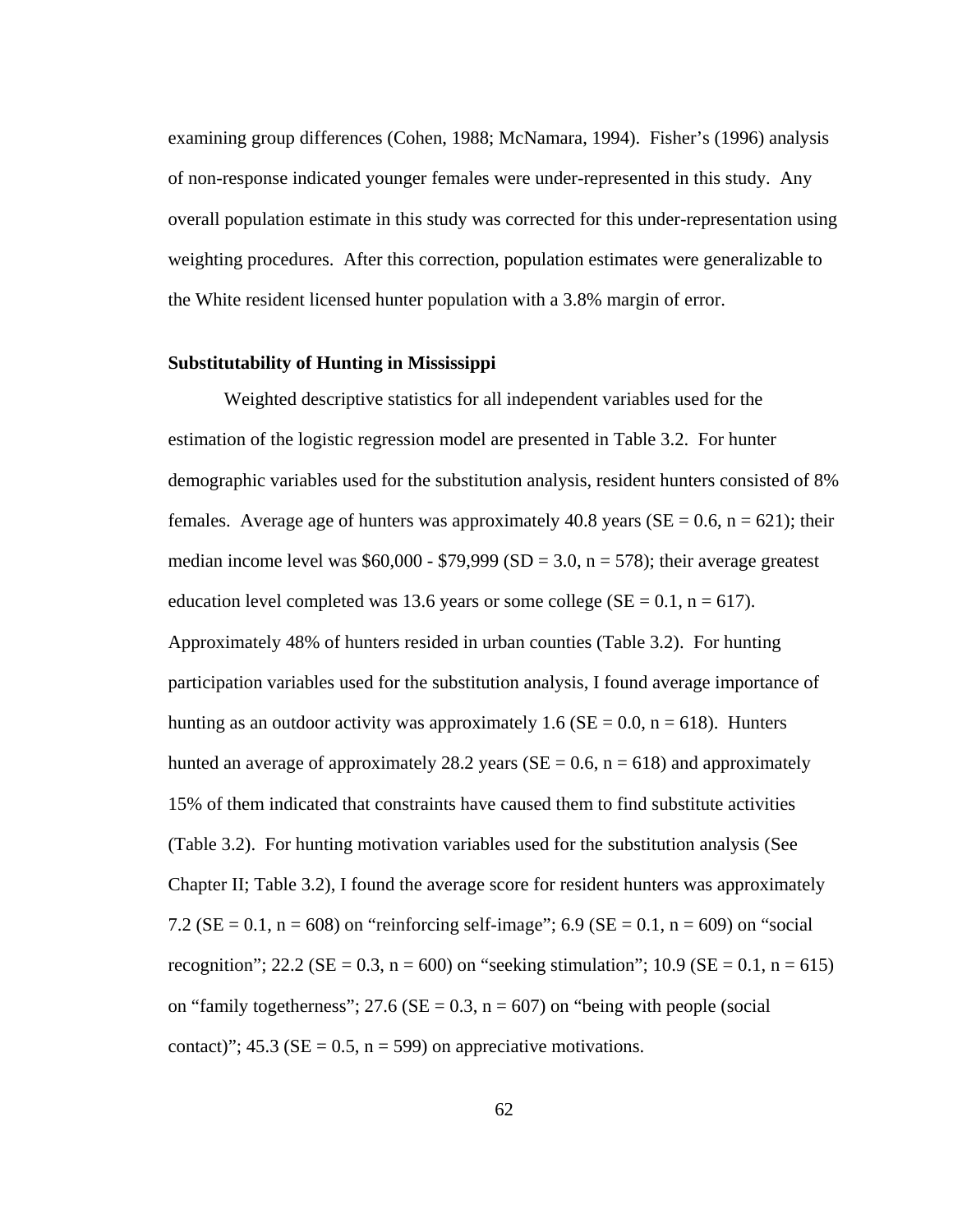examining group differences (Cohen, 1988; McNamara, 1994). Fisher's (1996) analysis of non-response indicated younger females were under-represented in this study. Any overall population estimate in this study was corrected for this under-representation using weighting procedures. After this correction, population estimates were generalizable to the White resident licensed hunter population with a 3.8% margin of error.

### Substitutability of Hunting in Mississippi

Weighted descriptive statistics for all independent variables used for the estimation of the logistic regression model are presented in Table 3.2. For hunter demographic variables used for the substitution analysis, resident hunters consisted of 8% females. Average age of hunters was approximately 40.8 years (SE = 0.6, n = 621); their median income level was \$60,000 - \$79,999 (SD = 3.0, n = 578); their average greatest education level completed was 13.6 years or some college (SE = 0.1, n = 617). Approximately 48% of hunters resided in urban counties (Table 3.2). For hunting participation variables used for the substitution analysis, I found average importance of hunting as an outdoor activity was approximately 1.6 (SE = 0.0, n = 618). Hunters hunted an average of approximately 28.2 years (SE = 0.6, n = 618) and approximately 15% of them indicated that constraints have caused them to find substitute activities (Table 3.2). For hunting motivation variables used for the substitution analysis (See Chapter II; Table 3.2), I found the average score for resident hunters was approximately 7.2 (SE = 0.1, n = 608) on "reinforcing self-image"; 6.9 (SE = 0.1, n = 609) on "social recognition"; 22.2 (SE = 0.3, n = 600) on "seeking stimulation"; 10.9 (SE = 0.1, n = 615) on "family togetherness"; 27.6 (SE = 0.3, n = 607) on "being with people (social contact)"; 45.3 (SE = 0.5, n = 599) on appreciative motivations.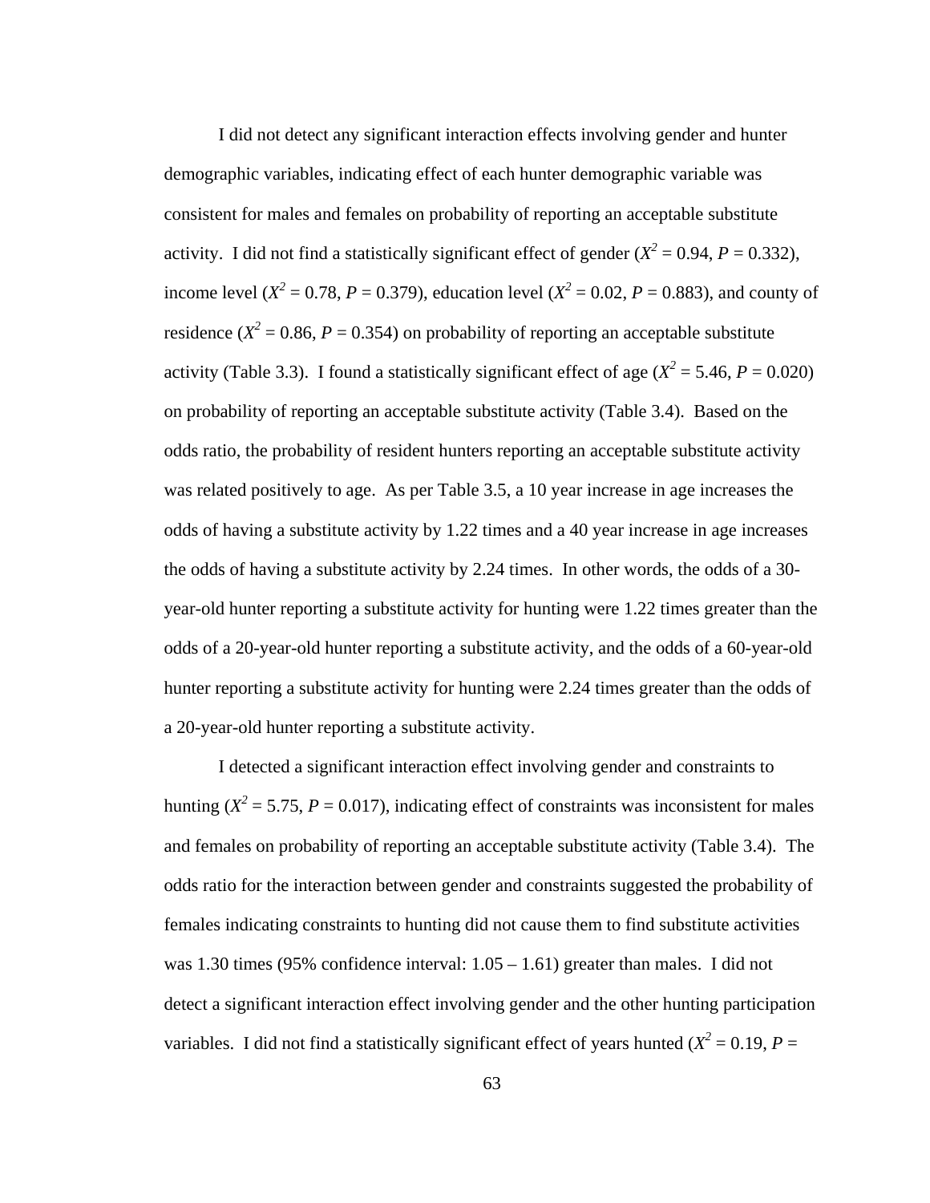I did not detect any significant interaction effects involving gender and hunter demographic variables, indicating effect of each hunter demographic variable was consistent for males and females on probability of reporting an acceptable substitute activity. I did not find a statistically significant effect of gender ($X^2 = 0.94$, $P = 0.332$), income level ($X^2 = 0.78$, $P = 0.379$), education level ($X^2 = 0.02$, $P = 0.883$), and county of residence ($X^2 = 0.86$, $P = 0.354$) on probability of reporting an acceptable substitute activity (Table 3.3). I found a statistically significant effect of age ($X^2 = 5.46$, $P = 0.020$) on probability of reporting an acceptable substitute activity (Table 3.4). Based on the odds ratio, the probability of resident hunters reporting an acceptable substitute activity was related positively to age. As per Table 3.5, a 10 year increase in age increases the odds of having a substitute activity by 1.22 times and a 40 year increase in age increases the odds of having a substitute activity by 2.24 times. In other words, the odds of a 30-year-old hunter reporting a substitute activity for hunting were 1.22 times greater than the odds of a 20-year-old hunter reporting a substitute activity, and the odds of a 60-year-old hunter reporting a substitute activity for hunting were 2.24 times greater than the odds of a 20-year-old hunter reporting a substitute activity.

I detected a significant interaction effect involving gender and constraints to hunting ($X^2 = 5.75$, $P = 0.017$), indicating effect of constraints was inconsistent for males and females on probability of reporting an acceptable substitute activity (Table 3.4). The odds ratio for the interaction between gender and constraints suggested the probability of females indicating constraints to hunting did not cause them to find substitute activities was 1.30 times (95% confidence interval: 1.05 – 1.61) greater than males. I did not detect a significant interaction effect involving gender and the other hunting participation variables. I did not find a statistically significant effect of years hunted ($X^2 = 0.19$, $P =$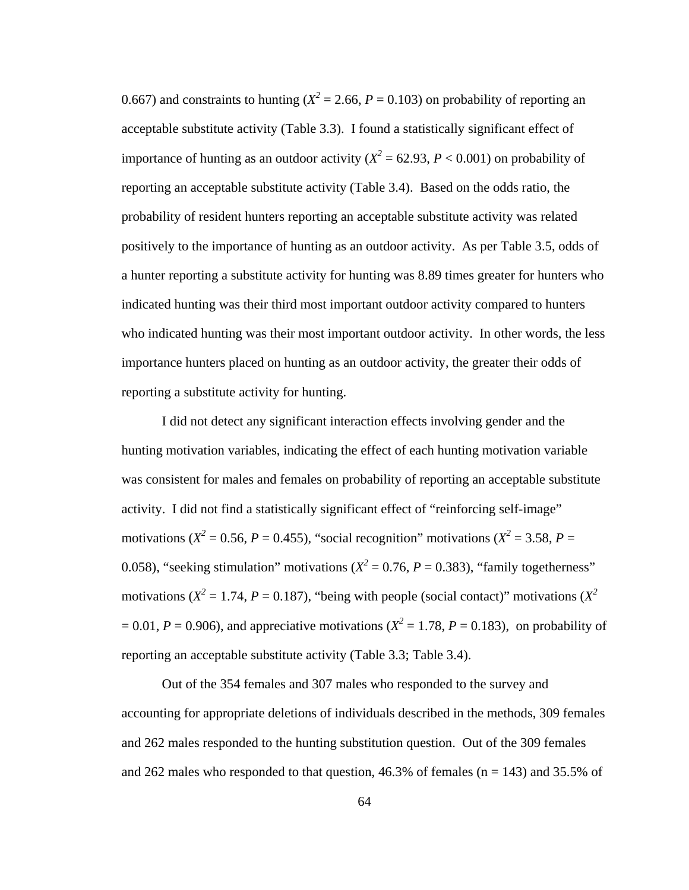0.667) and constraints to hunting ($X^2 = 2.66$, $P = 0.103$) on probability of reporting an acceptable substitute activity (Table 3.3). I found a statistically significant effect of importance of hunting as an outdoor activity ($X^2 = 62.93$, $P < 0.001$) on probability of reporting an acceptable substitute activity (Table 3.4). Based on the odds ratio, the probability of resident hunters reporting an acceptable substitute activity was related positively to the importance of hunting as an outdoor activity. As per Table 3.5, odds of a hunter reporting a substitute activity for hunting was 8.89 times greater for hunters who indicated hunting was their third most important outdoor activity compared to hunters who indicated hunting was their most important outdoor activity. In other words, the less importance hunters placed on hunting as an outdoor activity, the greater their odds of reporting a substitute activity for hunting.

I did not detect any significant interaction effects involving gender and the hunting motivation variables, indicating the effect of each hunting motivation variable was consistent for males and females on probability of reporting an acceptable substitute activity. I did not find a statistically significant effect of "reinforcing self-image" motivations ($X^2 = 0.56$, $P = 0.455$), "social recognition" motivations ($X^2 = 3.58$, $P = 0.058$), "seeking stimulation" motivations ($X^2 = 0.76$, $P = 0.383$), "family togetherness" motivations ($X^2 = 1.74$, $P = 0.187$), "being with people (social contact)" motivations ($X^2 = 0.01$, $P = 0.906$), and appreciative motivations ($X^2 = 1.78$, $P = 0.183$), on probability of reporting an acceptable substitute activity (Table 3.3; Table 3.4).

Out of the 354 females and 307 males who responded to the survey and accounting for appropriate deletions of individuals described in the methods, 309 females and 262 males responded to the hunting substitution question. Out of the 309 females and 262 males who responded to that question, 46.3% of females (n = 143) and 35.5% of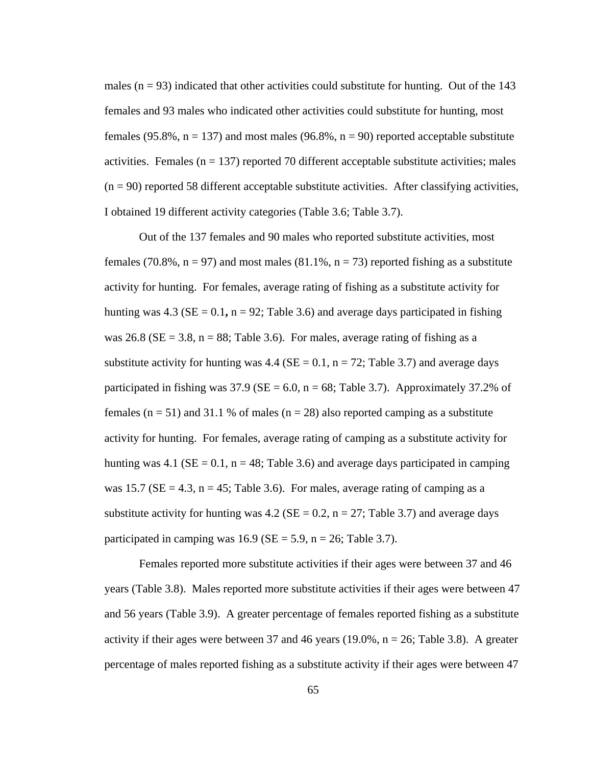males (n = 93) indicated that other activities could substitute for hunting. Out of the 143 females and 93 males who indicated other activities could substitute for hunting, most females (95.8%, n = 137) and most males (96.8%, n = 90) reported acceptable substitute activities. Females (n = 137) reported 70 different acceptable substitute activities; males (n = 90) reported 58 different acceptable substitute activities. After classifying activities, I obtained 19 different activity categories (Table 3.6; Table 3.7).

Out of the 137 females and 90 males who reported substitute activities, most females (70.8%, n = 97) and most males (81.1%, n = 73) reported fishing as a substitute activity for hunting. For females, average rating of fishing as a substitute activity for hunting was 4.3 (SE = 0.1**,** n = 92; Table 3.6) and average days participated in fishing was 26.8 (SE = 3.8, n = 88; Table 3.6). For males, average rating of fishing as a substitute activity for hunting was 4.4 (SE = 0.1, n = 72; Table 3.7) and average days participated in fishing was 37.9 (SE = 6.0, n = 68; Table 3.7). Approximately 37.2% of females (n = 51) and 31.1 % of males (n = 28) also reported camping as a substitute activity for hunting. For females, average rating of camping as a substitute activity for hunting was 4.1 (SE = 0.1, n = 48; Table 3.6) and average days participated in camping was 15.7 (SE = 4.3, n = 45; Table 3.6). For males, average rating of camping as a substitute activity for hunting was 4.2 (SE = 0.2, n = 27; Table 3.7) and average days participated in camping was 16.9 (SE = 5.9, n = 26; Table 3.7).

Females reported more substitute activities if their ages were between 37 and 46 years (Table 3.8). Males reported more substitute activities if their ages were between 47 and 56 years (Table 3.9). A greater percentage of females reported fishing as a substitute activity if their ages were between 37 and 46 years (19.0%, n = 26; Table 3.8). A greater percentage of males reported fishing as a substitute activity if their ages were between 47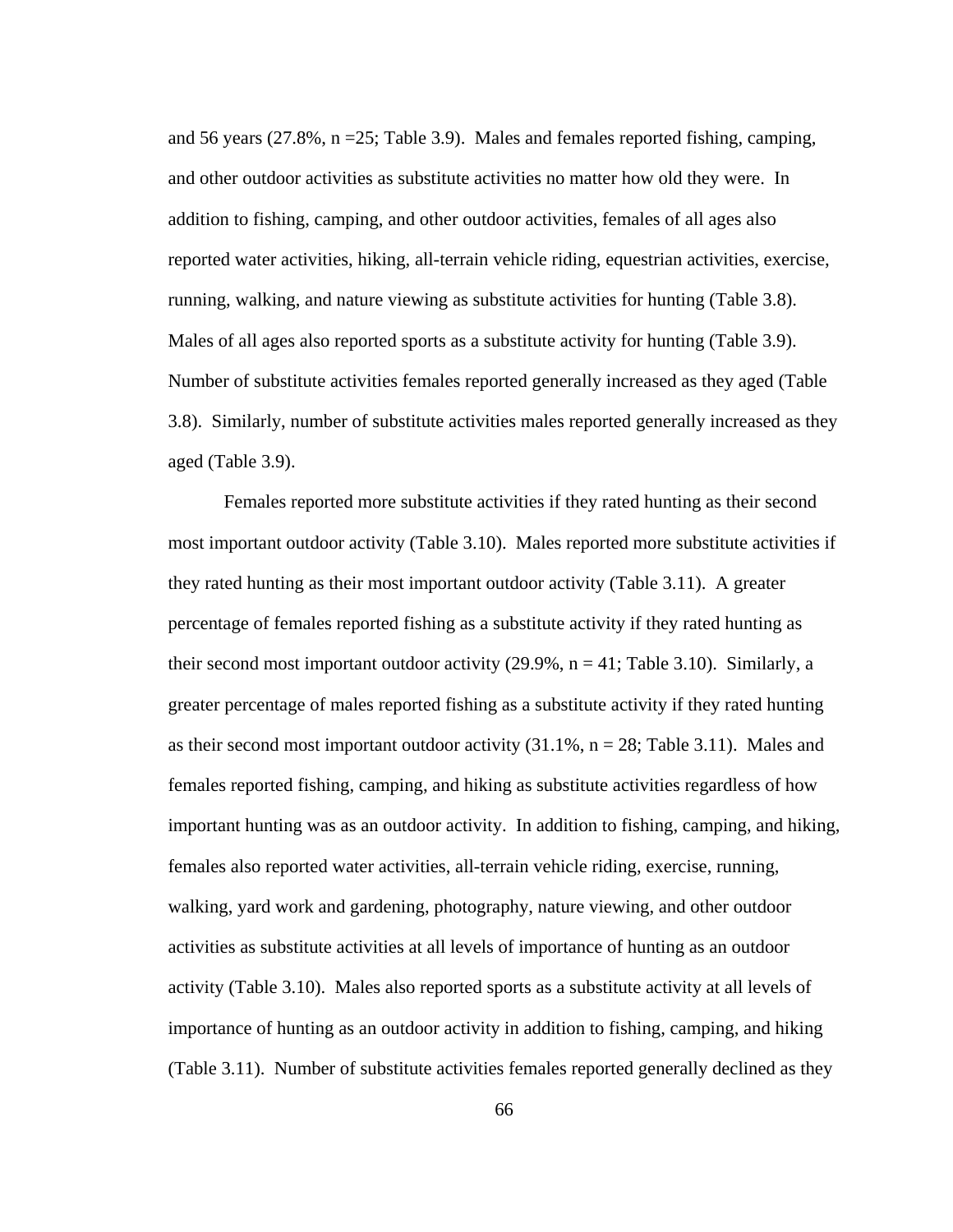and 56 years (27.8%, n =25; Table 3.9). Males and females reported fishing, camping, and other outdoor activities as substitute activities no matter how old they were. In addition to fishing, camping, and other outdoor activities, females of all ages also reported water activities, hiking, all-terrain vehicle riding, equestrian activities, exercise, running, walking, and nature viewing as substitute activities for hunting (Table 3.8). Males of all ages also reported sports as a substitute activity for hunting (Table 3.9). Number of substitute activities females reported generally increased as they aged (Table 3.8). Similarly, number of substitute activities males reported generally increased as they aged (Table 3.9).

Females reported more substitute activities if they rated hunting as their second most important outdoor activity (Table 3.10). Males reported more substitute activities if they rated hunting as their most important outdoor activity (Table 3.11). A greater percentage of females reported fishing as a substitute activity if they rated hunting as their second most important outdoor activity (29.9%, n = 41; Table 3.10). Similarly, a greater percentage of males reported fishing as a substitute activity if they rated hunting as their second most important outdoor activity (31.1%, n = 28; Table 3.11). Males and females reported fishing, camping, and hiking as substitute activities regardless of how important hunting was as an outdoor activity. In addition to fishing, camping, and hiking, females also reported water activities, all-terrain vehicle riding, exercise, running, walking, yard work and gardening, photography, nature viewing, and other outdoor activities as substitute activities at all levels of importance of hunting as an outdoor activity (Table 3.10). Males also reported sports as a substitute activity at all levels of importance of hunting as an outdoor activity in addition to fishing, camping, and hiking (Table 3.11). Number of substitute activities females reported generally declined as they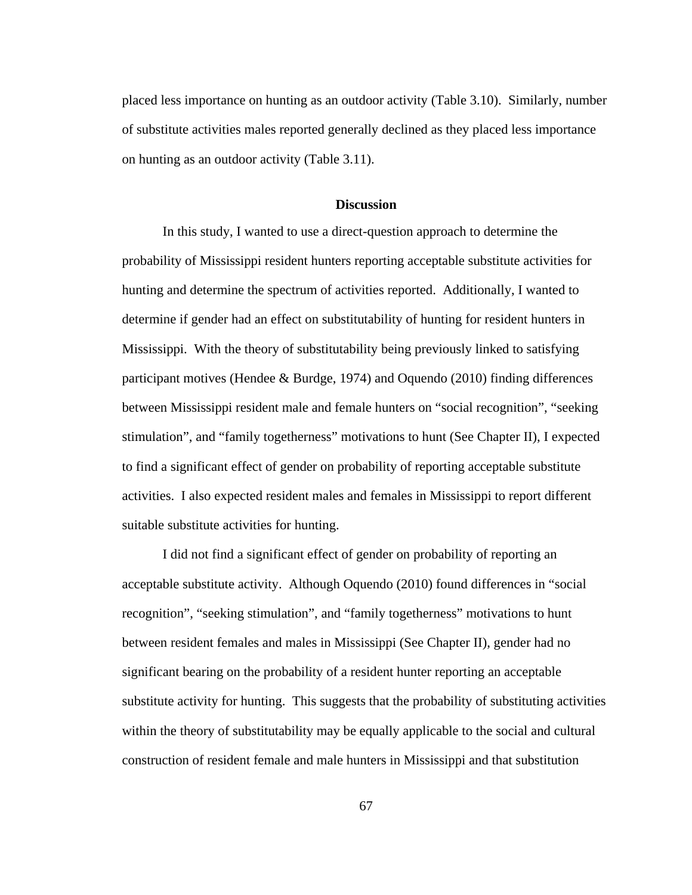placed less importance on hunting as an outdoor activity (Table 3.10). Similarly, number of substitute activities males reported generally declined as they placed less importance on hunting as an outdoor activity (Table 3.11).

## Discussion

In this study, I wanted to use a direct-question approach to determine the probability of Mississippi resident hunters reporting acceptable substitute activities for hunting and determine the spectrum of activities reported. Additionally, I wanted to determine if gender had an effect on substitutability of hunting for resident hunters in Mississippi. With the theory of substitutability being previously linked to satisfying participant motives (Hendee & Burdge, 1974) and Oquendo (2010) finding differences between Mississippi resident male and female hunters on "social recognition", "seeking stimulation", and "family togetherness" motivations to hunt (See Chapter II), I expected to find a significant effect of gender on probability of reporting acceptable substitute activities. I also expected resident males and females in Mississippi to report different suitable substitute activities for hunting.

I did not find a significant effect of gender on probability of reporting an acceptable substitute activity. Although Oquendo (2010) found differences in "social recognition", "seeking stimulation", and "family togetherness" motivations to hunt between resident females and males in Mississippi (See Chapter II), gender had no significant bearing on the probability of a resident hunter reporting an acceptable substitute activity for hunting. This suggests that the probability of substituting activities within the theory of substitutability may be equally applicable to the social and cultural construction of resident female and male hunters in Mississippi and that substitution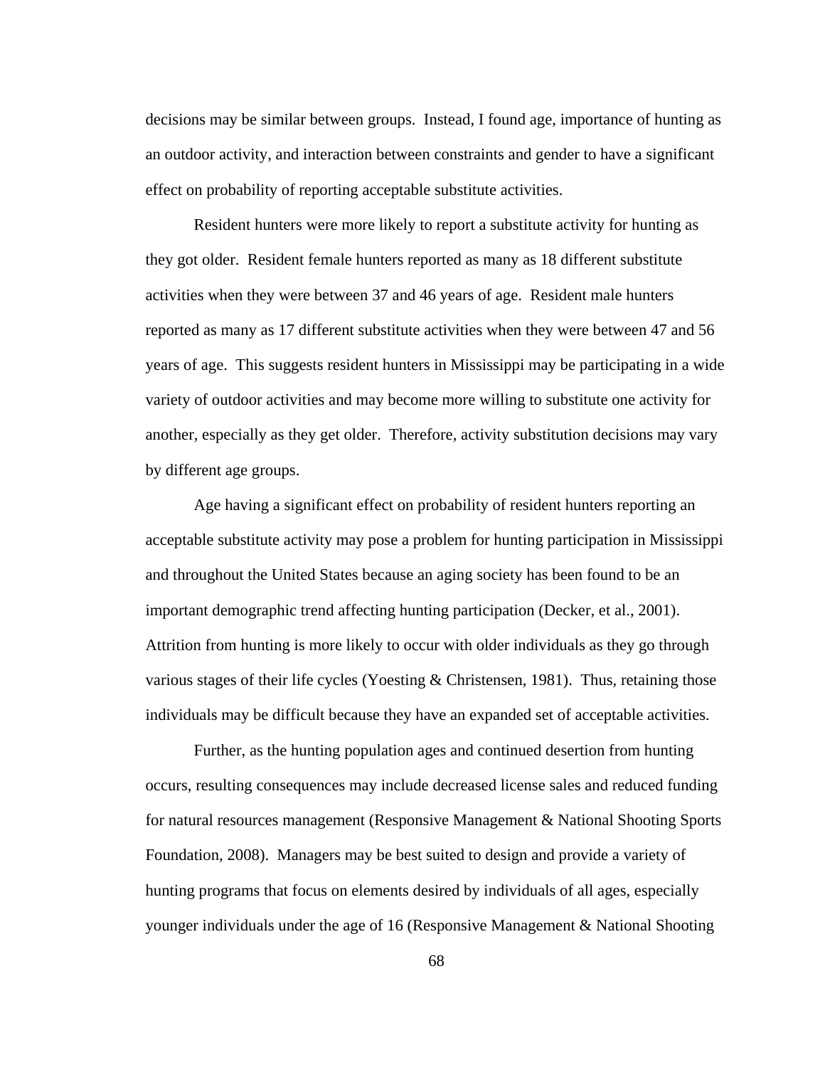decisions may be similar between groups. Instead, I found age, importance of hunting as an outdoor activity, and interaction between constraints and gender to have a significant effect on probability of reporting acceptable substitute activities.

Resident hunters were more likely to report a substitute activity for hunting as they got older. Resident female hunters reported as many as 18 different substitute activities when they were between 37 and 46 years of age. Resident male hunters reported as many as 17 different substitute activities when they were between 47 and 56 years of age. This suggests resident hunters in Mississippi may be participating in a wide variety of outdoor activities and may become more willing to substitute one activity for another, especially as they get older. Therefore, activity substitution decisions may vary by different age groups.

Age having a significant effect on probability of resident hunters reporting an acceptable substitute activity may pose a problem for hunting participation in Mississippi and throughout the United States because an aging society has been found to be an important demographic trend affecting hunting participation (Decker, et al., 2001). Attrition from hunting is more likely to occur with older individuals as they go through various stages of their life cycles (Yoesting & Christensen, 1981). Thus, retaining those individuals may be difficult because they have an expanded set of acceptable activities.

Further, as the hunting population ages and continued desertion from hunting occurs, resulting consequences may include decreased license sales and reduced funding for natural resources management (Responsive Management & National Shooting Sports Foundation, 2008). Managers may be best suited to design and provide a variety of hunting programs that focus on elements desired by individuals of all ages, especially younger individuals under the age of 16 (Responsive Management & National Shooting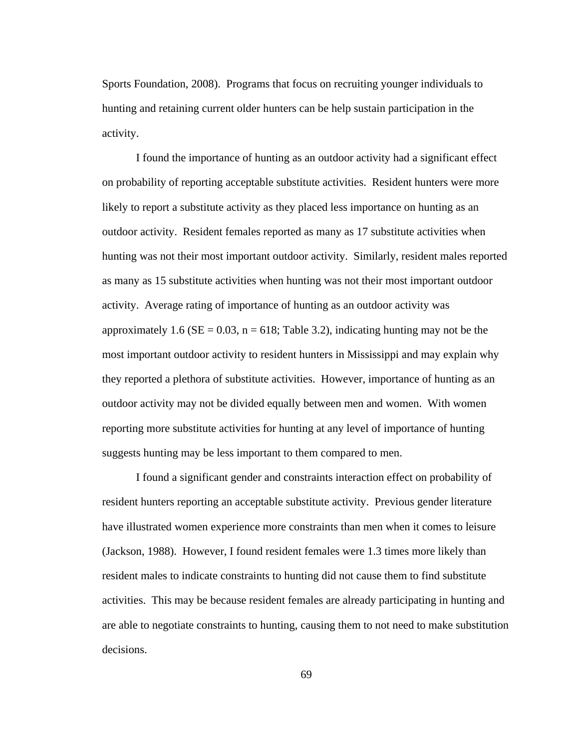Sports Foundation, 2008). Programs that focus on recruiting younger individuals to hunting and retaining current older hunters can be help sustain participation in the activity.

I found the importance of hunting as an outdoor activity had a significant effect on probability of reporting acceptable substitute activities. Resident hunters were more likely to report a substitute activity as they placed less importance on hunting as an outdoor activity. Resident females reported as many as 17 substitute activities when hunting was not their most important outdoor activity. Similarly, resident males reported as many as 15 substitute activities when hunting was not their most important outdoor activity. Average rating of importance of hunting as an outdoor activity was approximately 1.6 (SE = 0.03, n = 618; Table 3.2), indicating hunting may not be the most important outdoor activity to resident hunters in Mississippi and may explain why they reported a plethora of substitute activities. However, importance of hunting as an outdoor activity may not be divided equally between men and women. With women reporting more substitute activities for hunting at any level of importance of hunting suggests hunting may be less important to them compared to men.

I found a significant gender and constraints interaction effect on probability of resident hunters reporting an acceptable substitute activity. Previous gender literature have illustrated women experience more constraints than men when it comes to leisure (Jackson, 1988). However, I found resident females were 1.3 times more likely than resident males to indicate constraints to hunting did not cause them to find substitute activities. This may be because resident females are already participating in hunting and are able to negotiate constraints to hunting, causing them to not need to make substitution decisions.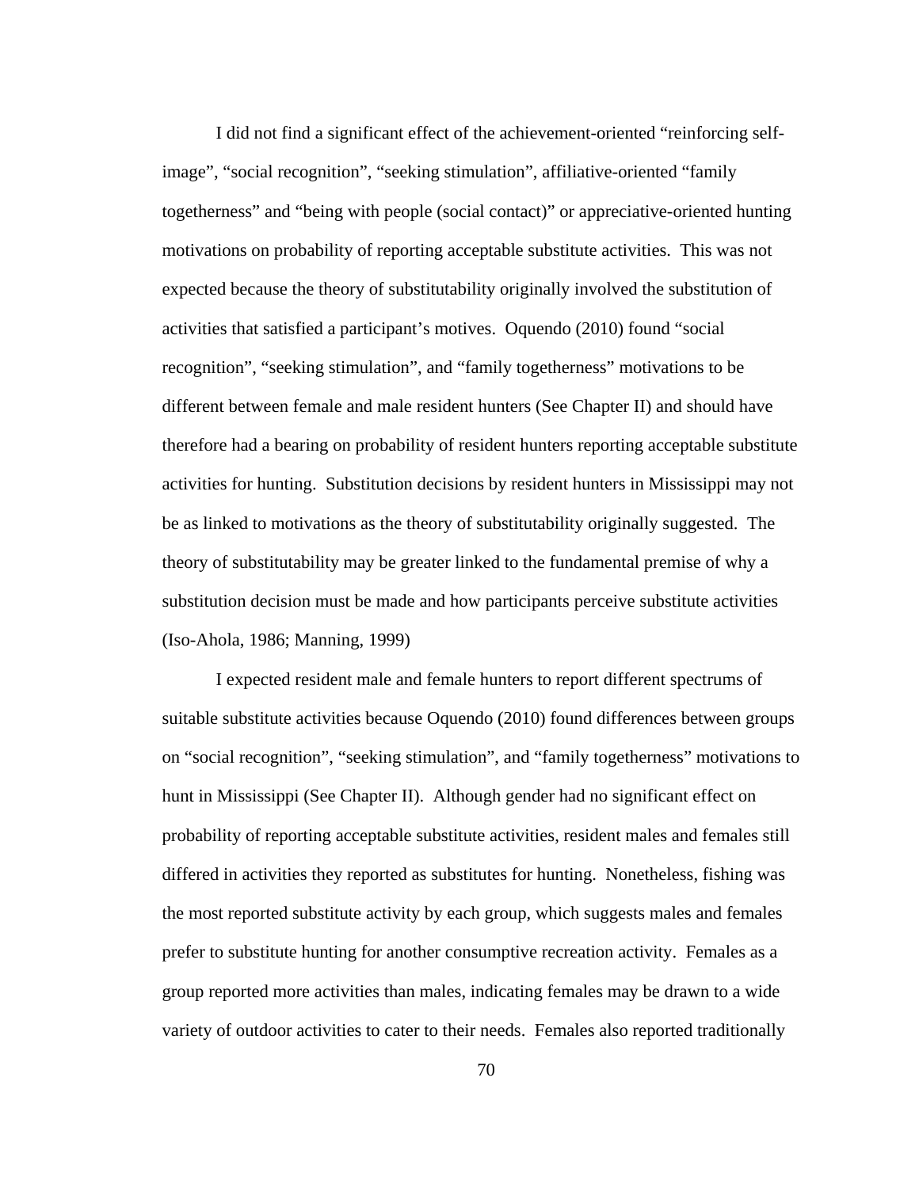I did not find a significant effect of the achievement-oriented "reinforcing self-image", "social recognition", "seeking stimulation", affiliative-oriented "family togetherness" and "being with people (social contact)" or appreciative-oriented hunting motivations on probability of reporting acceptable substitute activities. This was not expected because the theory of substitutability originally involved the substitution of activities that satisfied a participant's motives. Oquendo (2010) found "social recognition", "seeking stimulation", and "family togetherness" motivations to be different between female and male resident hunters (See Chapter II) and should have therefore had a bearing on probability of resident hunters reporting acceptable substitute activities for hunting. Substitution decisions by resident hunters in Mississippi may not be as linked to motivations as the theory of substitutability originally suggested. The theory of substitutability may be greater linked to the fundamental premise of why a substitution decision must be made and how participants perceive substitute activities (Iso-Ahola, 1986; Manning, 1999)

I expected resident male and female hunters to report different spectrums of suitable substitute activities because Oquendo (2010) found differences between groups on "social recognition", "seeking stimulation", and "family togetherness" motivations to hunt in Mississippi (See Chapter II). Although gender had no significant effect on probability of reporting acceptable substitute activities, resident males and females still differed in activities they reported as substitutes for hunting. Nonetheless, fishing was the most reported substitute activity by each group, which suggests males and females prefer to substitute hunting for another consumptive recreation activity. Females as a group reported more activities than males, indicating females may be drawn to a wide variety of outdoor activities to cater to their needs. Females also reported traditionally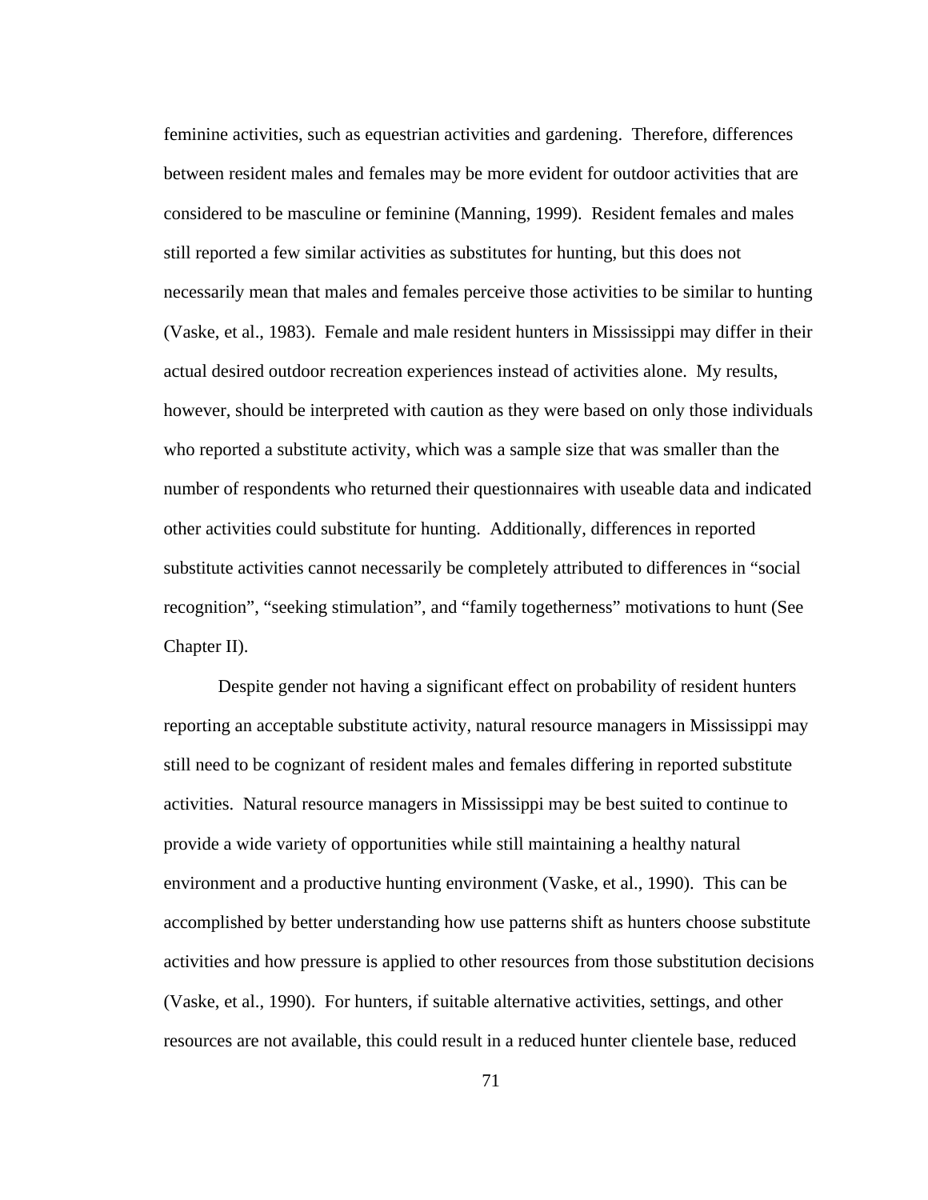feminine activities, such as equestrian activities and gardening. Therefore, differences between resident males and females may be more evident for outdoor activities that are considered to be masculine or feminine (Manning, 1999). Resident females and males still reported a few similar activities as substitutes for hunting, but this does not necessarily mean that males and females perceive those activities to be similar to hunting (Vaske, et al., 1983). Female and male resident hunters in Mississippi may differ in their actual desired outdoor recreation experiences instead of activities alone. My results, however, should be interpreted with caution as they were based on only those individuals who reported a substitute activity, which was a sample size that was smaller than the number of respondents who returned their questionnaires with useable data and indicated other activities could substitute for hunting. Additionally, differences in reported substitute activities cannot necessarily be completely attributed to differences in "social recognition", "seeking stimulation", and "family togetherness" motivations to hunt (See Chapter II).

Despite gender not having a significant effect on probability of resident hunters reporting an acceptable substitute activity, natural resource managers in Mississippi may still need to be cognizant of resident males and females differing in reported substitute activities. Natural resource managers in Mississippi may be best suited to continue to provide a wide variety of opportunities while still maintaining a healthy natural environment and a productive hunting environment (Vaske, et al., 1990). This can be accomplished by better understanding how use patterns shift as hunters choose substitute activities and how pressure is applied to other resources from those substitution decisions (Vaske, et al., 1990). For hunters, if suitable alternative activities, settings, and other resources are not available, this could result in a reduced hunter clientele base, reduced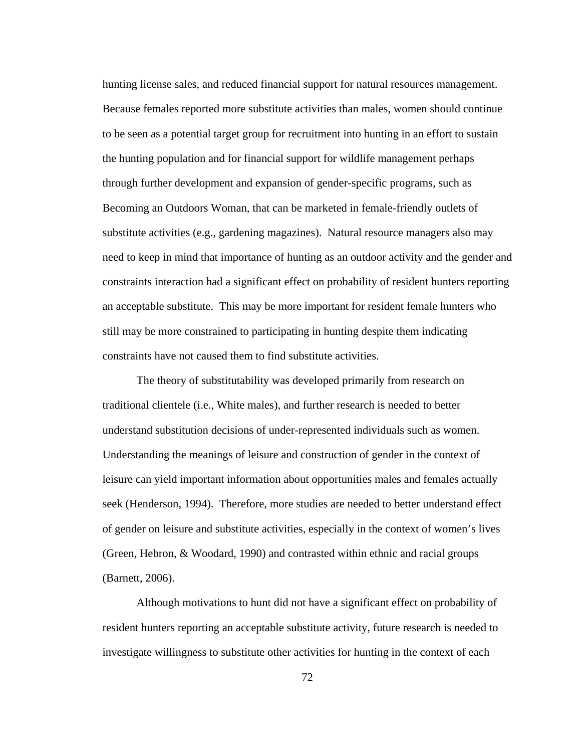hunting license sales, and reduced financial support for natural resources management. Because females reported more substitute activities than males, women should continue to be seen as a potential target group for recruitment into hunting in an effort to sustain the hunting population and for financial support for wildlife management perhaps through further development and expansion of gender-specific programs, such as Becoming an Outdoors Woman, that can be marketed in female-friendly outlets of substitute activities (e.g., gardening magazines). Natural resource managers also may need to keep in mind that importance of hunting as an outdoor activity and the gender and constraints interaction had a significant effect on probability of resident hunters reporting an acceptable substitute. This may be more important for resident female hunters who still may be more constrained to participating in hunting despite them indicating constraints have not caused them to find substitute activities.

The theory of substitutability was developed primarily from research on traditional clientele (i.e., White males), and further research is needed to better understand substitution decisions of under-represented individuals such as women. Understanding the meanings of leisure and construction of gender in the context of leisure can yield important information about opportunities males and females actually seek (Henderson, 1994). Therefore, more studies are needed to better understand effect of gender on leisure and substitute activities, especially in the context of women's lives (Green, Hebron, & Woodard, 1990) and contrasted within ethnic and racial groups (Barnett, 2006).

Although motivations to hunt did not have a significant effect on probability of resident hunters reporting an acceptable substitute activity, future research is needed to investigate willingness to substitute other activities for hunting in the context of each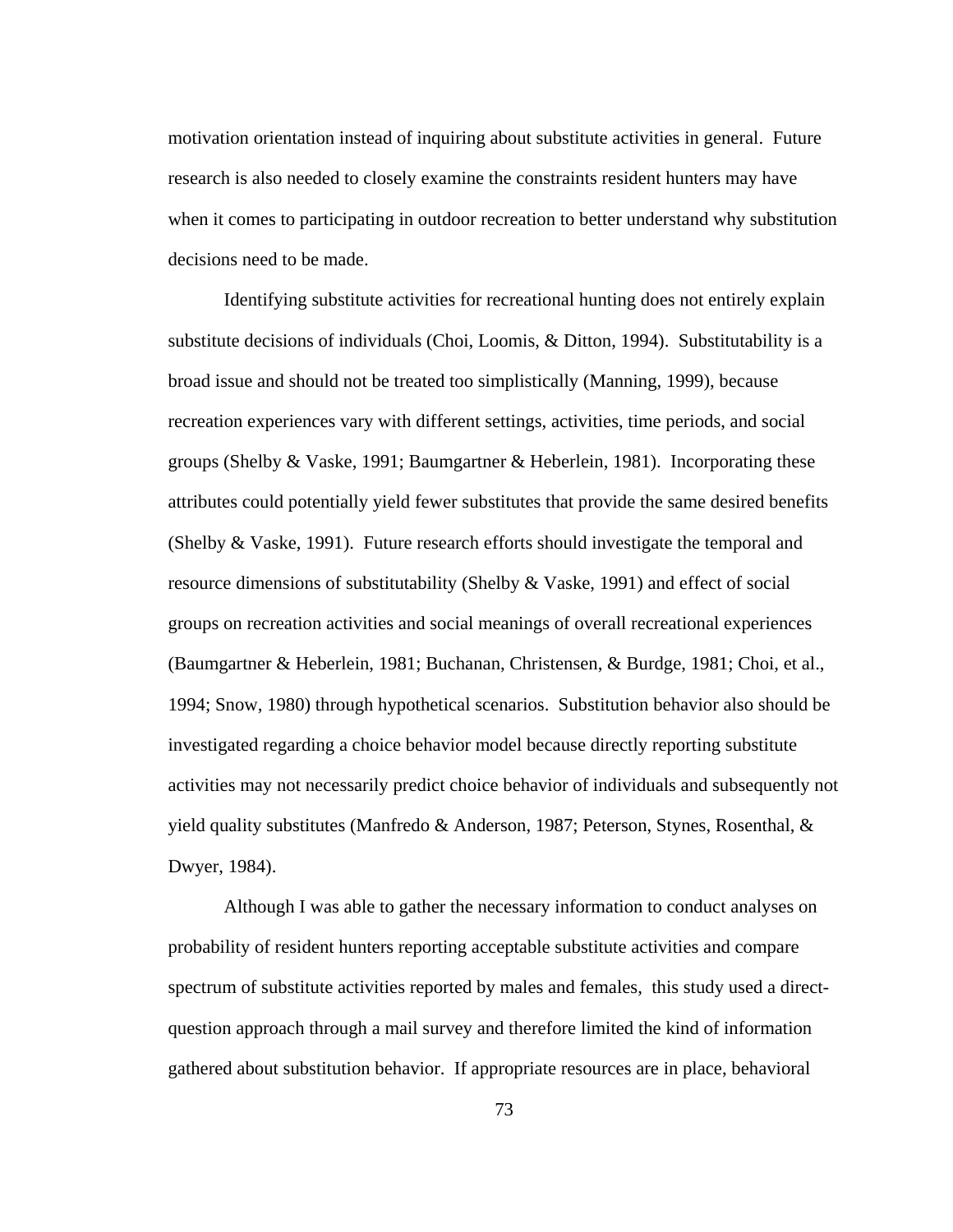motivation orientation instead of inquiring about substitute activities in general. Future research is also needed to closely examine the constraints resident hunters may have when it comes to participating in outdoor recreation to better understand why substitution decisions need to be made.

Identifying substitute activities for recreational hunting does not entirely explain substitute decisions of individuals (Choi, Loomis, & Ditton, 1994). Substitutability is a broad issue and should not be treated too simplistically (Manning, 1999), because recreation experiences vary with different settings, activities, time periods, and social groups (Shelby & Vaske, 1991; Baumgartner & Heberlein, 1981). Incorporating these attributes could potentially yield fewer substitutes that provide the same desired benefits (Shelby & Vaske, 1991). Future research efforts should investigate the temporal and resource dimensions of substitutability (Shelby & Vaske, 1991) and effect of social groups on recreation activities and social meanings of overall recreational experiences (Baumgartner & Heberlein, 1981; Buchanan, Christensen, & Burdge, 1981; Choi, et al., 1994; Snow, 1980) through hypothetical scenarios. Substitution behavior also should be investigated regarding a choice behavior model because directly reporting substitute activities may not necessarily predict choice behavior of individuals and subsequently not yield quality substitutes (Manfredo & Anderson, 1987; Peterson, Stynes, Rosenthal, & Dwyer, 1984).

Although I was able to gather the necessary information to conduct analyses on probability of resident hunters reporting acceptable substitute activities and compare spectrum of substitute activities reported by males and females, this study used a direct-question approach through a mail survey and therefore limited the kind of information gathered about substitution behavior. If appropriate resources are in place, behavioral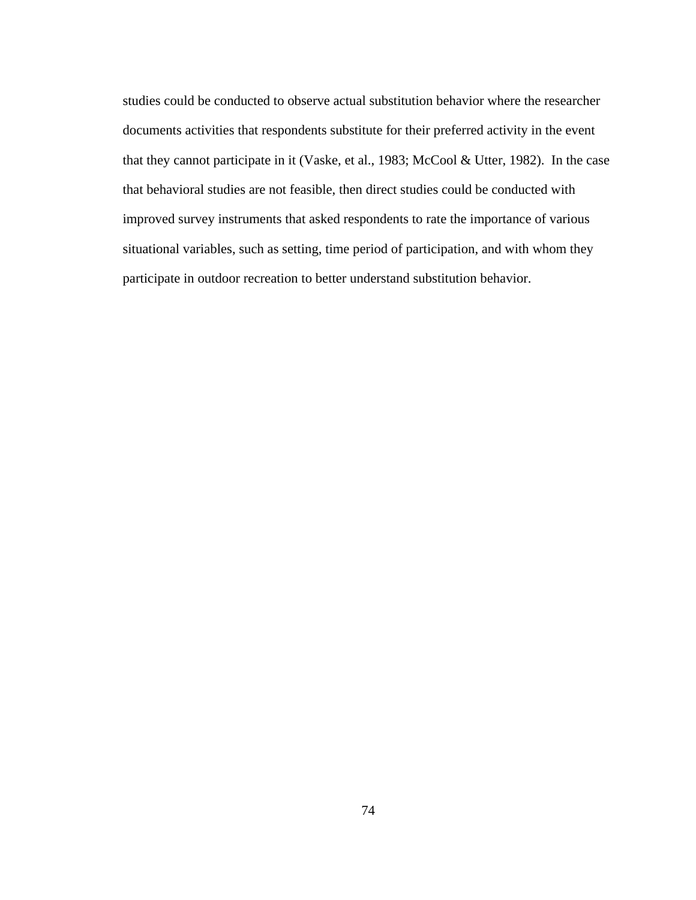studies could be conducted to observe actual substitution behavior where the researcher documents activities that respondents substitute for their preferred activity in the event that they cannot participate in it (Vaske, et al., 1983; McCool & Utter, 1982). In the case that behavioral studies are not feasible, then direct studies could be conducted with improved survey instruments that asked respondents to rate the importance of various situational variables, such as setting, time period of participation, and with whom they participate in outdoor recreation to better understand substitution behavior.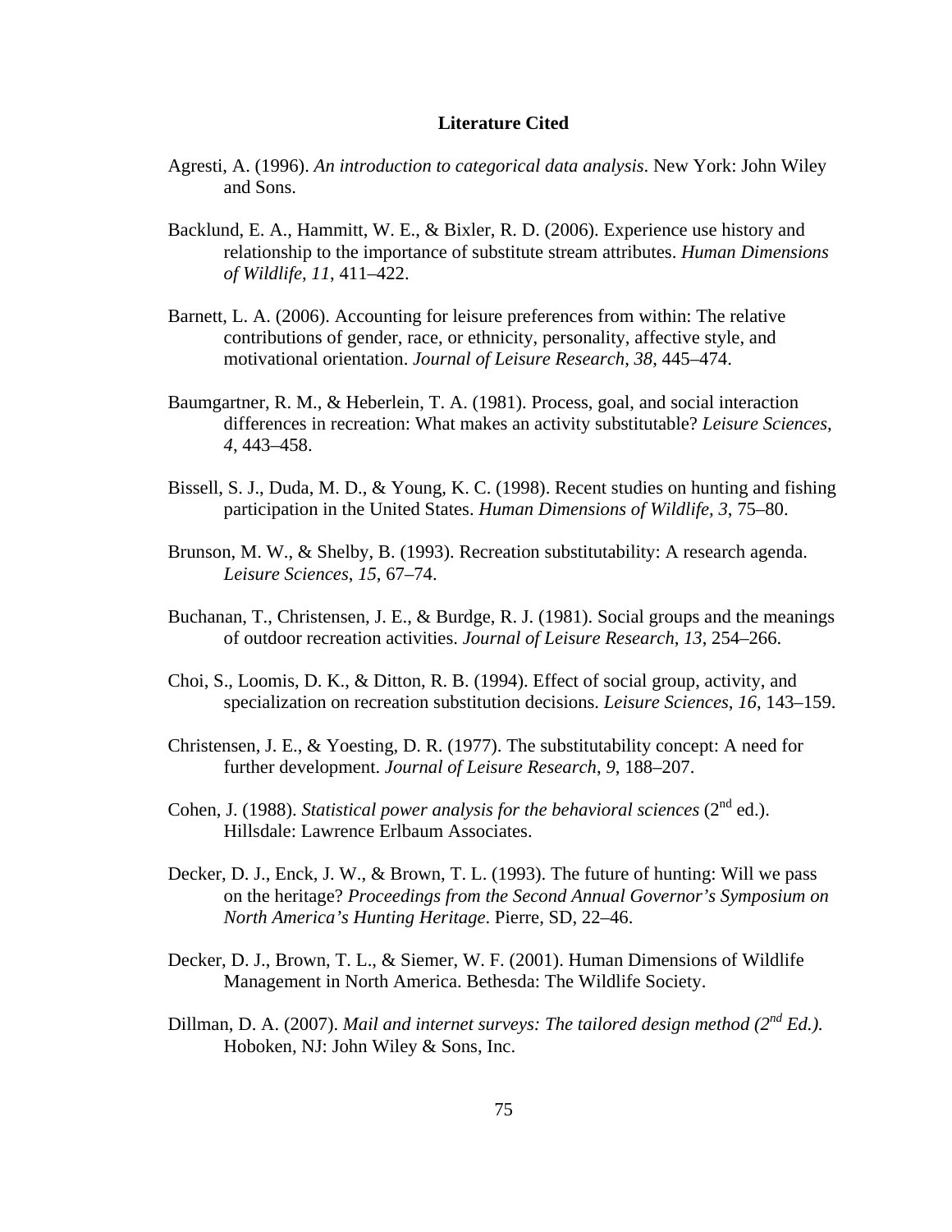# Literature Cited

Agresti, A. (1996). *An introduction to categorical data analysis*. New York: John Wiley and Sons.

Backlund, E. A., Hammitt, W. E., & Bixler, R. D. (2006). Experience use history and relationship to the importance of substitute stream attributes. *Human Dimensions of Wildlife*, *11*, 411–422.

Barnett, L. A. (2006). Accounting for leisure preferences from within: The relative contributions of gender, race, or ethnicity, personality, affective style, and motivational orientation. *Journal of Leisure Research*, *38*, 445–474.

Baumgartner, R. M., & Heberlein, T. A. (1981). Process, goal, and social interaction differences in recreation: What makes an activity substitutable? *Leisure Sciences*, *4*, 443–458.

Bissell, S. J., Duda, M. D., & Young, K. C. (1998). Recent studies on hunting and fishing participation in the United States. *Human Dimensions of Wildlife, 3*, 75–80.

Brunson, M. W., & Shelby, B. (1993). Recreation substitutability: A research agenda. *Leisure Sciences*, *15*, 67–74.

Buchanan, T., Christensen, J. E., & Burdge, R. J. (1981). Social groups and the meanings of outdoor recreation activities. *Journal of Leisure Research*, *13*, 254–266.

Choi, S., Loomis, D. K., & Ditton, R. B. (1994). Effect of social group, activity, and specialization on recreation substitution decisions. *Leisure Sciences*, *16*, 143–159.

Christensen, J. E., & Yoesting, D. R. (1977). The substitutability concept: A need for further development. *Journal of Leisure Research*, *9*, 188–207.

Cohen, J. (1988). *Statistical power analysis for the behavioral sciences* (2nd ed.). Hillsdale: Lawrence Erlbaum Associates.

Decker, D. J., Enck, J. W., & Brown, T. L. (1993). The future of hunting: Will we pass on the heritage? *Proceedings from the Second Annual Governor's Symposium on North America's Hunting Heritage*. Pierre, SD, 22–46.

Decker, D. J., Brown, T. L., & Siemer, W. F. (2001). Human Dimensions of Wildlife Management in North America. Bethesda: The Wildlife Society.

Dillman, D. A. (2007). *Mail and internet surveys: The tailored design method (2nd Ed.).* Hoboken, NJ: John Wiley & Sons, Inc.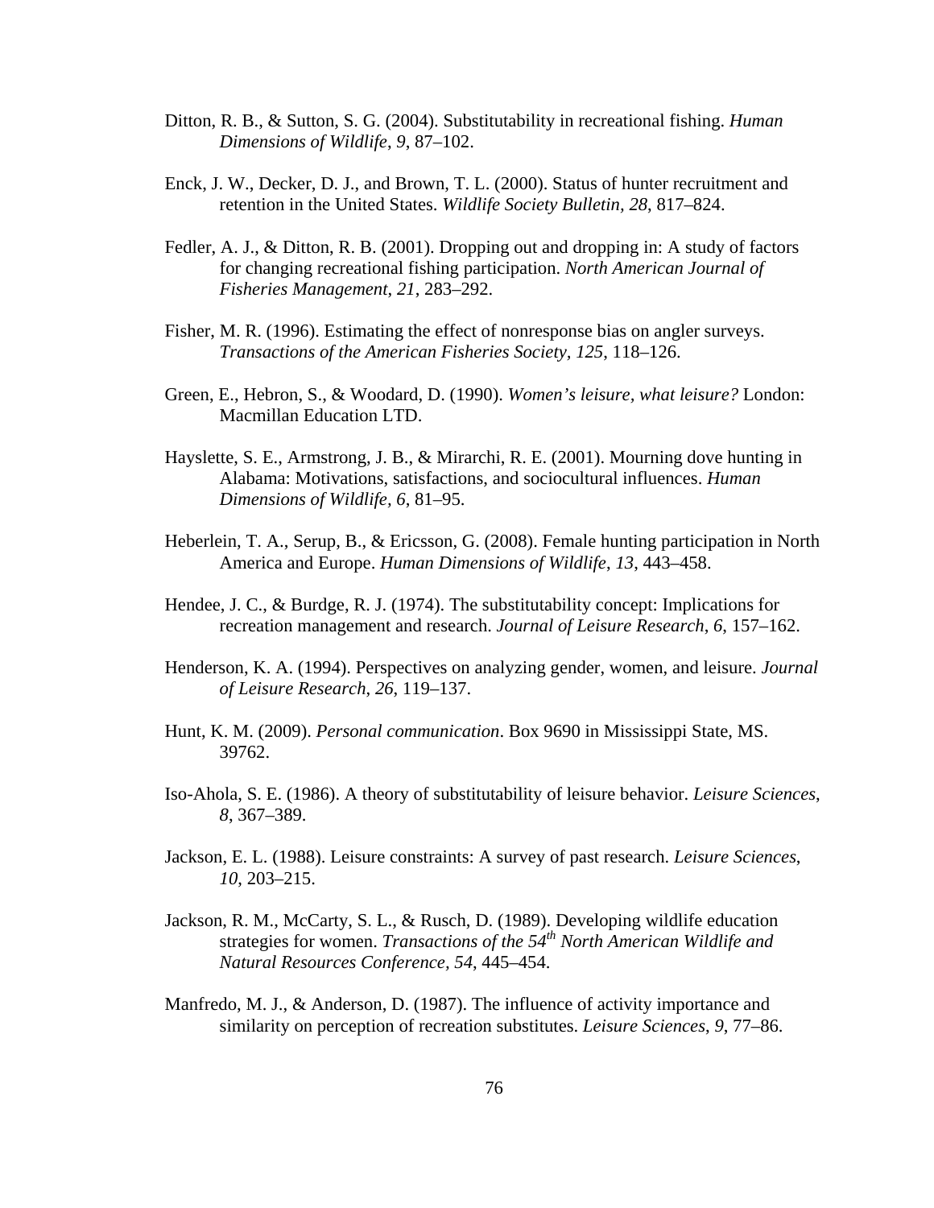Ditton, R. B., & Sutton, S. G. (2004). Substitutability in recreational fishing. *Human Dimensions of Wildlife*, *9*, 87–102.

Enck, J. W., Decker, D. J., and Brown, T. L. (2000). Status of hunter recruitment and retention in the United States. *Wildlife Society Bulletin, 28*, 817–824.

Fedler, A. J., & Ditton, R. B. (2001). Dropping out and dropping in: A study of factors for changing recreational fishing participation. *North American Journal of Fisheries Management*, *21*, 283–292.

Fisher, M. R. (1996). Estimating the effect of nonresponse bias on angler surveys. *Transactions of the American Fisheries Society, 125*, 118–126.

Green, E., Hebron, S., & Woodard, D. (1990). *Women's leisure, what leisure?* London: Macmillan Education LTD.

Hayslette, S. E., Armstrong, J. B., & Mirarchi, R. E. (2001). Mourning dove hunting in Alabama: Motivations, satisfactions, and sociocultural influences. *Human Dimensions of Wildlife, 6*, 81–95.

Heberlein, T. A., Serup, B., & Ericsson, G. (2008). Female hunting participation in North America and Europe. *Human Dimensions of Wildlife*, *13*, 443–458.

Hendee, J. C., & Burdge, R. J. (1974). The substitutability concept: Implications for recreation management and research. *Journal of Leisure Research, 6*, 157–162.

Henderson, K. A. (1994). Perspectives on analyzing gender, women, and leisure. *Journal of Leisure Research*, *26*, 119–137.

Hunt, K. M. (2009). *Personal communication*. Box 9690 in Mississippi State, MS. 39762.

Iso-Ahola, S. E. (1986). A theory of substitutability of leisure behavior. *Leisure Sciences*, *8*, 367–389.

Jackson, E. L. (1988). Leisure constraints: A survey of past research. *Leisure Sciences*, *10*, 203–215.

Jackson, R. M., McCarty, S. L., & Rusch, D. (1989). Developing wildlife education strategies for women. *Transactions of the 54th North American Wildlife and Natural Resources Conference, 54*, 445–454.

Manfredo, M. J., & Anderson, D. (1987). The influence of activity importance and similarity on perception of recreation substitutes. *Leisure Sciences*, *9*, 77–86.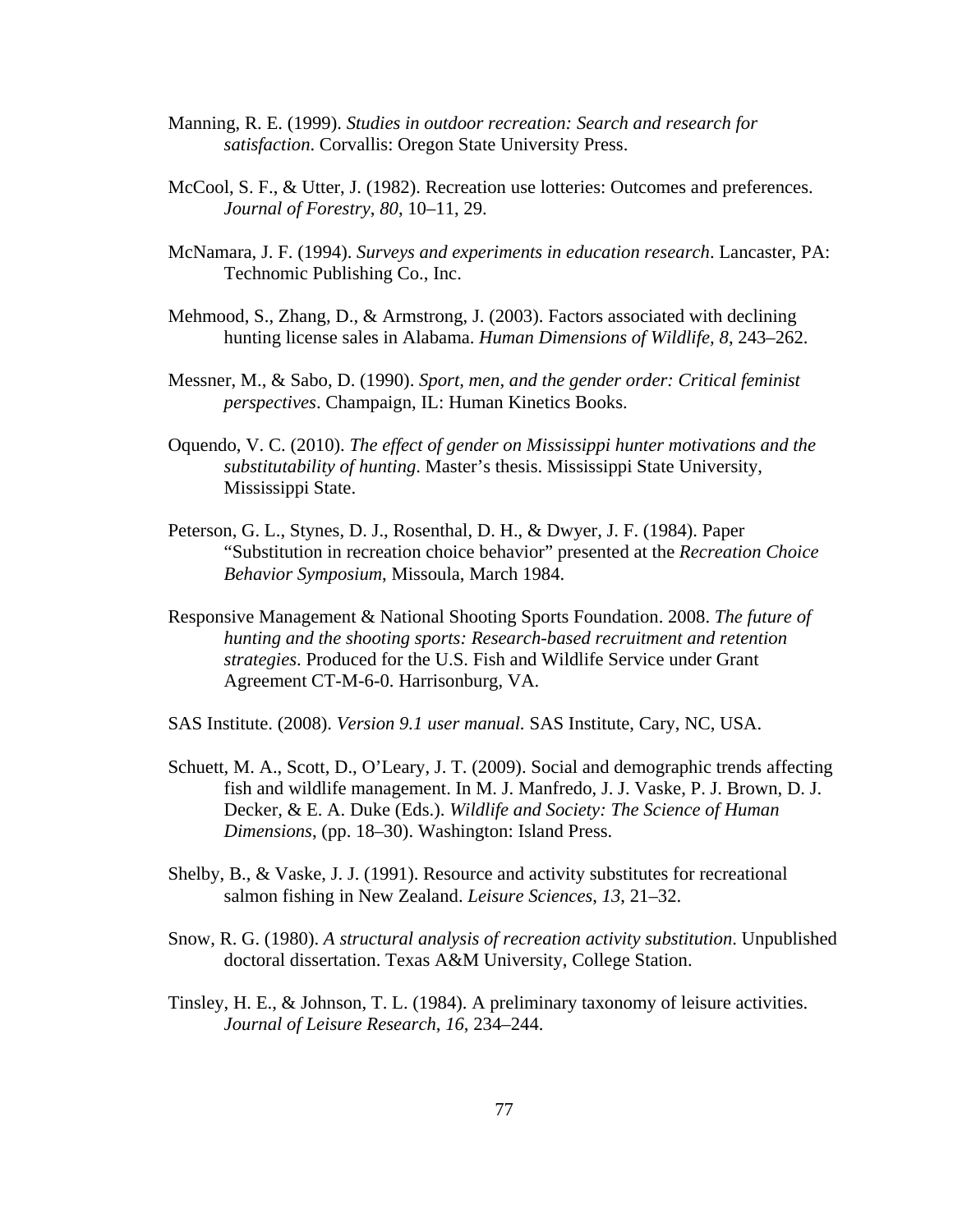Manning, R. E. (1999). *Studies in outdoor recreation: Search and research for satisfaction*. Corvallis: Oregon State University Press.

McCool, S. F., & Utter, J. (1982). Recreation use lotteries: Outcomes and preferences. *Journal of Forestry*, *80*, 10–11, 29.

McNamara, J. F. (1994). *Surveys and experiments in education research*. Lancaster, PA: Technomic Publishing Co., Inc.

Mehmood, S., Zhang, D., & Armstrong, J. (2003). Factors associated with declining hunting license sales in Alabama. *Human Dimensions of Wildlife, 8*, 243–262.

Messner, M., & Sabo, D. (1990). *Sport, men, and the gender order: Critical feminist perspectives*. Champaign, IL: Human Kinetics Books.

Oquendo, V. C. (2010). *The effect of gender on Mississippi hunter motivations and the substitutability of hunting*. Master's thesis. Mississippi State University, Mississippi State.

Peterson, G. L., Stynes, D. J., Rosenthal, D. H., & Dwyer, J. F. (1984). Paper "Substitution in recreation choice behavior" presented at the *Recreation Choice Behavior Symposium*, Missoula, March 1984.

Responsive Management & National Shooting Sports Foundation. 2008. *The future of hunting and the shooting sports: Research-based recruitment and retention strategies*. Produced for the U.S. Fish and Wildlife Service under Grant Agreement CT-M-6-0. Harrisonburg, VA.

SAS Institute. (2008). *Version 9.1 user manual.* SAS Institute, Cary, NC, USA.

Schuett, M. A., Scott, D., O'Leary, J. T. (2009). Social and demographic trends affecting fish and wildlife management. In M. J. Manfredo, J. J. Vaske, P. J. Brown, D. J. Decker, & E. A. Duke (Eds.). *Wildlife and Society: The Science of Human Dimensions*, (pp. 18–30). Washington: Island Press.

Shelby, B., & Vaske, J. J. (1991). Resource and activity substitutes for recreational salmon fishing in New Zealand. *Leisure Sciences*, *13*, 21–32.

Snow, R. G. (1980). *A structural analysis of recreation activity substitution*. Unpublished doctoral dissertation. Texas A&M University, College Station.

Tinsley, H. E., & Johnson, T. L. (1984). A preliminary taxonomy of leisure activities. *Journal of Leisure Research*, *16*, 234–244.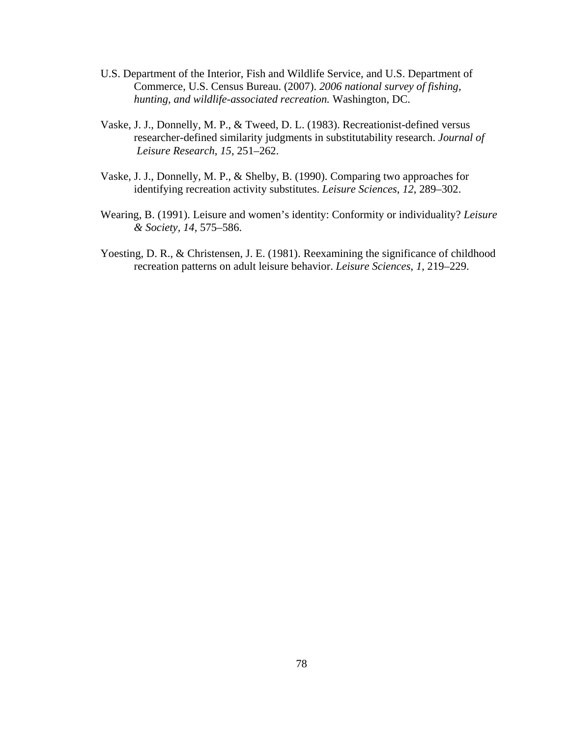U.S. Department of the Interior, Fish and Wildlife Service, and U.S. Department of Commerce, U.S. Census Bureau. (2007). *2006 national survey of fishing, hunting, and wildlife-associated recreation.* Washington, DC.

Vaske, J. J., Donnelly, M. P., & Tweed, D. L. (1983). Recreationist-defined versus researcher-defined similarity judgments in substitutability research. *Journal of Leisure Research*, *15*, 251–262.

Vaske, J. J., Donnelly, M. P., & Shelby, B. (1990). Comparing two approaches for identifying recreation activity substitutes. *Leisure Sciences*, *12*, 289–302.

Wearing, B. (1991). Leisure and women's identity: Conformity or individuality? *Leisure & Society*, *14*, 575–586.

Yoesting, D. R., & Christensen, J. E. (1981). Reexamining the significance of childhood recreation patterns on adult leisure behavior. *Leisure Sciences*, *1*, 219–229.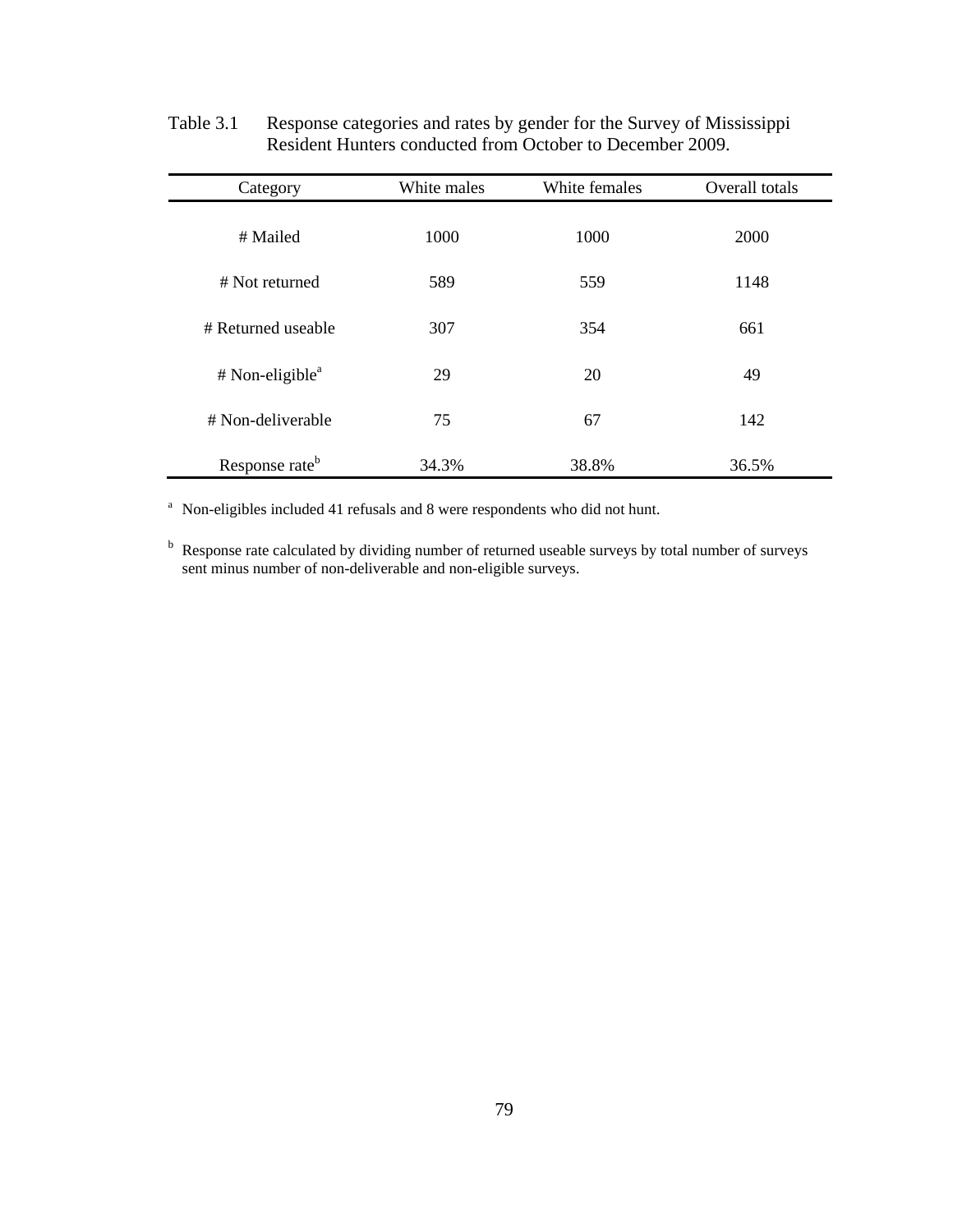Table 3.1 Response categories and rates by gender for the Survey of Mississippi Resident Hunters conducted from October to December 2009.

| Category | White males | White females | Overall totals |
|---|---|---|---|
| # Mailed | 1000 | 1000 | 2000 |
| # Not returned | 589 | 559 | 1148 |
| # Returned useable | 307 | 354 | 661 |
| # Non-eligible[a] | 29 | 20 | 49 |
| # Non-deliverable | 75 | 67 | 142 |
| Response rate[b] | 34.3% | 38.8% | 36.5% |

[a] Non-eligibles included 41 refusals and 8 were respondents who did not hunt.

[b] Response rate calculated by dividing number of returned useable surveys by total number of surveys sent minus number of non-deliverable and non-eligible surveys.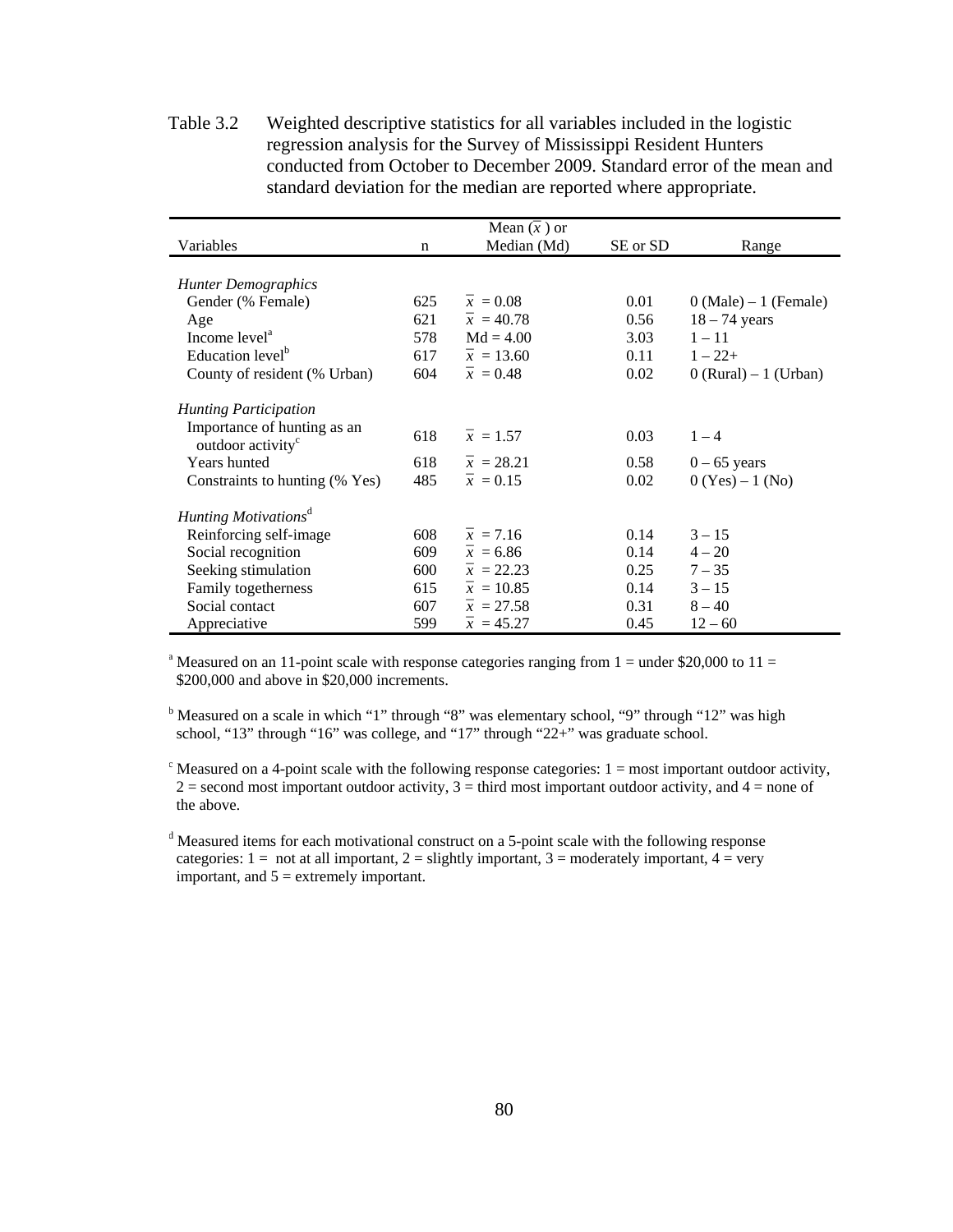Table 3.2 Weighted descriptive statistics for all variables included in the logistic regression analysis for the Survey of Mississippi Resident Hunters conducted from October to December 2009. Standard error of the mean and standard deviation for the median are reported where appropriate.

| Variables | n | Mean ($\bar{x}$) or Median (Md) | SE or SD | Range |
|---|---|---|---|---|
| *Hunter Demographics* | | | | |
| Gender (% Female) | 625 | $\bar{x}$ = 0.08 | 0.01 | 0 (Male) – 1 (Female) |
| Age | 621 | $\bar{x}$ = 40.78 | 0.56 | 18 – 74 years |
| Income level[a] | 578 | Md = 4.00 | 3.03 | 1 – 11 |
| Education level[b] | 617 | $\bar{x}$ = 13.60 | 0.11 | 1 – 22+ |
| County of resident (% Urban) | 604 | $\bar{x}$ = 0.48 | 0.02 | 0 (Rural) – 1 (Urban) |
| *Hunting Participation* | | | | |
| Importance of hunting as an outdoor activity[c] | 618 | $\bar{x}$ = 1.57 | 0.03 | 1 – 4 |
| Years hunted | 618 | $\bar{x}$ = 28.21 | 0.58 | 0 – 65 years |
| Constraints to hunting (% Yes) | 485 | $\bar{x}$ = 0.15 | 0.02 | 0 (Yes) – 1 (No) |
| *Hunting Motivations*[d] | | | | |
| Reinforcing self-image | 608 | $\bar{x}$ = 7.16 | 0.14 | 3 – 15 |
| Social recognition | 609 | $\bar{x}$ = 6.86 | 0.14 | 4 – 20 |
| Seeking stimulation | 600 | $\bar{x}$ = 22.23 | 0.25 | 7 – 35 |
| Family togetherness | 615 | $\bar{x}$ = 10.85 | 0.14 | 3 – 15 |
| Social contact | 607 | $\bar{x}$ = 27.58 | 0.31 | 8 – 40 |
| Appreciative | 599 | $\bar{x}$ = 45.27 | 0.45 | 12 – 60 |

[a] Measured on an 11-point scale with response categories ranging from 1 = under $20,000 to 11 = $200,000 and above in $20,000 increments.

[b] Measured on a scale in which "1" through "8" was elementary school, "9" through "12" was high school, "13" through "16" was college, and "17" through "22+" was graduate school.

[c] Measured on a 4-point scale with the following response categories: 1 = most important outdoor activity, 2 = second most important outdoor activity, 3 = third most important outdoor activity, and 4 = none of the above.

[d] Measured items for each motivational construct on a 5-point scale with the following response categories: 1 = not at all important, 2 = slightly important, 3 = moderately important, 4 = very important, and 5 = extremely important.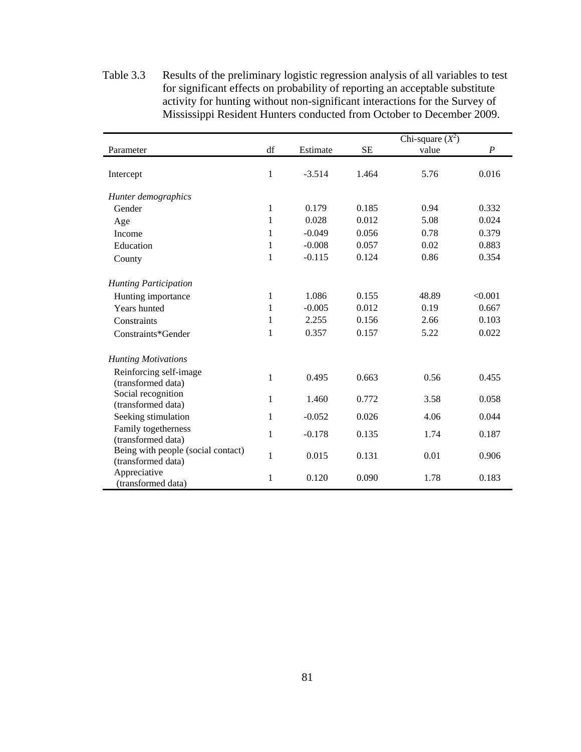Table 3.3 Results of the preliminary logistic regression analysis of all variables to test for significant effects on probability of reporting an acceptable substitute activity for hunting without non-significant interactions for the Survey of Mississippi Resident Hunters conducted from October to December 2009.

| Parameter | df | Estimate | SE | Chi-square ($X^2$) value | *P* |
|---|---|---|---|---|---|
| Intercept | 1 | -3.514 | 1.464 | 5.76 | 0.016 |
| *Hunter demographics* | | | | | |
| Gender | 1 | 0.179 | 0.185 | 0.94 | 0.332 |
| Age | 1 | 0.028 | 0.012 | 5.08 | 0.024 |
| Income | 1 | -0.049 | 0.056 | 0.78 | 0.379 |
| Education | 1 | -0.008 | 0.057 | 0.02 | 0.883 |
| County | 1 | -0.115 | 0.124 | 0.86 | 0.354 |
| *Hunting Participation* | | | | | |
| Hunting importance | 1 | 1.086 | 0.155 | 48.89 | <0.001 |
| Years hunted | 1 | -0.005 | 0.012 | 0.19 | 0.667 |
| Constraints | 1 | 2.255 | 0.156 | 2.66 | 0.103 |
| Constraints*Gender | 1 | 0.357 | 0.157 | 5.22 | 0.022 |
| *Hunting Motivations* | | | | | |
| Reinforcing self-image (transformed data) | 1 | 0.495 | 0.663 | 0.56 | 0.455 |
| Social recognition (transformed data) | 1 | 1.460 | 0.772 | 3.58 | 0.058 |
| Seeking stimulation | 1 | -0.052 | 0.026 | 4.06 | 0.044 |
| Family togetherness (transformed data) | 1 | -0.178 | 0.135 | 1.74 | 0.187 |
| Being with people (social contact) (transformed data) | 1 | 0.015 | 0.131 | 0.01 | 0.906 |
| Appreciative (transformed data) | 1 | 0.120 | 0.090 | 1.78 | 0.183 |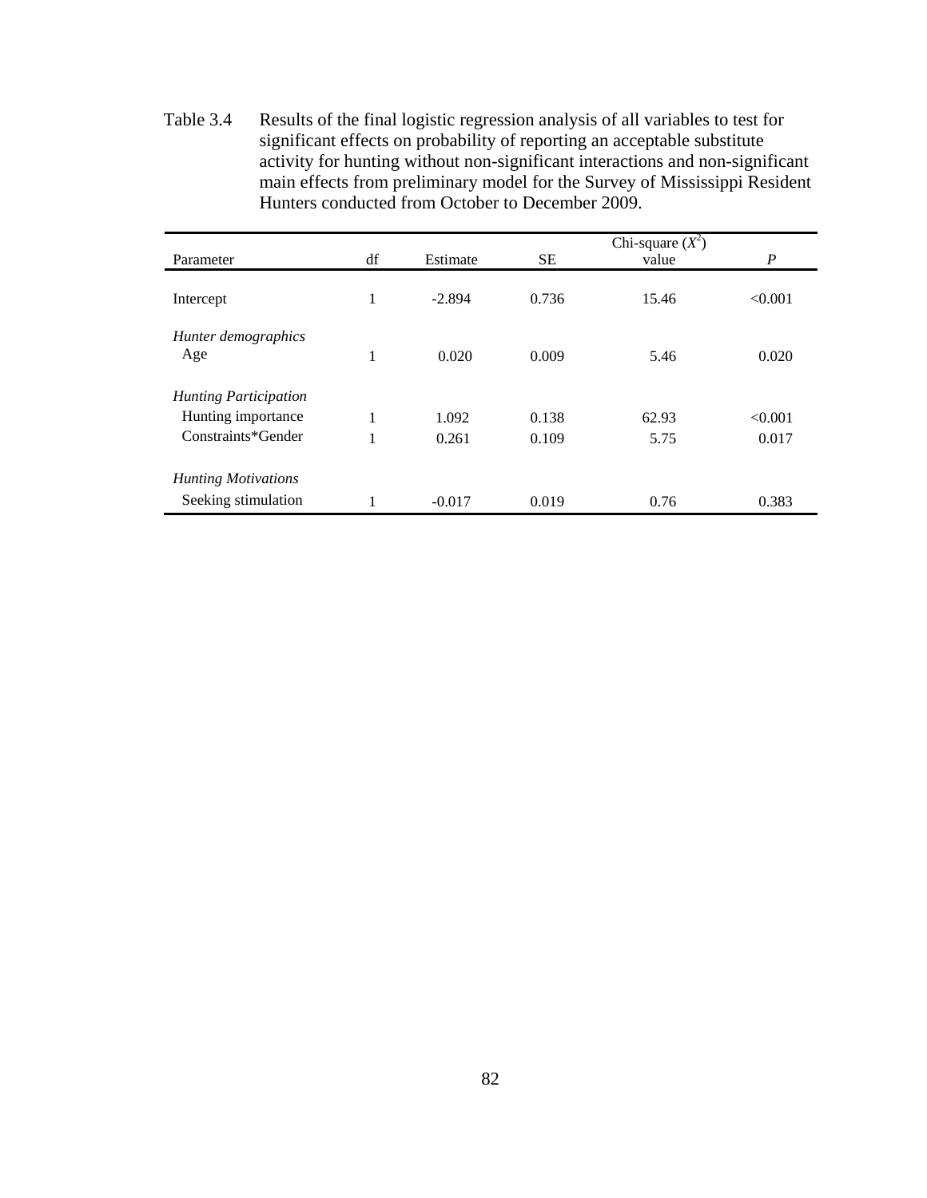Table 3.4 Results of the final logistic regression analysis of all variables to test for significant effects on probability of reporting an acceptable substitute activity for hunting without non-significant interactions and non-significant main effects from preliminary model for the Survey of Mississippi Resident Hunters conducted from October to December 2009.

| Parameter | df | Estimate | SE | Chi-square ($X^2$) value | *P* |
|---|---|---|---|---|---|
| Intercept | 1 | -2.894 | 0.736 | 15.46 | <0.001 |
| *Hunter demographics* | | | | | |
| Age | 1 | 0.020 | 0.009 | 5.46 | 0.020 |
| *Hunting Participation* | | | | | |
| Hunting importance | 1 | 1.092 | 0.138 | 62.93 | <0.001 |
| Constraints*Gender | 1 | 0.261 | 0.109 | 5.75 | 0.017 |
| *Hunting Motivations* | | | | | |
| Seeking stimulation | 1 | -0.017 | 0.019 | 0.76 | 0.383 |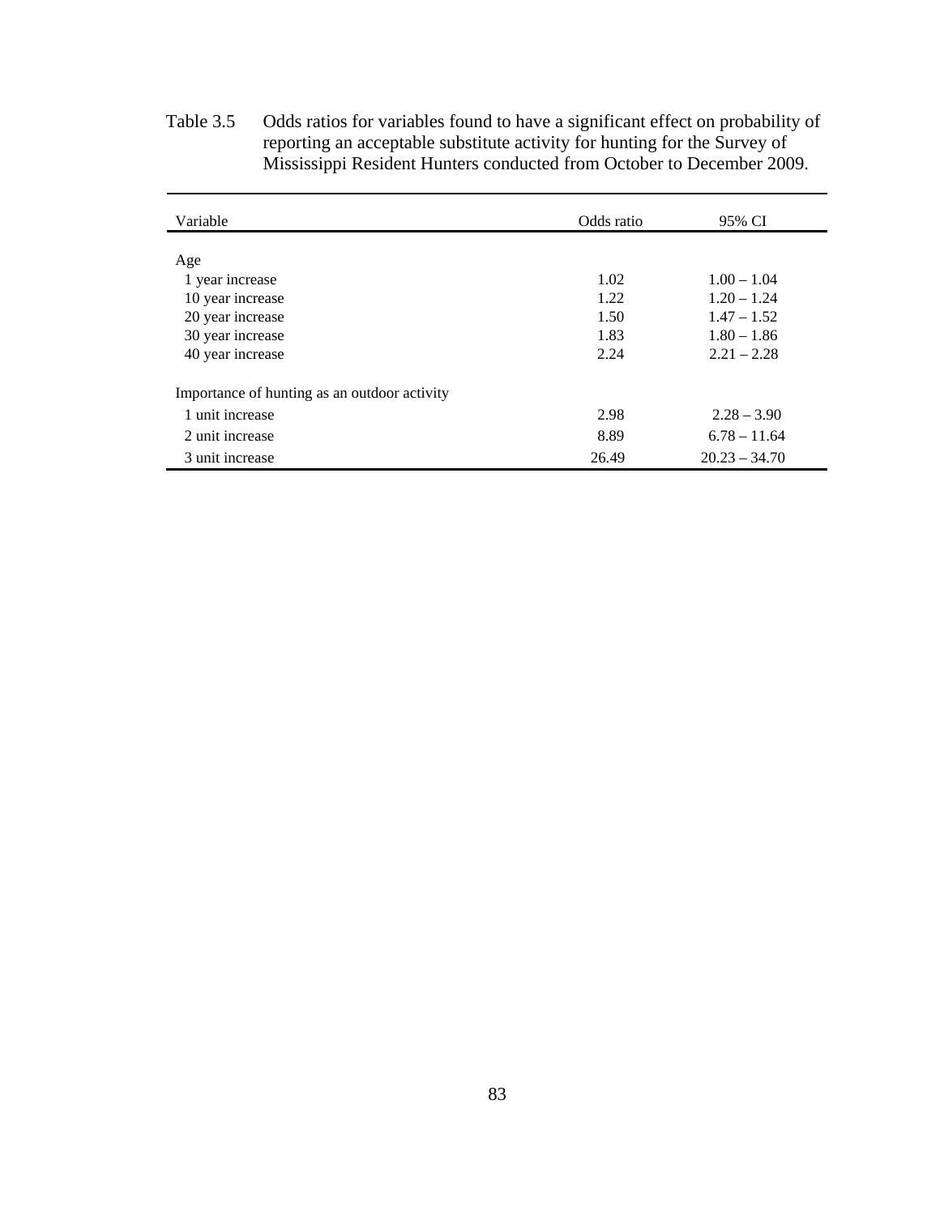Table 3.5 Odds ratios for variables found to have a significant effect on probability of reporting an acceptable substitute activity for hunting for the Survey of Mississippi Resident Hunters conducted from October to December 2009.

| Variable | Odds ratio | 95% CI |
|---|---|---|
| Age | | |
| 1 year increase | 1.02 | 1.00 – 1.04 |
| 10 year increase | 1.22 | 1.20 – 1.24 |
| 20 year increase | 1.50 | 1.47 – 1.52 |
| 30 year increase | 1.83 | 1.80 – 1.86 |
| 40 year increase | 2.24 | 2.21 – 2.28 |
| Importance of hunting as an outdoor activity | | |
| 1 unit increase | 2.98 | 2.28 – 3.90 |
| 2 unit increase | 8.89 | 6.78 – 11.64 |
| 3 unit increase | 26.49 | 20.23 – 34.70 |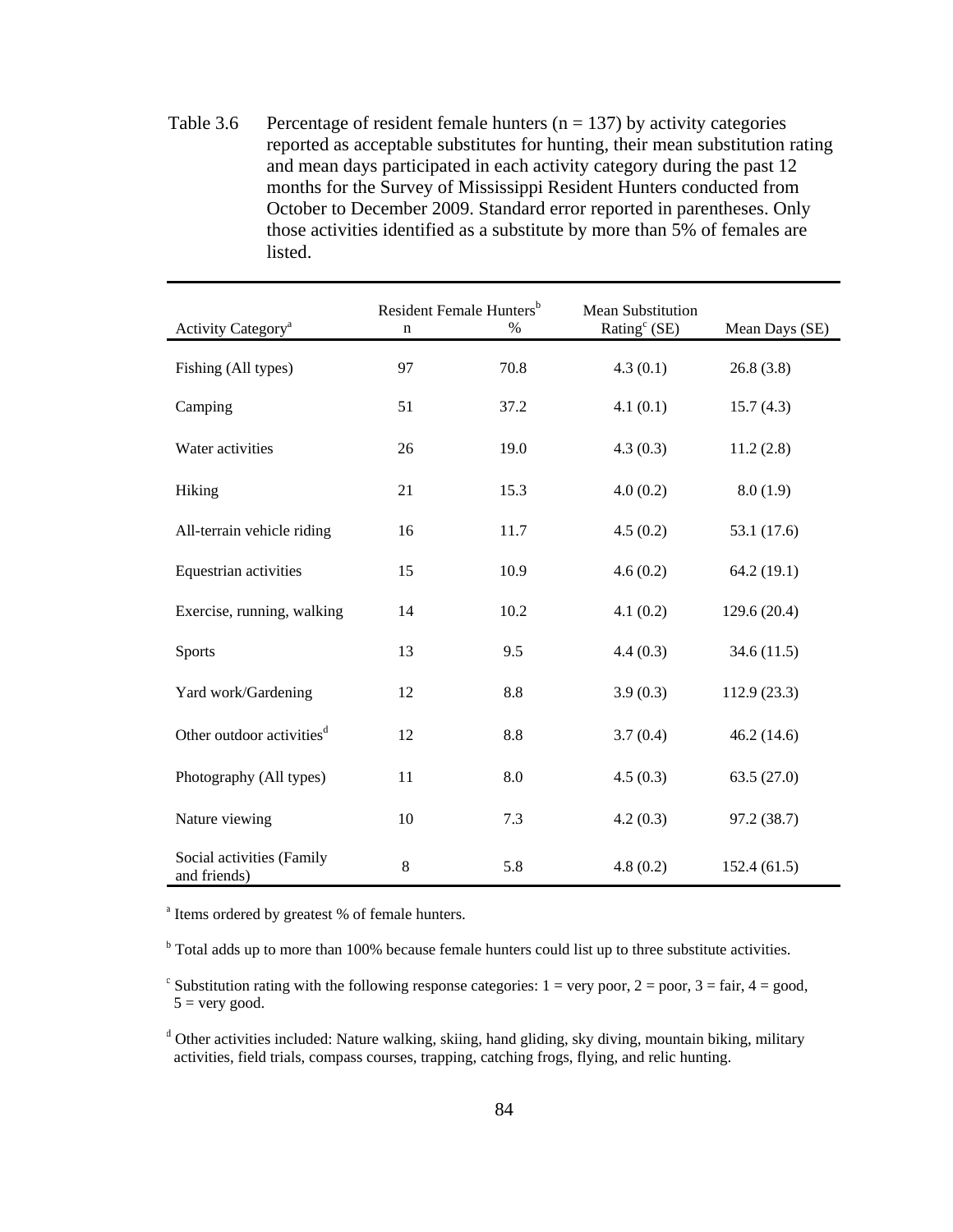Table 3.6 Percentage of resident female hunters (n = 137) by activity categories reported as acceptable substitutes for hunting, their mean substitution rating and mean days participated in each activity category during the past 12 months for the Survey of Mississippi Resident Hunters conducted from October to December 2009. Standard error reported in parentheses. Only those activities identified as a substitute by more than 5% of females are listed.

| Activity Category[a] | Resident Female Hunters[b] | | Mean Substitution Rating[c] (SE) | Mean Days (SE) |
|---|---|---|---|---|
| | n | % | | |
| Fishing (All types) | 97 | 70.8 | 4.3 (0.1) | 26.8 (3.8) |
| Camping | 51 | 37.2 | 4.1 (0.1) | 15.7 (4.3) |
| Water activities | 26 | 19.0 | 4.3 (0.3) | 11.2 (2.8) |
| Hiking | 21 | 15.3 | 4.0 (0.2) | 8.0 (1.9) |
| All-terrain vehicle riding | 16 | 11.7 | 4.5 (0.2) | 53.1 (17.6) |
| Equestrian activities | 15 | 10.9 | 4.6 (0.2) | 64.2 (19.1) |
| Exercise, running, walking | 14 | 10.2 | 4.1 (0.2) | 129.6 (20.4) |
| Sports | 13 | 9.5 | 4.4 (0.3) | 34.6 (11.5) |
| Yard work/Gardening | 12 | 8.8 | 3.9 (0.3) | 112.9 (23.3) |
| Other outdoor activities[d] | 12 | 8.8 | 3.7 (0.4) | 46.2 (14.6) |
| Photography (All types) | 11 | 8.0 | 4.5 (0.3) | 63.5 (27.0) |
| Nature viewing | 10 | 7.3 | 4.2 (0.3) | 97.2 (38.7) |
| Social activities (Family and friends) | 8 | 5.8 | 4.8 (0.2) | 152.4 (61.5) |

[a] Items ordered by greatest % of female hunters.

[b] Total adds up to more than 100% because female hunters could list up to three substitute activities.

[c] Substitution rating with the following response categories: 1 = very poor, 2 = poor, 3 = fair, 4 = good, 5 = very good.

[d] Other activities included: Nature walking, skiing, hand gliding, sky diving, mountain biking, military activities, field trials, compass courses, trapping, catching frogs, flying, and relic hunting.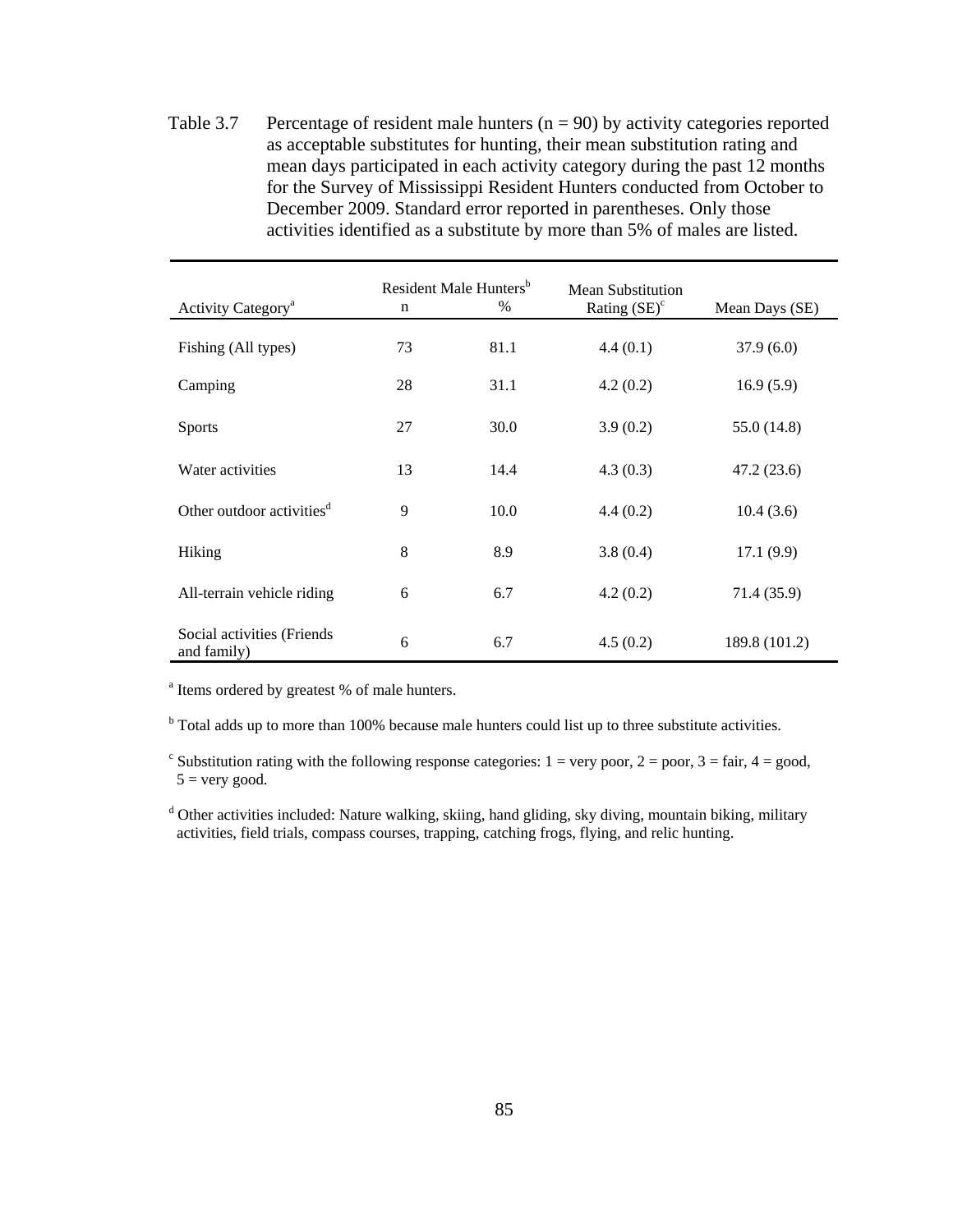Table 3.7 Percentage of resident male hunters (n = 90) by activity categories reported as acceptable substitutes for hunting, their mean substitution rating and mean days participated in each activity category during the past 12 months for the Survey of Mississippi Resident Hunters conducted from October to December 2009. Standard error reported in parentheses. Only those activities identified as a substitute by more than 5% of males are listed.

| Activity Category[a] | Resident Male Hunters[b] | | Mean Substitution Rating (SE)[c] | Mean Days (SE) |
|---|---|---|---|---|
| | n | % | | |
| Fishing (All types) | 73 | 81.1 | 4.4 (0.1) | 37.9 (6.0) |
| Camping | 28 | 31.1 | 4.2 (0.2) | 16.9 (5.9) |
| Sports | 27 | 30.0 | 3.9 (0.2) | 55.0 (14.8) |
| Water activities | 13 | 14.4 | 4.3 (0.3) | 47.2 (23.6) |
| Other outdoor activities[d] | 9 | 10.0 | 4.4 (0.2) | 10.4 (3.6) |
| Hiking | 8 | 8.9 | 3.8 (0.4) | 17.1 (9.9) |
| All-terrain vehicle riding | 6 | 6.7 | 4.2 (0.2) | 71.4 (35.9) |
| Social activities (Friends and family) | 6 | 6.7 | 4.5 (0.2) | 189.8 (101.2) |

[a] Items ordered by greatest % of male hunters.

[b] Total adds up to more than 100% because male hunters could list up to three substitute activities.

[c] Substitution rating with the following response categories: 1 = very poor, 2 = poor, 3 = fair, 4 = good, 5 = very good.

[d] Other activities included: Nature walking, skiing, hand gliding, sky diving, mountain biking, military activities, field trials, compass courses, trapping, catching frogs, flying, and relic hunting.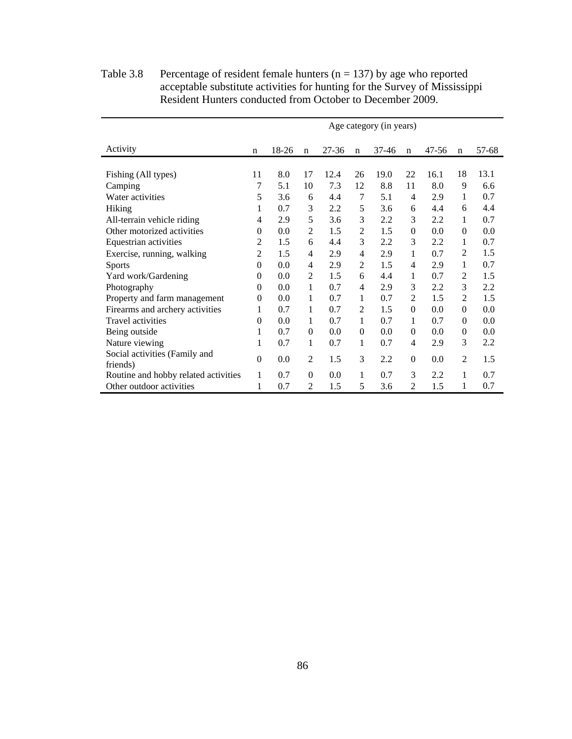Table 3.8 Percentage of resident female hunters (n = 137) by age who reported acceptable substitute activities for hunting for the Survey of Mississippi Resident Hunters conducted from October to December 2009.

| | Age category (in years) | | | | | | | | | |
|---|---|---|---|---|---|---|---|---|---|---|
| Activity | n | 18-26 | n | 27-36 | n | 37-46 | n | 47-56 | n | 57-68 |
| Fishing (All types) | 11 | 8.0 | 17 | 12.4 | 26 | 19.0 | 22 | 16.1 | 18 | 13.1 |
| Camping | 7 | 5.1 | 10 | 7.3 | 12 | 8.8 | 11 | 8.0 | 9 | 6.6 |
| Water activities | 5 | 3.6 | 6 | 4.4 | 7 | 5.1 | 4 | 2.9 | 1 | 0.7 |
| Hiking | 1 | 0.7 | 3 | 2.2 | 5 | 3.6 | 6 | 4.4 | 6 | 4.4 |
| All-terrain vehicle riding | 4 | 2.9 | 5 | 3.6 | 3 | 2.2 | 3 | 2.2 | 1 | 0.7 |
| Other motorized activities | 0 | 0.0 | 2 | 1.5 | 2 | 1.5 | 0 | 0.0 | 0 | 0.0 |
| Equestrian activities | 2 | 1.5 | 6 | 4.4 | 3 | 2.2 | 3 | 2.2 | 1 | 0.7 |
| Exercise, running, walking | 2 | 1.5 | 4 | 2.9 | 4 | 2.9 | 1 | 0.7 | 2 | 1.5 |
| Sports | 0 | 0.0 | 4 | 2.9 | 2 | 1.5 | 4 | 2.9 | 1 | 0.7 |
| Yard work/Gardening | 0 | 0.0 | 2 | 1.5 | 6 | 4.4 | 1 | 0.7 | 2 | 1.5 |
| Photography | 0 | 0.0 | 1 | 0.7 | 4 | 2.9 | 3 | 2.2 | 3 | 2.2 |
| Property and farm management | 0 | 0.0 | 1 | 0.7 | 1 | 0.7 | 2 | 1.5 | 2 | 1.5 |
| Firearms and archery activities | 1 | 0.7 | 1 | 0.7 | 2 | 1.5 | 0 | 0.0 | 0 | 0.0 |
| Travel activities | 0 | 0.0 | 1 | 0.7 | 1 | 0.7 | 1 | 0.7 | 0 | 0.0 |
| Being outside | 1 | 0.7 | 0 | 0.0 | 0 | 0.0 | 0 | 0.0 | 0 | 0.0 |
| Nature viewing | 1 | 0.7 | 1 | 0.7 | 1 | 0.7 | 4 | 2.9 | 3 | 2.2 |
| Social activities (Family and friends) | 0 | 0.0 | 2 | 1.5 | 3 | 2.2 | 0 | 0.0 | 2 | 1.5 |
| Routine and hobby related activities | 1 | 0.7 | 0 | 0.0 | 1 | 0.7 | 3 | 2.2 | 1 | 0.7 |
| Other outdoor activities | 1 | 0.7 | 2 | 1.5 | 5 | 3.6 | 2 | 1.5 | 1 | 0.7 |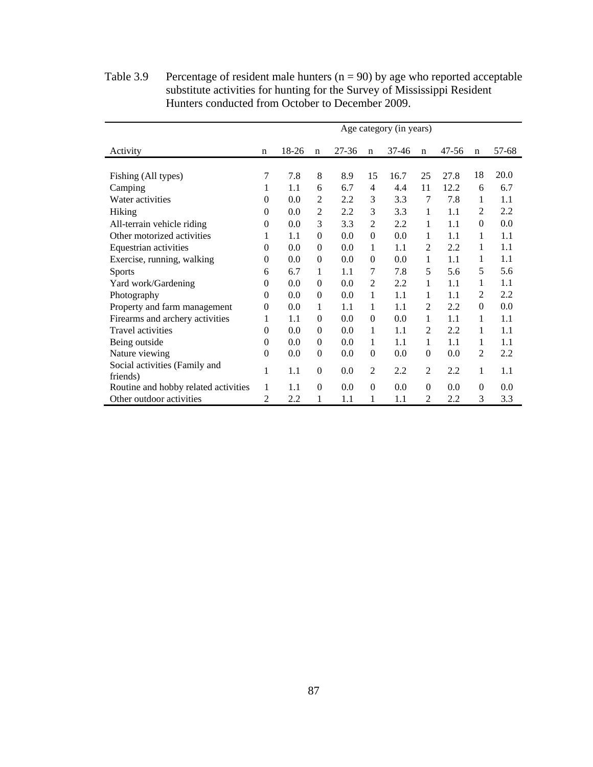Table 3.9 Percentage of resident male hunters (n = 90) by age who reported acceptable substitute activities for hunting for the Survey of Mississippi Resident Hunters conducted from October to December 2009.

| | Age category (in years) | | | | | | | | | |
|---|---|---|---|---|---|---|---|---|---|---|
| Activity | n | 18-26 | n | 27-36 | n | 37-46 | n | 47-56 | n | 57-68 |
| Fishing (All types) | 7 | 7.8 | 8 | 8.9 | 15 | 16.7 | 25 | 27.8 | 18 | 20.0 |
| Camping | 1 | 1.1 | 6 | 6.7 | 4 | 4.4 | 11 | 12.2 | 6 | 6.7 |
| Water activities | 0 | 0.0 | 2 | 2.2 | 3 | 3.3 | 7 | 7.8 | 1 | 1.1 |
| Hiking | 0 | 0.0 | 2 | 2.2 | 3 | 3.3 | 1 | 1.1 | 2 | 2.2 |
| All-terrain vehicle riding | 0 | 0.0 | 3 | 3.3 | 2 | 2.2 | 1 | 1.1 | 0 | 0.0 |
| Other motorized activities | 1 | 1.1 | 0 | 0.0 | 0 | 0.0 | 1 | 1.1 | 1 | 1.1 |
| Equestrian activities | 0 | 0.0 | 0 | 0.0 | 1 | 1.1 | 2 | 2.2 | 1 | 1.1 |
| Exercise, running, walking | 0 | 0.0 | 0 | 0.0 | 0 | 0.0 | 1 | 1.1 | 1 | 1.1 |
| Sports | 6 | 6.7 | 1 | 1.1 | 7 | 7.8 | 5 | 5.6 | 5 | 5.6 |
| Yard work/Gardening | 0 | 0.0 | 0 | 0.0 | 2 | 2.2 | 1 | 1.1 | 1 | 1.1 |
| Photography | 0 | 0.0 | 0 | 0.0 | 1 | 1.1 | 1 | 1.1 | 2 | 2.2 |
| Property and farm management | 0 | 0.0 | 1 | 1.1 | 1 | 1.1 | 2 | 2.2 | 0 | 0.0 |
| Firearms and archery activities | 1 | 1.1 | 0 | 0.0 | 0 | 0.0 | 1 | 1.1 | 1 | 1.1 |
| Travel activities | 0 | 0.0 | 0 | 0.0 | 1 | 1.1 | 2 | 2.2 | 1 | 1.1 |
| Being outside | 0 | 0.0 | 0 | 0.0 | 1 | 1.1 | 1 | 1.1 | 1 | 1.1 |
| Nature viewing | 0 | 0.0 | 0 | 0.0 | 0 | 0.0 | 0 | 0.0 | 2 | 2.2 |
| Social activities (Family and friends) | 1 | 1.1 | 0 | 0.0 | 2 | 2.2 | 2 | 2.2 | 1 | 1.1 |
| Routine and hobby related activities | 1 | 1.1 | 0 | 0.0 | 0 | 0.0 | 0 | 0.0 | 0 | 0.0 |
| Other outdoor activities | 2 | 2.2 | 1 | 1.1 | 1 | 1.1 | 2 | 2.2 | 3 | 3.3 |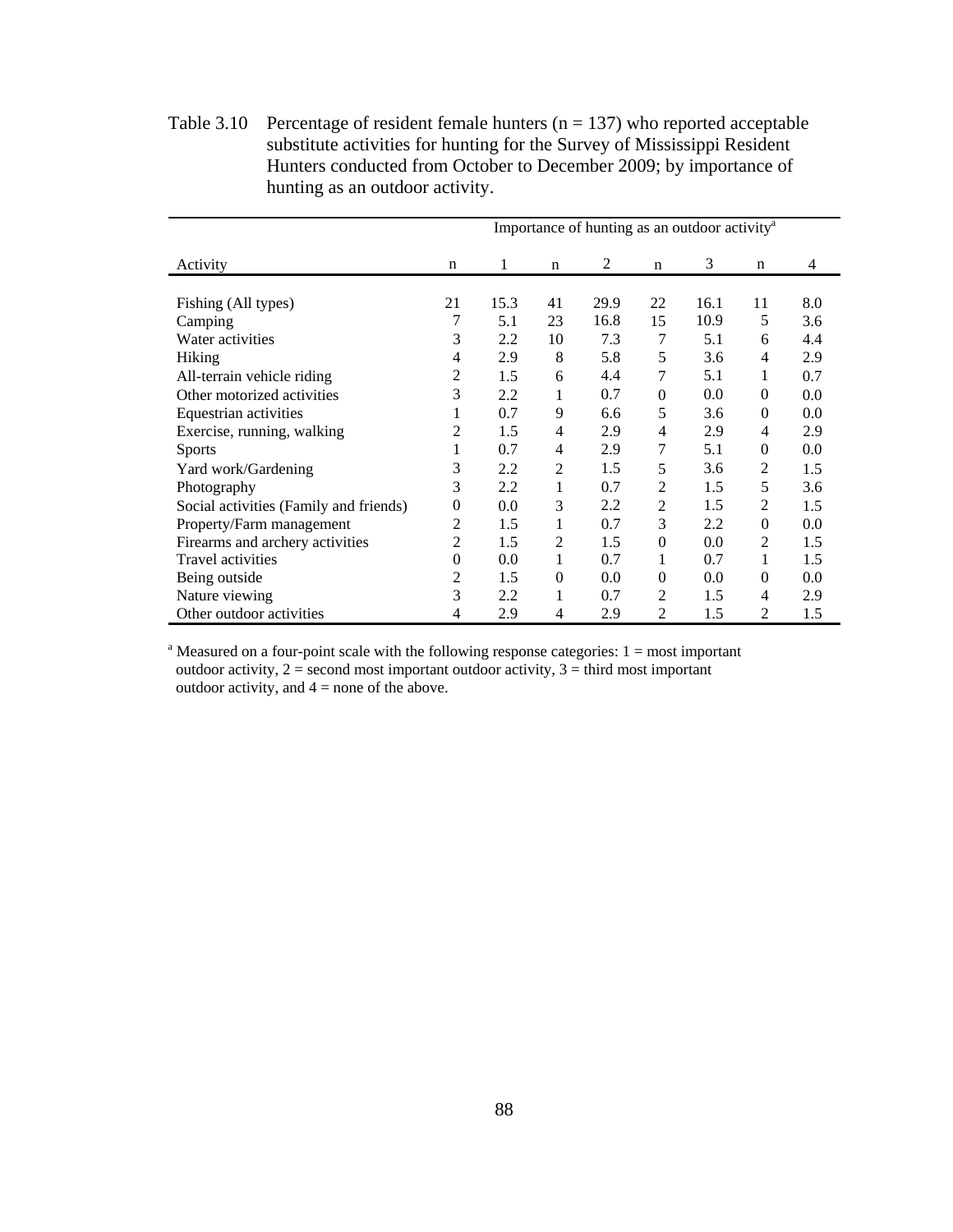Table 3.10 Percentage of resident female hunters (n = 137) who reported acceptable substitute activities for hunting for the Survey of Mississippi Resident Hunters conducted from October to December 2009; by importance of hunting as an outdoor activity.

| | Importance of hunting as an outdoor activity[a] | | | | | | | |
|---|---|---|---|---|---|---|---|---|
| Activity | n | 1 | n | 2 | n | 3 | n | 4 |
| Fishing (All types) | 21 | 15.3 | 41 | 29.9 | 22 | 16.1 | 11 | 8.0 |
| Camping | 7 | 5.1 | 23 | 16.8 | 15 | 10.9 | 5 | 3.6 |
| Water activities | 3 | 2.2 | 10 | 7.3 | 7 | 5.1 | 6 | 4.4 |
| Hiking | 4 | 2.9 | 8 | 5.8 | 5 | 3.6 | 4 | 2.9 |
| All-terrain vehicle riding | 2 | 1.5 | 6 | 4.4 | 7 | 5.1 | 1 | 0.7 |
| Other motorized activities | 3 | 2.2 | 1 | 0.7 | 0 | 0.0 | 0 | 0.0 |
| Equestrian activities | 1 | 0.7 | 9 | 6.6 | 5 | 3.6 | 0 | 0.0 |
| Exercise, running, walking | 2 | 1.5 | 4 | 2.9 | 4 | 2.9 | 4 | 2.9 |
| Sports | 1 | 0.7 | 4 | 2.9 | 7 | 5.1 | 0 | 0.0 |
| Yard work/Gardening | 3 | 2.2 | 2 | 1.5 | 5 | 3.6 | 2 | 1.5 |
| Photography | 3 | 2.2 | 1 | 0.7 | 2 | 1.5 | 5 | 3.6 |
| Social activities (Family and friends) | 0 | 0.0 | 3 | 2.2 | 2 | 1.5 | 2 | 1.5 |
| Property/Farm management | 2 | 1.5 | 1 | 0.7 | 3 | 2.2 | 0 | 0.0 |
| Firearms and archery activities | 2 | 1.5 | 2 | 1.5 | 0 | 0.0 | 2 | 1.5 |
| Travel activities | 0 | 0.0 | 1 | 0.7 | 1 | 0.7 | 1 | 1.5 |
| Being outside | 2 | 1.5 | 0 | 0.0 | 0 | 0.0 | 0 | 0.0 |
| Nature viewing | 3 | 2.2 | 1 | 0.7 | 2 | 1.5 | 4 | 2.9 |
| Other outdoor activities | 4 | 2.9 | 4 | 2.9 | 2 | 1.5 | 2 | 1.5 |

[a] Measured on a four-point scale with the following response categories: 1 = most important outdoor activity, 2 = second most important outdoor activity, 3 = third most important outdoor activity, and 4 = none of the above.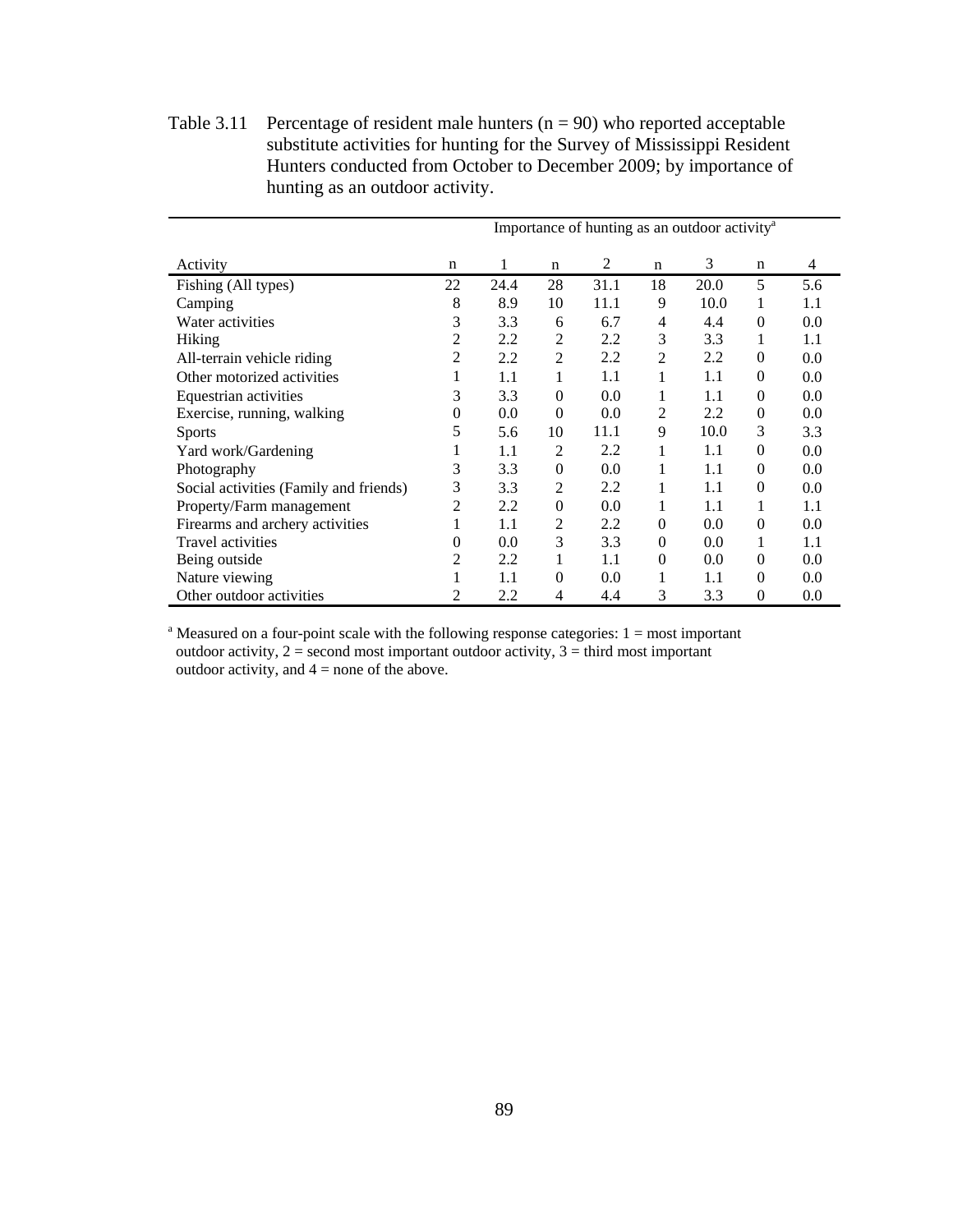Table 3.11 Percentage of resident male hunters (n = 90) who reported acceptable substitute activities for hunting for the Survey of Mississippi Resident Hunters conducted from October to December 2009; by importance of hunting as an outdoor activity.

| | Importance of hunting as an outdoor activity[a] | | | | | | | |
|---|---|---|---|---|---|---|---|---|
| Activity | n | 1 | n | 2 | n | 3 | n | 4 |
| Fishing (All types) | 22 | 24.4 | 28 | 31.1 | 18 | 20.0 | 5 | 5.6 |
| Camping | 8 | 8.9 | 10 | 11.1 | 9 | 10.0 | 1 | 1.1 |
| Water activities | 3 | 3.3 | 6 | 6.7 | 4 | 4.4 | 0 | 0.0 |
| Hiking | 2 | 2.2 | 2 | 2.2 | 3 | 3.3 | 1 | 1.1 |
| All-terrain vehicle riding | 2 | 2.2 | 2 | 2.2 | 2 | 2.2 | 0 | 0.0 |
| Other motorized activities | 1 | 1.1 | 1 | 1.1 | 1 | 1.1 | 0 | 0.0 |
| Equestrian activities | 3 | 3.3 | 0 | 0.0 | 1 | 1.1 | 0 | 0.0 |
| Exercise, running, walking | 0 | 0.0 | 0 | 0.0 | 2 | 2.2 | 0 | 0.0 |
| Sports | 5 | 5.6 | 10 | 11.1 | 9 | 10.0 | 3 | 3.3 |
| Yard work/Gardening | 1 | 1.1 | 2 | 2.2 | 1 | 1.1 | 0 | 0.0 |
| Photography | 3 | 3.3 | 0 | 0.0 | 1 | 1.1 | 0 | 0.0 |
| Social activities (Family and friends) | 3 | 3.3 | 2 | 2.2 | 1 | 1.1 | 0 | 0.0 |
| Property/Farm management | 2 | 2.2 | 0 | 0.0 | 1 | 1.1 | 1 | 1.1 |
| Firearms and archery activities | 1 | 1.1 | 2 | 2.2 | 0 | 0.0 | 0 | 0.0 |
| Travel activities | 0 | 0.0 | 3 | 3.3 | 0 | 0.0 | 1 | 1.1 |
| Being outside | 2 | 2.2 | 1 | 1.1 | 0 | 0.0 | 0 | 0.0 |
| Nature viewing | 1 | 1.1 | 0 | 0.0 | 1 | 1.1 | 0 | 0.0 |
| Other outdoor activities | 2 | 2.2 | 4 | 4.4 | 3 | 3.3 | 0 | 0.0 |

[a] Measured on a four-point scale with the following response categories: 1 = most important outdoor activity, 2 = second most important outdoor activity, 3 = third most important outdoor activity, and 4 = none of the above.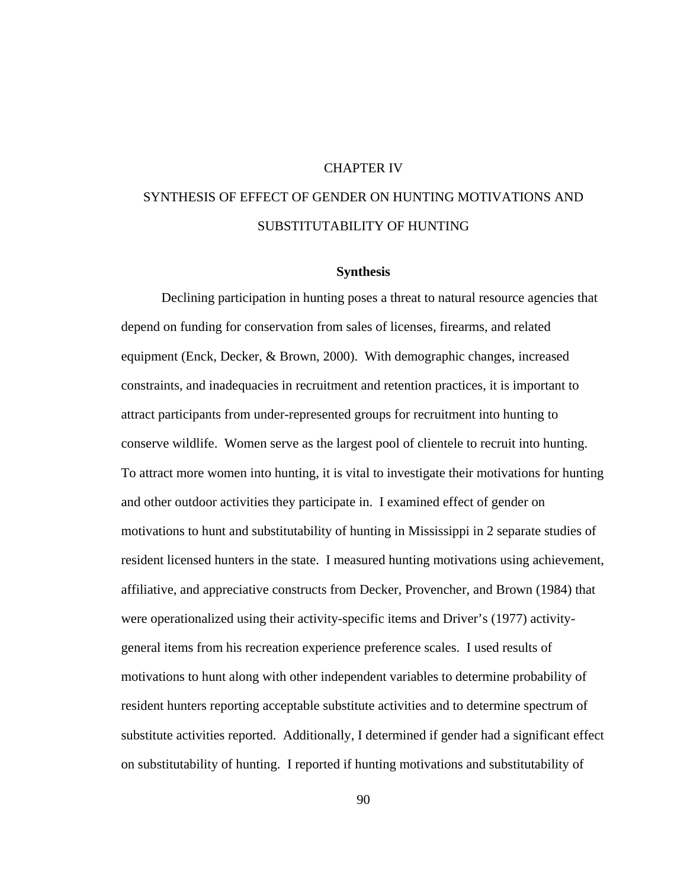# CHAPTER IV

# SYNTHESIS OF EFFECT OF GENDER ON HUNTING MOTIVATIONS AND SUBSTITUTABILITY OF HUNTING

## Synthesis

Declining participation in hunting poses a threat to natural resource agencies that depend on funding for conservation from sales of licenses, firearms, and related equipment (Enck, Decker, & Brown, 2000). With demographic changes, increased constraints, and inadequacies in recruitment and retention practices, it is important to attract participants from under-represented groups for recruitment into hunting to conserve wildlife. Women serve as the largest pool of clientele to recruit into hunting. To attract more women into hunting, it is vital to investigate their motivations for hunting and other outdoor activities they participate in. I examined effect of gender on motivations to hunt and substitutability of hunting in Mississippi in 2 separate studies of resident licensed hunters in the state. I measured hunting motivations using achievement, affiliative, and appreciative constructs from Decker, Provencher, and Brown (1984) that were operationalized using their activity-specific items and Driver's (1977) activity-general items from his recreation experience preference scales. I used results of motivations to hunt along with other independent variables to determine probability of resident hunters reporting acceptable substitute activities and to determine spectrum of substitute activities reported. Additionally, I determined if gender had a significant effect on substitutability of hunting. I reported if hunting motivations and substitutability of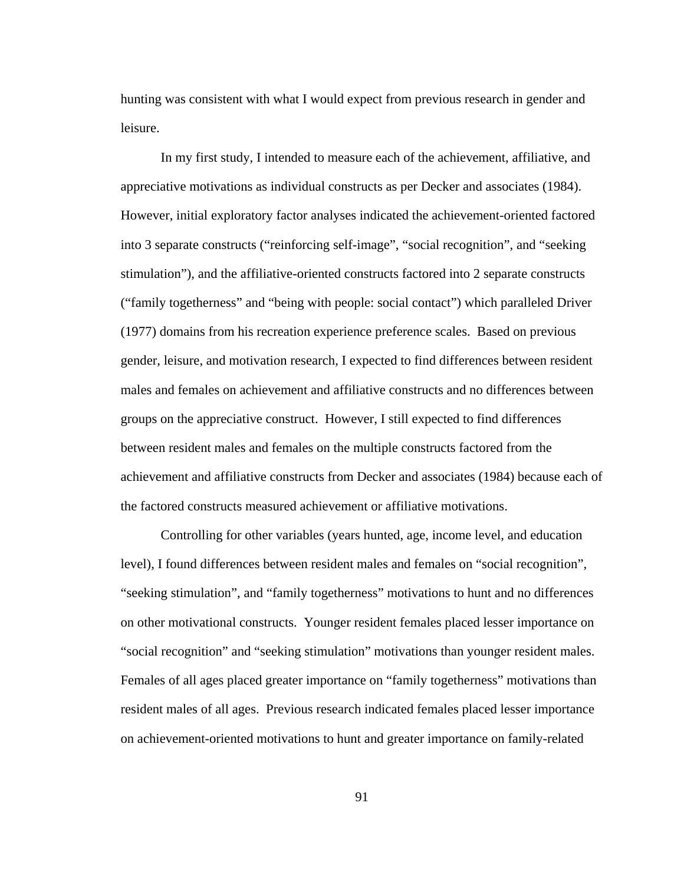hunting was consistent with what I would expect from previous research in gender and leisure.

In my first study, I intended to measure each of the achievement, affiliative, and appreciative motivations as individual constructs as per Decker and associates (1984). However, initial exploratory factor analyses indicated the achievement-oriented factored into 3 separate constructs ("reinforcing self-image", "social recognition", and "seeking stimulation"), and the affiliative-oriented constructs factored into 2 separate constructs ("family togetherness" and "being with people: social contact") which paralleled Driver (1977) domains from his recreation experience preference scales. Based on previous gender, leisure, and motivation research, I expected to find differences between resident males and females on achievement and affiliative constructs and no differences between groups on the appreciative construct. However, I still expected to find differences between resident males and females on the multiple constructs factored from the achievement and affiliative constructs from Decker and associates (1984) because each of the factored constructs measured achievement or affiliative motivations.

Controlling for other variables (years hunted, age, income level, and education level), I found differences between resident males and females on "social recognition", "seeking stimulation", and "family togetherness" motivations to hunt and no differences on other motivational constructs. Younger resident females placed lesser importance on "social recognition" and "seeking stimulation" motivations than younger resident males. Females of all ages placed greater importance on "family togetherness" motivations than resident males of all ages. Previous research indicated females placed lesser importance on achievement-oriented motivations to hunt and greater importance on family-related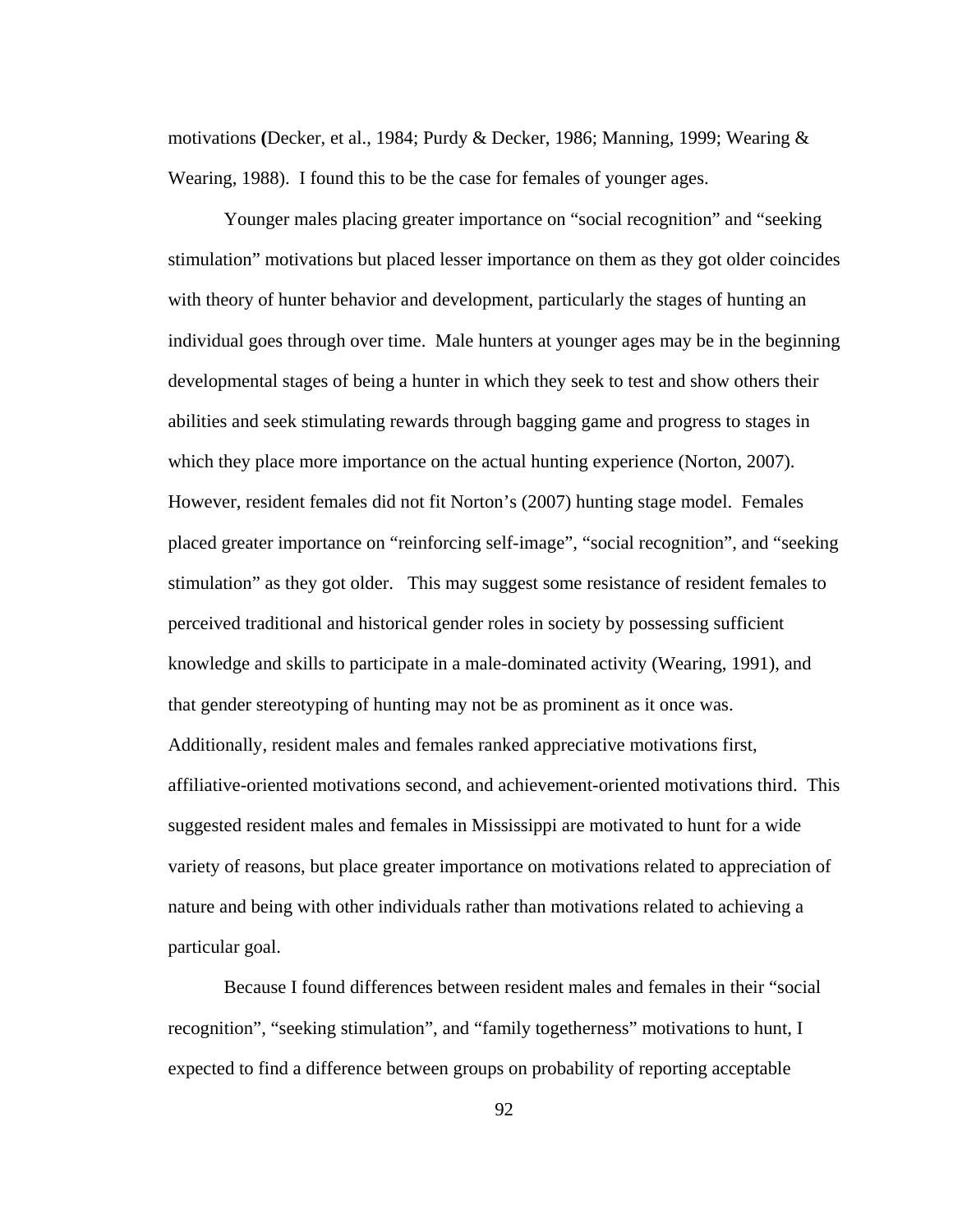motivations (Decker, et al., 1984; Purdy & Decker, 1986; Manning, 1999; Wearing & Wearing, 1988). I found this to be the case for females of younger ages.

Younger males placing greater importance on "social recognition" and "seeking stimulation" motivations but placed lesser importance on them as they got older coincides with theory of hunter behavior and development, particularly the stages of hunting an individual goes through over time. Male hunters at younger ages may be in the beginning developmental stages of being a hunter in which they seek to test and show others their abilities and seek stimulating rewards through bagging game and progress to stages in which they place more importance on the actual hunting experience (Norton, 2007). However, resident females did not fit Norton's (2007) hunting stage model. Females placed greater importance on "reinforcing self-image", "social recognition", and "seeking stimulation" as they got older. This may suggest some resistance of resident females to perceived traditional and historical gender roles in society by possessing sufficient knowledge and skills to participate in a male-dominated activity (Wearing, 1991), and that gender stereotyping of hunting may not be as prominent as it once was. Additionally, resident males and females ranked appreciative motivations first, affiliative-oriented motivations second, and achievement-oriented motivations third. This suggested resident males and females in Mississippi are motivated to hunt for a wide variety of reasons, but place greater importance on motivations related to appreciation of nature and being with other individuals rather than motivations related to achieving a particular goal.

Because I found differences between resident males and females in their "social recognition", "seeking stimulation", and "family togetherness" motivations to hunt, I expected to find a difference between groups on probability of reporting acceptable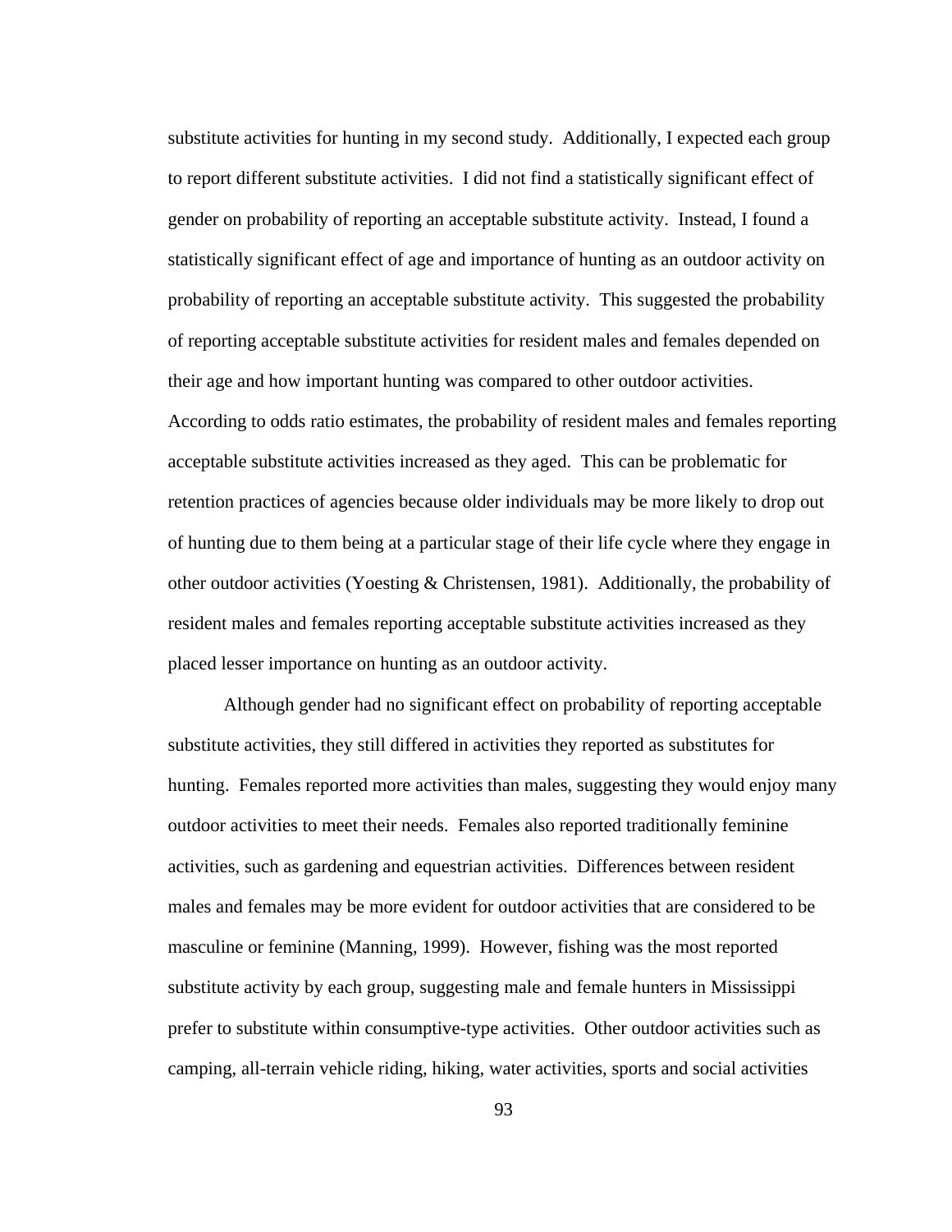substitute activities for hunting in my second study. Additionally, I expected each group to report different substitute activities. I did not find a statistically significant effect of gender on probability of reporting an acceptable substitute activity. Instead, I found a statistically significant effect of age and importance of hunting as an outdoor activity on probability of reporting an acceptable substitute activity. This suggested the probability of reporting acceptable substitute activities for resident males and females depended on their age and how important hunting was compared to other outdoor activities. According to odds ratio estimates, the probability of resident males and females reporting acceptable substitute activities increased as they aged. This can be problematic for retention practices of agencies because older individuals may be more likely to drop out of hunting due to them being at a particular stage of their life cycle where they engage in other outdoor activities (Yoesting & Christensen, 1981). Additionally, the probability of resident males and females reporting acceptable substitute activities increased as they placed lesser importance on hunting as an outdoor activity.

Although gender had no significant effect on probability of reporting acceptable substitute activities, they still differed in activities they reported as substitutes for hunting. Females reported more activities than males, suggesting they would enjoy many outdoor activities to meet their needs. Females also reported traditionally feminine activities, such as gardening and equestrian activities. Differences between resident males and females may be more evident for outdoor activities that are considered to be masculine or feminine (Manning, 1999). However, fishing was the most reported substitute activity by each group, suggesting male and female hunters in Mississippi prefer to substitute within consumptive-type activities. Other outdoor activities such as camping, all-terrain vehicle riding, hiking, water activities, sports and social activities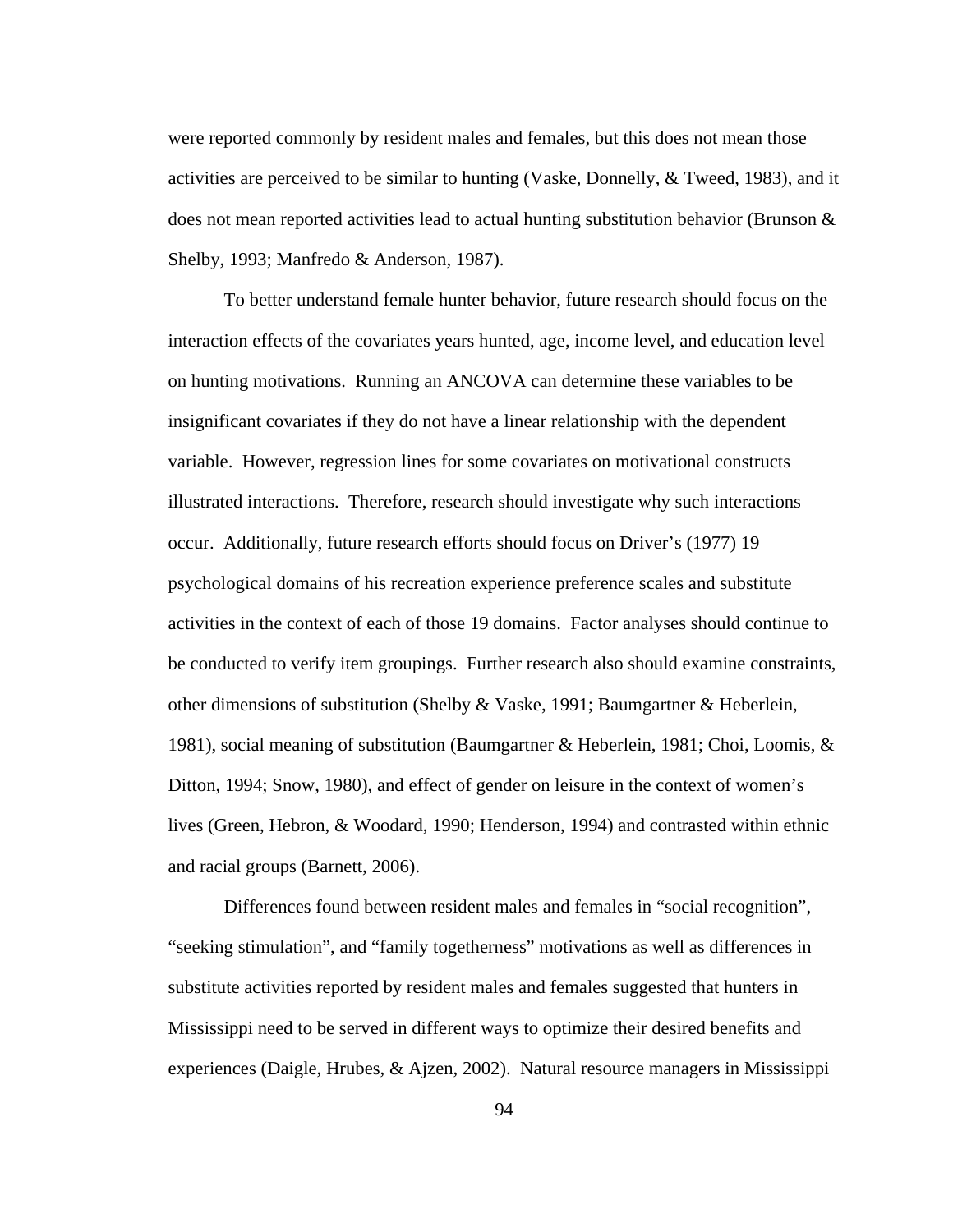were reported commonly by resident males and females, but this does not mean those activities are perceived to be similar to hunting (Vaske, Donnelly, & Tweed, 1983), and it does not mean reported activities lead to actual hunting substitution behavior (Brunson & Shelby, 1993; Manfredo & Anderson, 1987).

To better understand female hunter behavior, future research should focus on the interaction effects of the covariates years hunted, age, income level, and education level on hunting motivations. Running an ANCOVA can determine these variables to be insignificant covariates if they do not have a linear relationship with the dependent variable. However, regression lines for some covariates on motivational constructs illustrated interactions. Therefore, research should investigate why such interactions occur. Additionally, future research efforts should focus on Driver's (1977) 19 psychological domains of his recreation experience preference scales and substitute activities in the context of each of those 19 domains. Factor analyses should continue to be conducted to verify item groupings. Further research also should examine constraints, other dimensions of substitution (Shelby & Vaske, 1991; Baumgartner & Heberlein, 1981), social meaning of substitution (Baumgartner & Heberlein, 1981; Choi, Loomis, & Ditton, 1994; Snow, 1980), and effect of gender on leisure in the context of women's lives (Green, Hebron, & Woodard, 1990; Henderson, 1994) and contrasted within ethnic and racial groups (Barnett, 2006).

Differences found between resident males and females in "social recognition", "seeking stimulation", and "family togetherness" motivations as well as differences in substitute activities reported by resident males and females suggested that hunters in Mississippi need to be served in different ways to optimize their desired benefits and experiences (Daigle, Hrubes, & Ajzen, 2002). Natural resource managers in Mississippi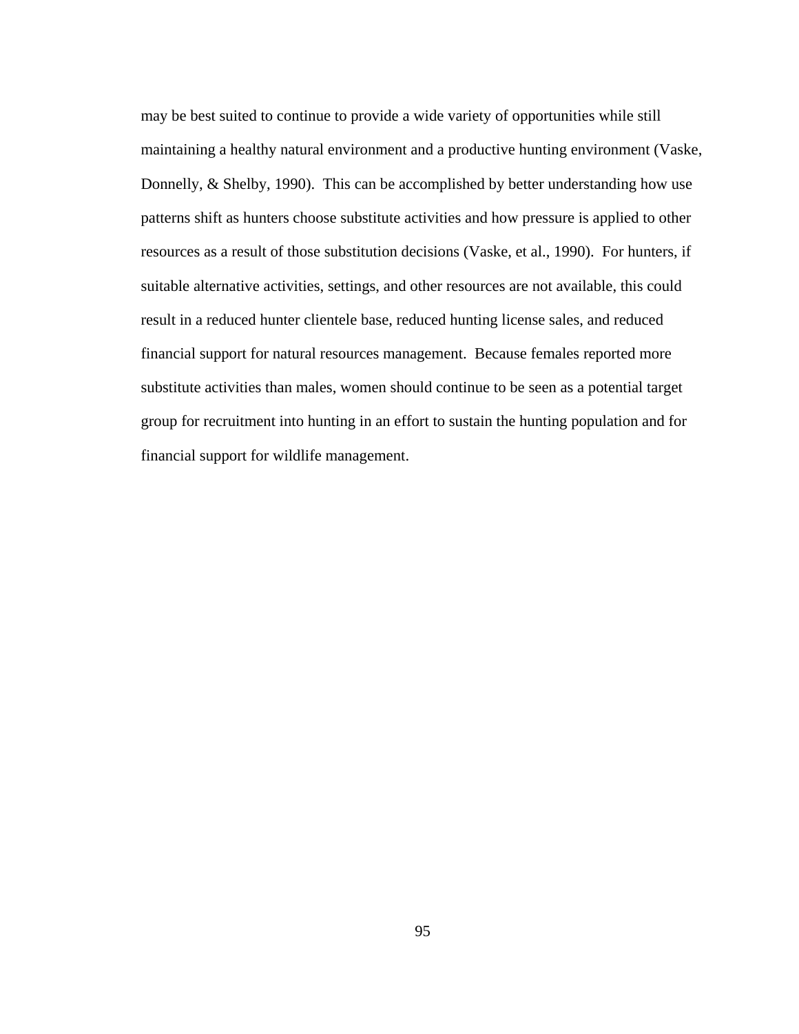may be best suited to continue to provide a wide variety of opportunities while still maintaining a healthy natural environment and a productive hunting environment (Vaske, Donnelly, & Shelby, 1990). This can be accomplished by better understanding how use patterns shift as hunters choose substitute activities and how pressure is applied to other resources as a result of those substitution decisions (Vaske, et al., 1990). For hunters, if suitable alternative activities, settings, and other resources are not available, this could result in a reduced hunter clientele base, reduced hunting license sales, and reduced financial support for natural resources management. Because females reported more substitute activities than males, women should continue to be seen as a potential target group for recruitment into hunting in an effort to sustain the hunting population and for financial support for wildlife management.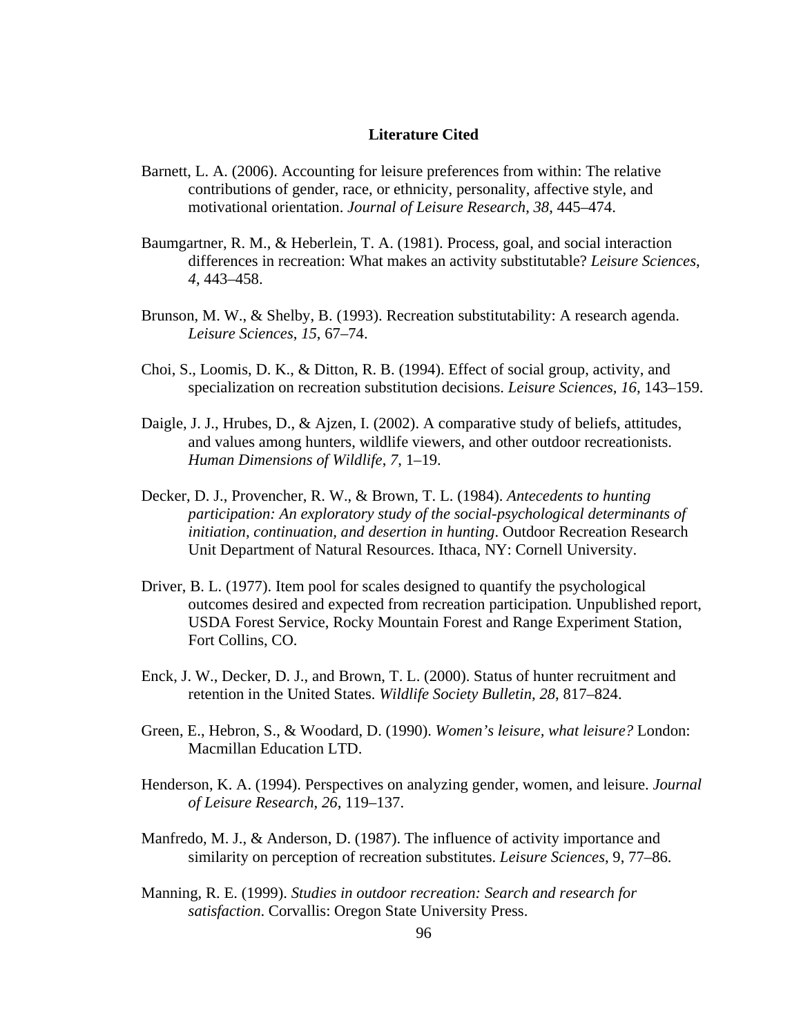## Literature Cited

Barnett, L. A. (2006). Accounting for leisure preferences from within: The relative contributions of gender, race, or ethnicity, personality, affective style, and motivational orientation. *Journal of Leisure Research*, *38*, 445–474.

Baumgartner, R. M., & Heberlein, T. A. (1981). Process, goal, and social interaction differences in recreation: What makes an activity substitutable? *Leisure Sciences*, *4*, 443–458.

Brunson, M. W., & Shelby, B. (1993). Recreation substitutability: A research agenda. *Leisure Sciences*, *15*, 67–74.

Choi, S., Loomis, D. K., & Ditton, R. B. (1994). Effect of social group, activity, and specialization on recreation substitution decisions. *Leisure Sciences*, *16*, 143–159.

Daigle, J. J., Hrubes, D., & Ajzen, I. (2002). A comparative study of beliefs, attitudes, and values among hunters, wildlife viewers, and other outdoor recreationists. *Human Dimensions of Wildlife*, *7*, 1–19.

Decker, D. J., Provencher, R. W., & Brown, T. L. (1984). *Antecedents to hunting participation: An exploratory study of the social-psychological determinants of initiation, continuation, and desertion in hunting*. Outdoor Recreation Research Unit Department of Natural Resources. Ithaca, NY: Cornell University.

Driver, B. L. (1977). Item pool for scales designed to quantify the psychological outcomes desired and expected from recreation participation*.* Unpublished report, USDA Forest Service, Rocky Mountain Forest and Range Experiment Station, Fort Collins, CO.

Enck, J. W., Decker, D. J., and Brown, T. L. (2000). Status of hunter recruitment and retention in the United States. *Wildlife Society Bulletin, 28*, 817–824.

Green, E., Hebron, S., & Woodard, D. (1990). *Women's leisure, what leisure?* London: Macmillan Education LTD.

Henderson, K. A. (1994). Perspectives on analyzing gender, women, and leisure. *Journal of Leisure Research*, *26*, 119–137.

Manfredo, M. J., & Anderson, D. (1987). The influence of activity importance and similarity on perception of recreation substitutes. *Leisure Sciences*, 9, 77–86.

Manning, R. E. (1999). *Studies in outdoor recreation: Search and research for satisfaction*. Corvallis: Oregon State University Press.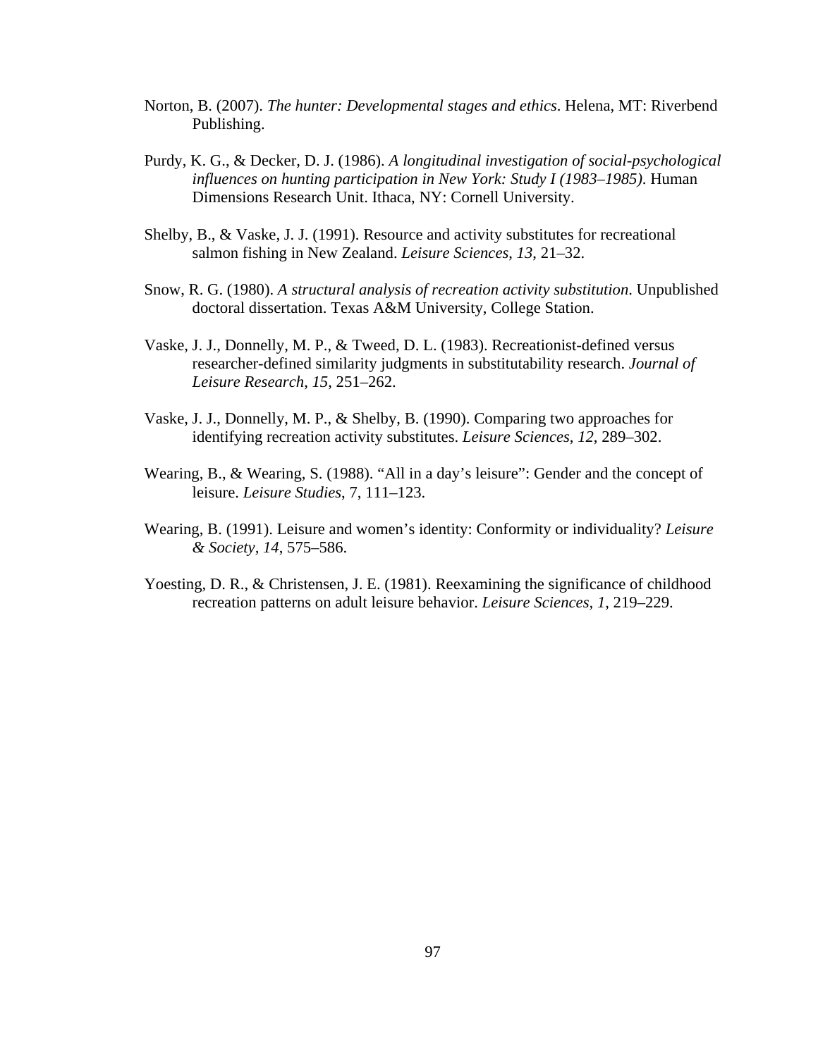Norton, B. (2007). *The hunter: Developmental stages and ethics*. Helena, MT: Riverbend Publishing.

Purdy, K. G., & Decker, D. J. (1986). *A longitudinal investigation of social-psychological influences on hunting participation in New York: Study I (1983–1985)*. Human Dimensions Research Unit. Ithaca, NY: Cornell University.

Shelby, B., & Vaske, J. J. (1991). Resource and activity substitutes for recreational salmon fishing in New Zealand. *Leisure Sciences*, *13*, 21–32.

Snow, R. G. (1980). *A structural analysis of recreation activity substitution*. Unpublished doctoral dissertation. Texas A&M University, College Station.

Vaske, J. J., Donnelly, M. P., & Tweed, D. L. (1983). Recreationist-defined versus researcher-defined similarity judgments in substitutability research. *Journal of Leisure Research*, *15*, 251–262.

Vaske, J. J., Donnelly, M. P., & Shelby, B. (1990). Comparing two approaches for identifying recreation activity substitutes. *Leisure Sciences*, *12*, 289–302.

Wearing, B., & Wearing, S. (1988). "All in a day's leisure": Gender and the concept of leisure. *Leisure Studies*, 7, 111–123.

Wearing, B. (1991). Leisure and women's identity: Conformity or individuality? *Leisure & Society*, *14*, 575–586.

Yoesting, D. R., & Christensen, J. E. (1981). Reexamining the significance of childhood recreation patterns on adult leisure behavior. *Leisure Sciences*, *1*, 219–229.